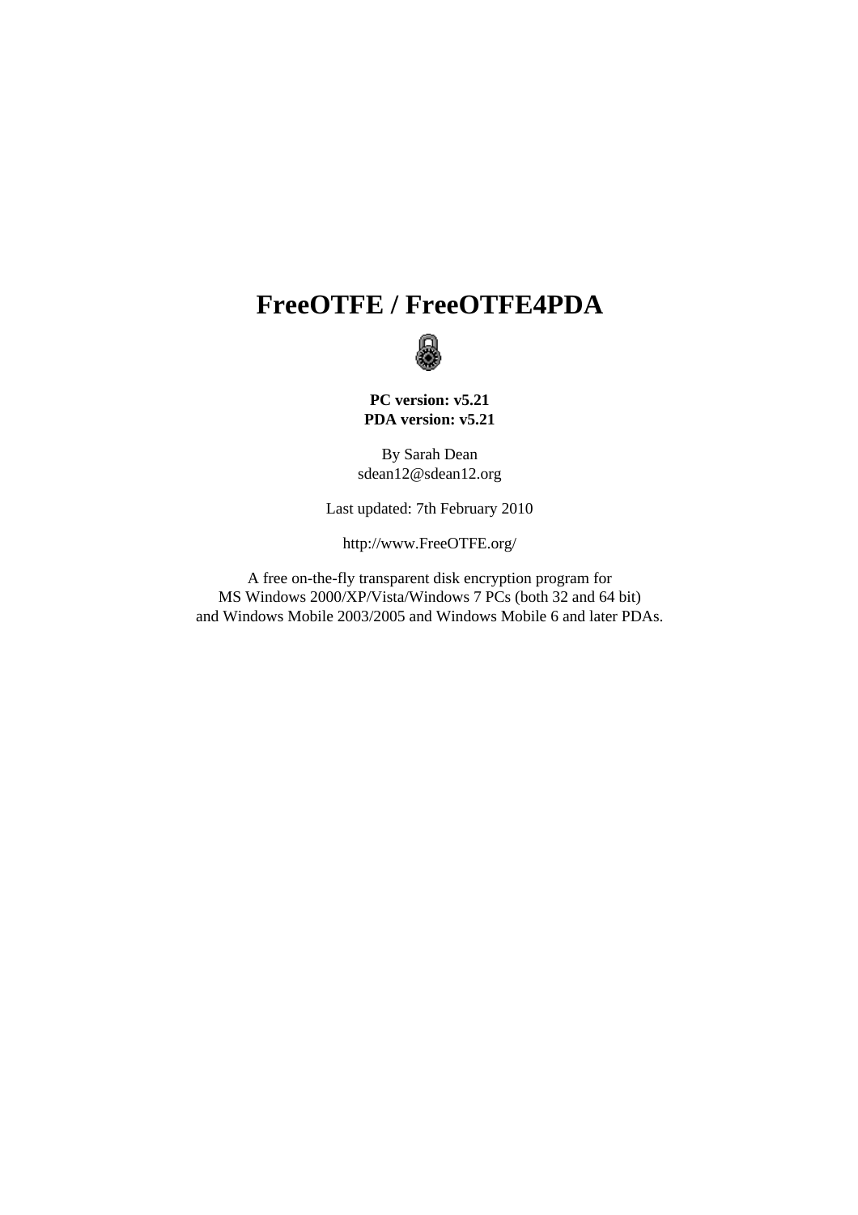# FreeOTFE / FreeOTFE4PDA

**PC version: v5.21**
**PDA version: v5.21**

By Sarah Dean
sdean12@sdean12.org

Last updated: 7th February 2010

http://www.FreeOTFE.org/

A free on-the-fly transparent disk encryption program for
MS Windows 2000/XP/Vista/Windows 7 PCs (both 32 and 64 bit)
and Windows Mobile 2003/2005 and Windows Mobile 6 and later PDAs.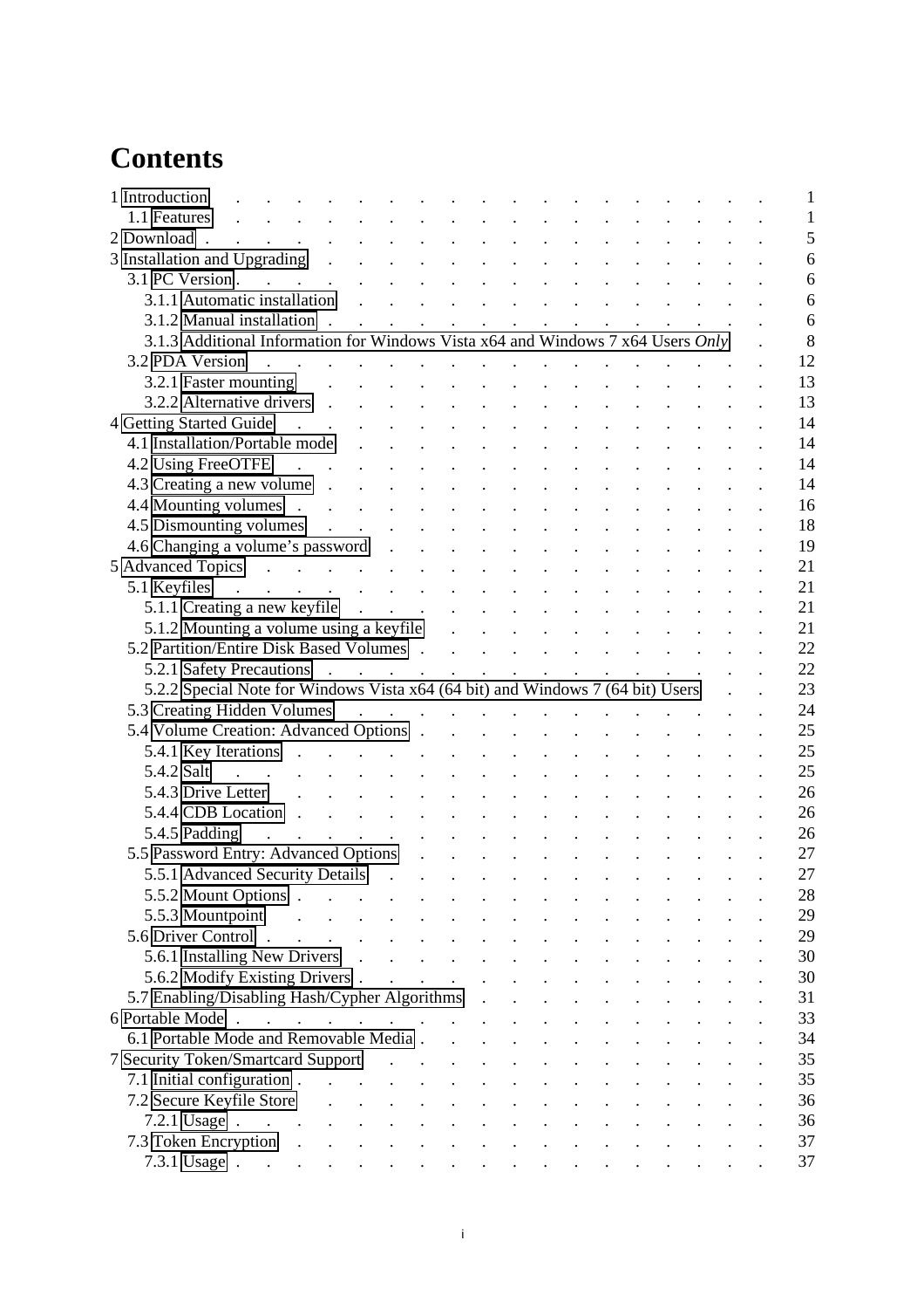# Contents

- 1 Introduction . . . 1
  - 1.1 Features . . . 1
- 2 Download . . . 5
- 3 Installation and Upgrading . . . 6
  - 3.1 PC Version . . . 6
    - 3.1.1 Automatic installation . . . 6
    - 3.1.2 Manual installation . . . 6
    - 3.1.3 Additional Information for Windows Vista x64 and Windows 7 x64 Users *Only* . . . 8
  - 3.2 PDA Version . . . 12
    - 3.2.1 Faster mounting . . . 13
    - 3.2.2 Alternative drivers . . . 13
- 4 Getting Started Guide . . . 14
  - 4.1 Installation/Portable mode . . . 14
  - 4.2 Using FreeOTFE . . . 14
  - 4.3 Creating a new volume . . . 14
  - 4.4 Mounting volumes . . . 16
  - 4.5 Dismounting volumes . . . 18
  - 4.6 Changing a volume's password . . . 19
- 5 Advanced Topics . . . 21
  - 5.1 Keyfiles . . . 21
    - 5.1.1 Creating a new keyfile . . . 21
    - 5.1.2 Mounting a volume using a keyfile . . . 21
  - 5.2 Partition/Entire Disk Based Volumes . . . 22
    - 5.2.1 Safety Precautions . . . 22
    - 5.2.2 Special Note for Windows Vista x64 (64 bit) and Windows 7 (64 bit) Users . . . 23
  - 5.3 Creating Hidden Volumes . . . 24
  - 5.4 Volume Creation: Advanced Options . . . 25
    - 5.4.1 Key Iterations . . . 25
    - 5.4.2 Salt . . . 25
    - 5.4.3 Drive Letter . . . 26
    - 5.4.4 CDB Location . . . 26
    - 5.4.5 Padding . . . 26
  - 5.5 Password Entry: Advanced Options . . . 27
    - 5.5.1 Advanced Security Details . . . 27
    - 5.5.2 Mount Options . . . 28
    - 5.5.3 Mountpoint . . . 29
  - 5.6 Driver Control . . . 29
    - 5.6.1 Installing New Drivers . . . 30
    - 5.6.2 Modify Existing Drivers . . . 30
  - 5.7 Enabling/Disabling Hash/Cypher Algorithms . . . 31
- 6 Portable Mode . . . 33
  - 6.1 Portable Mode and Removable Media . . . 34
- 7 Security Token/Smartcard Support . . . 35
  - 7.1 Initial configuration . . . 35
  - 7.2 Secure Keyfile Store . . . 36
    - 7.2.1 Usage . . . 36
  - 7.3 Token Encryption . . . 37
    - 7.3.1 Usage . . . 37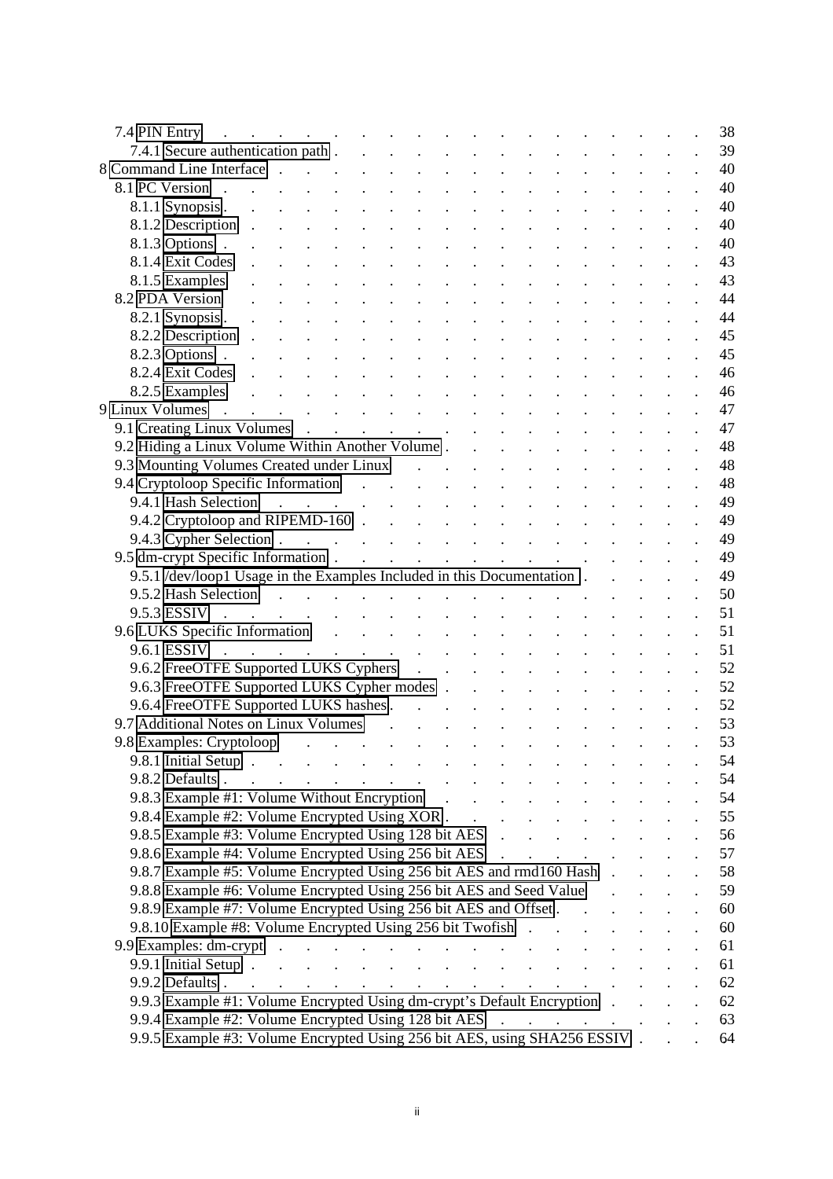- 7.4 PIN Entry . . . 38
  - 7.4.1 Secure authentication path . . . 39
- 8 Command Line Interface . . . 40
  - 8.1 PC Version . . . 40
    - 8.1.1 Synopsis . . . 40
    - 8.1.2 Description . . . 40
    - 8.1.3 Options . . . 40
    - 8.1.4 Exit Codes . . . 43
    - 8.1.5 Examples . . . 43
  - 8.2 PDA Version . . . 44
    - 8.2.1 Synopsis . . . 44
    - 8.2.2 Description . . . 45
    - 8.2.3 Options . . . 45
    - 8.2.4 Exit Codes . . . 46
    - 8.2.5 Examples . . . 46
- 9 Linux Volumes . . . 47
  - 9.1 Creating Linux Volumes . . . 47
  - 9.2 Hiding a Linux Volume Within Another Volume . . . 48
  - 9.3 Mounting Volumes Created under Linux . . . 48
  - 9.4 Cryptoloop Specific Information . . . 48
    - 9.4.1 Hash Selection . . . 49
    - 9.4.2 Cryptoloop and RIPEMD-160 . . . 49
    - 9.4.3 Cypher Selection . . . 49
  - 9.5 dm-crypt Specific Information . . . 49
    - 9.5.1 /dev/loop1 Usage in the Examples Included in this Documentation . . . 49
    - 9.5.2 Hash Selection . . . 50
    - 9.5.3 ESSIV . . . 51
  - 9.6 LUKS Specific Information . . . 51
    - 9.6.1 ESSIV . . . 51
    - 9.6.2 FreeOTFE Supported LUKS Cyphers . . . 52
    - 9.6.3 FreeOTFE Supported LUKS Cypher modes . . . 52
    - 9.6.4 FreeOTFE Supported LUKS hashes . . . 52
  - 9.7 Additional Notes on Linux Volumes . . . 53
  - 9.8 Examples: Cryptoloop . . . 53
    - 9.8.1 Initial Setup . . . 54
    - 9.8.2 Defaults . . . 54
    - 9.8.3 Example #1: Volume Without Encryption . . . 54
    - 9.8.4 Example #2: Volume Encrypted Using XOR . . . 55
    - 9.8.5 Example #3: Volume Encrypted Using 128 bit AES . . . 56
    - 9.8.6 Example #4: Volume Encrypted Using 256 bit AES . . . 57
    - 9.8.7 Example #5: Volume Encrypted Using 256 bit AES and rmd160 Hash . . . 58
    - 9.8.8 Example #6: Volume Encrypted Using 256 bit AES and Seed Value . . . 59
    - 9.8.9 Example #7: Volume Encrypted Using 256 bit AES and Offset . . . 60
    - 9.8.10 Example #8: Volume Encrypted Using 256 bit Twofish . . . 60
  - 9.9 Examples: dm-crypt . . . 61
    - 9.9.1 Initial Setup . . . 61
    - 9.9.2 Defaults . . . 62
    - 9.9.3 Example #1: Volume Encrypted Using dm-crypt's Default Encryption . . . 62
    - 9.9.4 Example #2: Volume Encrypted Using 128 bit AES . . . 63
    - 9.9.5 Example #3: Volume Encrypted Using 256 bit AES, using SHA256 ESSIV . . . 64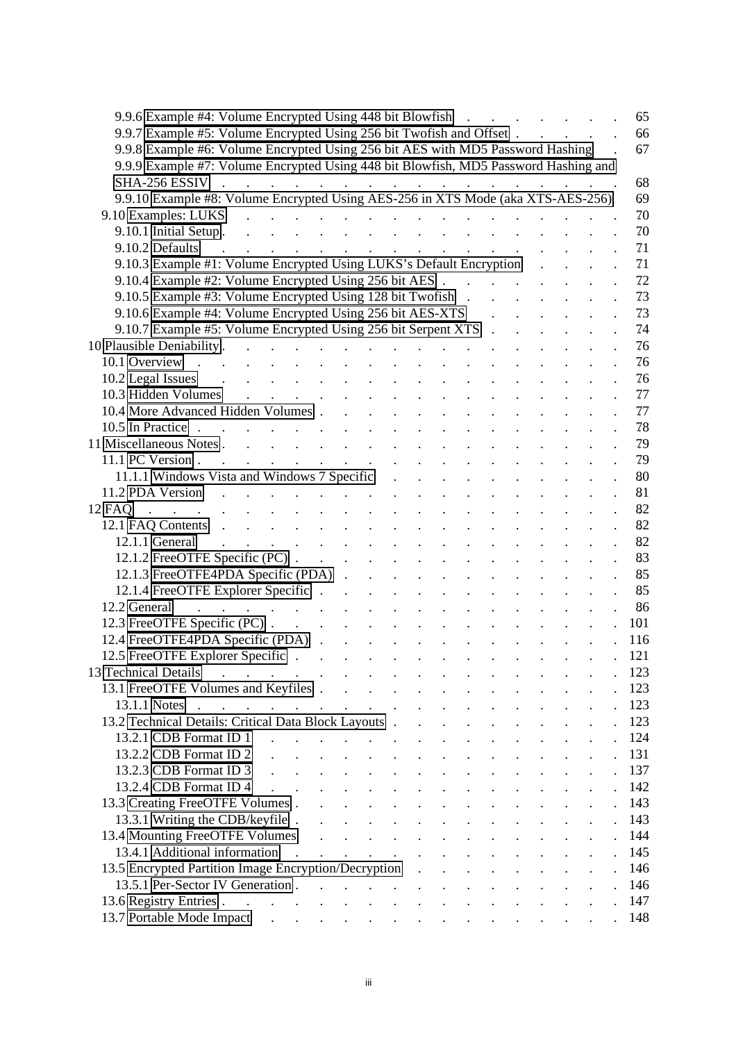9.9.6 Example #4: Volume Encrypted Using 448 bit Blowfish . . . . . . . . 65
9.9.7 Example #5: Volume Encrypted Using 256 bit Twofish and Offset . . . . . . 66
9.9.8 Example #6: Volume Encrypted Using 256 bit AES with MD5 Password Hashing . 67
9.9.9 Example #7: Volume Encrypted Using 448 bit Blowfish, MD5 Password Hashing and SHA-256 ESSIV . . . . . . . . . . . . . . . . . . . . 68
9.9.10 Example #8: Volume Encrypted Using AES-256 in XTS Mode (aka XTS-AES-256) 69
9.10 Examples: LUKS . . . . . . . . . . . . . . . . . . . . 70
9.10.1 Initial Setup . . . . . . . . . . . . . . . . . . . . 70
9.10.2 Defaults . . . . . . . . . . . . . . . . . . . . 71
9.10.3 Example #1: Volume Encrypted Using LUKS's Default Encryption . . . . 71
9.10.4 Example #2: Volume Encrypted Using 256 bit AES . . . . . . . . . . 72
9.10.5 Example #3: Volume Encrypted Using 128 bit Twofish . . . . . . . . 73
9.10.6 Example #4: Volume Encrypted Using 256 bit AES-XTS . . . . . . . . 73
9.10.7 Example #5: Volume Encrypted Using 256 bit Serpent XTS . . . . . . . 74
10 Plausible Deniability . . . . . . . . . . . . . . . . . . . . 76
10.1 Overview . . . . . . . . . . . . . . . . . . . . 76
10.2 Legal Issues . . . . . . . . . . . . . . . . . . . . 76
10.3 Hidden Volumes . . . . . . . . . . . . . . . . . . . . 77
10.4 More Advanced Hidden Volumes . . . . . . . . . . . . . . . 77
10.5 In Practice . . . . . . . . . . . . . . . . . . . . 78
11 Miscellaneous Notes . . . . . . . . . . . . . . . . . . . . 79
11.1 PC Version . . . . . . . . . . . . . . . . . . . . 79
11.1.1 Windows Vista and Windows 7 Specific . . . . . . . . . . . . . 80
11.2 PDA Version . . . . . . . . . . . . . . . . . . . . 81
12 FAQ . . . . . . . . . . . . . . . . . . . . 82
12.1 FAQ Contents . . . . . . . . . . . . . . . . . . . . 82
12.1.1 General . . . . . . . . . . . . . . . . . . . . 82
12.1.2 FreeOTFE Specific (PC) . . . . . . . . . . . . . . . . . 83
12.1.3 FreeOTFE4PDA Specific (PDA) . . . . . . . . . . . . . . . 85
12.1.4 FreeOTFE Explorer Specific . . . . . . . . . . . . . . . . 85
12.2 General . . . . . . . . . . . . . . . . . . . . 86
12.3 FreeOTFE Specific (PC) . . . . . . . . . . . . . . . . . 101
12.4 FreeOTFE4PDA Specific (PDA) . . . . . . . . . . . . . . . 116
12.5 FreeOTFE Explorer Specific . . . . . . . . . . . . . . . . 121
13 Technical Details . . . . . . . . . . . . . . . . . . . . 123
13.1 FreeOTFE Volumes and Keyfiles . . . . . . . . . . . . . . . 123
13.1.1 Notes . . . . . . . . . . . . . . . . . . . . 123
13.2 Technical Details: Critical Data Block Layouts . . . . . . . . . . . 123
13.2.1 CDB Format ID 1 . . . . . . . . . . . . . . . . . . . . 124
13.2.2 CDB Format ID 2 . . . . . . . . . . . . . . . . . . . . 131
13.2.3 CDB Format ID 3 . . . . . . . . . . . . . . . . . . . . 137
13.2.4 CDB Format ID 4 . . . . . . . . . . . . . . . . . . . . 142
13.3 Creating FreeOTFE Volumes . . . . . . . . . . . . . . . . 143
13.3.1 Writing the CDB/keyfile . . . . . . . . . . . . . . . . 143
13.4 Mounting FreeOTFE Volumes . . . . . . . . . . . . . . . . 144
13.4.1 Additional information . . . . . . . . . . . . . . . . 145
13.5 Encrypted Partition Image Encryption/Decryption . . . . . . . . . . 146
13.5.1 Per-Sector IV Generation . . . . . . . . . . . . . . . . 146
13.6 Registry Entries . . . . . . . . . . . . . . . . . . . . 147
13.7 Portable Mode Impact . . . . . . . . . . . . . . . . . . . . 148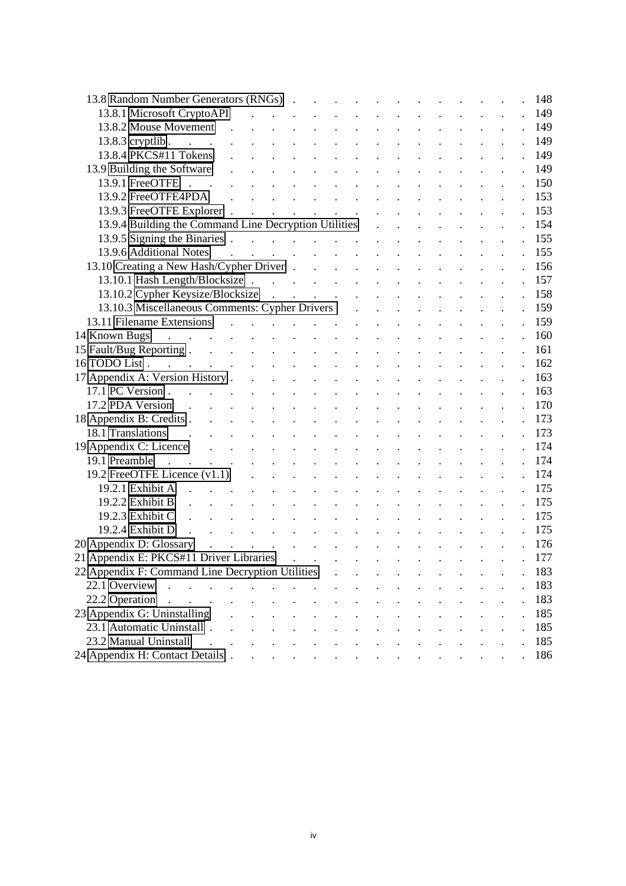13.8 Random Number Generators (RNGs) . . . . . . . . . . . . . 148
13.8.1 Microsoft CryptoAPI . . . . . . . . . . . . . . 149
13.8.2 Mouse Movement . . . . . . . . . . . . . . 149
13.8.3 cryptlib . . . . . . . . . . . . . . . . 149
13.8.4 PKCS#11 Tokens . . . . . . . . . . . . . . 149
13.9 Building the Software . . . . . . . . . . . . . . . 149
13.9.1 FreeOTFE . . . . . . . . . . . . . . . . 150
13.9.2 FreeOTFE4PDA . . . . . . . . . . . . . . 153
13.9.3 FreeOTFE Explorer . . . . . . . . . . . . . . 153
13.9.4 Building the Command Line Decryption Utilities . . . . . . . . 154
13.9.5 Signing the Binaries . . . . . . . . . . . . . . 155
13.9.6 Additional Notes . . . . . . . . . . . . . . 155
13.10 Creating a New Hash/Cypher Driver . . . . . . . . . . . . 156
13.10.1 Hash Length/Blocksize . . . . . . . . . . . . . 157
13.10.2 Cypher Keysize/Blocksize . . . . . . . . . . . . 158
13.10.3 Miscellaneous Comments: Cypher Drivers . . . . . . . . . 159
13.11 Filename Extensions . . . . . . . . . . . . . . . 159
14 Known Bugs . . . . . . . . . . . . . . . . . . . 160
15 Fault/Bug Reporting . . . . . . . . . . . . . . . . . 161
16 TODO List . . . . . . . . . . . . . . . . . . . 162
17 Appendix A: Version History . . . . . . . . . . . . . . . 163
17.1 PC Version . . . . . . . . . . . . . . . . . . 163
17.2 PDA Version . . . . . . . . . . . . . . . . . . 170
18 Appendix B: Credits . . . . . . . . . . . . . . . . . 173
18.1 Translations . . . . . . . . . . . . . . . . . . 173
19 Appendix C: Licence . . . . . . . . . . . . . . . . . 174
19.1 Preamble . . . . . . . . . . . . . . . . . . 174
19.2 FreeOTFE Licence (v1.1) . . . . . . . . . . . . . . 174
19.2.1 Exhibit A . . . . . . . . . . . . . . . . 175
19.2.2 Exhibit B . . . . . . . . . . . . . . . . 175
19.2.3 Exhibit C . . . . . . . . . . . . . . . . 175
19.2.4 Exhibit D . . . . . . . . . . . . . . . . 175
20 Appendix D: Glossary . . . . . . . . . . . . . . . . . 176
21 Appendix E: PKCS#11 Driver Libraries . . . . . . . . . . . . 177
22 Appendix F: Command Line Decryption Utilities . . . . . . . . . . 183
22.1 Overview . . . . . . . . . . . . . . . . . . 183
22.2 Operation . . . . . . . . . . . . . . . . . . 183
23 Appendix G: Uninstalling . . . . . . . . . . . . . . . . 185
23.1 Automatic Uninstall . . . . . . . . . . . . . . . . 185
23.2 Manual Uninstall . . . . . . . . . . . . . . . . . 185
24 Appendix H: Contact Details . . . . . . . . . . . . . . . 186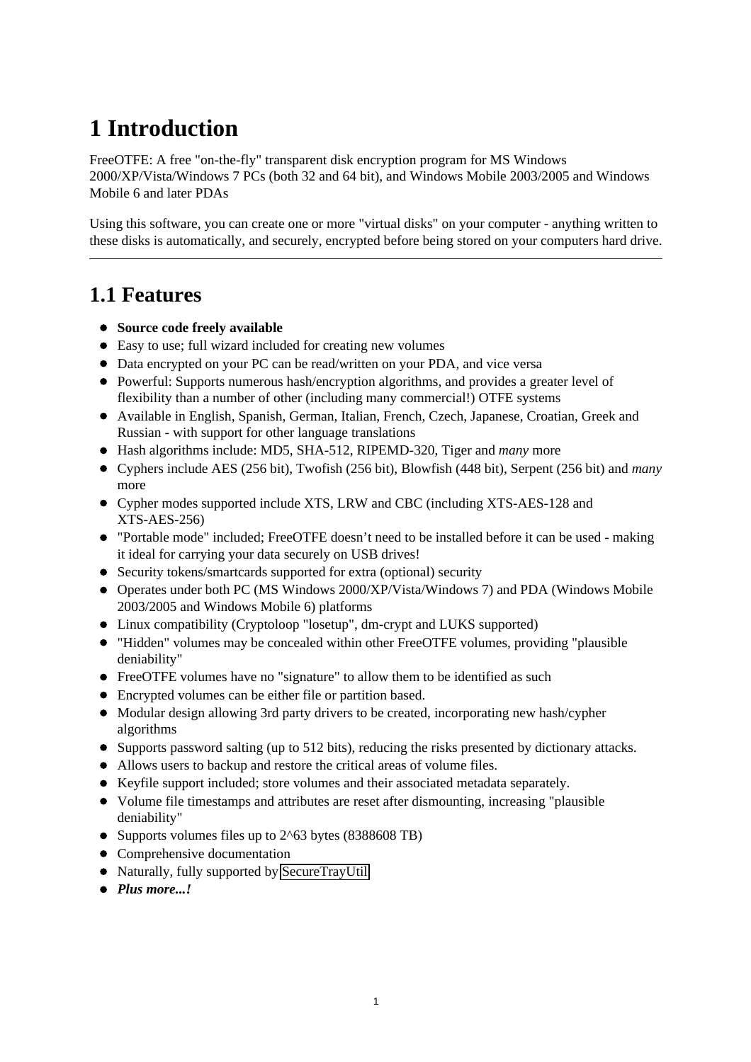# 1 Introduction

FreeOTFE: A free "on-the-fly" transparent disk encryption program for MS Windows 2000/XP/Vista/Windows 7 PCs (both 32 and 64 bit), and Windows Mobile 2003/2005 and Windows Mobile 6 and later PDAs

Using this software, you can create one or more "virtual disks" on your computer - anything written to these disks is automatically, and securely, encrypted before being stored on your computers hard drive.

---

## 1.1 Features

- **Source code freely available**
- Easy to use; full wizard included for creating new volumes
- Data encrypted on your PC can be read/written on your PDA, and vice versa
- Powerful: Supports numerous hash/encryption algorithms, and provides a greater level of flexibility than a number of other (including many commercial!) OTFE systems
- Available in English, Spanish, German, Italian, French, Czech, Japanese, Croatian, Greek and Russian - with support for other language translations
- Hash algorithms include: MD5, SHA-512, RIPEMD-320, Tiger and *many* more
- Cyphers include AES (256 bit), Twofish (256 bit), Blowfish (448 bit), Serpent (256 bit) and *many* more
- Cypher modes supported include XTS, LRW and CBC (including XTS-AES-128 and XTS-AES-256)
- "Portable mode" included; FreeOTFE doesn't need to be installed before it can be used - making it ideal for carrying your data securely on USB drives!
- Security tokens/smartcards supported for extra (optional) security
- Operates under both PC (MS Windows 2000/XP/Vista/Windows 7) and PDA (Windows Mobile 2003/2005 and Windows Mobile 6) platforms
- Linux compatibility (Cryptoloop "losetup", dm-crypt and LUKS supported)
- "Hidden" volumes may be concealed within other FreeOTFE volumes, providing "plausible deniability"
- FreeOTFE volumes have no "signature" to allow them to be identified as such
- Encrypted volumes can be either file or partition based.
- Modular design allowing 3rd party drivers to be created, incorporating new hash/cypher algorithms
- Supports password salting (up to 512 bits), reducing the risks presented by dictionary attacks.
- Allows users to backup and restore the critical areas of volume files.
- Keyfile support included; store volumes and their associated metadata separately.
- Volume file timestamps and attributes are reset after dismounting, increasing "plausible deniability"
- Supports volumes files up to 2^63 bytes (8388608 TB)
- Comprehensive documentation
- Naturally, fully supported by SecureTrayUtil
- ***Plus more...!***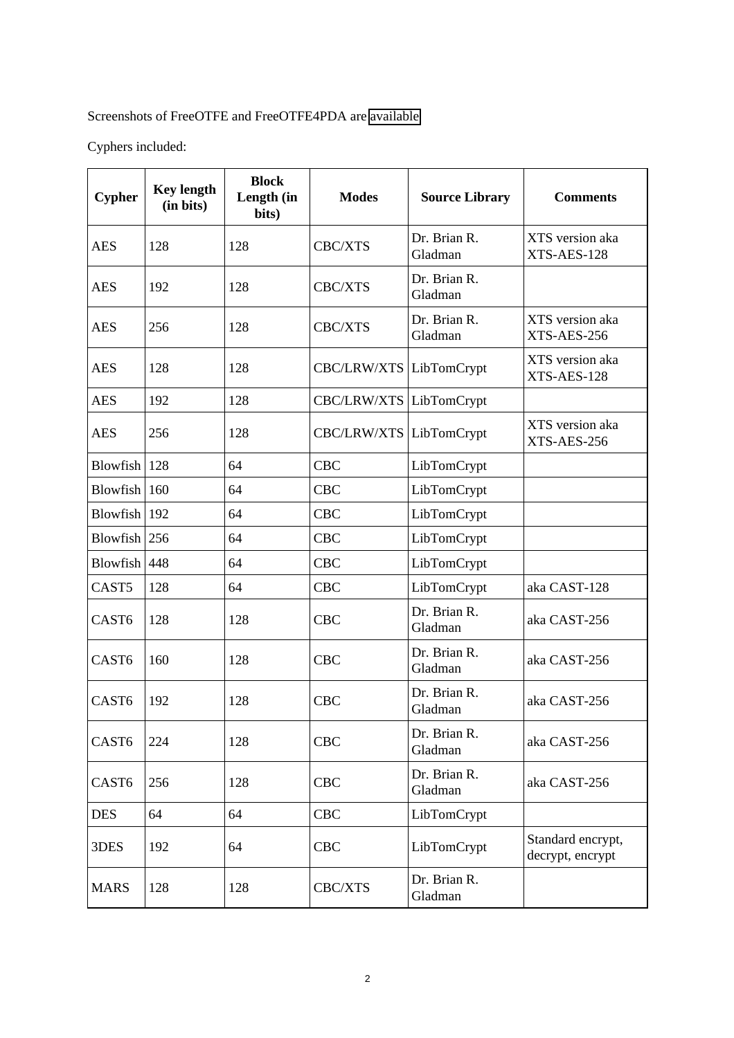Screenshots of FreeOTFE and FreeOTFE4PDA are available

Cyphers included:

| Cypher | Key length (in bits) | Block Length (in bits) | Modes | Source Library | Comments |
|---|---|---|---|---|---|
| AES | 128 | 128 | CBC/XTS | Dr. Brian R. Gladman | XTS version aka XTS-AES-128 |
| AES | 192 | 128 | CBC/XTS | Dr. Brian R. Gladman | |
| AES | 256 | 128 | CBC/XTS | Dr. Brian R. Gladman | XTS version aka XTS-AES-256 |
| AES | 128 | 128 | CBC/LRW/XTS | LibTomCrypt | XTS version aka XTS-AES-128 |
| AES | 192 | 128 | CBC/LRW/XTS | LibTomCrypt | |
| AES | 256 | 128 | CBC/LRW/XTS | LibTomCrypt | XTS version aka XTS-AES-256 |
| Blowfish | 128 | 64 | CBC | LibTomCrypt | |
| Blowfish | 160 | 64 | CBC | LibTomCrypt | |
| Blowfish | 192 | 64 | CBC | LibTomCrypt | |
| Blowfish | 256 | 64 | CBC | LibTomCrypt | |
| Blowfish | 448 | 64 | CBC | LibTomCrypt | |
| CAST5 | 128 | 64 | CBC | LibTomCrypt | aka CAST-128 |
| CAST6 | 128 | 128 | CBC | Dr. Brian R. Gladman | aka CAST-256 |
| CAST6 | 160 | 128 | CBC | Dr. Brian R. Gladman | aka CAST-256 |
| CAST6 | 192 | 128 | CBC | Dr. Brian R. Gladman | aka CAST-256 |
| CAST6 | 224 | 128 | CBC | Dr. Brian R. Gladman | aka CAST-256 |
| CAST6 | 256 | 128 | CBC | Dr. Brian R. Gladman | aka CAST-256 |
| DES | 64 | 64 | CBC | LibTomCrypt | |
| 3DES | 192 | 64 | CBC | LibTomCrypt | Standard encrypt, decrypt, encrypt |
| MARS | 128 | 128 | CBC/XTS | Dr. Brian R. Gladman | |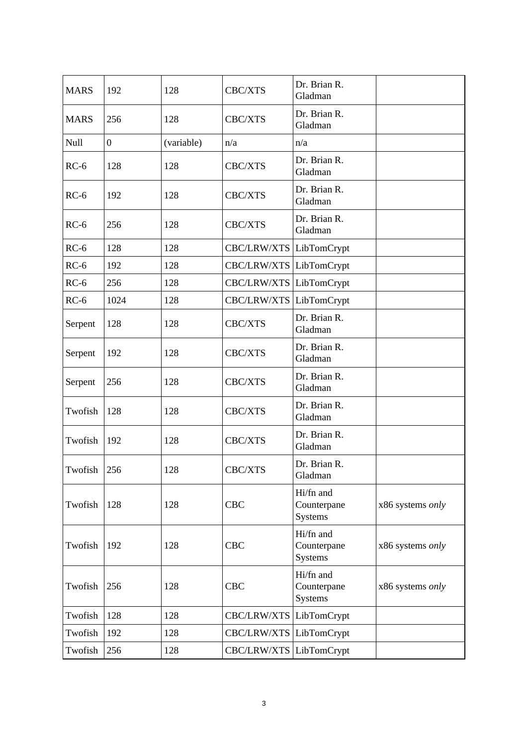| MARS | 192 | 128 | CBC/XTS | Dr. Brian R. Gladman | |
|---|---|---|---|---|---|
| MARS | 256 | 128 | CBC/XTS | Dr. Brian R. Gladman | |
| Null | 0 | (variable) | n/a | n/a | |
| RC-6 | 128 | 128 | CBC/XTS | Dr. Brian R. Gladman | |
| RC-6 | 192 | 128 | CBC/XTS | Dr. Brian R. Gladman | |
| RC-6 | 256 | 128 | CBC/XTS | Dr. Brian R. Gladman | |
| RC-6 | 128 | 128 | CBC/LRW/XTS | LibTomCrypt | |
| RC-6 | 192 | 128 | CBC/LRW/XTS | LibTomCrypt | |
| RC-6 | 256 | 128 | CBC/LRW/XTS | LibTomCrypt | |
| RC-6 | 1024 | 128 | CBC/LRW/XTS | LibTomCrypt | |
| Serpent | 128 | 128 | CBC/XTS | Dr. Brian R. Gladman | |
| Serpent | 192 | 128 | CBC/XTS | Dr. Brian R. Gladman | |
| Serpent | 256 | 128 | CBC/XTS | Dr. Brian R. Gladman | |
| Twofish | 128 | 128 | CBC/XTS | Dr. Brian R. Gladman | |
| Twofish | 192 | 128 | CBC/XTS | Dr. Brian R. Gladman | |
| Twofish | 256 | 128 | CBC/XTS | Dr. Brian R. Gladman | |
| Twofish | 128 | 128 | CBC | Hi/fn and Counterpane Systems | x86 systems *only* |
| Twofish | 192 | 128 | CBC | Hi/fn and Counterpane Systems | x86 systems *only* |
| Twofish | 256 | 128 | CBC | Hi/fn and Counterpane Systems | x86 systems *only* |
| Twofish | 128 | 128 | CBC/LRW/XTS | LibTomCrypt | |
| Twofish | 192 | 128 | CBC/LRW/XTS | LibTomCrypt | |
| Twofish | 256 | 128 | CBC/LRW/XTS | LibTomCrypt | |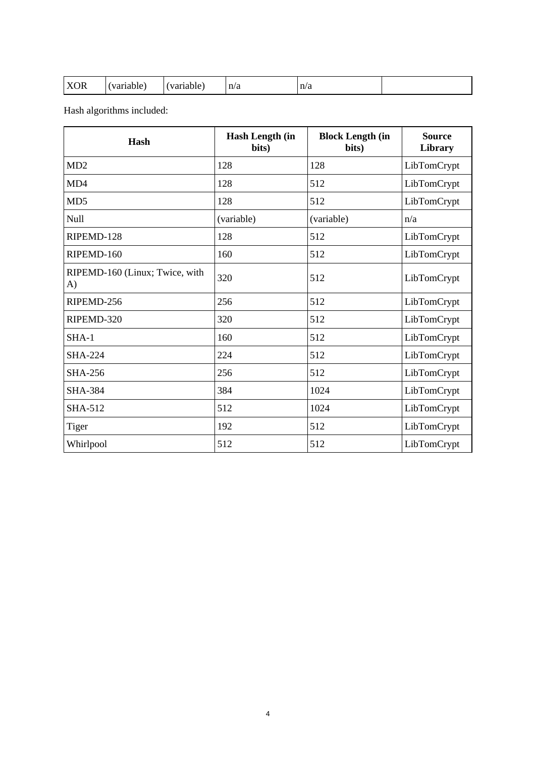| XOR | (variable) | (variable) | n/a | n/a | |
|---|---|---|---|---|---|

Hash algorithms included:

| Hash | Hash Length (in bits) | Block Length (in bits) | Source Library |
|---|---|---|---|
| MD2 | 128 | 128 | LibTomCrypt |
| MD4 | 128 | 512 | LibTomCrypt |
| MD5 | 128 | 512 | LibTomCrypt |
| Null | (variable) | (variable) | n/a |
| RIPEMD-128 | 128 | 512 | LibTomCrypt |
| RIPEMD-160 | 160 | 512 | LibTomCrypt |
| RIPEMD-160 (Linux; Twice, with A) | 320 | 512 | LibTomCrypt |
| RIPEMD-256 | 256 | 512 | LibTomCrypt |
| RIPEMD-320 | 320 | 512 | LibTomCrypt |
| SHA-1 | 160 | 512 | LibTomCrypt |
| SHA-224 | 224 | 512 | LibTomCrypt |
| SHA-256 | 256 | 512 | LibTomCrypt |
| SHA-384 | 384 | 1024 | LibTomCrypt |
| SHA-512 | 512 | 1024 | LibTomCrypt |
| Tiger | 192 | 512 | LibTomCrypt |
| Whirlpool | 512 | 512 | LibTomCrypt |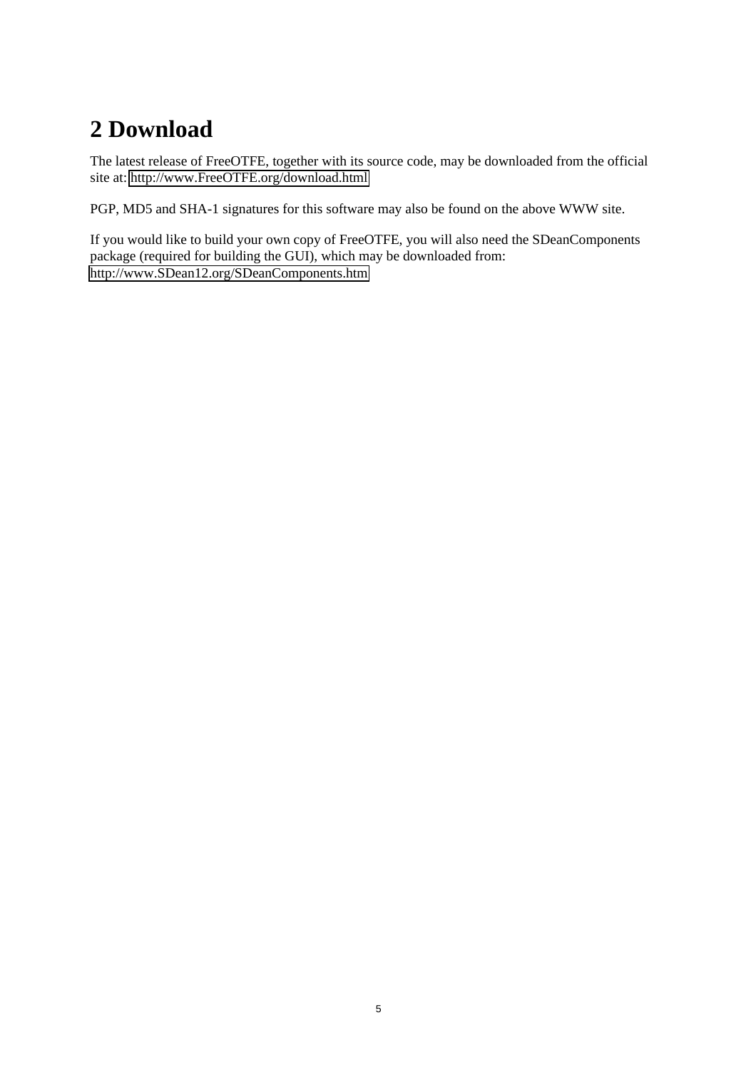# 2 Download

The latest release of FreeOTFE, together with its source code, may be downloaded from the official site at: http://www.FreeOTFE.org/download.html

PGP, MD5 and SHA-1 signatures for this software may also be found on the above WWW site.

If you would like to build your own copy of FreeOTFE, you will also need the SDeanComponents package (required for building the GUI), which may be downloaded from: http://www.SDean12.org/SDeanComponents.htm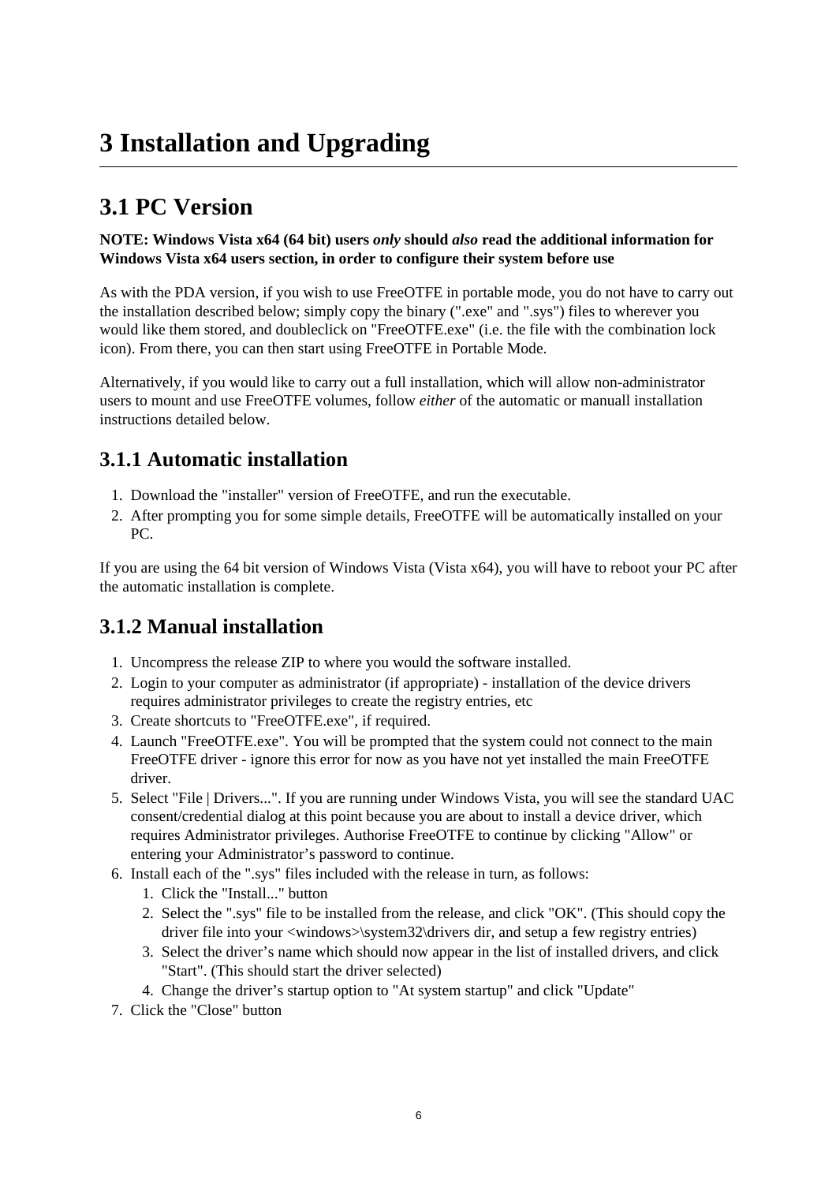# 3 Installation and Upgrading

## 3.1 PC Version

**NOTE: Windows Vista x64 (64 bit) users *only* should *also* read the additional information for Windows Vista x64 users section, in order to configure their system before use**

As with the PDA version, if you wish to use FreeOTFE in portable mode, you do not have to carry out the installation described below; simply copy the binary (".exe" and ".sys") files to wherever you would like them stored, and doubleclick on "FreeOTFE.exe" (i.e. the file with the combination lock icon). From there, you can then start using FreeOTFE in Portable Mode.

Alternatively, if you would like to carry out a full installation, which will allow non-administrator users to mount and use FreeOTFE volumes, follow *either* of the automatic or manuall installation instructions detailed below.

### 3.1.1 Automatic installation

1. Download the "installer" version of FreeOTFE, and run the executable.
2. After prompting you for some simple details, FreeOTFE will be automatically installed on your PC.

If you are using the 64 bit version of Windows Vista (Vista x64), you will have to reboot your PC after the automatic installation is complete.

### 3.1.2 Manual installation

1. Uncompress the release ZIP to where you would the software installed.
2. Login to your computer as administrator (if appropriate) - installation of the device drivers requires administrator privileges to create the registry entries, etc
3. Create shortcuts to "FreeOTFE.exe", if required.
4. Launch "FreeOTFE.exe". You will be prompted that the system could not connect to the main FreeOTFE driver - ignore this error for now as you have not yet installed the main FreeOTFE driver.
5. Select "File | Drivers...". If you are running under Windows Vista, you will see the standard UAC consent/credential dialog at this point because you are about to install a device driver, which requires Administrator privileges. Authorise FreeOTFE to continue by clicking "Allow" or entering your Administrator’s password to continue.
6. Install each of the ".sys" files included with the release in turn, as follows:
    1. Click the "Install..." button
    2. Select the ".sys" file to be installed from the release, and click "OK". (This should copy the driver file into your <windows>\system32\drivers dir, and setup a few registry entries)
    3. Select the driver’s name which should now appear in the list of installed drivers, and click "Start". (This should start the driver selected)
    4. Change the driver’s startup option to "At system startup" and click "Update"
7. Click the "Close" button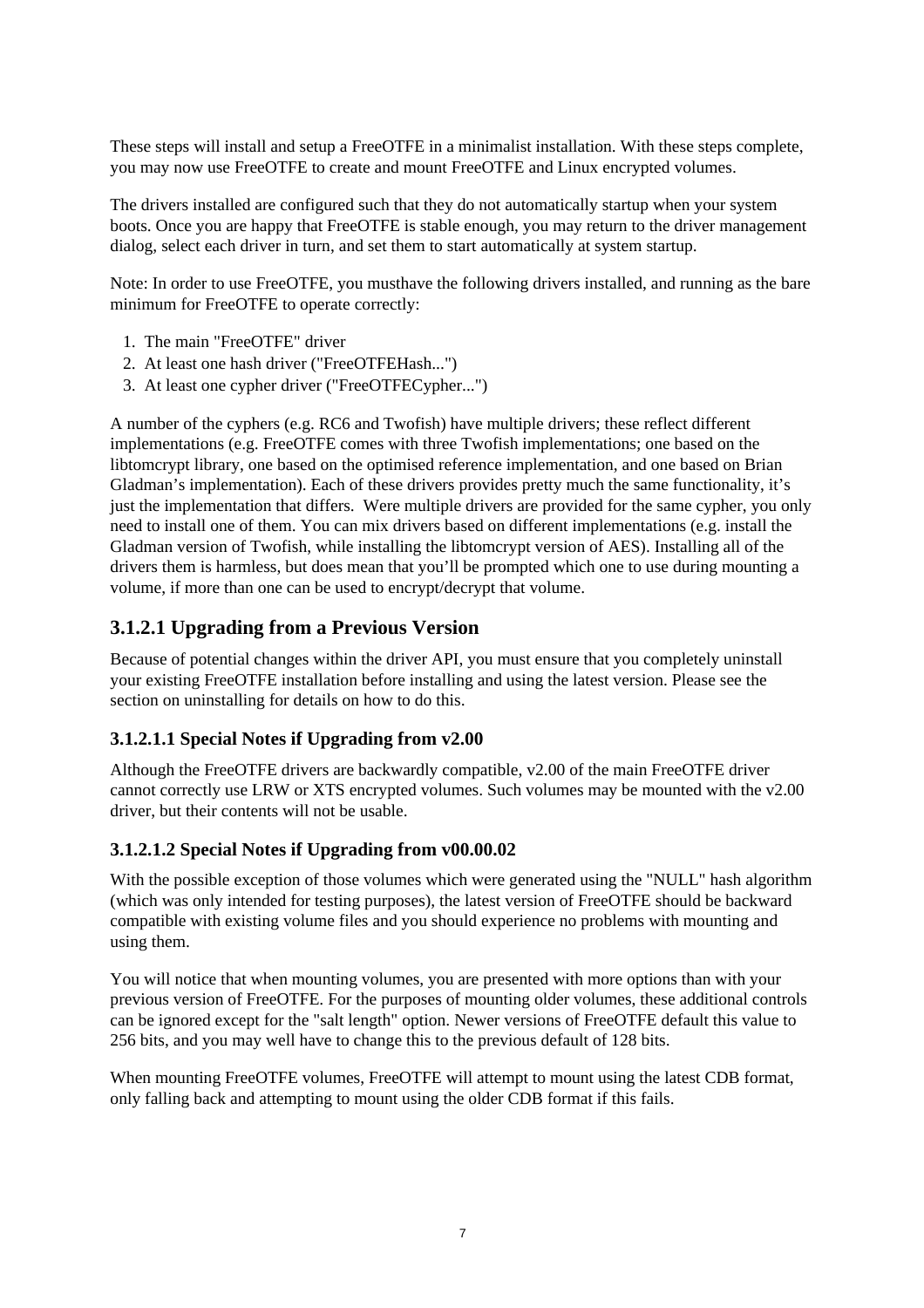These steps will install and setup a FreeOTFE in a minimalist installation. With these steps complete, you may now use FreeOTFE to create and mount FreeOTFE and Linux encrypted volumes.

The drivers installed are configured such that they do not automatically startup when your system boots. Once you are happy that FreeOTFE is stable enough, you may return to the driver management dialog, select each driver in turn, and set them to start automatically at system startup.

Note: In order to use FreeOTFE, you musthave the following drivers installed, and running as the bare minimum for FreeOTFE to operate correctly:

1. The main "FreeOTFE" driver
2. At least one hash driver ("FreeOTFEHash...")
3. At least one cypher driver ("FreeOTFECypher...")

A number of the cyphers (e.g. RC6 and Twofish) have multiple drivers; these reflect different implementations (e.g. FreeOTFE comes with three Twofish implementations; one based on the libtomcrypt library, one based on the optimised reference implementation, and one based on Brian Gladman's implementation). Each of these drivers provides pretty much the same functionality, it's just the implementation that differs. Were multiple drivers are provided for the same cypher, you only need to install one of them. You can mix drivers based on different implementations (e.g. install the Gladman version of Twofish, while installing the libtomcrypt version of AES). Installing all of the drivers them is harmless, but does mean that you'll be prompted which one to use during mounting a volume, if more than one can be used to encrypt/decrypt that volume.

## 3.1.2.1 Upgrading from a Previous Version

Because of potential changes within the driver API, you must ensure that you completely uninstall your existing FreeOTFE installation before installing and using the latest version. Please see the section on uninstalling for details on how to do this.

### 3.1.2.1.1 Special Notes if Upgrading from v2.00

Although the FreeOTFE drivers are backwardly compatible, v2.00 of the main FreeOTFE driver cannot correctly use LRW or XTS encrypted volumes. Such volumes may be mounted with the v2.00 driver, but their contents will not be usable.

### 3.1.2.1.2 Special Notes if Upgrading from v00.00.02

With the possible exception of those volumes which were generated using the "NULL" hash algorithm (which was only intended for testing purposes), the latest version of FreeOTFE should be backward compatible with existing volume files and you should experience no problems with mounting and using them.

You will notice that when mounting volumes, you are presented with more options than with your previous version of FreeOTFE. For the purposes of mounting older volumes, these additional controls can be ignored except for the "salt length" option. Newer versions of FreeOTFE default this value to 256 bits, and you may well have to change this to the previous default of 128 bits.

When mounting FreeOTFE volumes, FreeOTFE will attempt to mount using the latest CDB format, only falling back and attempting to mount using the older CDB format if this fails.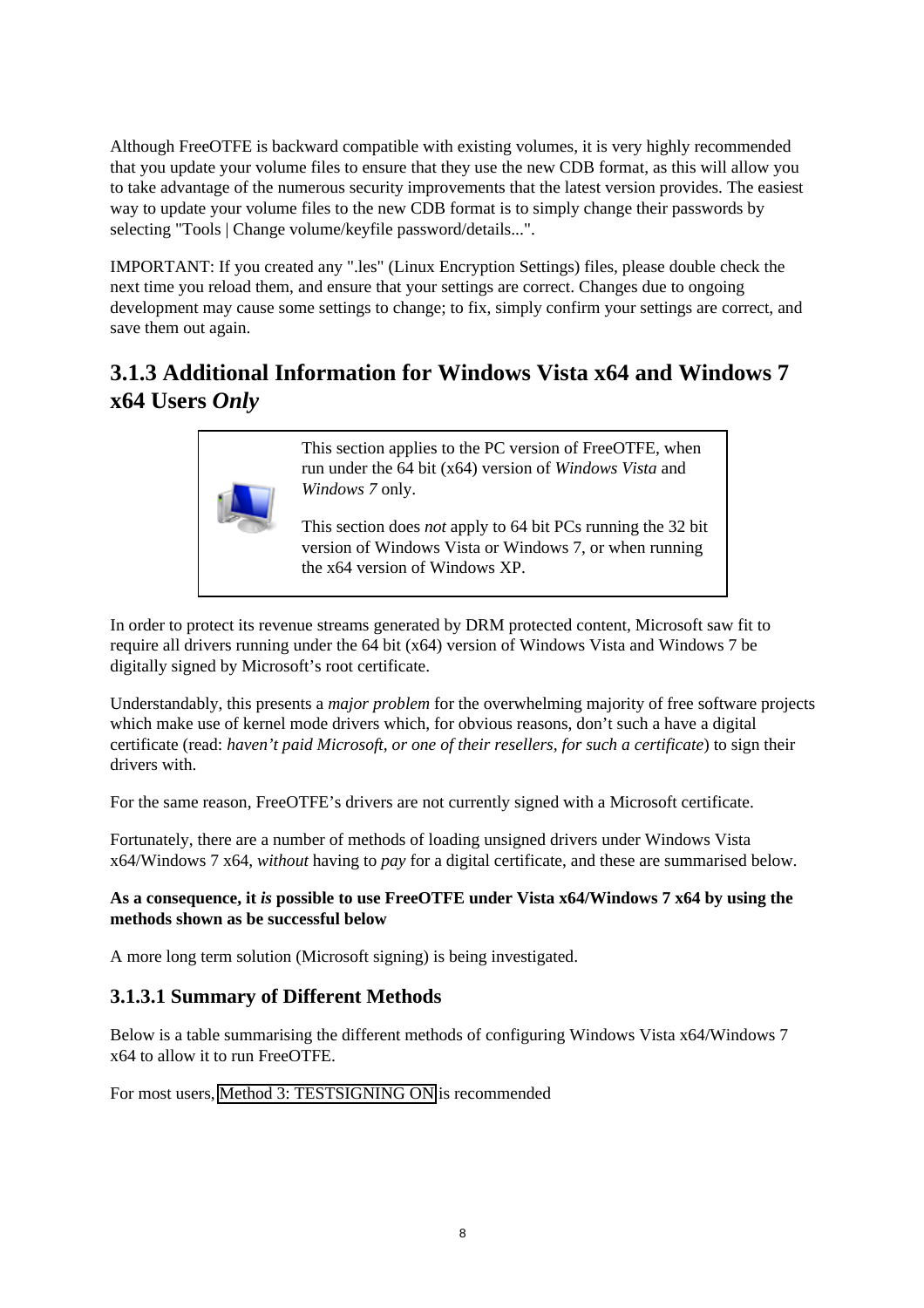Although FreeOTFE is backward compatible with existing volumes, it is very highly recommended that you update your volume files to ensure that they use the new CDB format, as this will allow you to take advantage of the numerous security improvements that the latest version provides. The easiest way to update your volume files to the new CDB format is to simply change their passwords by selecting "Tools | Change volume/keyfile password/details...".

IMPORTANT: If you created any ".les" (Linux Encryption Settings) files, please double check the next time you reload them, and ensure that your settings are correct. Changes due to ongoing development may cause some settings to change; to fix, simply confirm your settings are correct, and save them out again.

## 3.1.3 Additional Information for Windows Vista x64 and Windows 7 x64 Users *Only*

> This section applies to the PC version of FreeOTFE, when run under the 64 bit (x64) version of *Windows Vista* and *Windows 7* only.
>
> This section does *not* apply to 64 bit PCs running the 32 bit version of Windows Vista or Windows 7, or when running the x64 version of Windows XP.

In order to protect its revenue streams generated by DRM protected content, Microsoft saw fit to require all drivers running under the 64 bit (x64) version of Windows Vista and Windows 7 be digitally signed by Microsoft's root certificate.

Understandably, this presents a *major problem* for the overwhelming majority of free software projects which make use of kernel mode drivers which, for obvious reasons, don't such a have a digital certificate (read: *haven't paid Microsoft, or one of their resellers, for such a certificate*) to sign their drivers with.

For the same reason, FreeOTFE's drivers are not currently signed with a Microsoft certificate.

Fortunately, there are a number of methods of loading unsigned drivers under Windows Vista x64/Windows 7 x64, *without* having to *pay* for a digital certificate, and these are summarised below.

**As a consequence, it *is* possible to use FreeOTFE under Vista x64/Windows 7 x64 by using the methods shown as be successful below**

A more long term solution (Microsoft signing) is being investigated.

### 3.1.3.1 Summary of Different Methods

Below is a table summarising the different methods of configuring Windows Vista x64/Windows 7 x64 to allow it to run FreeOTFE.

For most users, Method 3: TESTSIGNING ON is recommended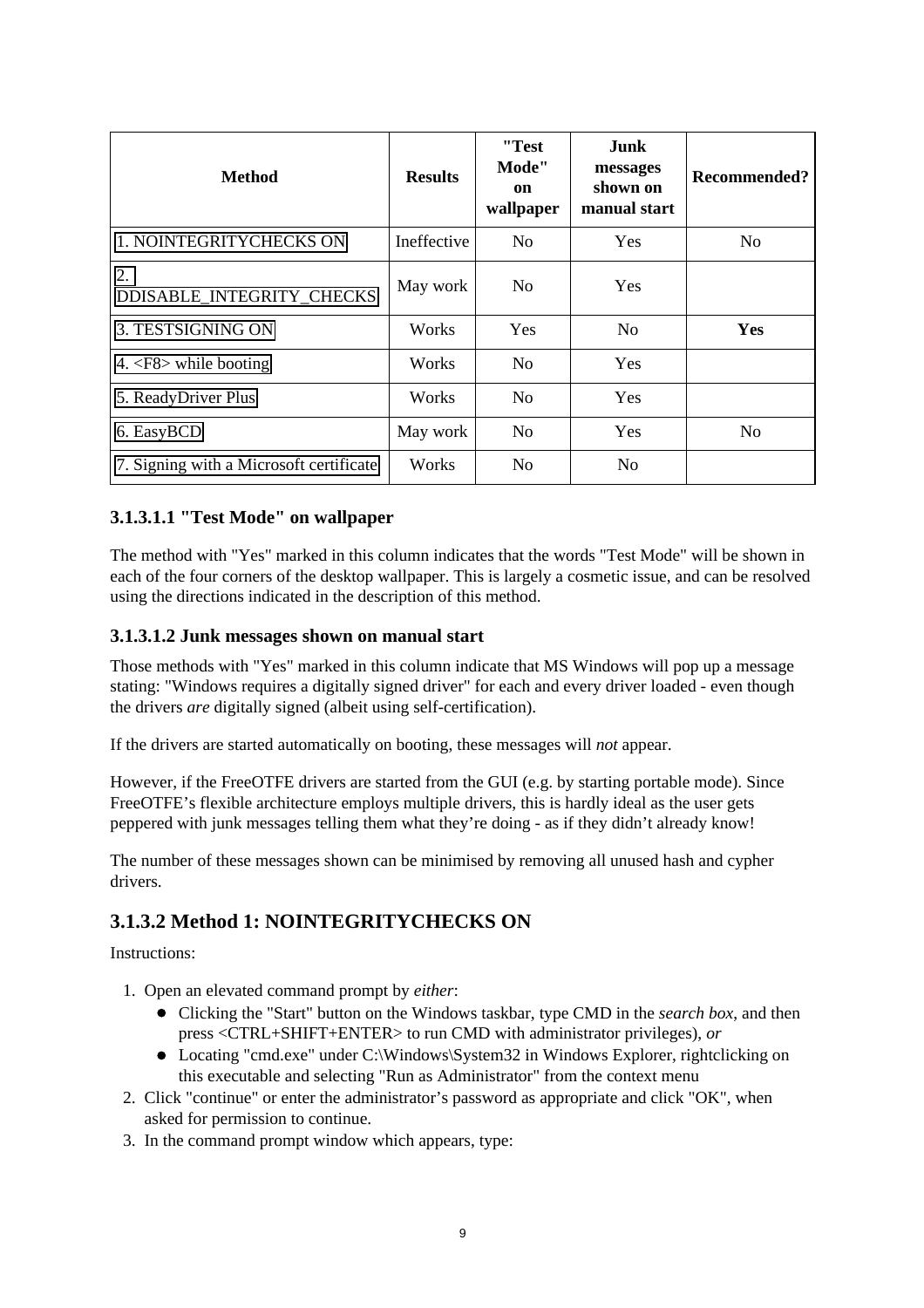| Method | Results | "Test Mode" on wallpaper | Junk messages shown on manual start | Recommended? |
| --- | --- | --- | --- | --- |
| 1. NOINTEGRITYCHECKS ON | Ineffective | No | Yes | No |
| 2. DDISABLE_INTEGRITY_CHECKS | May work | No | Yes | |
| 3. TESTSIGNING ON | Works | Yes | No | **Yes** |
| 4. <F8> while booting | Works | No | Yes | |
| 5. ReadyDriver Plus | Works | No | Yes | |
| 6. EasyBCD | May work | No | Yes | No |
| 7. Signing with a Microsoft certificate | Works | No | No | |

#### 3.1.3.1.1 "Test Mode" on wallpaper

The method with "Yes" marked in this column indicates that the words "Test Mode" will be shown in each of the four corners of the desktop wallpaper. This is largely a cosmetic issue, and can be resolved using the directions indicated in the description of this method.

#### 3.1.3.1.2 Junk messages shown on manual start

Those methods with "Yes" marked in this column indicate that MS Windows will pop up a message stating: "Windows requires a digitally signed driver" for each and every driver loaded - even though the drivers *are* digitally signed (albeit using self-certification).

If the drivers are started automatically on booting, these messages will *not* appear.

However, if the FreeOTFE drivers are started from the GUI (e.g. by starting portable mode). Since FreeOTFE's flexible architecture employs multiple drivers, this is hardly ideal as the user gets peppered with junk messages telling them what they're doing - as if they didn't already know!

The number of these messages shown can be minimised by removing all unused hash and cypher drivers.

### 3.1.3.2 Method 1: NOINTEGRITYCHECKS ON

Instructions:

1. Open an elevated command prompt by *either*:
   - Clicking the "Start" button on the Windows taskbar, type CMD in the *search box*, and then press <CTRL+SHIFT+ENTER> to run CMD with administrator privileges), *or*
   - Locating "cmd.exe" under C:\Windows\System32 in Windows Explorer, rightclicking on this executable and selecting "Run as Administrator" from the context menu
2. Click "continue" or enter the administrator's password as appropriate and click "OK", when asked for permission to continue.
3. In the command prompt window which appears, type: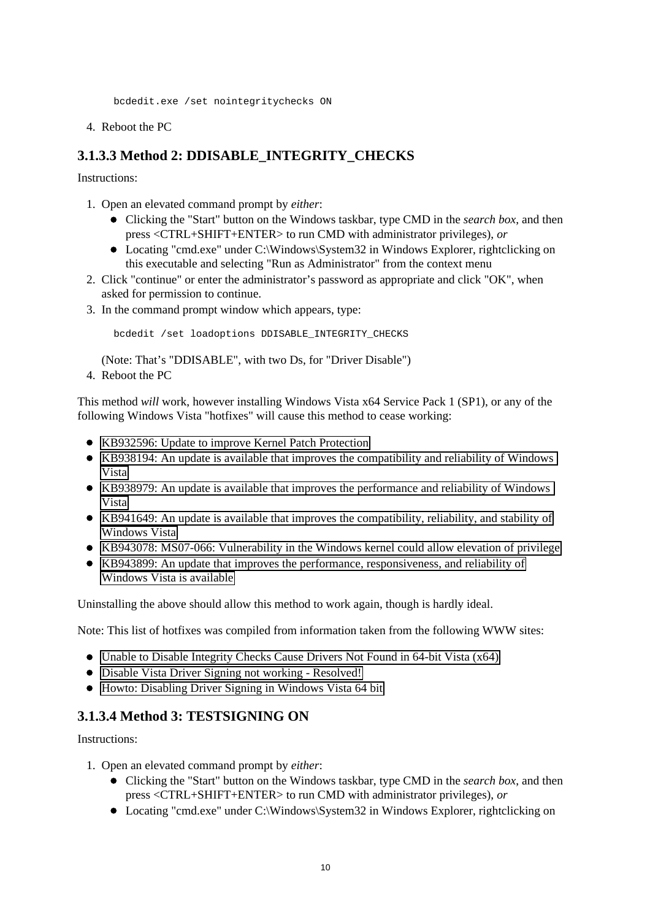```
bcdedit.exe /set nointegritychecks ON
```

4. Reboot the PC

### 3.1.3.3 Method 2: DDISABLE_INTEGRITY_CHECKS

Instructions:

1. Open an elevated command prompt by *either*:
   - Clicking the "Start" button on the Windows taskbar, type CMD in the *search box*, and then press <CTRL+SHIFT+ENTER> to run CMD with administrator privileges), *or*
   - Locating "cmd.exe" under C:\Windows\System32 in Windows Explorer, rightclicking on this executable and selecting "Run as Administrator" from the context menu
2. Click "continue" or enter the administrator's password as appropriate and click "OK", when asked for permission to continue.
3. In the command prompt window which appears, type:

   ```
   bcdedit /set loadoptions DDISABLE_INTEGRITY_CHECKS
   ```

   (Note: That's "DDISABLE", with two Ds, for "Driver Disable")
4. Reboot the PC

This method *will* work, however installing Windows Vista x64 Service Pack 1 (SP1), or any of the following Windows Vista "hotfixes" will cause this method to cease working:

- KB932596: Update to improve Kernel Patch Protection
- KB938194: An update is available that improves the compatibility and reliability of Windows Vista
- KB938979: An update is available that improves the performance and reliability of Windows Vista
- KB941649: An update is available that improves the compatibility, reliability, and stability of Windows Vista
- KB943078: MS07-066: Vulnerability in the Windows kernel could allow elevation of privilege
- KB943899: An update that improves the performance, responsiveness, and reliability of Windows Vista is available

Uninstalling the above should allow this method to work again, though is hardly ideal.

Note: This list of hotfixes was compiled from information taken from the following WWW sites:

- Unable to Disable Integrity Checks Cause Drivers Not Found in 64-bit Vista (x64)
- Disable Vista Driver Signing not working - Resolved!
- Howto: Disabling Driver Signing in Windows Vista 64 bit

### 3.1.3.4 Method 3: TESTSIGNING ON

Instructions:

1. Open an elevated command prompt by *either*:
   - Clicking the "Start" button on the Windows taskbar, type CMD in the *search box*, and then press <CTRL+SHIFT+ENTER> to run CMD with administrator privileges), *or*
   - Locating "cmd.exe" under C:\Windows\System32 in Windows Explorer, rightclicking on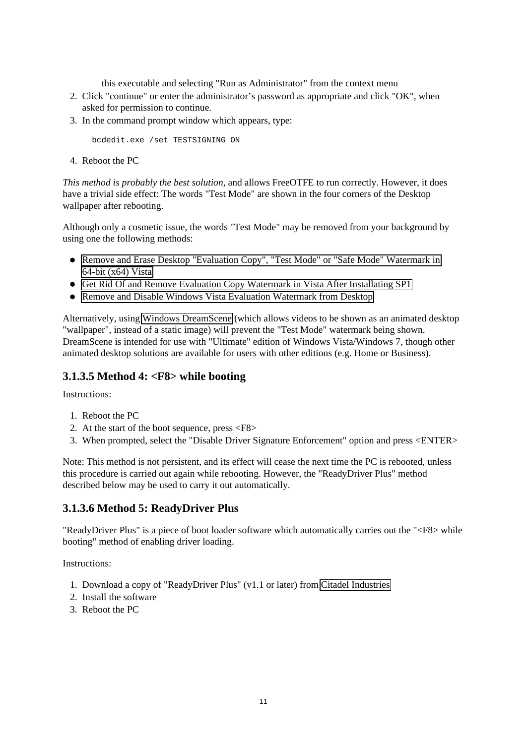this executable and selecting "Run as Administrator" from the context menu

2. Click "continue" or enter the administrator's password as appropriate and click "OK", when asked for permission to continue.
3. In the command prompt window which appears, type:

```
bcdedit.exe /set TESTSIGNING ON
```

4. Reboot the PC

*This method is probably the best solution*, and allows FreeOTFE to run correctly. However, it does have a trivial side effect: The words "Test Mode" are shown in the four corners of the Desktop wallpaper after rebooting.

Although only a cosmetic issue, the words "Test Mode" may be removed from your background by using one the following methods:

- Remove and Erase Desktop "Evaluation Copy", "Test Mode" or "Safe Mode" Watermark in 64-bit (x64) Vista
- Get Rid Of and Remove Evaluation Copy Watermark in Vista After Installating SP1
- Remove and Disable Windows Vista Evaluation Watermark from Desktop

Alternatively, using Windows DreamScene (which allows videos to be shown as an animated desktop "wallpaper", instead of a static image) will prevent the "Test Mode" watermark being shown. DreamScene is intended for use with "Ultimate" edition of Windows Vista/Windows 7, though other animated desktop solutions are available for users with other editions (e.g. Home or Business).

### 3.1.3.5 Method 4: <F8> while booting

Instructions:

1. Reboot the PC
2. At the start of the boot sequence, press <F8>
3. When prompted, select the "Disable Driver Signature Enforcement" option and press <ENTER>

Note: This method is not persistent, and its effect will cease the next time the PC is rebooted, unless this procedure is carried out again while rebooting. However, the "ReadyDriver Plus" method described below may be used to carry it out automatically.

### 3.1.3.6 Method 5: ReadyDriver Plus

"ReadyDriver Plus" is a piece of boot loader software which automatically carries out the "<F8> while booting" method of enabling driver loading.

Instructions:

1. Download a copy of "ReadyDriver Plus" (v1.1 or later) from Citadel Industries
2. Install the software
3. Reboot the PC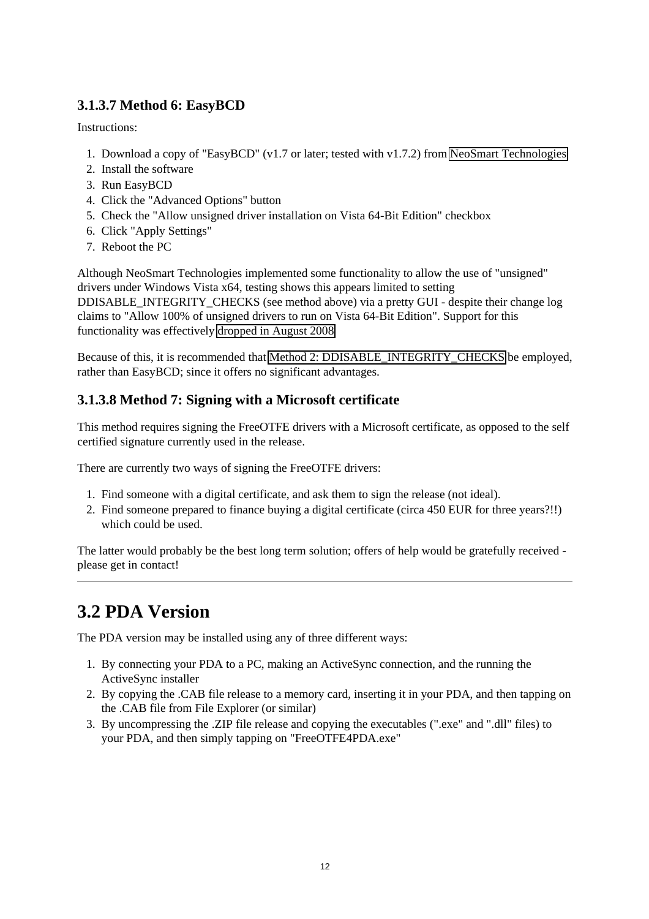### 3.1.3.7 Method 6: EasyBCD

Instructions:

1. Download a copy of "EasyBCD" (v1.7 or later; tested with v1.7.2) from NeoSmart Technologies
2. Install the software
3. Run EasyBCD
4. Click the "Advanced Options" button
5. Check the "Allow unsigned driver installation on Vista 64-Bit Edition" checkbox
6. Click "Apply Settings"
7. Reboot the PC

Although NeoSmart Technologies implemented some functionality to allow the use of "unsigned" drivers under Windows Vista x64, testing shows this appears limited to setting DDISABLE_INTEGRITY_CHECKS (see method above) via a pretty GUI - despite their change log claims to "Allow 100% of unsigned drivers to run on Vista 64-Bit Edition". Support for this functionality was effectively dropped in August 2008

Because of this, it is recommended that Method 2: DDISABLE_INTEGRITY_CHECKS be employed, rather than EasyBCD; since it offers no significant advantages.

### 3.1.3.8 Method 7: Signing with a Microsoft certificate

This method requires signing the FreeOTFE drivers with a Microsoft certificate, as opposed to the self certified signature currently used in the release.

There are currently two ways of signing the FreeOTFE drivers:

1. Find someone with a digital certificate, and ask them to sign the release (not ideal).
2. Find someone prepared to finance buying a digital certificate (circa 450 EUR for three years?!!) which could be used.

The latter would probably be the best long term solution; offers of help would be gratefully received - please get in contact!

---

## 3.2 PDA Version

The PDA version may be installed using any of three different ways:

1. By connecting your PDA to a PC, making an ActiveSync connection, and the running the ActiveSync installer
2. By copying the .CAB file release to a memory card, inserting it in your PDA, and then tapping on the .CAB file from File Explorer (or similar)
3. By uncompressing the .ZIP file release and copying the executables (".exe" and ".dll" files) to your PDA, and then simply tapping on "FreeOTFE4PDA.exe"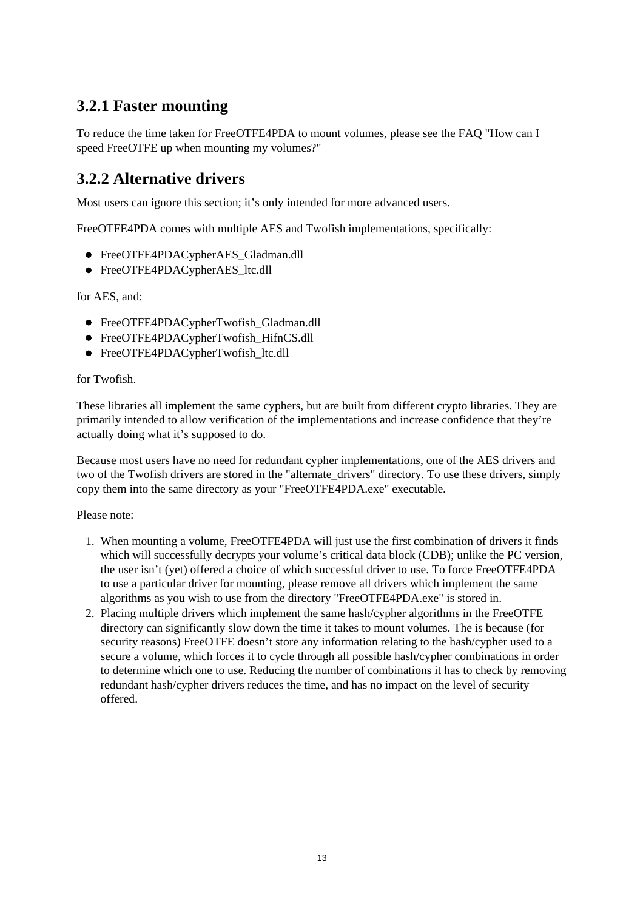### 3.2.1 Faster mounting

To reduce the time taken for FreeOTFE4PDA to mount volumes, please see the FAQ "How can I speed FreeOTFE up when mounting my volumes?"

### 3.2.2 Alternative drivers

Most users can ignore this section; it's only intended for more advanced users.

FreeOTFE4PDA comes with multiple AES and Twofish implementations, specifically:

- FreeOTFE4PDACypherAES_Gladman.dll
- FreeOTFE4PDACypherAES_ltc.dll

for AES, and:

- FreeOTFE4PDACypherTwofish_Gladman.dll
- FreeOTFE4PDACypherTwofish_HifnCS.dll
- FreeOTFE4PDACypherTwofish_ltc.dll

for Twofish.

These libraries all implement the same cyphers, but are built from different crypto libraries. They are primarily intended to allow verification of the implementations and increase confidence that they're actually doing what it's supposed to do.

Because most users have no need for redundant cypher implementations, one of the AES drivers and two of the Twofish drivers are stored in the "alternate_drivers" directory. To use these drivers, simply copy them into the same directory as your "FreeOTFE4PDA.exe" executable.

Please note:

1. When mounting a volume, FreeOTFE4PDA will just use the first combination of drivers it finds which will successfully decrypts your volume's critical data block (CDB); unlike the PC version, the user isn't (yet) offered a choice of which successful driver to use. To force FreeOTFE4PDA to use a particular driver for mounting, please remove all drivers which implement the same algorithms as you wish to use from the directory "FreeOTFE4PDA.exe" is stored in.
2. Placing multiple drivers which implement the same hash/cypher algorithms in the FreeOTFE directory can significantly slow down the time it takes to mount volumes. The is because (for security reasons) FreeOTFE doesn't store any information relating to the hash/cypher used to a secure a volume, which forces it to cycle through all possible hash/cypher combinations in order to determine which one to use. Reducing the number of combinations it has to check by removing redundant hash/cypher drivers reduces the time, and has no impact on the level of security offered.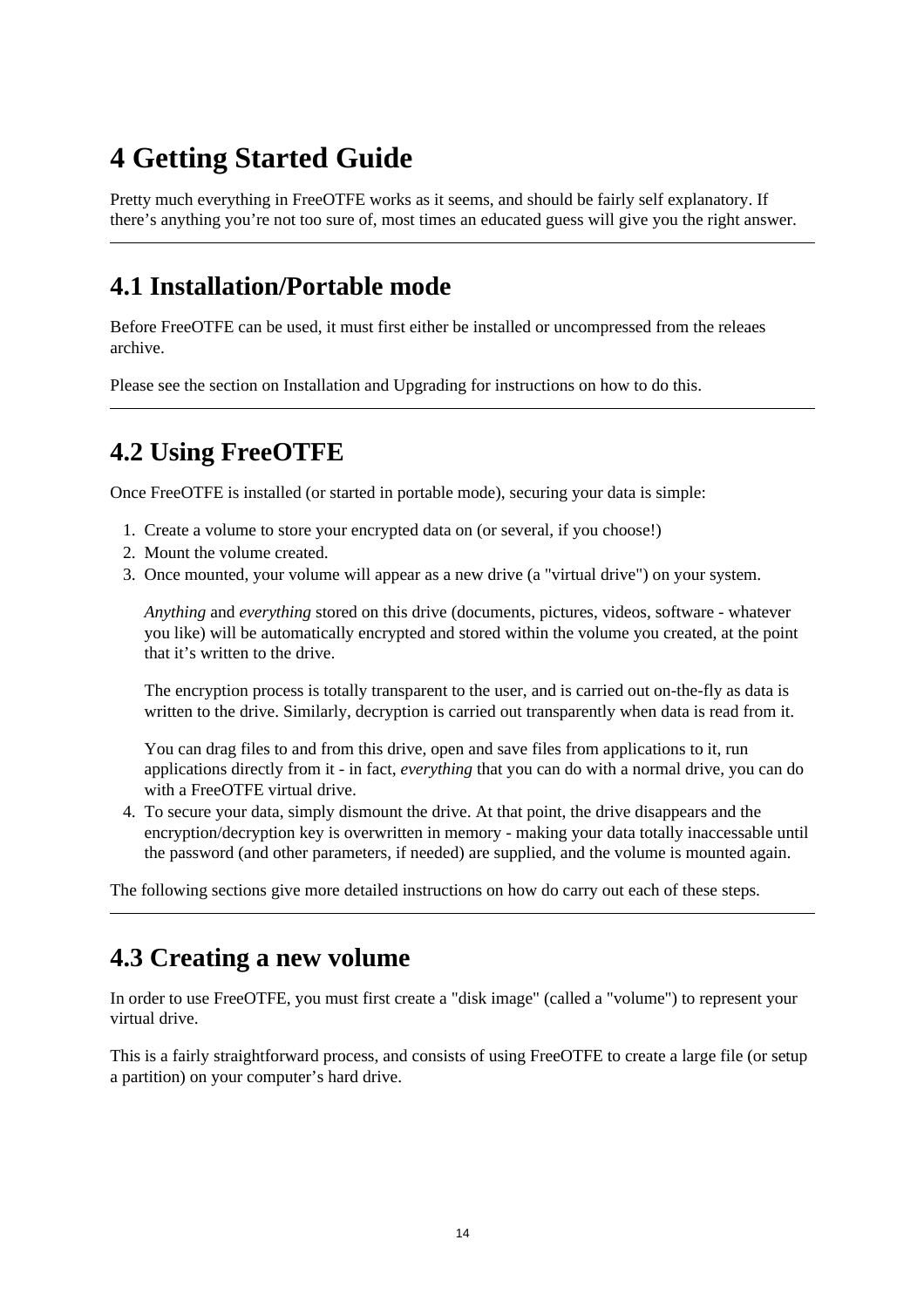# 4 Getting Started Guide

Pretty much everything in FreeOTFE works as it seems, and should be fairly self explanatory. If there's anything you're not too sure of, most times an educated guess will give you the right answer.

---

## 4.1 Installation/Portable mode

Before FreeOTFE can be used, it must first either be installed or uncompressed from the releaes archive.

Please see the section on Installation and Upgrading for instructions on how to do this.

---

## 4.2 Using FreeOTFE

Once FreeOTFE is installed (or started in portable mode), securing your data is simple:

1. Create a volume to store your encrypted data on (or several, if you choose!)
2. Mount the volume created.
3. Once mounted, your volume will appear as a new drive (a "virtual drive") on your system.

   *Anything* and *everything* stored on this drive (documents, pictures, videos, software - whatever you like) will be automatically encrypted and stored within the volume you created, at the point that it's written to the drive.

   The encryption process is totally transparent to the user, and is carried out on-the-fly as data is written to the drive. Similarly, decryption is carried out transparently when data is read from it.

   You can drag files to and from this drive, open and save files from applications to it, run applications directly from it - in fact, *everything* that you can do with a normal drive, you can do with a FreeOTFE virtual drive.
4. To secure your data, simply dismount the drive. At that point, the drive disappears and the encryption/decryption key is overwritten in memory - making your data totally inaccessable until the password (and other parameters, if needed) are supplied, and the volume is mounted again.

The following sections give more detailed instructions on how do carry out each of these steps.

---

## 4.3 Creating a new volume

In order to use FreeOTFE, you must first create a "disk image" (called a "volume") to represent your virtual drive.

This is a fairly straightforward process, and consists of using FreeOTFE to create a large file (or setup a partition) on your computer's hard drive.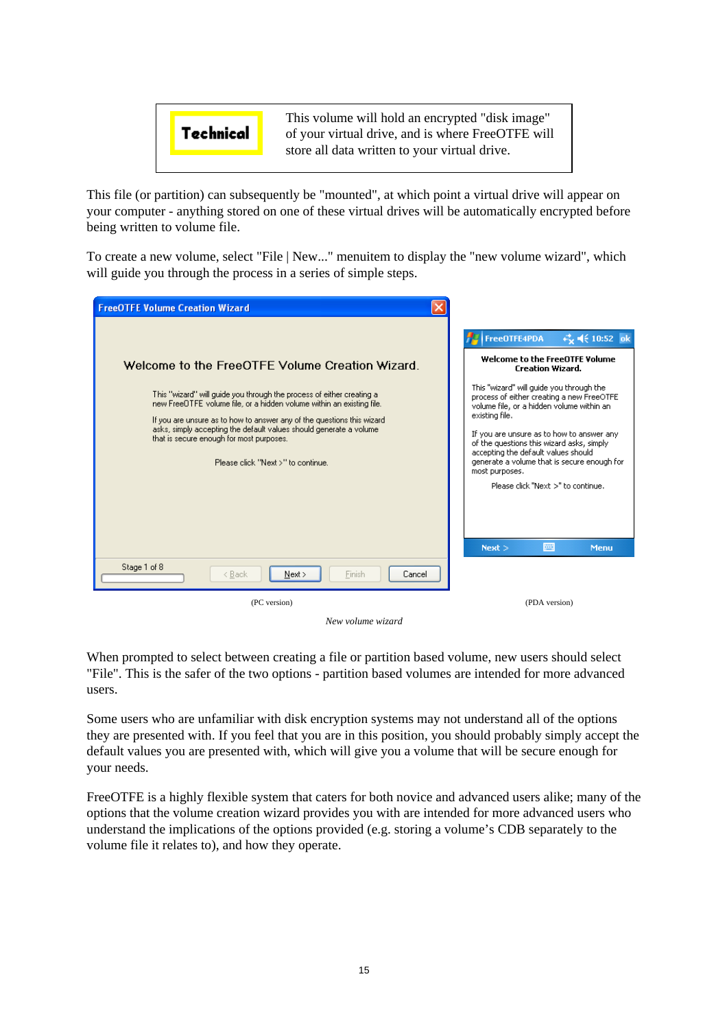| **Technical** | This volume will hold an encrypted "disk image" of your virtual drive, and is where FreeOTFE will store all data written to your virtual drive. |
|---|---|

This file (or partition) can subsequently be "mounted", at which point a virtual drive will appear on your computer - anything stored on one of these virtual drives will be automatically encrypted before being written to volume file.

To create a new volume, select "File | New..." menuitem to display the "new volume wizard", which will guide you through the process in a series of simple steps.

(PC version)

(PDA version)

*New volume wizard*

When prompted to select between creating a file or partition based volume, new users should select "File". This is the safer of the two options - partition based volumes are intended for more advanced users.

Some users who are unfamiliar with disk encryption systems may not understand all of the options they are presented with. If you feel that you are in this position, you should probably simply accept the default values you are presented with, which will give you a volume that will be secure enough for your needs.

FreeOTFE is a highly flexible system that caters for both novice and advanced users alike; many of the options that the volume creation wizard provides you with are intended for more advanced users who understand the implications of the options provided (e.g. storing a volume's CDB separately to the volume file it relates to), and how they operate.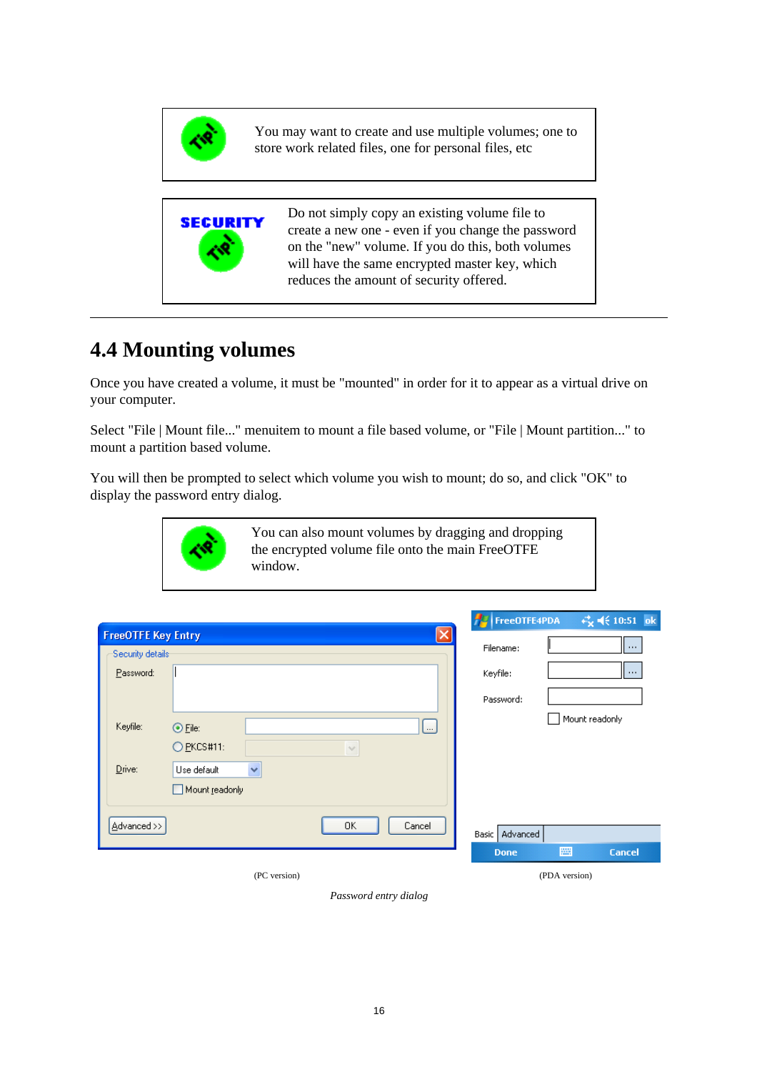> You may want to create and use multiple volumes; one to store work related files, one for personal files, etc

> **SECURITY**
>
> Do not simply copy an existing volume file to create a new one - even if you change the password on the "new" volume. If you do this, both volumes will have the same encrypted master key, which reduces the amount of security offered.

---

## 4.4 Mounting volumes

Once you have created a volume, it must be "mounted" in order for it to appear as a virtual drive on your computer.

Select "File | Mount file..." menuitem to mount a file based volume, or "File | Mount partition..." to mount a partition based volume.

You will then be prompted to select which volume you wish to mount; do so, and click "OK" to display the password entry dialog.

> You can also mount volumes by dragging and dropping the encrypted volume file onto the main FreeOTFE window.

(PC version) (PDA version)

*Password entry dialog*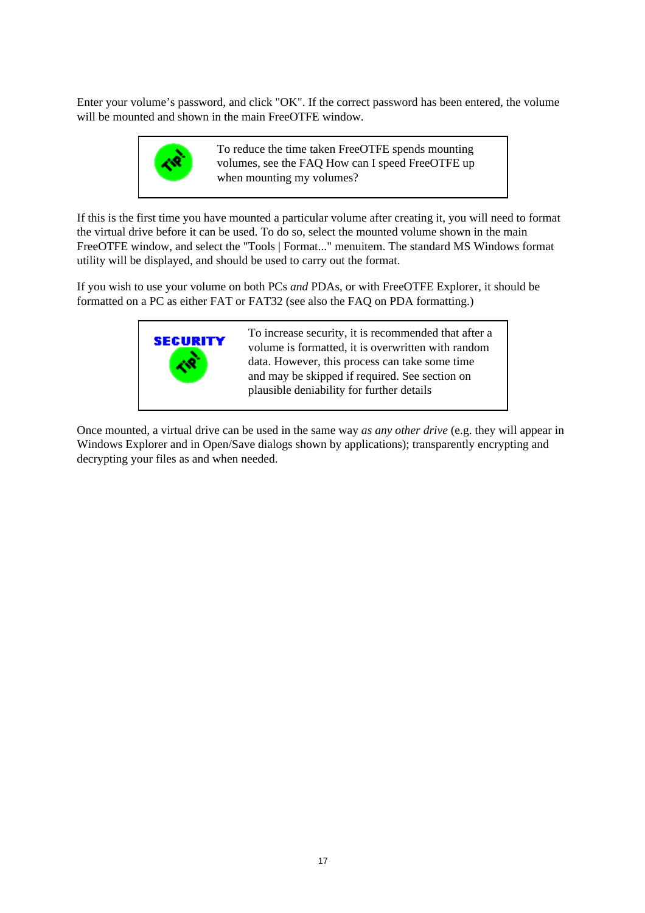Enter your volume's password, and click "OK". If the correct password has been entered, the volume will be mounted and shown in the main FreeOTFE window.

> To reduce the time taken FreeOTFE spends mounting volumes, see the FAQ How can I speed FreeOTFE up when mounting my volumes?

If this is the first time you have mounted a particular volume after creating it, you will need to format the virtual drive before it can be used. To do so, select the mounted volume shown in the main FreeOTFE window, and select the "Tools | Format..." menuitem. The standard MS Windows format utility will be displayed, and should be used to carry out the format.

If you wish to use your volume on both PCs *and* PDAs, or with FreeOTFE Explorer, it should be formatted on a PC as either FAT or FAT32 (see also the FAQ on PDA formatting.)

> To increase security, it is recommended that after a volume is formatted, it is overwritten with random data. However, this process can take some time and may be skipped if required. See section on plausible deniability for further details

Once mounted, a virtual drive can be used in the same way *as any other drive* (e.g. they will appear in Windows Explorer and in Open/Save dialogs shown by applications); transparently encrypting and decrypting your files as and when needed.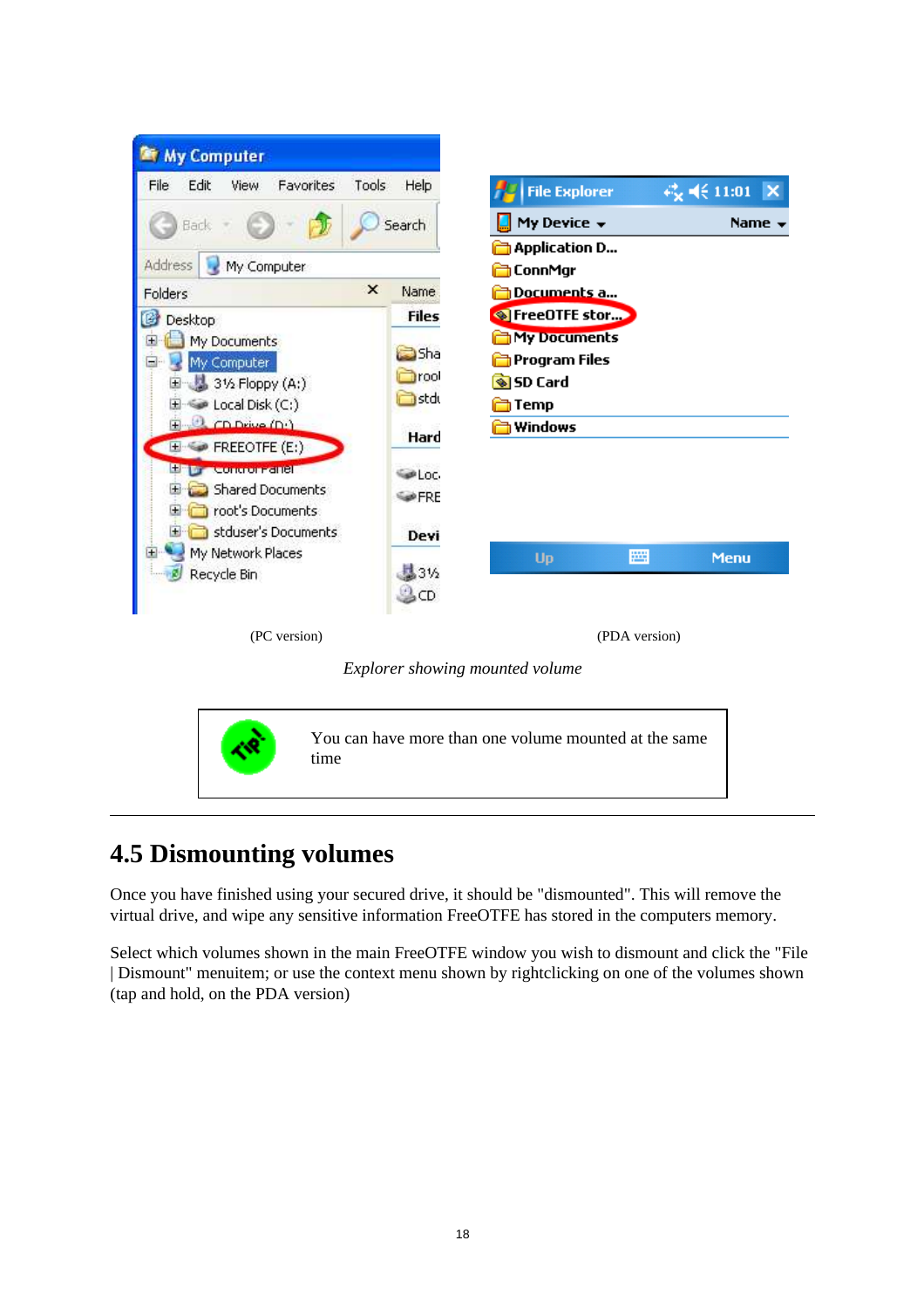(PC version) (PDA version)

*Explorer showing mounted volume*

| | |
|---|---|
| TIP! | You can have more than one volume mounted at the same time |

## 4.5 Dismounting volumes

Once you have finished using your secured drive, it should be "dismounted". This will remove the virtual drive, and wipe any sensitive information FreeOTFE has stored in the computers memory.

Select which volumes shown in the main FreeOTFE window you wish to dismount and click the "File | Dismount" menuitem; or use the context menu shown by rightclicking on one of the volumes shown (tap and hold, on the PDA version)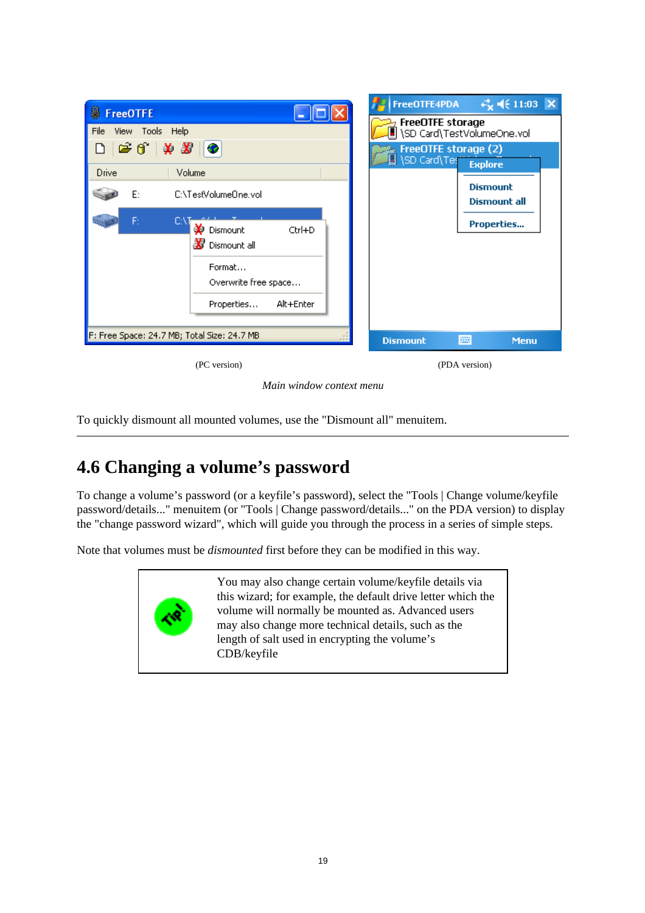(PC version)

(PDA version)

*Main window context menu*

To quickly dismount all mounted volumes, use the "Dismount all" menuitem.

---

## 4.6 Changing a volume's password

To change a volume's password (or a keyfile's password), select the "Tools | Change volume/keyfile password/details..." menuitem (or "Tools | Change password/details..." on the PDA version) to display the "change password wizard", which will guide you through the process in a series of simple steps.

Note that volumes must be *dismounted* first before they can be modified in this way.

| Tip! | You may also change certain volume/keyfile details via this wizard; for example, the default drive letter which the volume will normally be mounted as. Advanced users may also change more technical details, such as the length of salt used in encrypting the volume's CDB/keyfile |
| --- | --- |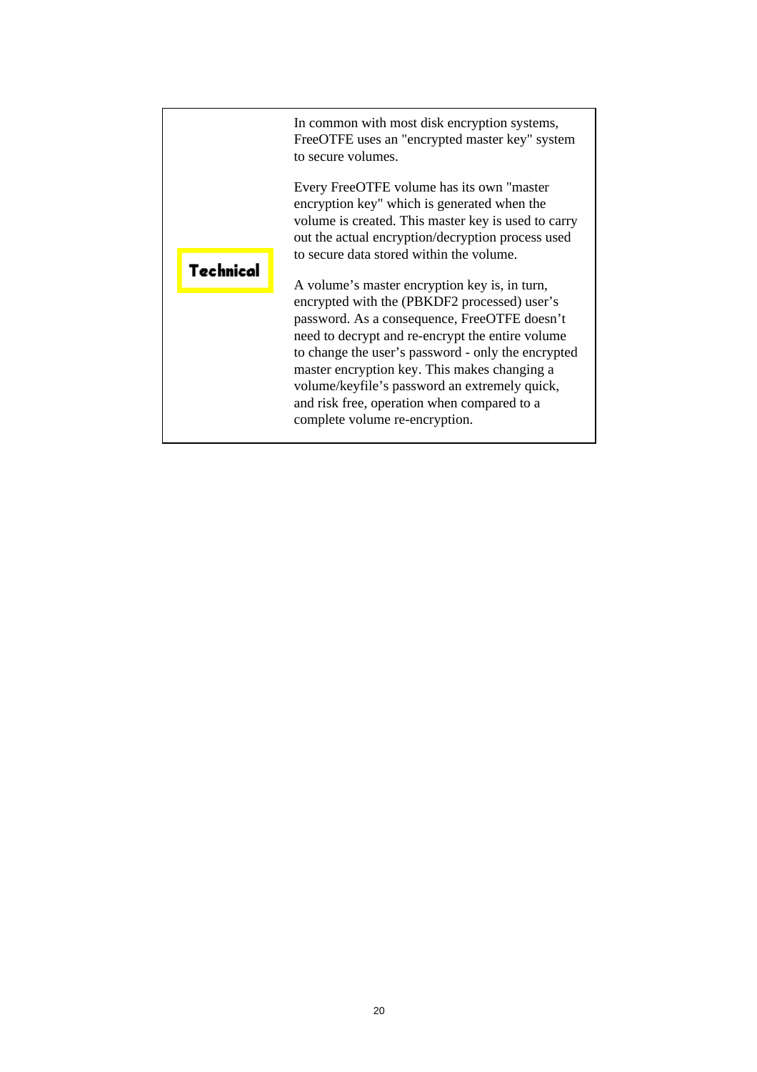**Technical**

In common with most disk encryption systems, FreeOTFE uses an "encrypted master key" system to secure volumes.

Every FreeOTFE volume has its own "master encryption key" which is generated when the volume is created. This master key is used to carry out the actual encryption/decryption process used to secure data stored within the volume.

A volume's master encryption key is, in turn, encrypted with the (PBKDF2 processed) user's password. As a consequence, FreeOTFE doesn't need to decrypt and re-encrypt the entire volume to change the user's password - only the encrypted master encryption key. This makes changing a volume/keyfile's password an extremely quick, and risk free, operation when compared to a complete volume re-encryption.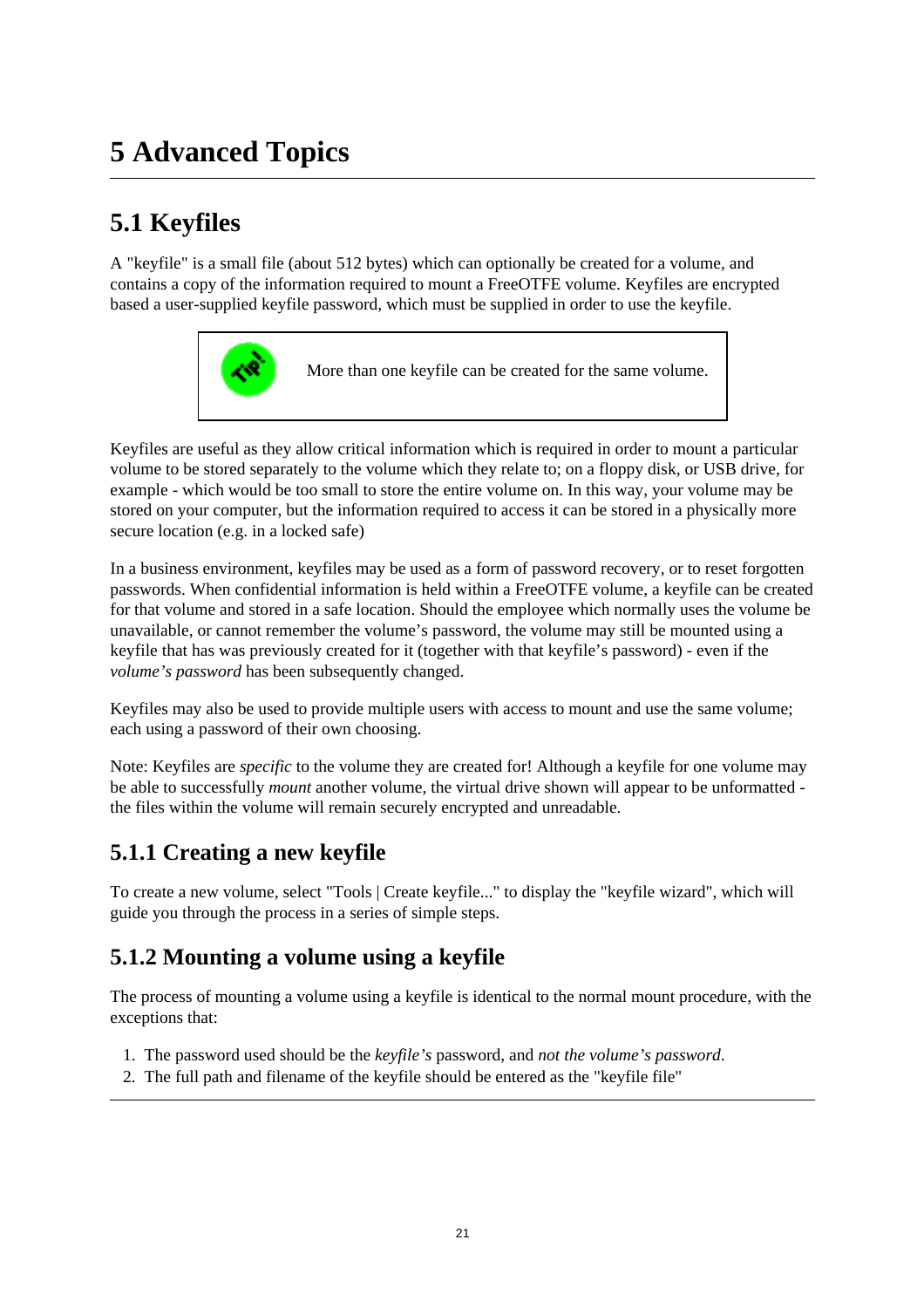# 5 Advanced Topics

## 5.1 Keyfiles

A "keyfile" is a small file (about 512 bytes) which can optionally be created for a volume, and contains a copy of the information required to mount a FreeOTFE volume. Keyfiles are encrypted based a user-supplied keyfile password, which must be supplied in order to use the keyfile.

> More than one keyfile can be created for the same volume.

Keyfiles are useful as they allow critical information which is required in order to mount a particular volume to be stored separately to the volume which they relate to; on a floppy disk, or USB drive, for example - which would be too small to store the entire volume on. In this way, your volume may be stored on your computer, but the information required to access it can be stored in a physically more secure location (e.g. in a locked safe)

In a business environment, keyfiles may be used as a form of password recovery, or to reset forgotten passwords. When confidential information is held within a FreeOTFE volume, a keyfile can be created for that volume and stored in a safe location. Should the employee which normally uses the volume be unavailable, or cannot remember the volume's password, the volume may still be mounted using a keyfile that has was previously created for it (together with that keyfile's password) - even if the *volume's password* has been subsequently changed.

Keyfiles may also be used to provide multiple users with access to mount and use the same volume; each using a password of their own choosing.

Note: Keyfiles are *specific* to the volume they are created for! Although a keyfile for one volume may be able to successfully *mount* another volume, the virtual drive shown will appear to be unformatted - the files within the volume will remain securely encrypted and unreadable.

### 5.1.1 Creating a new keyfile

To create a new volume, select "Tools | Create keyfile..." to display the "keyfile wizard", which will guide you through the process in a series of simple steps.

### 5.1.2 Mounting a volume using a keyfile

The process of mounting a volume using a keyfile is identical to the normal mount procedure, with the exceptions that:

1. The password used should be the *keyfile's* password, and *not the volume's password*.
2. The full path and filename of the keyfile should be entered as the "keyfile file"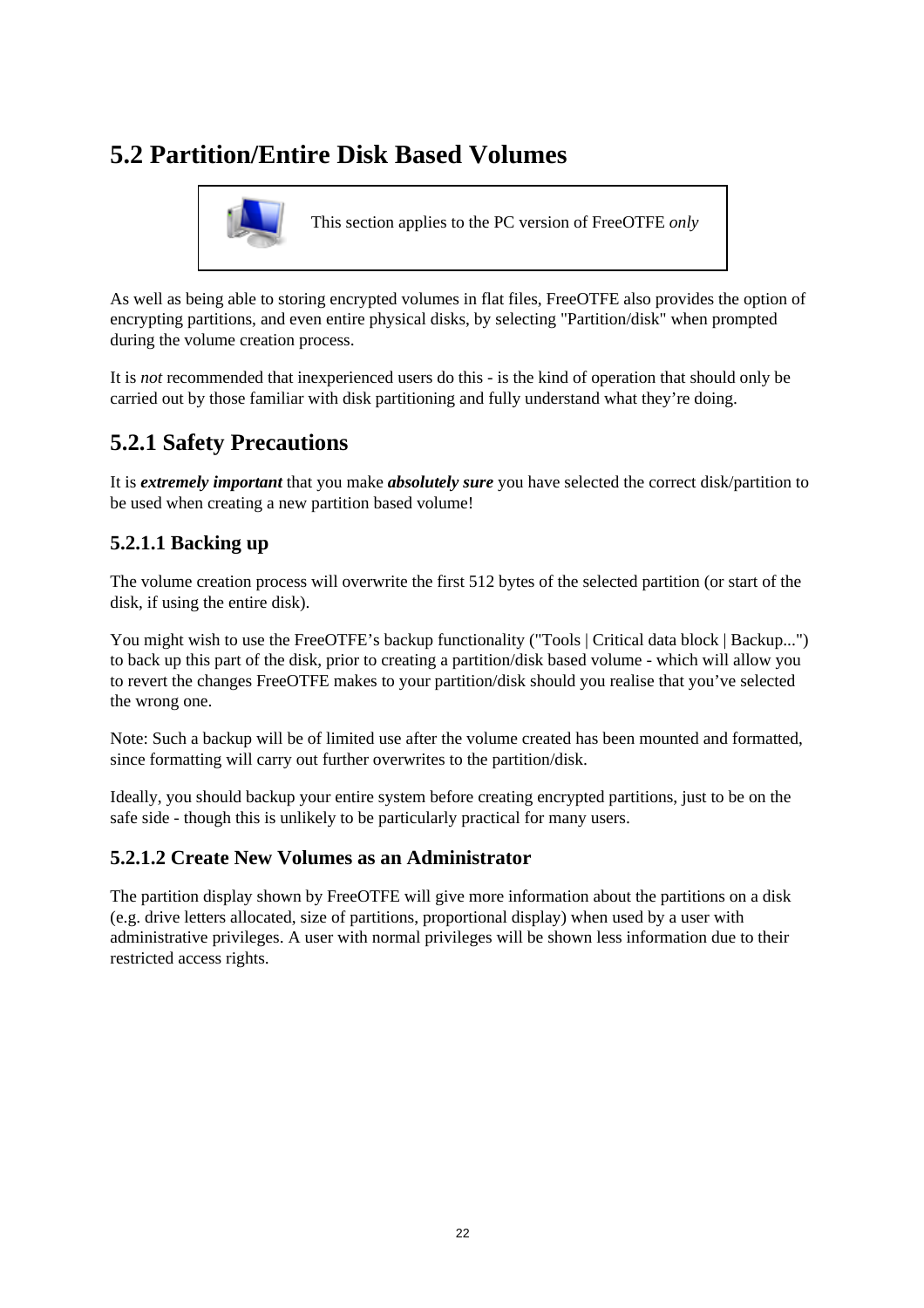# 5.2 Partition/Entire Disk Based Volumes

> This section applies to the PC version of FreeOTFE *only*

As well as being able to storing encrypted volumes in flat files, FreeOTFE also provides the option of encrypting partitions, and even entire physical disks, by selecting "Partition/disk" when prompted during the volume creation process.

It is *not* recommended that inexperienced users do this - is the kind of operation that should only be carried out by those familiar with disk partitioning and fully understand what they're doing.

## 5.2.1 Safety Precautions

It is ***extremely important*** that you make ***absolutely sure*** you have selected the correct disk/partition to be used when creating a new partition based volume!

### 5.2.1.1 Backing up

The volume creation process will overwrite the first 512 bytes of the selected partition (or start of the disk, if using the entire disk).

You might wish to use the FreeOTFE's backup functionality ("Tools | Critical data block | Backup...") to back up this part of the disk, prior to creating a partition/disk based volume - which will allow you to revert the changes FreeOTFE makes to your partition/disk should you realise that you've selected the wrong one.

Note: Such a backup will be of limited use after the volume created has been mounted and formatted, since formatting will carry out further overwrites to the partition/disk.

Ideally, you should backup your entire system before creating encrypted partitions, just to be on the safe side - though this is unlikely to be particularly practical for many users.

### 5.2.1.2 Create New Volumes as an Administrator

The partition display shown by FreeOTFE will give more information about the partitions on a disk (e.g. drive letters allocated, size of partitions, proportional display) when used by a user with administrative privileges. A user with normal privileges will be shown less information due to their restricted access rights.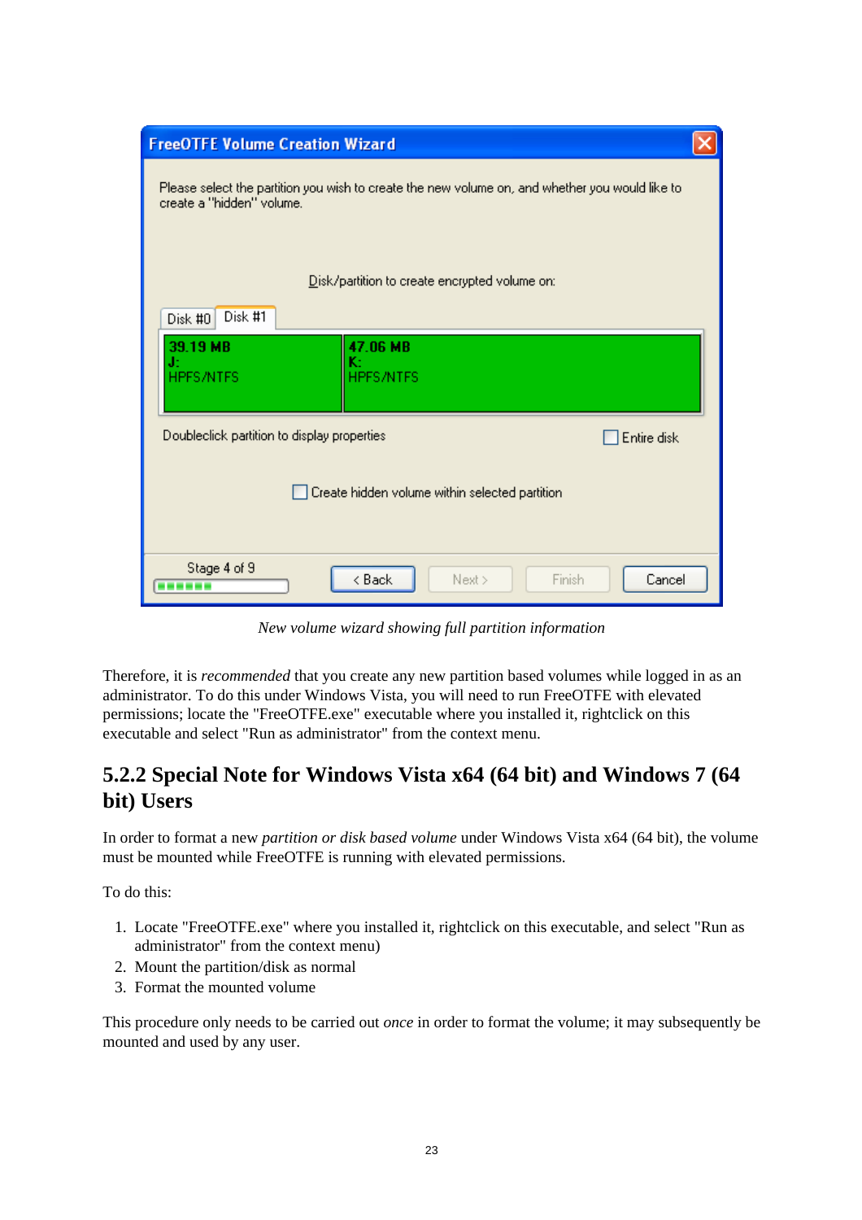*New volume wizard showing full partition information*

Therefore, it is *recommended* that you create any new partition based volumes while logged in as an administrator. To do this under Windows Vista, you will need to run FreeOTFE with elevated permissions; locate the "FreeOTFE.exe" executable where you installed it, rightclick on this executable and select "Run as administrator" from the context menu.

### 5.2.2 Special Note for Windows Vista x64 (64 bit) and Windows 7 (64 bit) Users

In order to format a new *partition or disk based volume* under Windows Vista x64 (64 bit), the volume must be mounted while FreeOTFE is running with elevated permissions.

To do this:

1. Locate "FreeOTFE.exe" where you installed it, rightclick on this executable, and select "Run as administrator" from the context menu)
2. Mount the partition/disk as normal
3. Format the mounted volume

This procedure only needs to be carried out *once* in order to format the volume; it may subsequently be mounted and used by any user.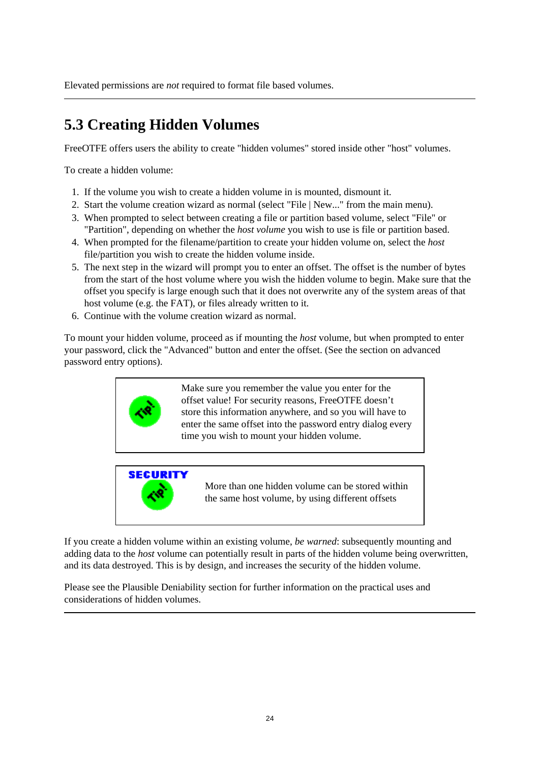Elevated permissions are *not* required to format file based volumes.

---

## 5.3 Creating Hidden Volumes

FreeOTFE offers users the ability to create "hidden volumes" stored inside other "host" volumes.

To create a hidden volume:

1. If the volume you wish to create a hidden volume in is mounted, dismount it.
2. Start the volume creation wizard as normal (select "File | New..." from the main menu).
3. When prompted to select between creating a file or partition based volume, select "File" or "Partition", depending on whether the *host volume* you wish to use is file or partition based.
4. When prompted for the filename/partition to create your hidden volume on, select the *host* file/partition you wish to create the hidden volume inside.
5. The next step in the wizard will prompt you to enter an offset. The offset is the number of bytes from the start of the host volume where you wish the hidden volume to begin. Make sure that the offset you specify is large enough such that it does not overwrite any of the system areas of that host volume (e.g. the FAT), or files already written to it.
6. Continue with the volume creation wizard as normal.

To mount your hidden volume, proceed as if mounting the *host* volume, but when prompted to enter your password, click the "Advanced" button and enter the offset. (See the section on advanced password entry options).

> Tip!
>
> Make sure you remember the value you enter for the offset value! For security reasons, FreeOTFE doesn't store this information anywhere, and so you will have to enter the same offset into the password entry dialog every time you wish to mount your hidden volume.

> SECURITY Tip!
>
> More than one hidden volume can be stored within the same host volume, by using different offsets

If you create a hidden volume within an existing volume, *be warned*: subsequently mounting and adding data to the *host* volume can potentially result in parts of the hidden volume being overwritten, and its data destroyed. This is by design, and increases the security of the hidden volume.

Please see the Plausible Deniability section for further information on the practical uses and considerations of hidden volumes.

---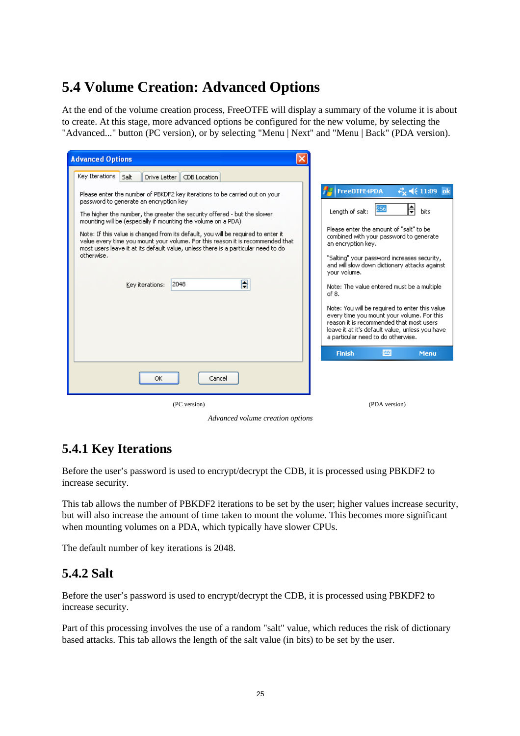## 5.4 Volume Creation: Advanced Options

At the end of the volume creation process, FreeOTFE will display a summary of the volume it is about to create. At this stage, more advanced options be configured for the new volume, by selecting the "Advanced..." button (PC version), or by selecting "Menu | Next" and "Menu | Back" (PDA version).

(PC version) (PDA version)

*Advanced volume creation options*

### 5.4.1 Key Iterations

Before the user's password is used to encrypt/decrypt the CDB, it is processed using PBKDF2 to increase security.

This tab allows the number of PBKDF2 iterations to be set by the user; higher values increase security, but will also increase the amount of time taken to mount the volume. This becomes more significant when mounting volumes on a PDA, which typically have slower CPUs.

The default number of key iterations is 2048.

### 5.4.2 Salt

Before the user's password is used to encrypt/decrypt the CDB, it is processed using PBKDF2 to increase security.

Part of this processing involves the use of a random "salt" value, which reduces the risk of dictionary based attacks. This tab allows the length of the salt value (in bits) to be set by the user.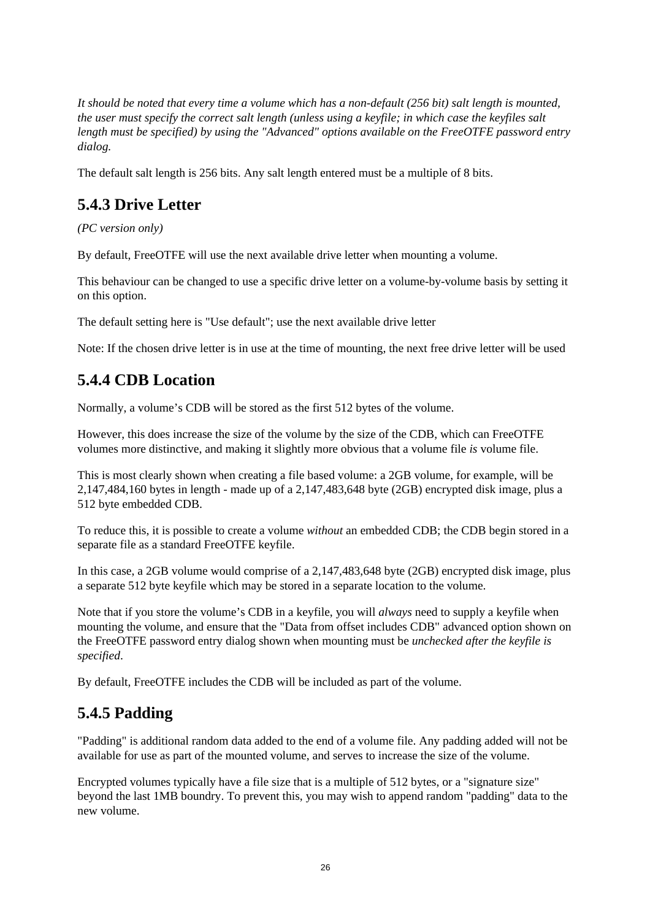*It should be noted that every time a volume which has a non-default (256 bit) salt length is mounted, the user must specify the correct salt length (unless using a keyfile; in which case the keyfiles salt length must be specified) by using the "Advanced" options available on the FreeOTFE password entry dialog.*

The default salt length is 256 bits. Any salt length entered must be a multiple of 8 bits.

## 5.4.3 Drive Letter

*(PC version only)*

By default, FreeOTFE will use the next available drive letter when mounting a volume.

This behaviour can be changed to use a specific drive letter on a volume-by-volume basis by setting it on this option.

The default setting here is "Use default"; use the next available drive letter

Note: If the chosen drive letter is in use at the time of mounting, the next free drive letter will be used

## 5.4.4 CDB Location

Normally, a volume's CDB will be stored as the first 512 bytes of the volume.

However, this does increase the size of the volume by the size of the CDB, which can FreeOTFE volumes more distinctive, and making it slightly more obvious that a volume file *is* volume file.

This is most clearly shown when creating a file based volume: a 2GB volume, for example, will be 2,147,484,160 bytes in length - made up of a 2,147,483,648 byte (2GB) encrypted disk image, plus a 512 byte embedded CDB.

To reduce this, it is possible to create a volume *without* an embedded CDB; the CDB begin stored in a separate file as a standard FreeOTFE keyfile.

In this case, a 2GB volume would comprise of a 2,147,483,648 byte (2GB) encrypted disk image, plus a separate 512 byte keyfile which may be stored in a separate location to the volume.

Note that if you store the volume's CDB in a keyfile, you will *always* need to supply a keyfile when mounting the volume, and ensure that the "Data from offset includes CDB" advanced option shown on the FreeOTFE password entry dialog shown when mounting must be *unchecked after the keyfile is specified*.

By default, FreeOTFE includes the CDB will be included as part of the volume.

## 5.4.5 Padding

"Padding" is additional random data added to the end of a volume file. Any padding added will not be available for use as part of the mounted volume, and serves to increase the size of the volume.

Encrypted volumes typically have a file size that is a multiple of 512 bytes, or a "signature size" beyond the last 1MB boundry. To prevent this, you may wish to append random "padding" data to the new volume.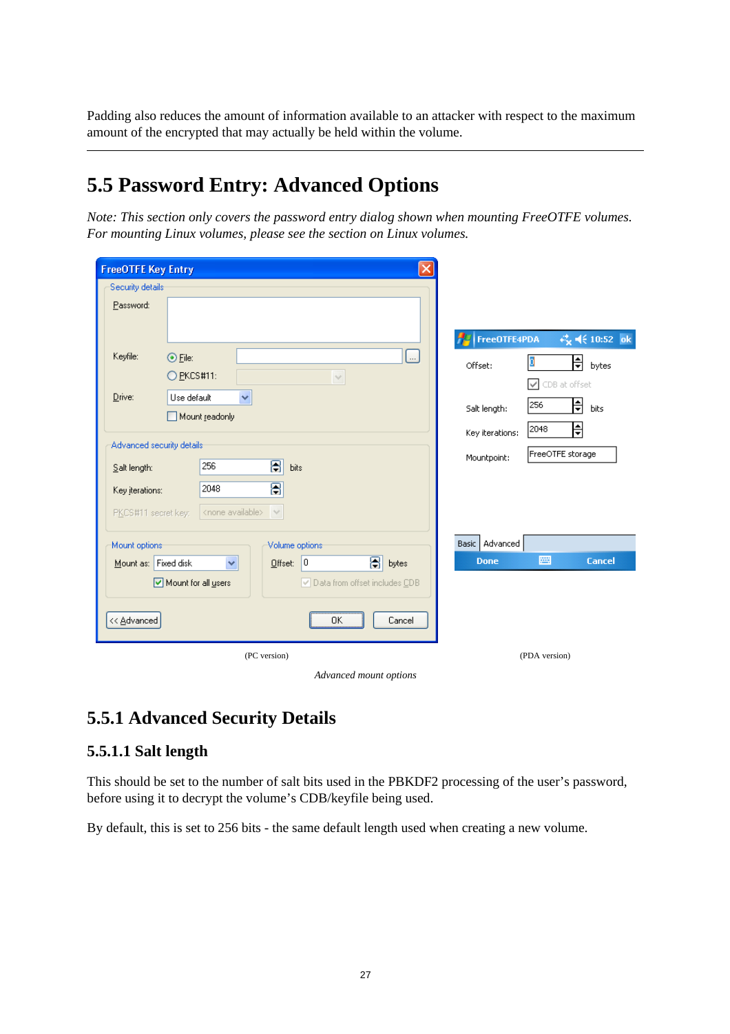Padding also reduces the amount of information available to an attacker with respect to the maximum amount of the encrypted that may actually be held within the volume.

---

## 5.5 Password Entry: Advanced Options

*Note: This section only covers the password entry dialog shown when mounting FreeOTFE volumes. For mounting Linux volumes, please see the section on Linux volumes.*

(PC version) (PDA version)

*Advanced mount options*

### 5.5.1 Advanced Security Details

#### 5.5.1.1 Salt length

This should be set to the number of salt bits used in the PBKDF2 processing of the user's password, before using it to decrypt the volume's CDB/keyfile being used.

By default, this is set to 256 bits - the same default length used when creating a new volume.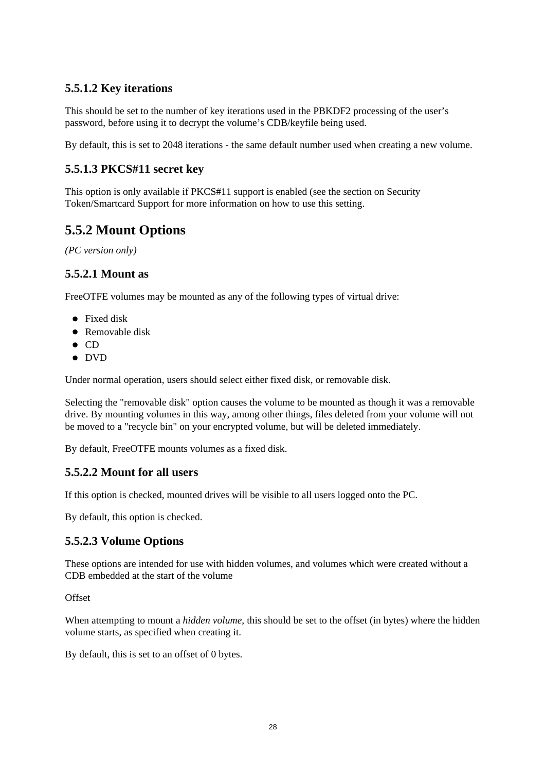### 5.5.1.2 Key iterations

This should be set to the number of key iterations used in the PBKDF2 processing of the user's password, before using it to decrypt the volume's CDB/keyfile being used.

By default, this is set to 2048 iterations - the same default number used when creating a new volume.

### 5.5.1.3 PKCS#11 secret key

This option is only available if PKCS#11 support is enabled (see the section on Security Token/Smartcard Support for more information on how to use this setting.

## 5.5.2 Mount Options

*(PC version only)*

### 5.5.2.1 Mount as

FreeOTFE volumes may be mounted as any of the following types of virtual drive:

- Fixed disk
- Removable disk
- CD
- DVD

Under normal operation, users should select either fixed disk, or removable disk.

Selecting the "removable disk" option causes the volume to be mounted as though it was a removable drive. By mounting volumes in this way, among other things, files deleted from your volume will not be moved to a "recycle bin" on your encrypted volume, but will be deleted immediately.

By default, FreeOTFE mounts volumes as a fixed disk.

### 5.5.2.2 Mount for all users

If this option is checked, mounted drives will be visible to all users logged onto the PC.

By default, this option is checked.

### 5.5.2.3 Volume Options

These options are intended for use with hidden volumes, and volumes which were created without a CDB embedded at the start of the volume

Offset

When attempting to mount a *hidden volume*, this should be set to the offset (in bytes) where the hidden volume starts, as specified when creating it.

By default, this is set to an offset of 0 bytes.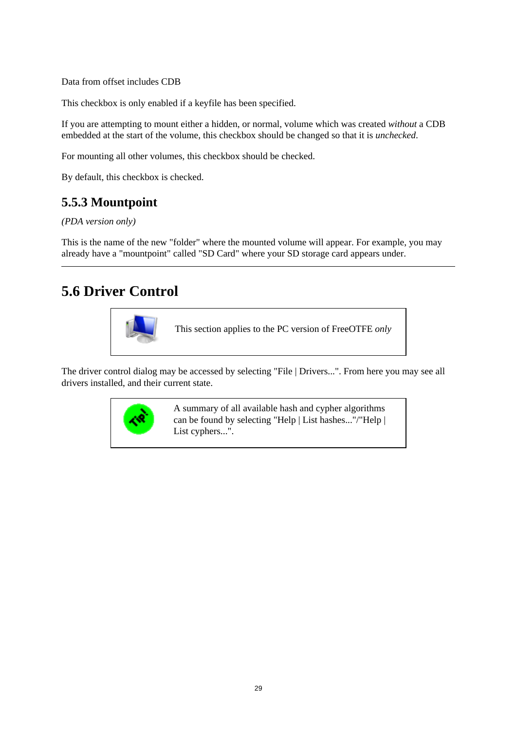Data from offset includes CDB

This checkbox is only enabled if a keyfile has been specified.

If you are attempting to mount either a hidden, or normal, volume which was created *without* a CDB embedded at the start of the volume, this checkbox should be changed so that it is *unchecked*.

For mounting all other volumes, this checkbox should be checked.

By default, this checkbox is checked.

### 5.5.3 Mountpoint

*(PDA version only)*

This is the name of the new "folder" where the mounted volume will appear. For example, you may already have a "mountpoint" called "SD Card" where your SD storage card appears under.

---

## 5.6 Driver Control

This section applies to the PC version of FreeOTFE *only*

The driver control dialog may be accessed by selecting "File | Drivers...". From here you may see all drivers installed, and their current state.

A summary of all available hash and cypher algorithms can be found by selecting "Help | List hashes..."/"Help | List cyphers...".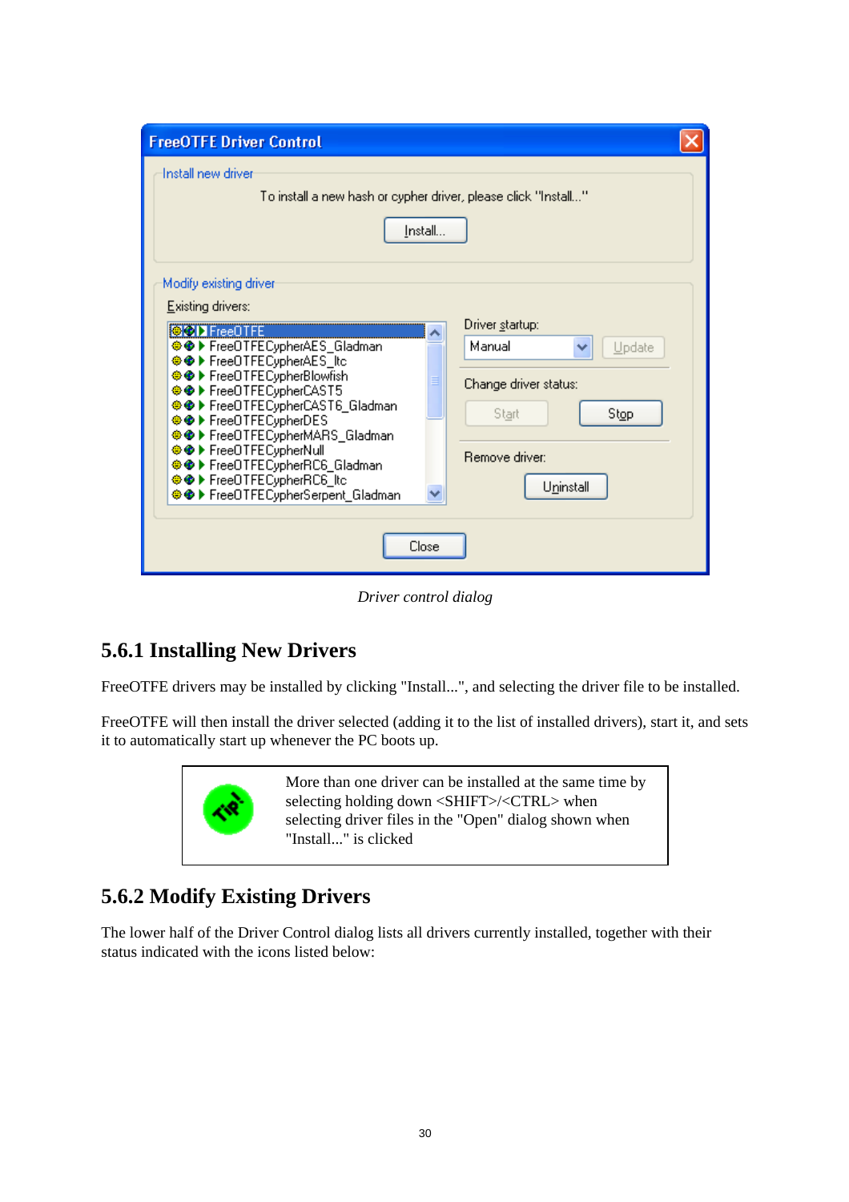*Driver control dialog*

## 5.6.1 Installing New Drivers

FreeOTFE drivers may be installed by clicking "Install...", and selecting the driver file to be installed.

FreeOTFE will then install the driver selected (adding it to the list of installed drivers), start it, and sets it to automatically start up whenever the PC boots up.

> More than one driver can be installed at the same time by selecting holding down <SHIFT>/<CTRL> when selecting driver files in the "Open" dialog shown when "Install..." is clicked

## 5.6.2 Modify Existing Drivers

The lower half of the Driver Control dialog lists all drivers currently installed, together with their status indicated with the icons listed below: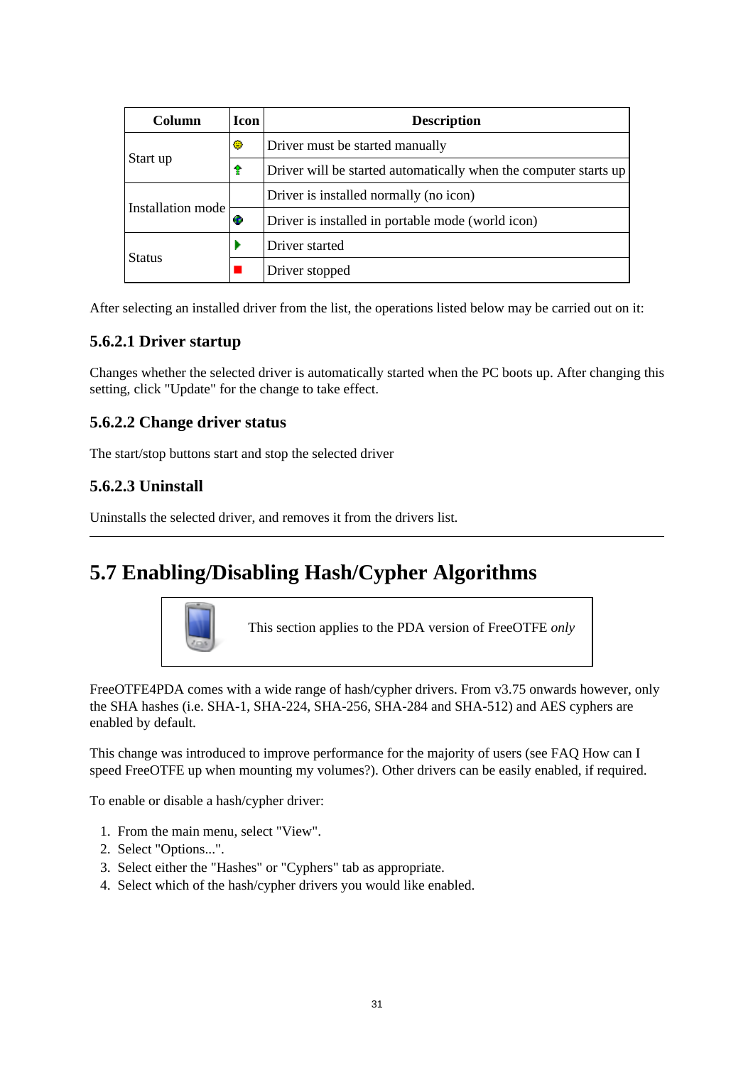| Column | Icon | Description |
| --- | --- | --- |
| Start up | | Driver must be started manually |
| | | Driver will be started automatically when the computer starts up |
| Installation mode | | Driver is installed normally (no icon) |
| | | Driver is installed in portable mode (world icon) |
| Status | | Driver started |
| | | Driver stopped |

After selecting an installed driver from the list, the operations listed below may be carried out on it:

#### 5.6.2.1 Driver startup

Changes whether the selected driver is automatically started when the PC boots up. After changing this setting, click "Update" for the change to take effect.

#### 5.6.2.2 Change driver status

The start/stop buttons start and stop the selected driver

#### 5.6.2.3 Uninstall

Uninstalls the selected driver, and removes it from the drivers list.

---

## 5.7 Enabling/Disabling Hash/Cypher Algorithms

This section applies to the PDA version of FreeOTFE *only*

FreeOTFE4PDA comes with a wide range of hash/cypher drivers. From v3.75 onwards however, only the SHA hashes (i.e. SHA-1, SHA-224, SHA-256, SHA-284 and SHA-512) and AES cyphers are enabled by default.

This change was introduced to improve performance for the majority of users (see FAQ How can I speed FreeOTFE up when mounting my volumes?). Other drivers can be easily enabled, if required.

To enable or disable a hash/cypher driver:

1. From the main menu, select "View".
2. Select "Options...".
3. Select either the "Hashes" or "Cyphers" tab as appropriate.
4. Select which of the hash/cypher drivers you would like enabled.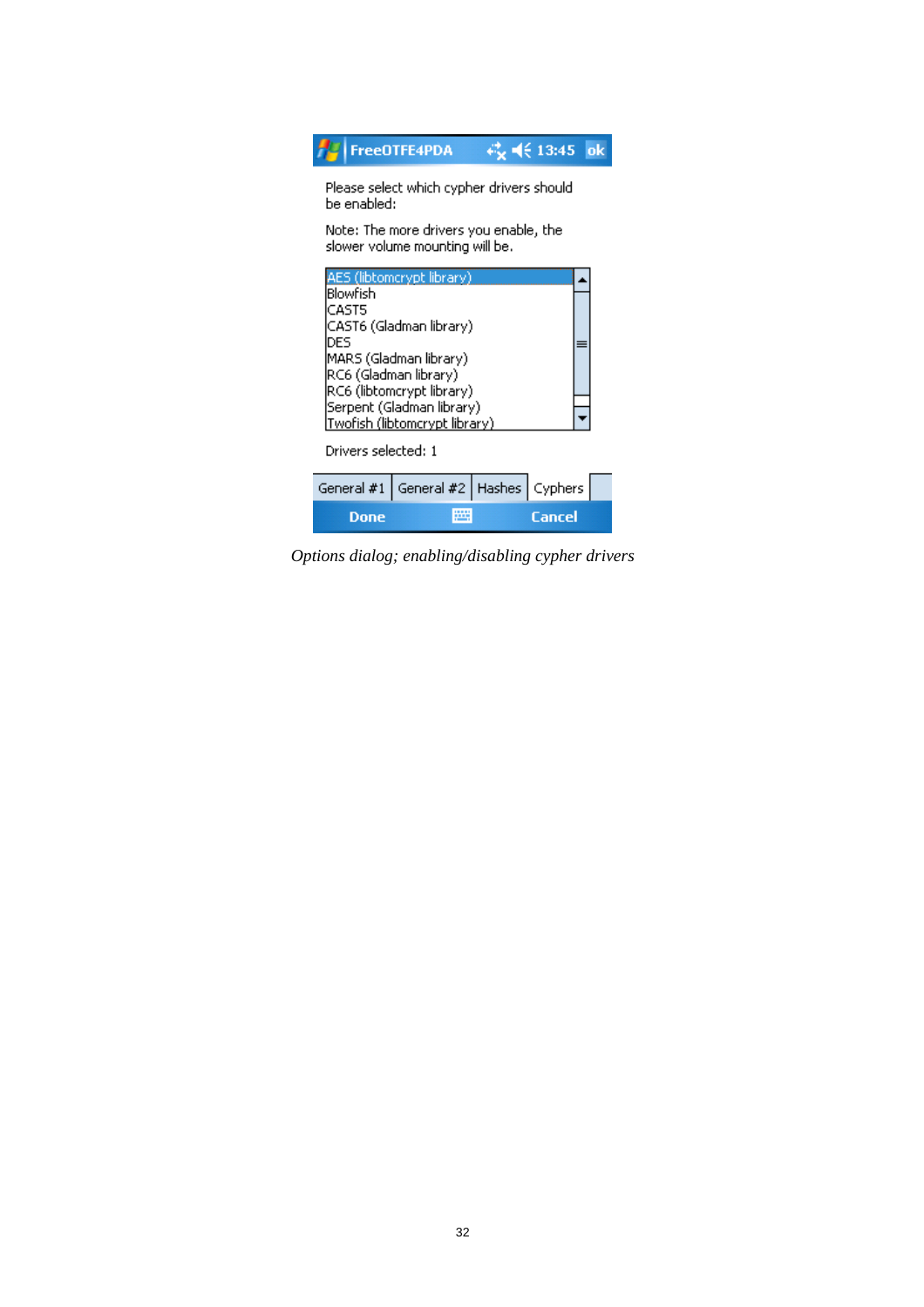FreeOTFE4PDA 13:45 ok

Please select which cypher drivers should be enabled:

Note: The more drivers you enable, the slower volume mounting will be.

- AES (libtomcrypt library)
- Blowfish
- CAST5
- CAST6 (Gladman library)
- DES
- MARS (Gladman library)
- RC6 (Gladman library)
- RC6 (libtomcrypt library)
- Serpent (Gladman library)
- Twofish (libtomcrypt library)

Drivers selected: 1

General #1 | General #2 | Hashes | Cyphers

Done | Cancel

*Options dialog; enabling/disabling cypher drivers*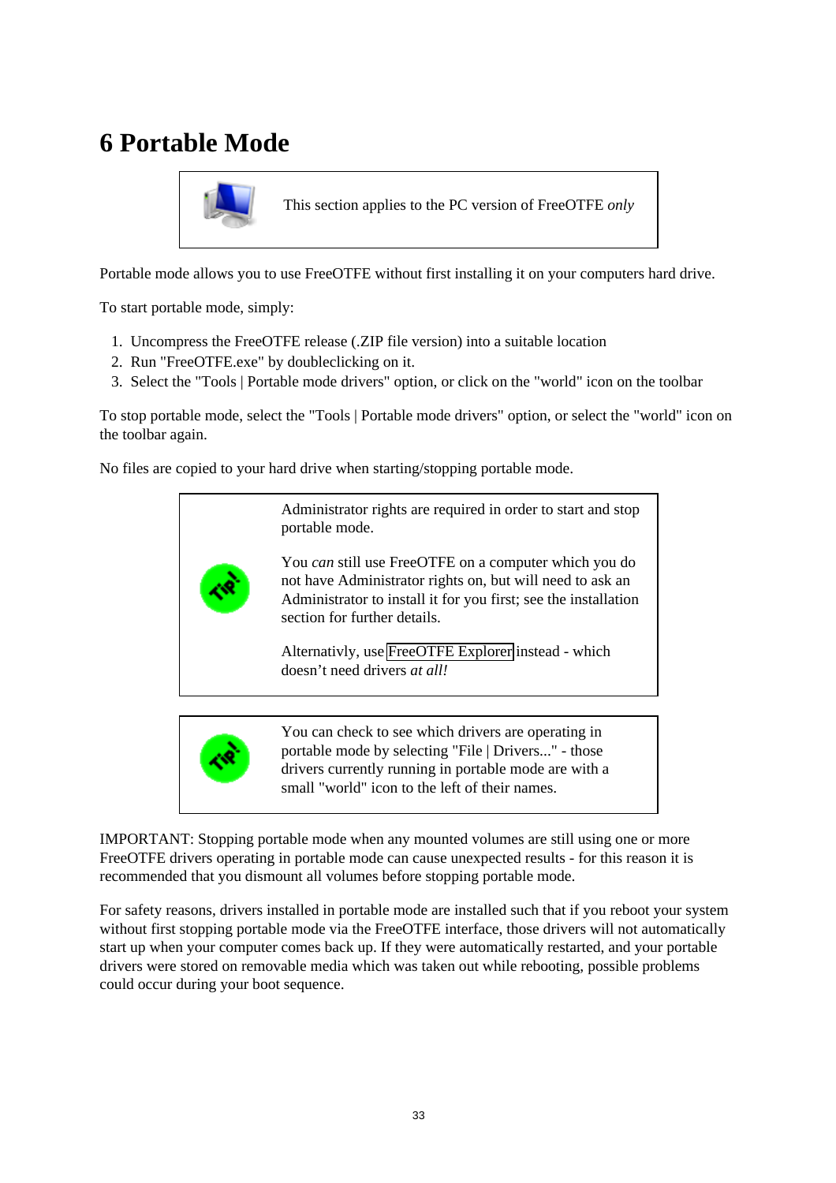# 6 Portable Mode

> This section applies to the PC version of FreeOTFE *only*

Portable mode allows you to use FreeOTFE without first installing it on your computers hard drive.

To start portable mode, simply:

1. Uncompress the FreeOTFE release (.ZIP file version) into a suitable location
2. Run "FreeOTFE.exe" by doubleclicking on it.
3. Select the "Tools | Portable mode drivers" option, or click on the "world" icon on the toolbar

To stop portable mode, select the "Tools | Portable mode drivers" option, or select the "world" icon on the toolbar again.

No files are copied to your hard drive when starting/stopping portable mode.

> Administrator rights are required in order to start and stop portable mode.
>
> You *can* still use FreeOTFE on a computer which you do not have Administrator rights on, but will need to ask an Administrator to install it for you first; see the installation section for further details.
>
> Alternativly, use FreeOTFE Explorer instead - which doesn't need drivers *at all!*

> You can check to see which drivers are operating in portable mode by selecting "File | Drivers..." - those drivers currently running in portable mode are with a small "world" icon to the left of their names.

IMPORTANT: Stopping portable mode when any mounted volumes are still using one or more FreeOTFE drivers operating in portable mode can cause unexpected results - for this reason it is recommended that you dismount all volumes before stopping portable mode.

For safety reasons, drivers installed in portable mode are installed such that if you reboot your system without first stopping portable mode via the FreeOTFE interface, those drivers will not automatically start up when your computer comes back up. If they were automatically restarted, and your portable drivers were stored on removable media which was taken out while rebooting, possible problems could occur during your boot sequence.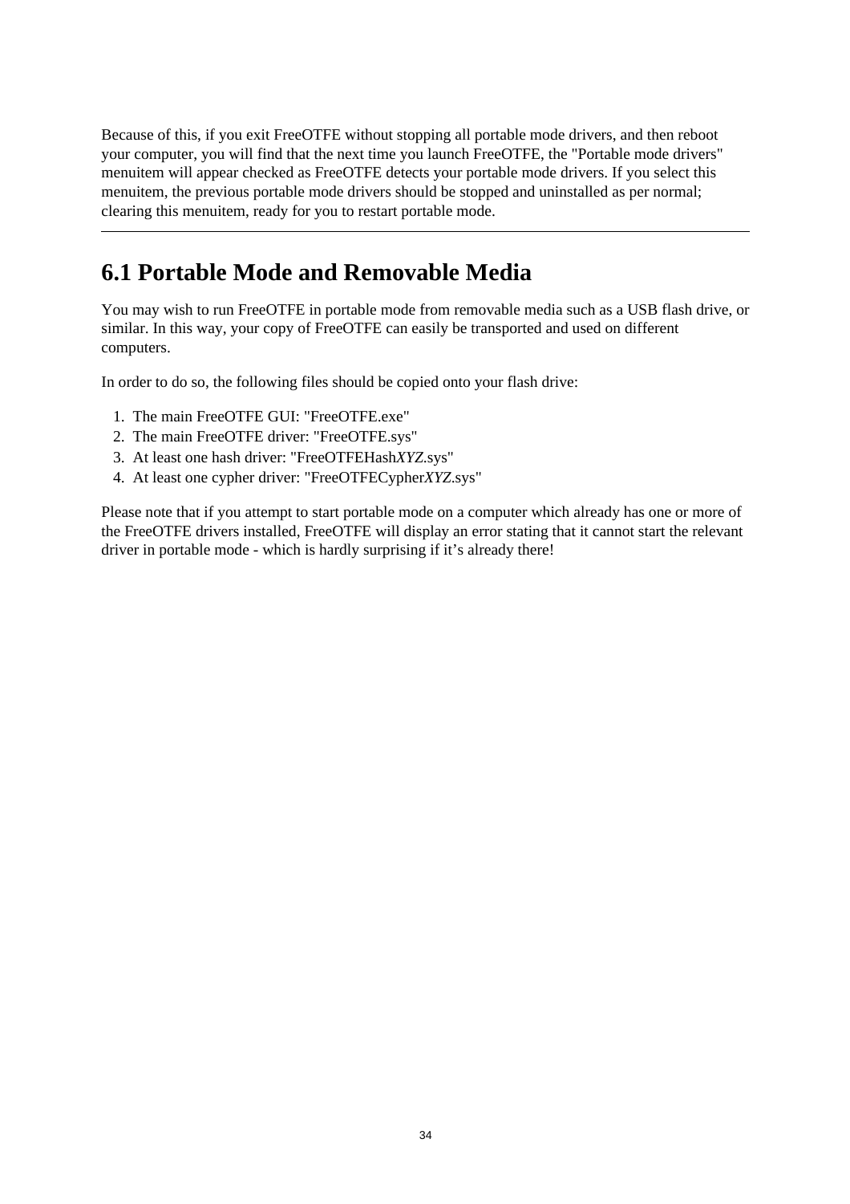Because of this, if you exit FreeOTFE without stopping all portable mode drivers, and then reboot your computer, you will find that the next time you launch FreeOTFE, the "Portable mode drivers" menuitem will appear checked as FreeOTFE detects your portable mode drivers. If you select this menuitem, the previous portable mode drivers should be stopped and uninstalled as per normal; clearing this menuitem, ready for you to restart portable mode.

---

## 6.1 Portable Mode and Removable Media

You may wish to run FreeOTFE in portable mode from removable media such as a USB flash drive, or similar. In this way, your copy of FreeOTFE can easily be transported and used on different computers.

In order to do so, the following files should be copied onto your flash drive:

1. The main FreeOTFE GUI: "FreeOTFE.exe"
2. The main FreeOTFE driver: "FreeOTFE.sys"
3. At least one hash driver: "FreeOTFEHash*XYZ*.sys"
4. At least one cypher driver: "FreeOTFECypher*XYZ*.sys"

Please note that if you attempt to start portable mode on a computer which already has one or more of the FreeOTFE drivers installed, FreeOTFE will display an error stating that it cannot start the relevant driver in portable mode - which is hardly surprising if it's already there!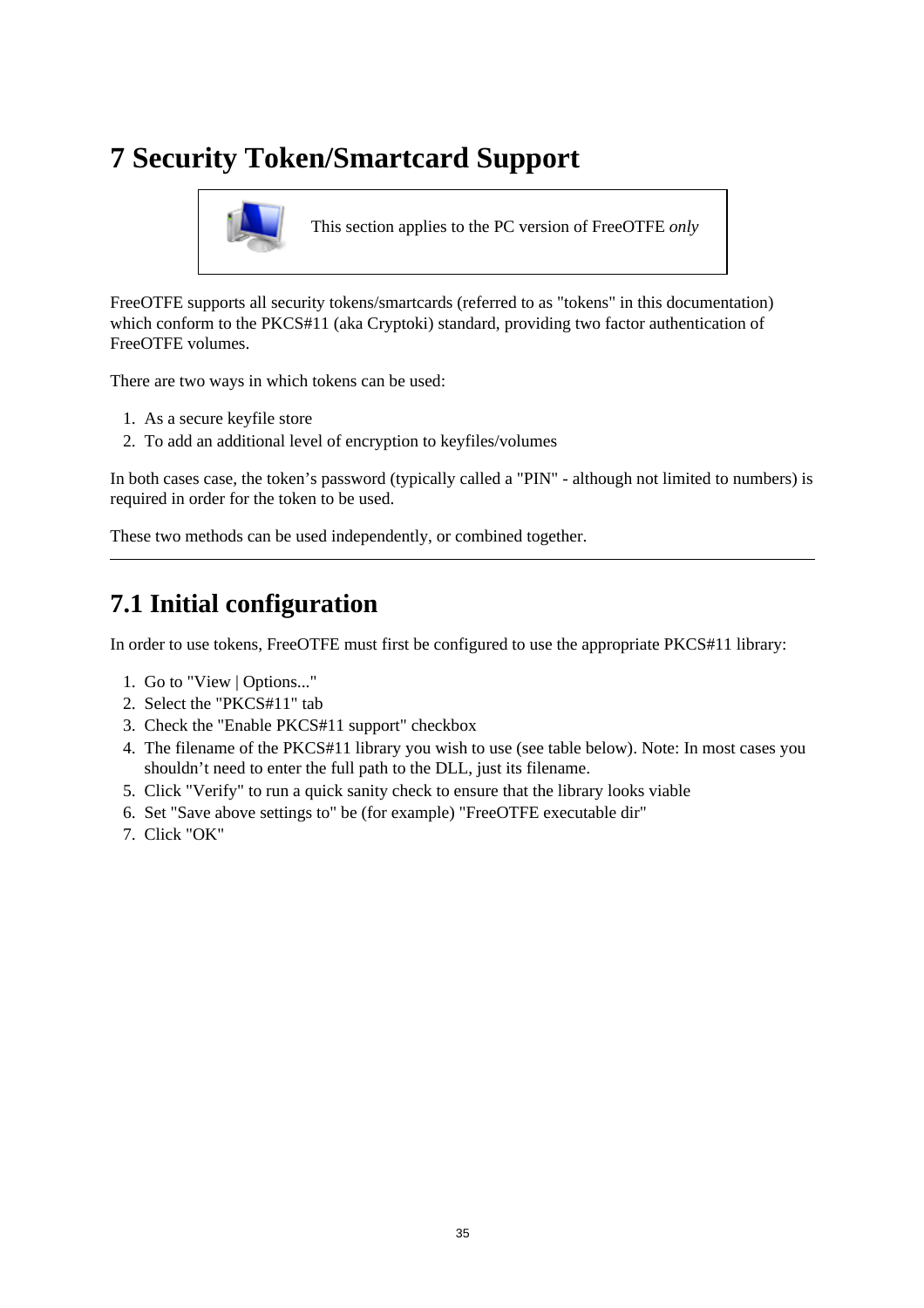# 7 Security Token/Smartcard Support

> This section applies to the PC version of FreeOTFE *only*

FreeOTFE supports all security tokens/smartcards (referred to as "tokens" in this documentation) which conform to the PKCS#11 (aka Cryptoki) standard, providing two factor authentication of FreeOTFE volumes.

There are two ways in which tokens can be used:

1. As a secure keyfile store
2. To add an additional level of encryption to keyfiles/volumes

In both cases case, the token's password (typically called a "PIN" - although not limited to numbers) is required in order for the token to be used.

These two methods can be used independently, or combined together.

---

## 7.1 Initial configuration

In order to use tokens, FreeOTFE must first be configured to use the appropriate PKCS#11 library:

1. Go to "View | Options..."
2. Select the "PKCS#11" tab
3. Check the "Enable PKCS#11 support" checkbox
4. The filename of the PKCS#11 library you wish to use (see table below). Note: In most cases you shouldn't need to enter the full path to the DLL, just its filename.
5. Click "Verify" to run a quick sanity check to ensure that the library looks viable
6. Set "Save above settings to" be (for example) "FreeOTFE executable dir"
7. Click "OK"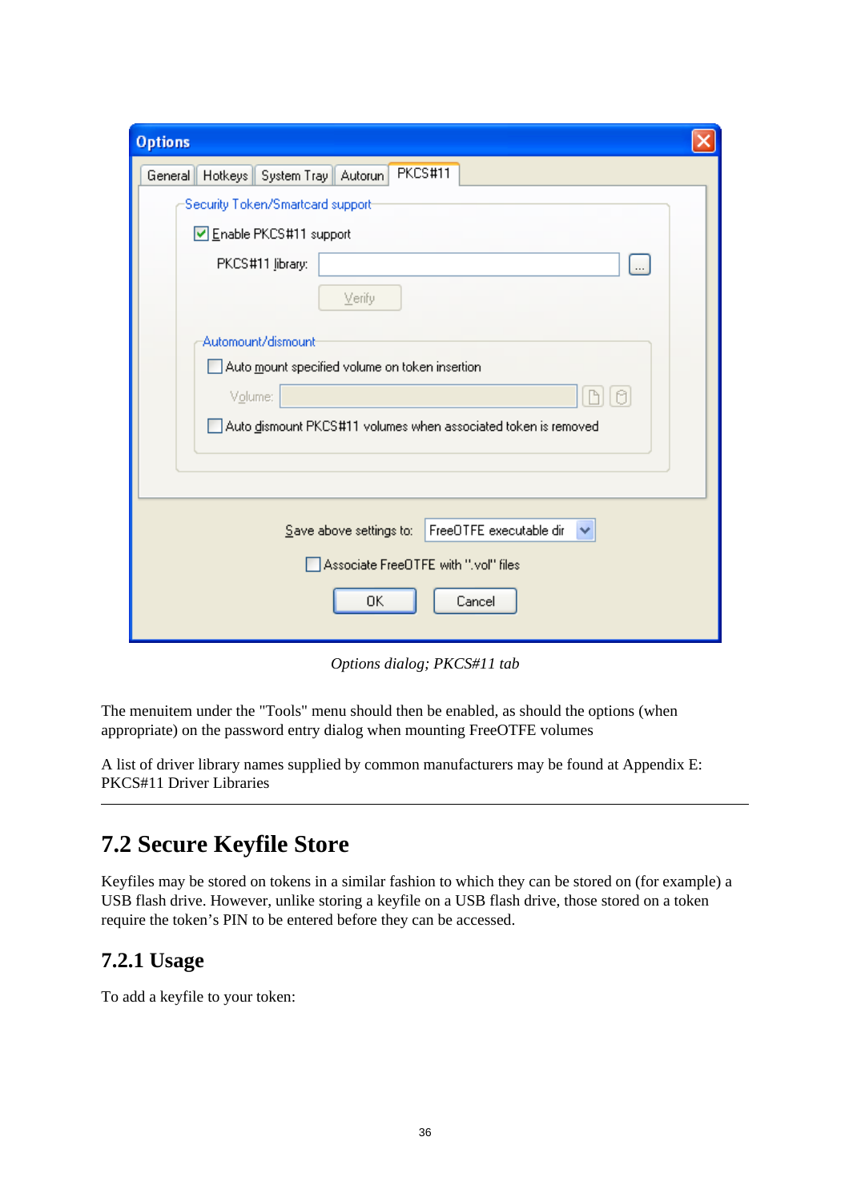*Options dialog; PKCS#11 tab*

The menuitem under the "Tools" menu should then be enabled, as should the options (when appropriate) on the password entry dialog when mounting FreeOTFE volumes

A list of driver library names supplied by common manufacturers may be found at Appendix E: PKCS#11 Driver Libraries

---

## 7.2 Secure Keyfile Store

Keyfiles may be stored on tokens in a similar fashion to which they can be stored on (for example) a USB flash drive. However, unlike storing a keyfile on a USB flash drive, those stored on a token require the token's PIN to be entered before they can be accessed.

### 7.2.1 Usage

To add a keyfile to your token: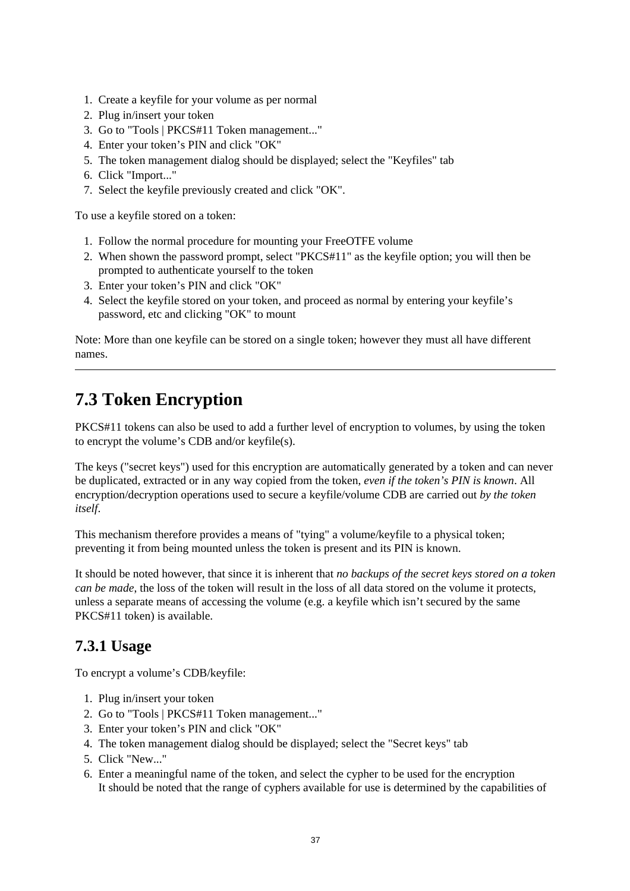1. Create a keyfile for your volume as per normal
2. Plug in/insert your token
3. Go to "Tools | PKCS#11 Token management..."
4. Enter your token's PIN and click "OK"
5. The token management dialog should be displayed; select the "Keyfiles" tab
6. Click "Import..."
7. Select the keyfile previously created and click "OK".

To use a keyfile stored on a token:

1. Follow the normal procedure for mounting your FreeOTFE volume
2. When shown the password prompt, select "PKCS#11" as the keyfile option; you will then be prompted to authenticate yourself to the token
3. Enter your token's PIN and click "OK"
4. Select the keyfile stored on your token, and proceed as normal by entering your keyfile's password, etc and clicking "OK" to mount

Note: More than one keyfile can be stored on a single token; however they must all have different names.

---

## 7.3 Token Encryption

PKCS#11 tokens can also be used to add a further level of encryption to volumes, by using the token to encrypt the volume's CDB and/or keyfile(s).

The keys ("secret keys") used for this encryption are automatically generated by a token and can never be duplicated, extracted or in any way copied from the token, *even if the token's PIN is known*. All encryption/decryption operations used to secure a keyfile/volume CDB are carried out *by the token itself*.

This mechanism therefore provides a means of "tying" a volume/keyfile to a physical token; preventing it from being mounted unless the token is present and its PIN is known.

It should be noted however, that since it is inherent that *no backups of the secret keys stored on a token can be made*, the loss of the token will result in the loss of all data stored on the volume it protects, unless a separate means of accessing the volume (e.g. a keyfile which isn't secured by the same PKCS#11 token) is available.

### 7.3.1 Usage

To encrypt a volume's CDB/keyfile:

1. Plug in/insert your token
2. Go to "Tools | PKCS#11 Token management..."
3. Enter your token's PIN and click "OK"
4. The token management dialog should be displayed; select the "Secret keys" tab
5. Click "New..."
6. Enter a meaningful name of the token, and select the cypher to be used for the encryption
   It should be noted that the range of cyphers available for use is determined by the capabilities of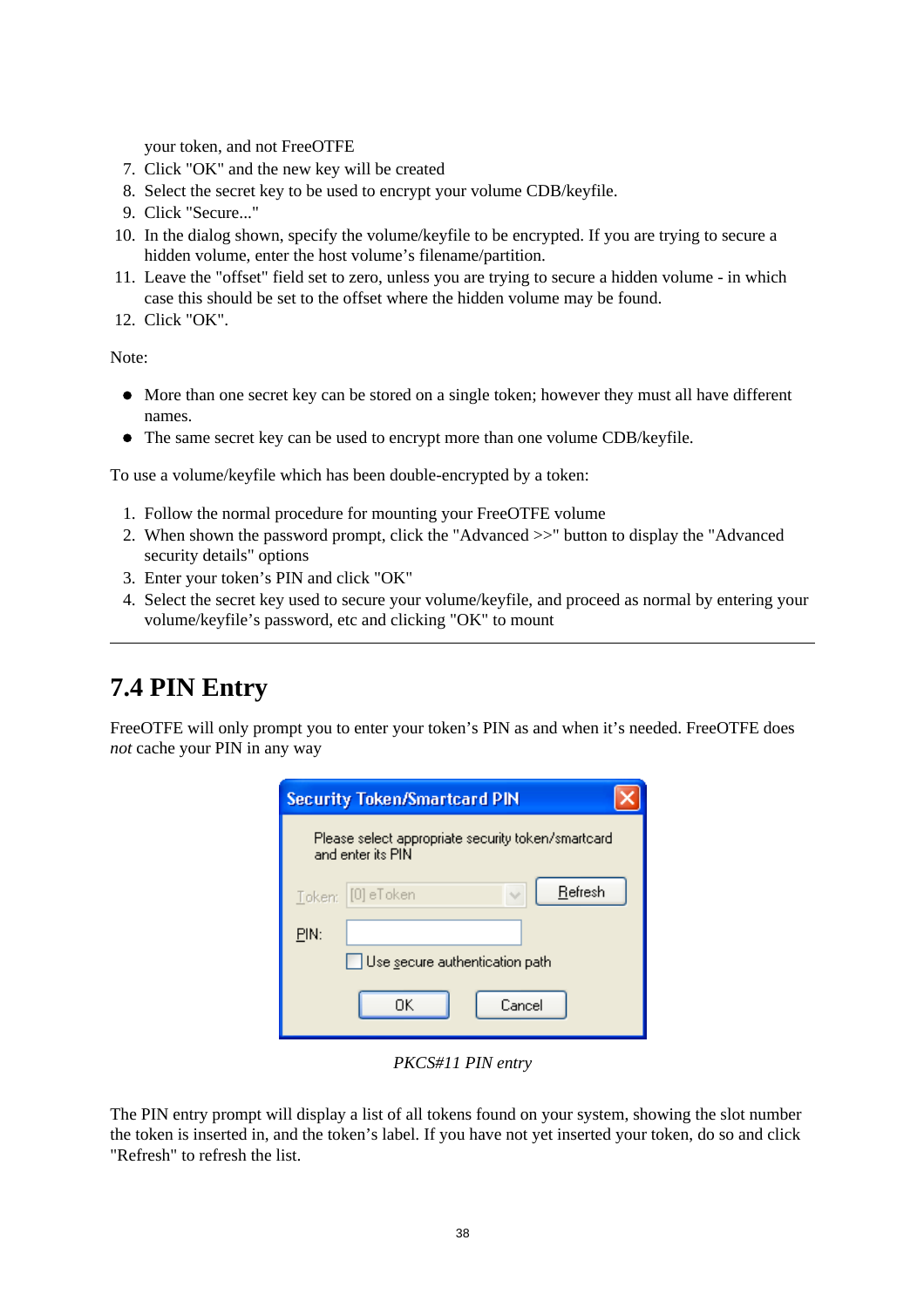your token, and not FreeOTFE

7. Click "OK" and the new key will be created
8. Select the secret key to be used to encrypt your volume CDB/keyfile.
9. Click "Secure..."
10. In the dialog shown, specify the volume/keyfile to be encrypted. If you are trying to secure a hidden volume, enter the host volume's filename/partition.
11. Leave the "offset" field set to zero, unless you are trying to secure a hidden volume - in which case this should be set to the offset where the hidden volume may be found.
12. Click "OK".

Note:

- More than one secret key can be stored on a single token; however they must all have different names.
- The same secret key can be used to encrypt more than one volume CDB/keyfile.

To use a volume/keyfile which has been double-encrypted by a token:

1. Follow the normal procedure for mounting your FreeOTFE volume
2. When shown the password prompt, click the "Advanced >>" button to display the "Advanced security details" options
3. Enter your token's PIN and click "OK"
4. Select the secret key used to secure your volume/keyfile, and proceed as normal by entering your volume/keyfile's password, etc and clicking "OK" to mount

---

## 7.4 PIN Entry

FreeOTFE will only prompt you to enter your token's PIN as and when it's needed. FreeOTFE does *not* cache your PIN in any way

*PKCS#11 PIN entry*

The PIN entry prompt will display a list of all tokens found on your system, showing the slot number the token is inserted in, and the token's label. If you have not yet inserted your token, do so and click "Refresh" to refresh the list.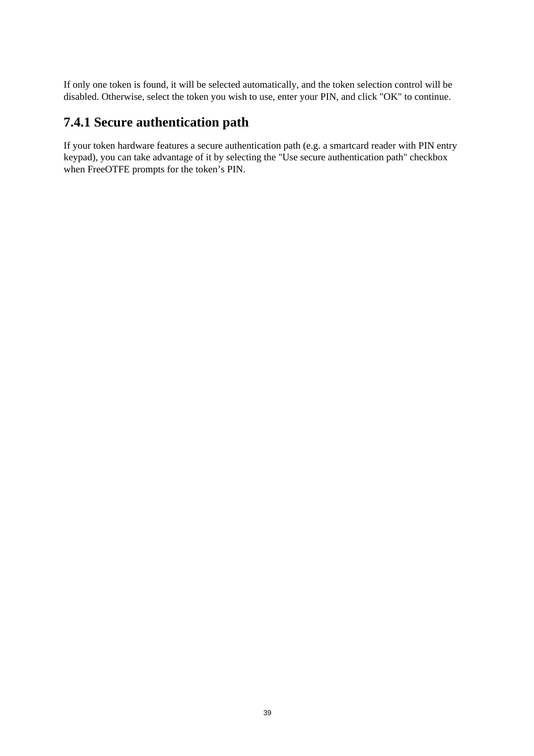If only one token is found, it will be selected automatically, and the token selection control will be disabled. Otherwise, select the token you wish to use, enter your PIN, and click "OK" to continue.

## 7.4.1 Secure authentication path

If your token hardware features a secure authentication path (e.g. a smartcard reader with PIN entry keypad), you can take advantage of it by selecting the "Use secure authentication path" checkbox when FreeOTFE prompts for the token’s PIN.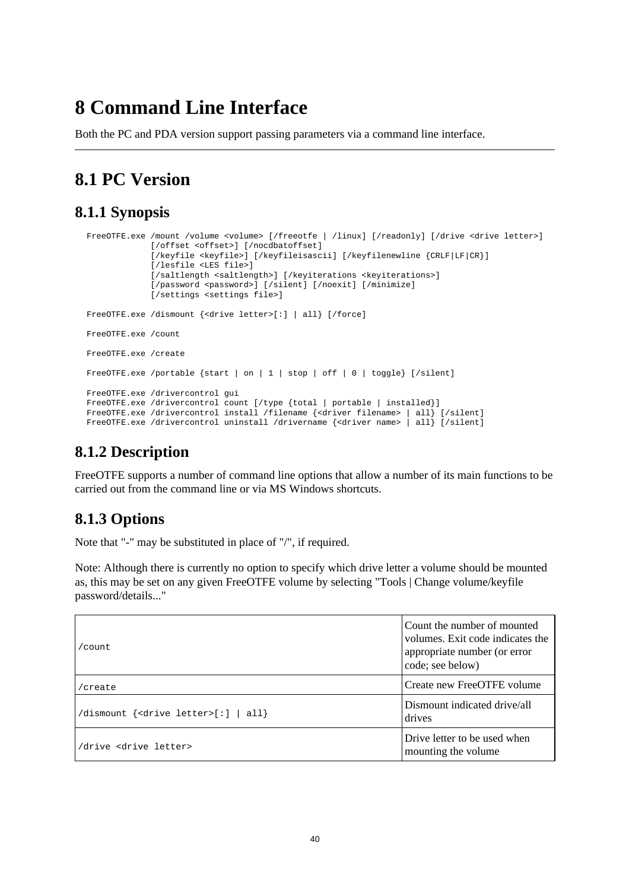# 8 Command Line Interface

Both the PC and PDA version support passing parameters via a command line interface.

---

## 8.1 PC Version

### 8.1.1 Synopsis

```
FreeOTFE.exe /mount /volume <volume> [/freeotfe | /linux] [/readonly] [/drive <drive letter>]
             [/offset <offset>] [/nocdbatoffset]
             [/keyfile <keyfile>] [/keyfileisascii] [/keyfilenewline {CRLF|LF|CR}]
             [/lesfile <LES file>]
             [/saltlength <saltlength>] [/keyiterations <keyiterations>]
             [/password <password>] [/silent] [/noexit] [/minimize]
             [/settings <settings file>]

FreeOTFE.exe /dismount {<drive letter>[:] | all} [/force]

FreeOTFE.exe /count

FreeOTFE.exe /create

FreeOTFE.exe /portable {start | on | 1 | stop | off | 0 | toggle} [/silent]

FreeOTFE.exe /drivercontrol gui
FreeOTFE.exe /drivercontrol count [/type {total | portable | installed}]
FreeOTFE.exe /drivercontrol install /filename {<driver filename> | all} [/silent]
FreeOTFE.exe /drivercontrol uninstall /drivername {<driver name> | all} [/silent]
```

### 8.1.2 Description

FreeOTFE supports a number of command line options that allow a number of its main functions to be carried out from the command line or via MS Windows shortcuts.

### 8.1.3 Options

Note that "-" may be substituted in place of "/", if required.

Note: Although there is currently no option to specify which drive letter a volume should be mounted as, this may be set on any given FreeOTFE volume by selecting "Tools | Change volume/keyfile password/details..."

| | |
|---|---|
| `/count` | Count the number of mounted volumes. Exit code indicates the appropriate number (or error code; see below) |
| `/create` | Create new FreeOTFE volume |
| `/dismount {<drive letter>[:] \| all}` | Dismount indicated drive/all drives |
| `/drive <drive letter>` | Drive letter to be used when mounting the volume |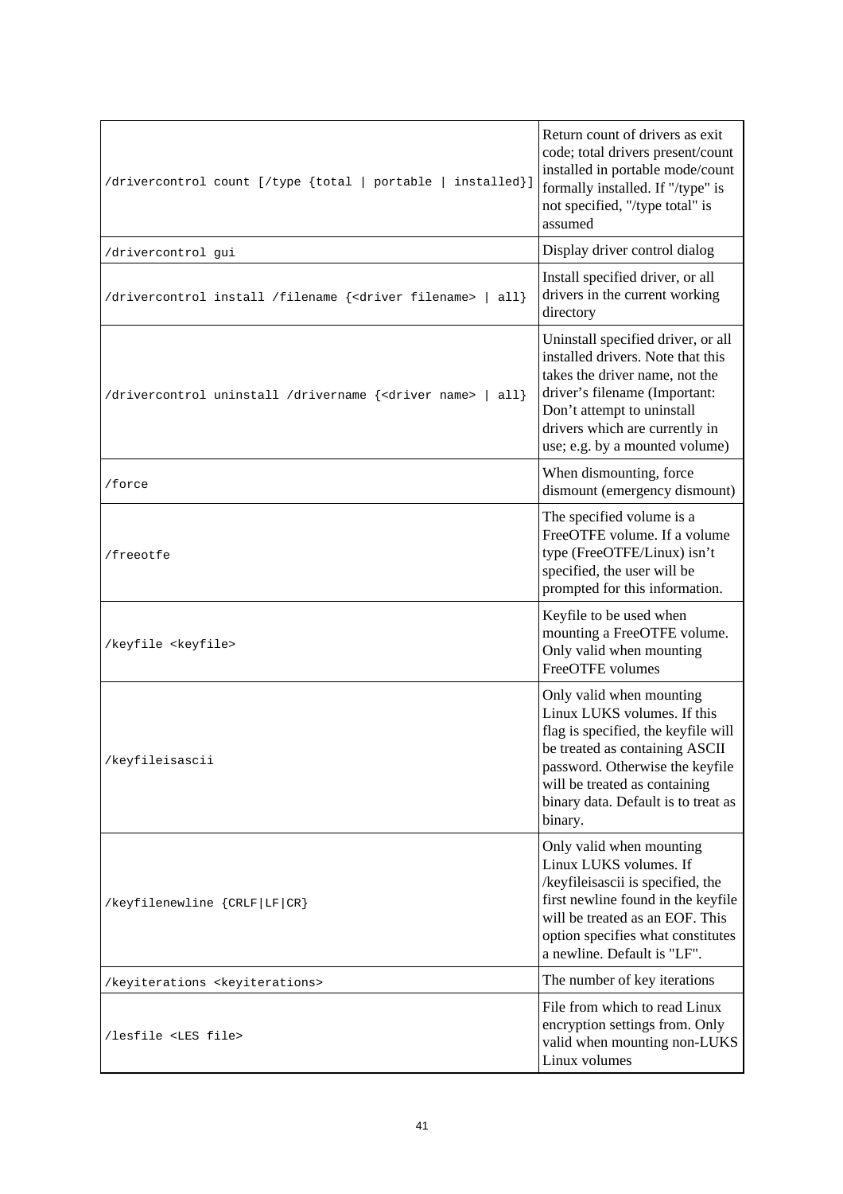| | |
|---|---|
| `/drivercontrol count [/type {total \| portable \| installed}]` | Return count of drivers as exit code; total drivers present/count installed in portable mode/count formally installed. If "/type" is not specified, "/type total" is assumed |
| `/drivercontrol gui` | Display driver control dialog |
| `/drivercontrol install /filename {<driver filename> \| all}` | Install specified driver, or all drivers in the current working directory |
| `/drivercontrol uninstall /drivername {<driver name> \| all}` | Uninstall specified driver, or all installed drivers. Note that this takes the driver name, not the driver's filename (Important: Don't attempt to uninstall drivers which are currently in use; e.g. by a mounted volume) |
| `/force` | When dismounting, force dismount (emergency dismount) |
| `/freeotfe` | The specified volume is a FreeOTFE volume. If a volume type (FreeOTFE/Linux) isn't specified, the user will be prompted for this information. |
| `/keyfile <keyfile>` | Keyfile to be used when mounting a FreeOTFE volume. Only valid when mounting FreeOTFE volumes |
| `/keyfileisascii` | Only valid when mounting Linux LUKS volumes. If this flag is specified, the keyfile will be treated as containing ASCII password. Otherwise the keyfile will be treated as containing binary data. Default is to treat as binary. |
| `/keyfilenewline {CRLF\|LF\|CR}` | Only valid when mounting Linux LUKS volumes. If /keyfileisascii is specified, the first newline found in the keyfile will be treated as an EOF. This option specifies what constitutes a newline. Default is "LF". |
| `/keyiterations <keyiterations>` | The number of key iterations |
| `/lesfile <LES file>` | File from which to read Linux encryption settings from. Only valid when mounting non-LUKS Linux volumes |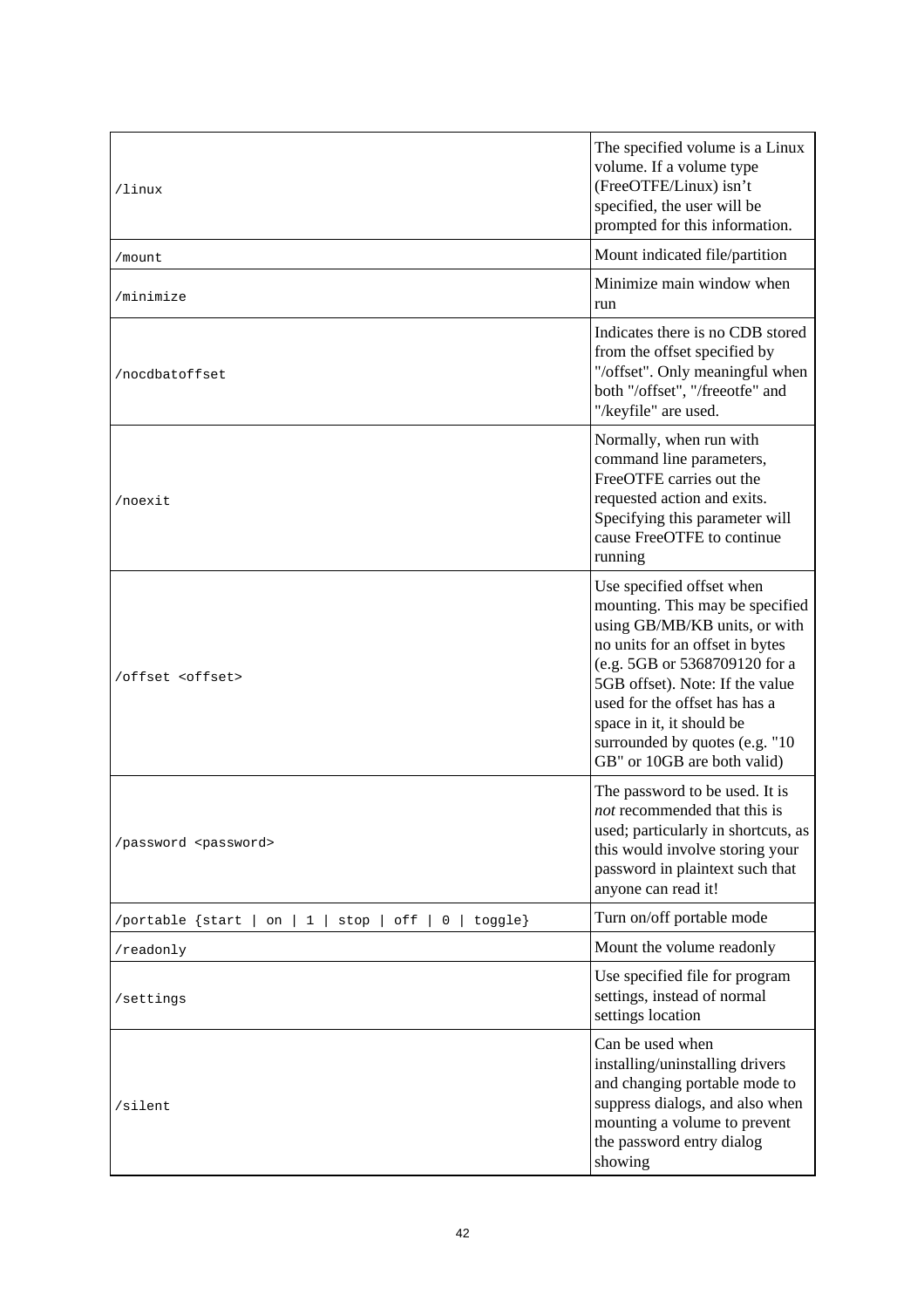| | |
|---|---|
| /linux | The specified volume is a Linux volume. If a volume type (FreeOTFE/Linux) isn't specified, the user will be prompted for this information. |
| /mount | Mount indicated file/partition |
| /minimize | Minimize main window when run |
| /nocdbatoffset | Indicates there is no CDB stored from the offset specified by "/offset". Only meaningful when both "/offset", "/freeotfe" and "/keyfile" are used. |
| /noexit | Normally, when run with command line parameters, FreeOTFE carries out the requested action and exits. Specifying this parameter will cause FreeOTFE to continue running |
| /offset <offset> | Use specified offset when mounting. This may be specified using GB/MB/KB units, or with no units for an offset in bytes (e.g. 5GB or 5368709120 for a 5GB offset). Note: If the value used for the offset has has a space in it, it should be surrounded by quotes (e.g. "10 GB" or 10GB are both valid) |
| /password <password> | The password to be used. It is *not* recommended that this is used; particularly in shortcuts, as this would involve storing your password in plaintext such that anyone can read it! |
| /portable {start \| on \| 1 \| stop \| off \| 0 \| toggle} | Turn on/off portable mode |
| /readonly | Mount the volume readonly |
| /settings | Use specified file for program settings, instead of normal settings location |
| /silent | Can be used when installing/uninstalling drivers and changing portable mode to suppress dialogs, and also when mounting a volume to prevent the password entry dialog showing |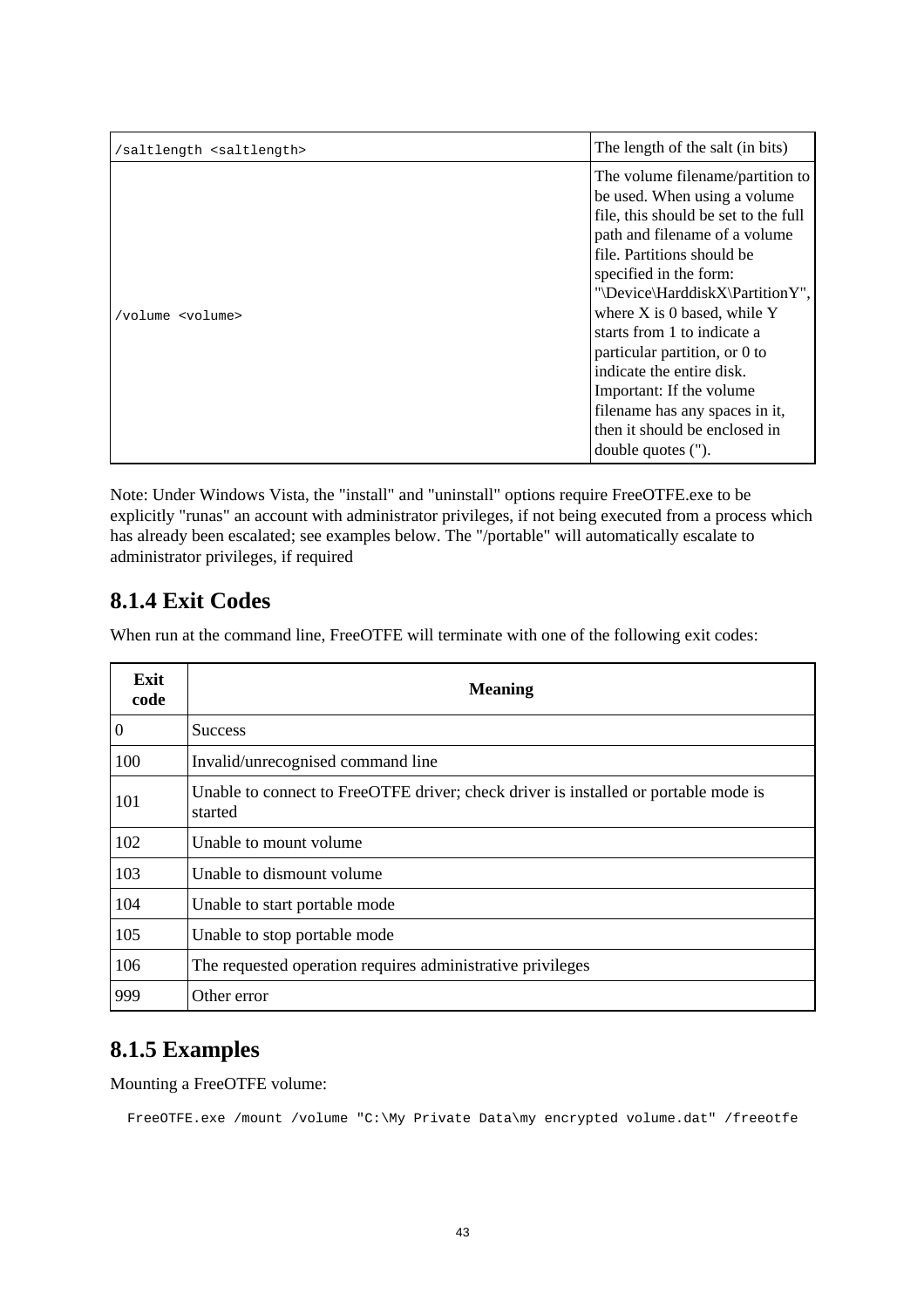| | |
|---|---|
| `/saltlength <saltlength>` | The length of the salt (in bits) |
| `/volume <volume>` | The volume filename/partition to be used. When using a volume file, this should be set to the full path and filename of a volume file. Partitions should be specified in the form: "\Device\HarddiskX\PartitionY", where X is 0 based, while Y starts from 1 to indicate a particular partition, or 0 to indicate the entire disk. Important: If the volume filename has any spaces in it, then it should be enclosed in double quotes ("). |

Note: Under Windows Vista, the "install" and "uninstall" options require FreeOTFE.exe to be explicitly "runas" an account with administrator privileges, if not being executed from a process which has already been escalated; see examples below. The "/portable" will automatically escalate to administrator privileges, if required

### 8.1.4 Exit Codes

When run at the command line, FreeOTFE will terminate with one of the following exit codes:

| Exit code | Meaning |
|---|---|
| 0 | Success |
| 100 | Invalid/unrecognised command line |
| 101 | Unable to connect to FreeOTFE driver; check driver is installed or portable mode is started |
| 102 | Unable to mount volume |
| 103 | Unable to dismount volume |
| 104 | Unable to start portable mode |
| 105 | Unable to stop portable mode |
| 106 | The requested operation requires administrative privileges |
| 999 | Other error |

### 8.1.5 Examples

Mounting a FreeOTFE volume:

```
FreeOTFE.exe /mount /volume "C:\My Private Data\my encrypted volume.dat" /freeotfe
```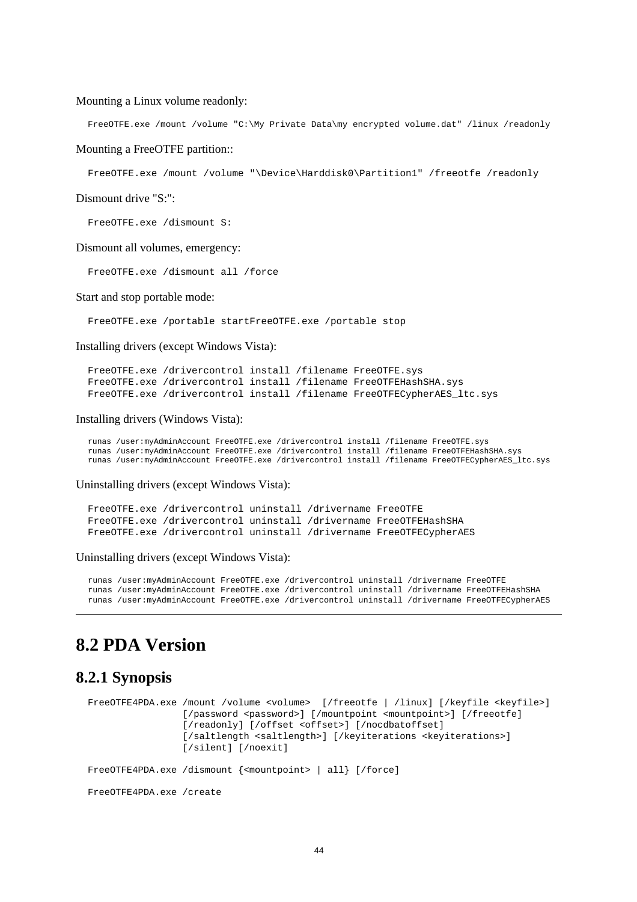Mounting a Linux volume readonly:

```
FreeOTFE.exe /mount /volume "C:\My Private Data\my encrypted volume.dat" /linux /readonly
```

Mounting a FreeOTFE partition::

```
FreeOTFE.exe /mount /volume "\Device\Harddisk0\Partition1" /freeotfe /readonly
```

Dismount drive "S:":

```
FreeOTFE.exe /dismount S:
```

Dismount all volumes, emergency:

```
FreeOTFE.exe /dismount all /force
```

Start and stop portable mode:

```
FreeOTFE.exe /portable startFreeOTFE.exe /portable stop
```

Installing drivers (except Windows Vista):

```
FreeOTFE.exe /drivercontrol install /filename FreeOTFE.sys
FreeOTFE.exe /drivercontrol install /filename FreeOTFEHashSHA.sys
FreeOTFE.exe /drivercontrol install /filename FreeOTFECypherAES_ltc.sys
```

Installing drivers (Windows Vista):

```
runas /user:myAdminAccount FreeOTFE.exe /drivercontrol install /filename FreeOTFE.sys
runas /user:myAdminAccount FreeOTFE.exe /drivercontrol install /filename FreeOTFEHashSHA.sys
runas /user:myAdminAccount FreeOTFE.exe /drivercontrol install /filename FreeOTFECypherAES_ltc.sys
```

Uninstalling drivers (except Windows Vista):

```
FreeOTFE.exe /drivercontrol uninstall /drivername FreeOTFE
FreeOTFE.exe /drivercontrol uninstall /drivername FreeOTFEHashSHA
FreeOTFE.exe /drivercontrol uninstall /drivername FreeOTFECypherAES
```

Uninstalling drivers (except Windows Vista):

```
runas /user:myAdminAccount FreeOTFE.exe /drivercontrol uninstall /drivername FreeOTFE
runas /user:myAdminAccount FreeOTFE.exe /drivercontrol uninstall /drivername FreeOTFEHashSHA
runas /user:myAdminAccount FreeOTFE.exe /drivercontrol uninstall /drivername FreeOTFECypherAES
```

---

# 8.2 PDA Version

## 8.2.1 Synopsis

```
FreeOTFE4PDA.exe /mount /volume <volume>  [/freeotfe | /linux] [/keyfile <keyfile>]
                 [/password <password>] [/mountpoint <mountpoint>] [/freeotfe]
                 [/readonly] [/offset <offset>] [/nocdbatoffset]
                 [/saltlength <saltlength>] [/keyiterations <keyiterations>]
                 [/silent] [/noexit]

FreeOTFE4PDA.exe /dismount {<mountpoint> | all} [/force]

FreeOTFE4PDA.exe /create
```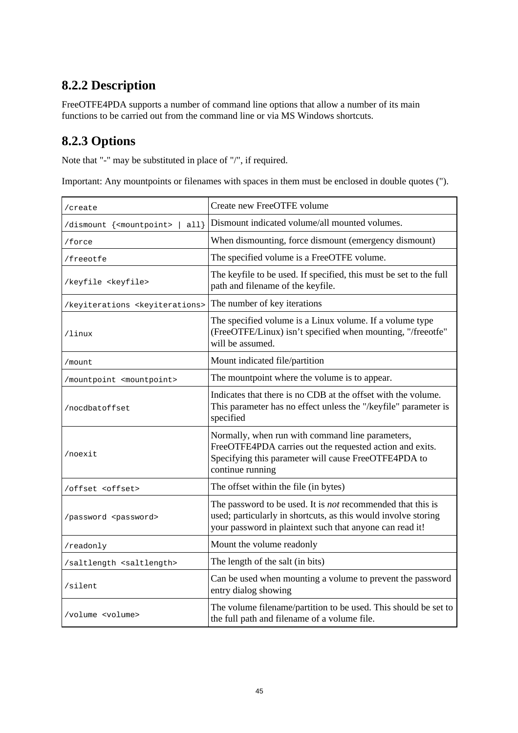### 8.2.2 Description

FreeOTFE4PDA supports a number of command line options that allow a number of its main functions to be carried out from the command line or via MS Windows shortcuts.

### 8.2.3 Options

Note that "-" may be substituted in place of "/", if required.

Important: Any mountpoints or filenames with spaces in them must be enclosed in double quotes (").

| | |
|---|---|
| `/create` | Create new FreeOTFE volume |
| `/dismount {<mountpoint> \| all}` | Dismount indicated volume/all mounted volumes. |
| `/force` | When dismounting, force dismount (emergency dismount) |
| `/freeotfe` | The specified volume is a FreeOTFE volume. |
| `/keyfile <keyfile>` | The keyfile to be used. If specified, this must be set to the full path and filename of the keyfile. |
| `/keyiterations <keyiterations>` | The number of key iterations |
| `/linux` | The specified volume is a Linux volume. If a volume type (FreeOTFE/Linux) isn't specified when mounting, "/freeotfe" will be assumed. |
| `/mount` | Mount indicated file/partition |
| `/mountpoint <mountpoint>` | The mountpoint where the volume is to appear. |
| `/nocdbatoffset` | Indicates that there is no CDB at the offset with the volume. This parameter has no effect unless the "/keyfile" parameter is specified |
| `/noexit` | Normally, when run with command line parameters, FreeOTFE4PDA carries out the requested action and exits. Specifying this parameter will cause FreeOTFE4PDA to continue running |
| `/offset <offset>` | The offset within the file (in bytes) |
| `/password <password>` | The password to be used. It is *not* recommended that this is used; particularly in shortcuts, as this would involve storing your password in plaintext such that anyone can read it! |
| `/readonly` | Mount the volume readonly |
| `/saltlength <saltlength>` | The length of the salt (in bits) |
| `/silent` | Can be used when mounting a volume to prevent the password entry dialog showing |
| `/volume <volume>` | The volume filename/partition to be used. This should be set to the full path and filename of a volume file. |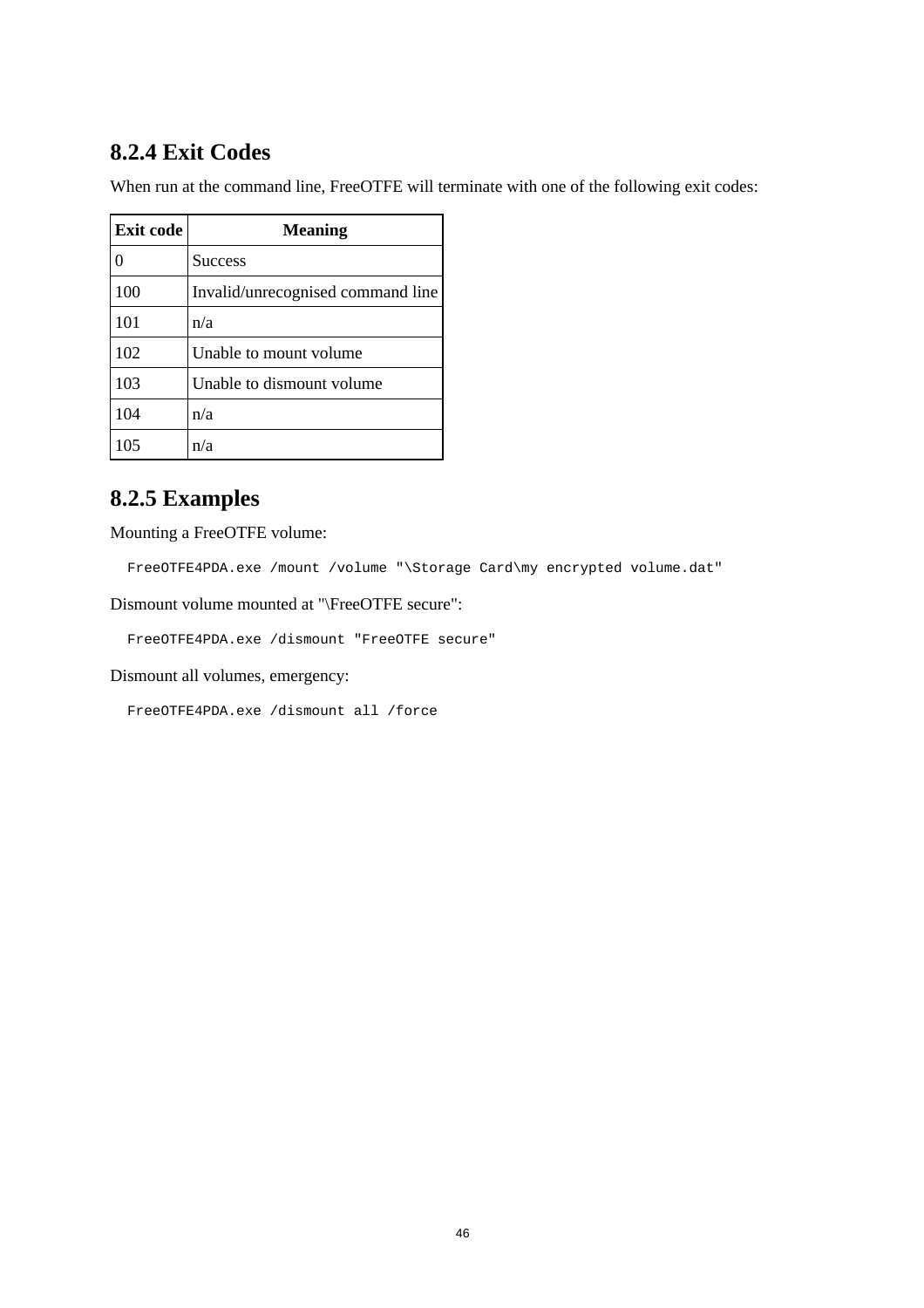### 8.2.4 Exit Codes

When run at the command line, FreeOTFE will terminate with one of the following exit codes:

| Exit code | Meaning |
|---|---|
| 0 | Success |
| 100 | Invalid/unrecognised command line |
| 101 | n/a |
| 102 | Unable to mount volume |
| 103 | Unable to dismount volume |
| 104 | n/a |
| 105 | n/a |

### 8.2.5 Examples

Mounting a FreeOTFE volume:

```
FreeOTFE4PDA.exe /mount /volume "\Storage Card\my encrypted volume.dat"
```

Dismount volume mounted at "\FreeOTFE secure":

```
FreeOTFE4PDA.exe /dismount "FreeOTFE secure"
```

Dismount all volumes, emergency:

```
FreeOTFE4PDA.exe /dismount all /force
```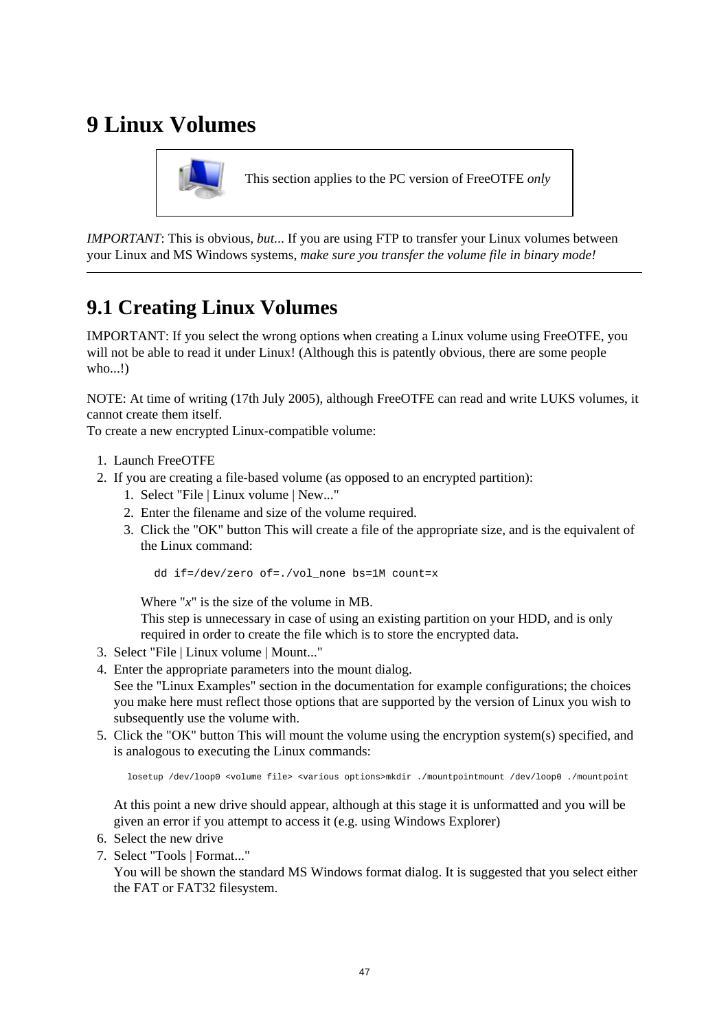# 9 Linux Volumes

> This section applies to the PC version of FreeOTFE *only*

*IMPORTANT*: This is obvious, *but*... If you are using FTP to transfer your Linux volumes between your Linux and MS Windows systems, *make sure you transfer the volume file in binary mode!*

---

## 9.1 Creating Linux Volumes

IMPORTANT: If you select the wrong options when creating a Linux volume using FreeOTFE, you will not be able to read it under Linux! (Although this is patently obvious, there are some people who...!)

NOTE: At time of writing (17th July 2005), although FreeOTFE can read and write LUKS volumes, it cannot create them itself.
To create a new encrypted Linux-compatible volume:

1. Launch FreeOTFE
2. If you are creating a file-based volume (as opposed to an encrypted partition):
   1. Select "File | Linux volume | New..."
   2. Enter the filename and size of the volume required.
   3. Click the "OK" button This will create a file of the appropriate size, and is the equivalent of the Linux command:

      ```
      dd if=/dev/zero of=./vol_none bs=1M count=x
      ```

      Where "*x*" is the size of the volume in MB.
      This step is unnecessary in case of using an existing partition on your HDD, and is only required in order to create the file which is to store the encrypted data.
3. Select "File | Linux volume | Mount..."
4. Enter the appropriate parameters into the mount dialog.
   See the "Linux Examples" section in the documentation for example configurations; the choices you make here must reflect those options that are supported by the version of Linux you wish to subsequently use the volume with.
5. Click the "OK" button This will mount the volume using the encryption system(s) specified, and is analogous to executing the Linux commands:

   ```
   losetup /dev/loop0 <volume file> <various options>mkdir ./mountpointmount /dev/loop0 ./mountpoint
   ```

   At this point a new drive should appear, although at this stage it is unformatted and you will be given an error if you attempt to access it (e.g. using Windows Explorer)
6. Select the new drive
7. Select "Tools | Format..."
   You will be shown the standard MS Windows format dialog. It is suggested that you select either the FAT or FAT32 filesystem.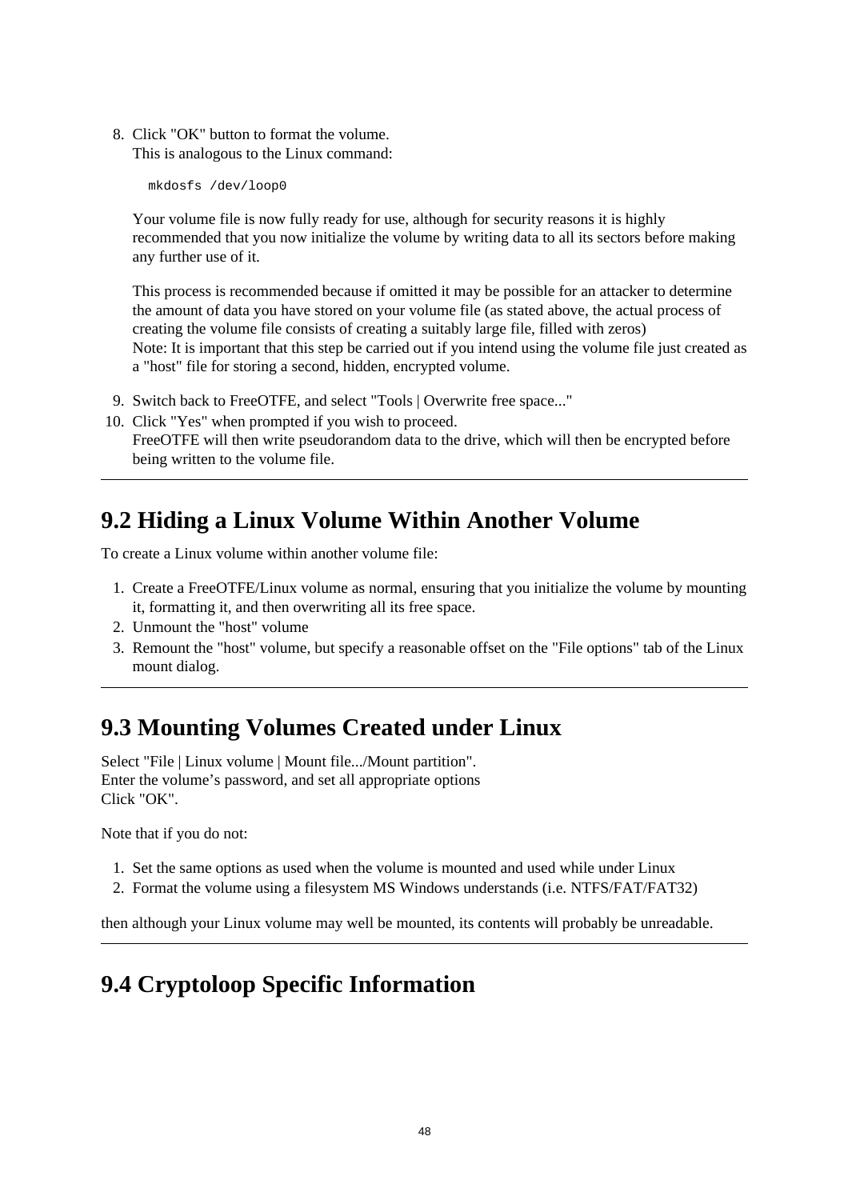8. Click "OK" button to format the volume.
   This is analogous to the Linux command:

   ```
   mkdosfs /dev/loop0
   ```

   Your volume file is now fully ready for use, although for security reasons it is highly recommended that you now initialize the volume by writing data to all its sectors before making any further use of it.

   This process is recommended because if omitted it may be possible for an attacker to determine the amount of data you have stored on your volume file (as stated above, the actual process of creating the volume file consists of creating a suitably large file, filled with zeros)
   Note: It is important that this step be carried out if you intend using the volume file just created as a "host" file for storing a second, hidden, encrypted volume.

9. Switch back to FreeOTFE, and select "Tools | Overwrite free space..."
10. Click "Yes" when prompted if you wish to proceed.
    FreeOTFE will then write pseudorandom data to the drive, which will then be encrypted before being written to the volume file.

---

## 9.2 Hiding a Linux Volume Within Another Volume

To create a Linux volume within another volume file:

1. Create a FreeOTFE/Linux volume as normal, ensuring that you initialize the volume by mounting it, formatting it, and then overwriting all its free space.
2. Unmount the "host" volume
3. Remount the "host" volume, but specify a reasonable offset on the "File options" tab of the Linux mount dialog.

---

## 9.3 Mounting Volumes Created under Linux

Select "File | Linux volume | Mount file.../Mount partition".
Enter the volume’s password, and set all appropriate options
Click "OK".

Note that if you do not:

1. Set the same options as used when the volume is mounted and used while under Linux
2. Format the volume using a filesystem MS Windows understands (i.e. NTFS/FAT/FAT32)

then although your Linux volume may well be mounted, its contents will probably be unreadable.

---

## 9.4 Cryptoloop Specific Information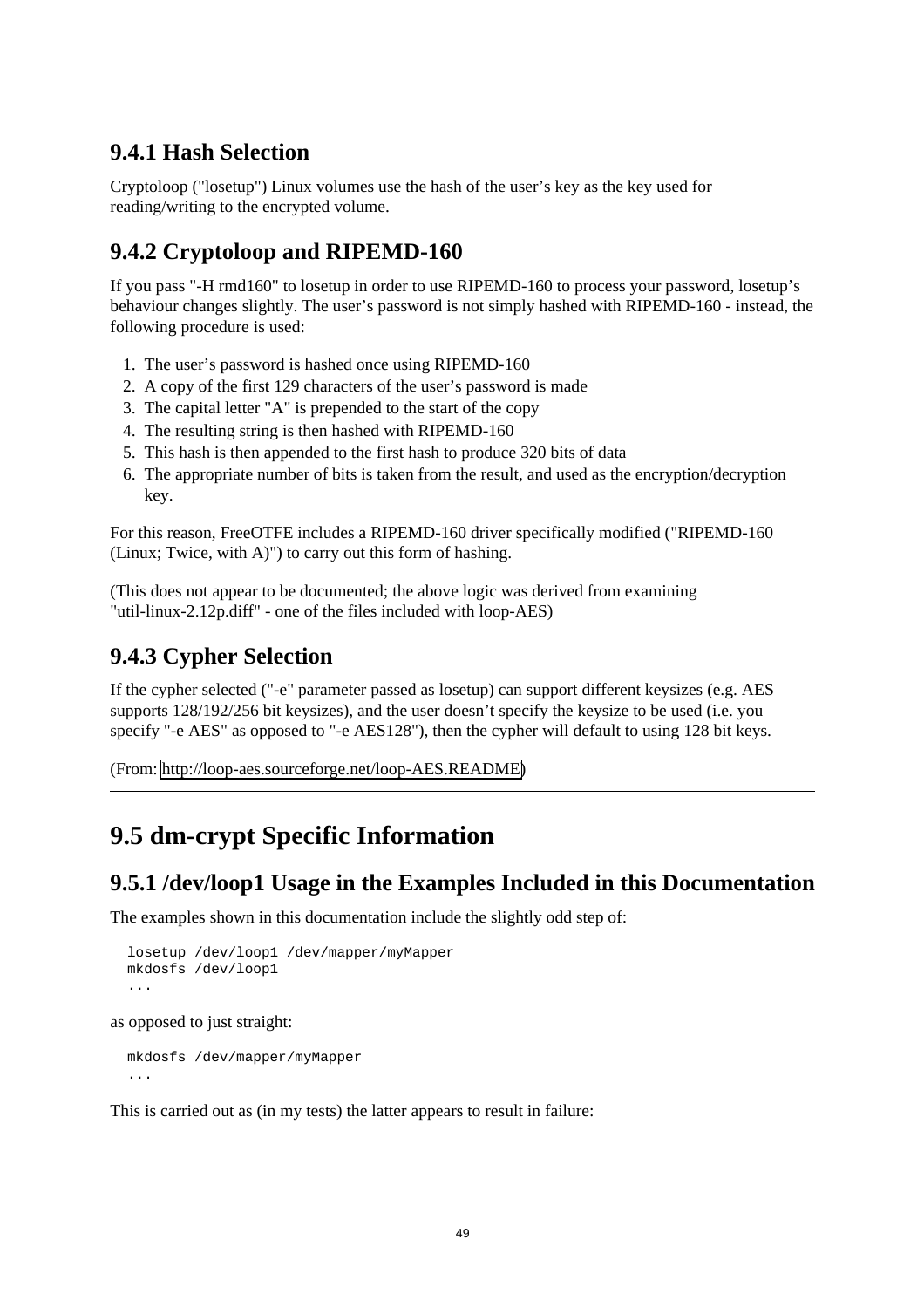### 9.4.1 Hash Selection

Cryptoloop ("losetup") Linux volumes use the hash of the user's key as the key used for reading/writing to the encrypted volume.

### 9.4.2 Cryptoloop and RIPEMD-160

If you pass "-H rmd160" to losetup in order to use RIPEMD-160 to process your password, losetup's behaviour changes slightly. The user's password is not simply hashed with RIPEMD-160 - instead, the following procedure is used:

1. The user's password is hashed once using RIPEMD-160
2. A copy of the first 129 characters of the user's password is made
3. The capital letter "A" is prepended to the start of the copy
4. The resulting string is then hashed with RIPEMD-160
5. This hash is then appended to the first hash to produce 320 bits of data
6. The appropriate number of bits is taken from the result, and used as the encryption/decryption key.

For this reason, FreeOTFE includes a RIPEMD-160 driver specifically modified ("RIPEMD-160 (Linux; Twice, with A)") to carry out this form of hashing.

(This does not appear to be documented; the above logic was derived from examining "util-linux-2.12p.diff" - one of the files included with loop-AES)

### 9.4.3 Cypher Selection

If the cypher selected ("-e" parameter passed as losetup) can support different keysizes (e.g. AES supports 128/192/256 bit keysizes), and the user doesn't specify the keysize to be used (i.e. you specify "-e AES" as opposed to "-e AES128"), then the cypher will default to using 128 bit keys.

(From: http://loop-aes.sourceforge.net/loop-AES.README)

---

## 9.5 dm-crypt Specific Information

### 9.5.1 /dev/loop1 Usage in the Examples Included in this Documentation

The examples shown in this documentation include the slightly odd step of:

```
losetup /dev/loop1 /dev/mapper/myMapper
mkdosfs /dev/loop1
...
```

as opposed to just straight:

```
mkdosfs /dev/mapper/myMapper
...
```

This is carried out as (in my tests) the latter appears to result in failure: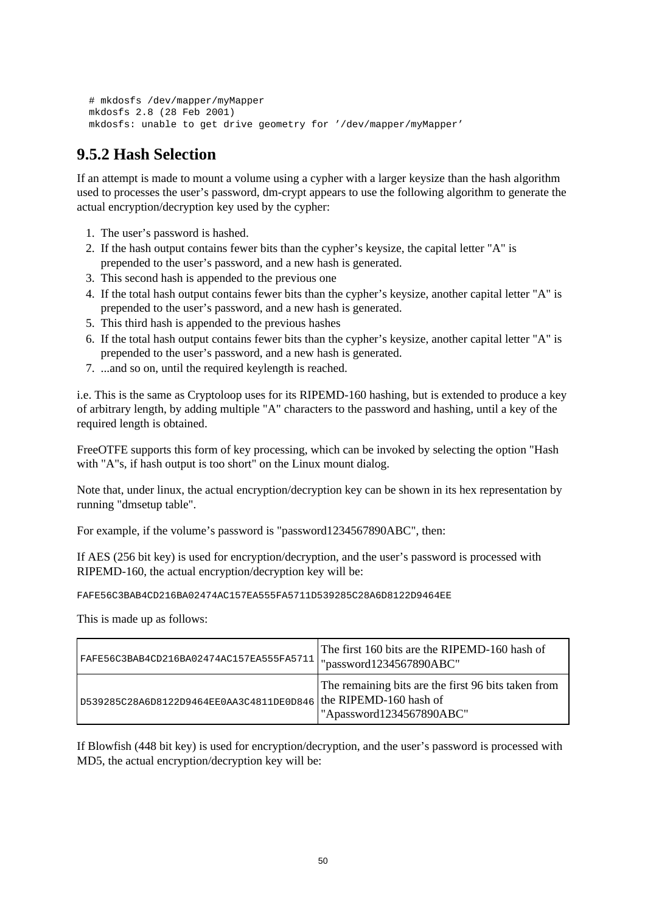```
# mkdosfs /dev/mapper/myMapper
mkdosfs 2.8 (28 Feb 2001)
mkdosfs: unable to get drive geometry for ’/dev/mapper/myMapper’
```

### 9.5.2 Hash Selection

If an attempt is made to mount a volume using a cypher with a larger keysize than the hash algorithm used to processes the user’s password, dm-crypt appears to use the following algorithm to generate the actual encryption/decryption key used by the cypher:

1. The user’s password is hashed.
2. If the hash output contains fewer bits than the cypher’s keysize, the capital letter "A" is prepended to the user’s password, and a new hash is generated.
3. This second hash is appended to the previous one
4. If the total hash output contains fewer bits than the cypher’s keysize, another capital letter "A" is prepended to the user’s password, and a new hash is generated.
5. This third hash is appended to the previous hashes
6. If the total hash output contains fewer bits than the cypher’s keysize, another capital letter "A" is prepended to the user’s password, and a new hash is generated.
7. ...and so on, until the required keylength is reached.

i.e. This is the same as Cryptoloop uses for its RIPEMD-160 hashing, but is extended to produce a key of arbitrary length, by adding multiple "A" characters to the password and hashing, until a key of the required length is obtained.

FreeOTFE supports this form of key processing, which can be invoked by selecting the option "Hash with "A"s, if hash output is too short" on the Linux mount dialog.

Note that, under linux, the actual encryption/decryption key can be shown in its hex representation by running "dmsetup table".

For example, if the volume’s password is "password1234567890ABC", then:

If AES (256 bit key) is used for encryption/decryption, and the user’s password is processed with RIPEMD-160, the actual encryption/decryption key will be:

```
FAFE56C3BAB4CD216BA02474AC157EA555FA5711D539285C28A6D8122D9464EE
```

This is made up as follows:

| | |
|---|---|
| `FAFE56C3BAB4CD216BA02474AC157EA555FA5711` | The first 160 bits are the RIPEMD-160 hash of "password1234567890ABC" |
| `D539285C28A6D8122D9464EE0AA3C4811DE0D846` | The remaining bits are the first 96 bits taken from the RIPEMD-160 hash of "Apassword1234567890ABC" |

If Blowfish (448 bit key) is used for encryption/decryption, and the user’s password is processed with MD5, the actual encryption/decryption key will be: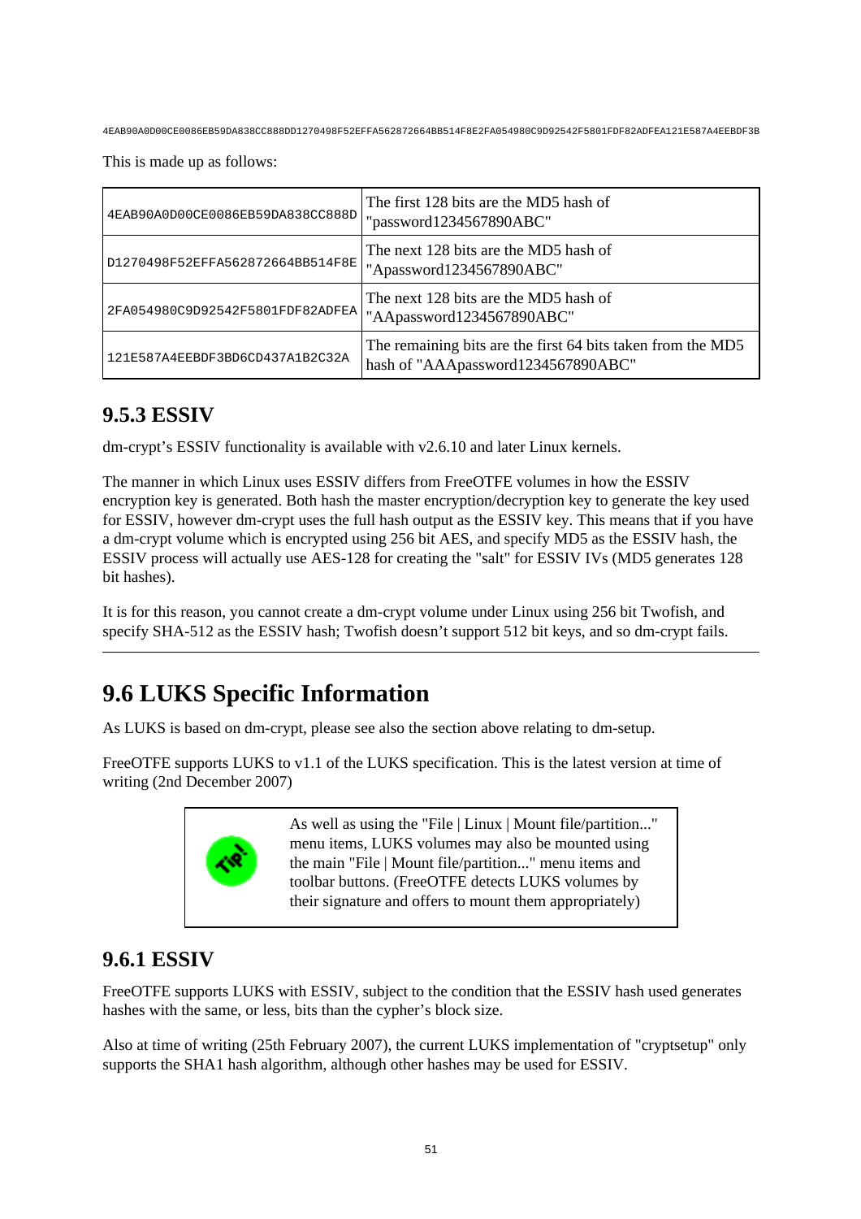```
4EAB90A0D00CE0086EB59DA838CC888DD1270498F52EFFA562872664BB514F8E2FA054980C9D92542F5801FDF82ADFEA121E587A4EEBDF3B
```

This is made up as follows:

| | |
|---|---|
| 4EAB90A0D00CE0086EB59DA838CC888D | The first 128 bits are the MD5 hash of "password1234567890ABC" |
| D1270498F52EFFA562872664BB514F8E | The next 128 bits are the MD5 hash of "Apassword1234567890ABC" |
| 2FA054980C9D92542F5801FDF82ADFEA | The next 128 bits are the MD5 hash of "AApassword1234567890ABC" |
| 121E587A4EEBDF3BD6CD437A1B2C32A | The remaining bits are the first 64 bits taken from the MD5 hash of "AAApassword1234567890ABC" |

### 9.5.3 ESSIV

dm-crypt's ESSIV functionality is available with v2.6.10 and later Linux kernels.

The manner in which Linux uses ESSIV differs from FreeOTFE volumes in how the ESSIV encryption key is generated. Both hash the master encryption/decryption key to generate the key used for ESSIV, however dm-crypt uses the full hash output as the ESSIV key. This means that if you have a dm-crypt volume which is encrypted using 256 bit AES, and specify MD5 as the ESSIV hash, the ESSIV process will actually use AES-128 for creating the "salt" for ESSIV IVs (MD5 generates 128 bit hashes).

It is for this reason, you cannot create a dm-crypt volume under Linux using 256 bit Twofish, and specify SHA-512 as the ESSIV hash; Twofish doesn't support 512 bit keys, and so dm-crypt fails.

---

## 9.6 LUKS Specific Information

As LUKS is based on dm-crypt, please see also the section above relating to dm-setup.

FreeOTFE supports LUKS to v1.1 of the LUKS specification. This is the latest version at time of writing (2nd December 2007)

> **Tip!** As well as using the "File | Linux | Mount file/partition..." menu items, LUKS volumes may also be mounted using the main "File | Mount file/partition..." menu items and toolbar buttons. (FreeOTFE detects LUKS volumes by their signature and offers to mount them appropriately)

### 9.6.1 ESSIV

FreeOTFE supports LUKS with ESSIV, subject to the condition that the ESSIV hash used generates hashes with the same, or less, bits than the cypher's block size.

Also at time of writing (25th February 2007), the current LUKS implementation of "cryptsetup" only supports the SHA1 hash algorithm, although other hashes may be used for ESSIV.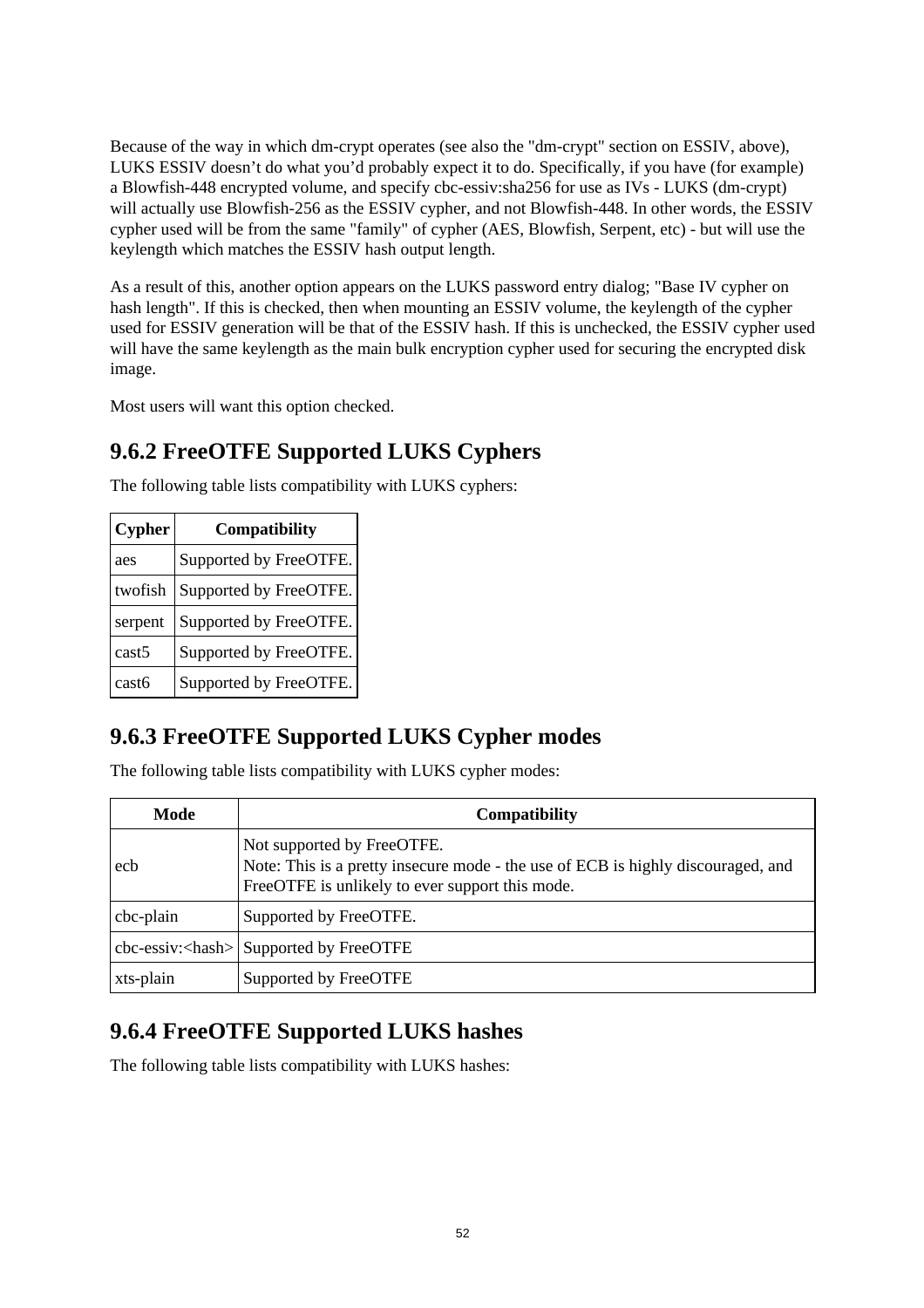Because of the way in which dm-crypt operates (see also the "dm-crypt" section on ESSIV, above), LUKS ESSIV doesn't do what you'd probably expect it to do. Specifically, if you have (for example) a Blowfish-448 encrypted volume, and specify cbc-essiv:sha256 for use as IVs - LUKS (dm-crypt) will actually use Blowfish-256 as the ESSIV cypher, and not Blowfish-448. In other words, the ESSIV cypher used will be from the same "family" of cypher (AES, Blowfish, Serpent, etc) - but will use the keylength which matches the ESSIV hash output length.

As a result of this, another option appears on the LUKS password entry dialog; "Base IV cypher on hash length". If this is checked, then when mounting an ESSIV volume, the keylength of the cypher used for ESSIV generation will be that of the ESSIV hash. If this is unchecked, the ESSIV cypher used will have the same keylength as the main bulk encryption cypher used for securing the encrypted disk image.

Most users will want this option checked.

## 9.6.2 FreeOTFE Supported LUKS Cyphers

The following table lists compatibility with LUKS cyphers:

| Cypher | Compatibility |
|---|---|
| aes | Supported by FreeOTFE. |
| twofish | Supported by FreeOTFE. |
| serpent | Supported by FreeOTFE. |
| cast5 | Supported by FreeOTFE. |
| cast6 | Supported by FreeOTFE. |

## 9.6.3 FreeOTFE Supported LUKS Cypher modes

The following table lists compatibility with LUKS cypher modes:

| Mode | Compatibility |
|---|---|
| ecb | Not supported by FreeOTFE.<br>Note: This is a pretty insecure mode - the use of ECB is highly discouraged, and FreeOTFE is unlikely to ever support this mode. |
| cbc-plain | Supported by FreeOTFE. |
| cbc-essiv:<hash> | Supported by FreeOTFE |
| xts-plain | Supported by FreeOTFE |

## 9.6.4 FreeOTFE Supported LUKS hashes

The following table lists compatibility with LUKS hashes: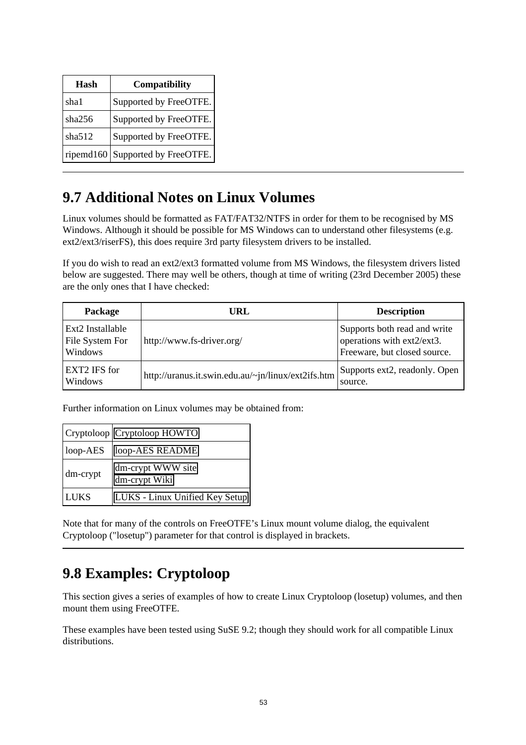| Hash | Compatibility |
|---|---|
| sha1 | Supported by FreeOTFE. |
| sha256 | Supported by FreeOTFE. |
| sha512 | Supported by FreeOTFE. |
| ripemd160 | Supported by FreeOTFE. |

---

## 9.7 Additional Notes on Linux Volumes

Linux volumes should be formatted as FAT/FAT32/NTFS in order for them to be recognised by MS Windows. Although it should be possible for MS Windows can to understand other filesystems (e.g. ext2/ext3/riserFS), this does require 3rd party filesystem drivers to be installed.

If you do wish to read an ext2/ext3 formatted volume from MS Windows, the filesystem drivers listed below are suggested. There may well be others, though at time of writing (23rd December 2005) these are the only ones that I have checked:

| Package | URL | Description |
|---|---|---|
| Ext2 Installable File System For Windows | http://www.fs-driver.org/ | Supports both read and write operations with ext2/ext3. Freeware, but closed source. |
| EXT2 IFS for Windows | http://uranus.it.swin.edu.au/~jn/linux/ext2ifs.htm | Supports ext2, readonly. Open source. |

Further information on Linux volumes may be obtained from:

| | |
|---|---|
| Cryptoloop | Cryptoloop HOWTO |
| loop-AES | loop-AES README |
| dm-crypt | dm-crypt WWW site<br>dm-crypt Wiki |
| LUKS | LUKS - Linux Unified Key Setup |

Note that for many of the controls on FreeOTFE's Linux mount volume dialog, the equivalent Cryptoloop ("losetup") parameter for that control is displayed in brackets.

---

## 9.8 Examples: Cryptoloop

This section gives a series of examples of how to create Linux Cryptoloop (losetup) volumes, and then mount them using FreeOTFE.

These examples have been tested using SuSE 9.2; though they should work for all compatible Linux distributions.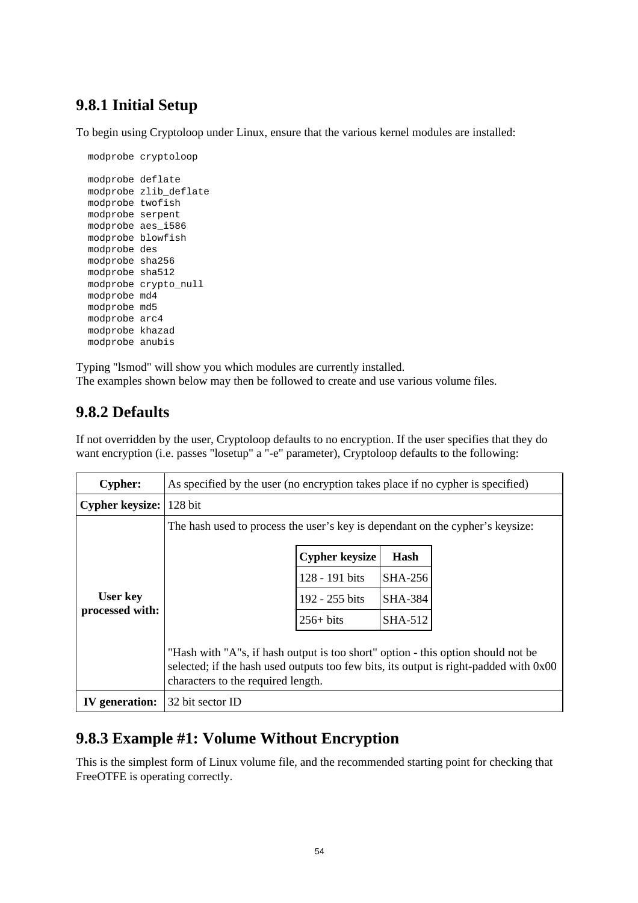### 9.8.1 Initial Setup

To begin using Cryptoloop under Linux, ensure that the various kernel modules are installed:

```
modprobe cryptoloop

modprobe deflate
modprobe zlib_deflate
modprobe twofish
modprobe serpent
modprobe aes_i586
modprobe blowfish
modprobe des
modprobe sha256
modprobe sha512
modprobe crypto_null
modprobe md4
modprobe md5
modprobe arc4
modprobe khazad
modprobe anubis
```

Typing "lsmod" will show you which modules are currently installed.
The examples shown below may then be followed to create and use various volume files.

### 9.8.2 Defaults

If not overridden by the user, Cryptoloop defaults to no encryption. If the user specifies that they do want encryption (i.e. passes "losetup" a "-e" parameter), Cryptoloop defaults to the following:

| | |
|---|---|
| **Cypher:** | As specified by the user (no encryption takes place if no cypher is specified) |
| **Cypher keysize:** | 128 bit |
| **User key processed with:** | The hash used to process the user's key is dependant on the cypher's keysize:<br><br>**Cypher keysize** / **Hash**<br>128 - 191 bits: SHA-256<br>192 - 255 bits: SHA-384<br>256+ bits: SHA-512<br><br>"Hash with "A"s, if hash output is too short" option - this option should not be selected; if the hash used outputs too few bits, its output is right-padded with 0x00 characters to the required length. |
| **IV generation:** | 32 bit sector ID |

### 9.8.3 Example #1: Volume Without Encryption

This is the simplest form of Linux volume file, and the recommended starting point for checking that FreeOTFE is operating correctly.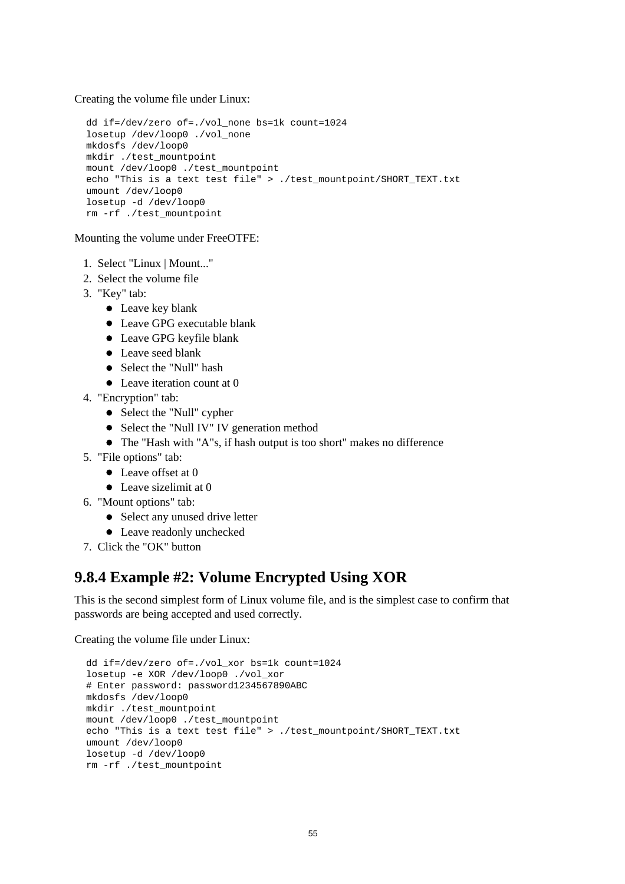Creating the volume file under Linux:

```
dd if=/dev/zero of=./vol_none bs=1k count=1024
losetup /dev/loop0 ./vol_none
mkdosfs /dev/loop0
mkdir ./test_mountpoint
mount /dev/loop0 ./test_mountpoint
echo "This is a text test file" > ./test_mountpoint/SHORT_TEXT.txt
umount /dev/loop0
losetup -d /dev/loop0
rm -rf ./test_mountpoint
```

Mounting the volume under FreeOTFE:

1. Select "Linux | Mount..."
2. Select the volume file
3. "Key" tab:
    - Leave key blank
    - Leave GPG executable blank
    - Leave GPG keyfile blank
    - Leave seed blank
    - Select the "Null" hash
    - Leave iteration count at 0
4. "Encryption" tab:
    - Select the "Null" cypher
    - Select the "Null IV" IV generation method
    - The "Hash with "A"s, if hash output is too short" makes no difference
5. "File options" tab:
    - Leave offset at 0
    - Leave sizelimit at 0
6. "Mount options" tab:
    - Select any unused drive letter
    - Leave readonly unchecked
7. Click the "OK" button

## 9.8.4 Example #2: Volume Encrypted Using XOR

This is the second simplest form of Linux volume file, and is the simplest case to confirm that passwords are being accepted and used correctly.

Creating the volume file under Linux:

```
dd if=/dev/zero of=./vol_xor bs=1k count=1024
losetup -e XOR /dev/loop0 ./vol_xor
# Enter password: password1234567890ABC
mkdosfs /dev/loop0
mkdir ./test_mountpoint
mount /dev/loop0 ./test_mountpoint
echo "This is a text test file" > ./test_mountpoint/SHORT_TEXT.txt
umount /dev/loop0
losetup -d /dev/loop0
rm -rf ./test_mountpoint
```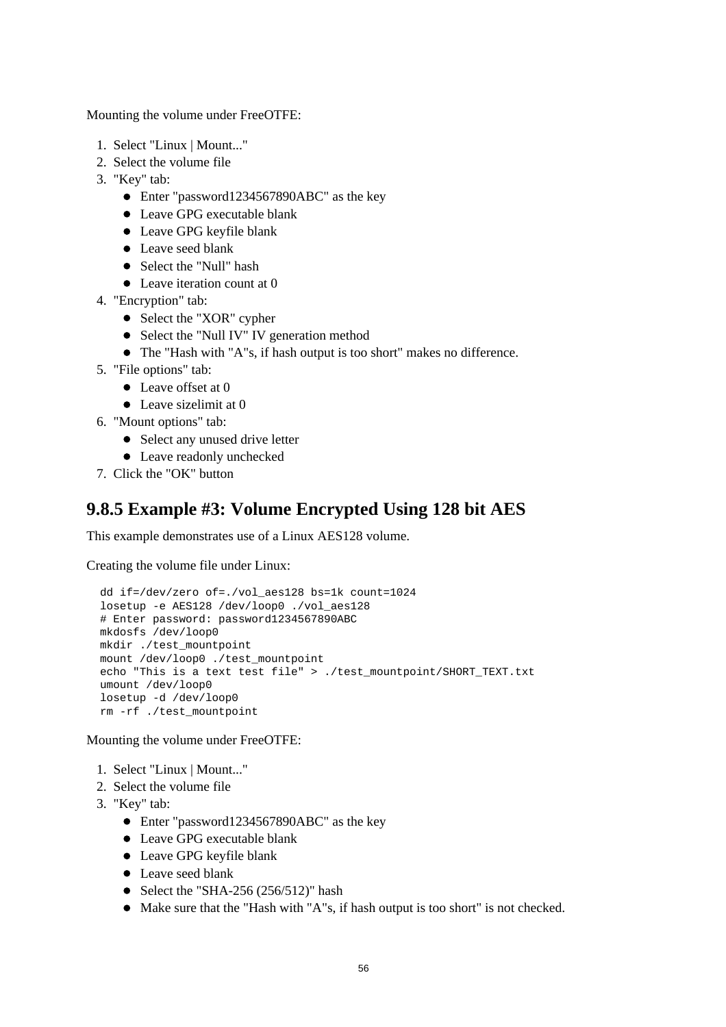Mounting the volume under FreeOTFE:

1. Select "Linux | Mount..."
2. Select the volume file
3. "Key" tab:
   - Enter "password1234567890ABC" as the key
   - Leave GPG executable blank
   - Leave GPG keyfile blank
   - Leave seed blank
   - Select the "Null" hash
   - Leave iteration count at 0
4. "Encryption" tab:
   - Select the "XOR" cypher
   - Select the "Null IV" IV generation method
   - The "Hash with "A"s, if hash output is too short" makes no difference.
5. "File options" tab:
   - Leave offset at 0
   - Leave sizelimit at 0
6. "Mount options" tab:
   - Select any unused drive letter
   - Leave readonly unchecked
7. Click the "OK" button

## 9.8.5 Example #3: Volume Encrypted Using 128 bit AES

This example demonstrates use of a Linux AES128 volume.

Creating the volume file under Linux:

```
dd if=/dev/zero of=./vol_aes128 bs=1k count=1024
losetup -e AES128 /dev/loop0 ./vol_aes128
# Enter password: password1234567890ABC
mkdosfs /dev/loop0
mkdir ./test_mountpoint
mount /dev/loop0 ./test_mountpoint
echo "This is a text test file" > ./test_mountpoint/SHORT_TEXT.txt
umount /dev/loop0
losetup -d /dev/loop0
rm -rf ./test_mountpoint
```

Mounting the volume under FreeOTFE:

1. Select "Linux | Mount..."
2. Select the volume file
3. "Key" tab:
   - Enter "password1234567890ABC" as the key
   - Leave GPG executable blank
   - Leave GPG keyfile blank
   - Leave seed blank
   - Select the "SHA-256 (256/512)" hash
   - Make sure that the "Hash with "A"s, if hash output is too short" is not checked.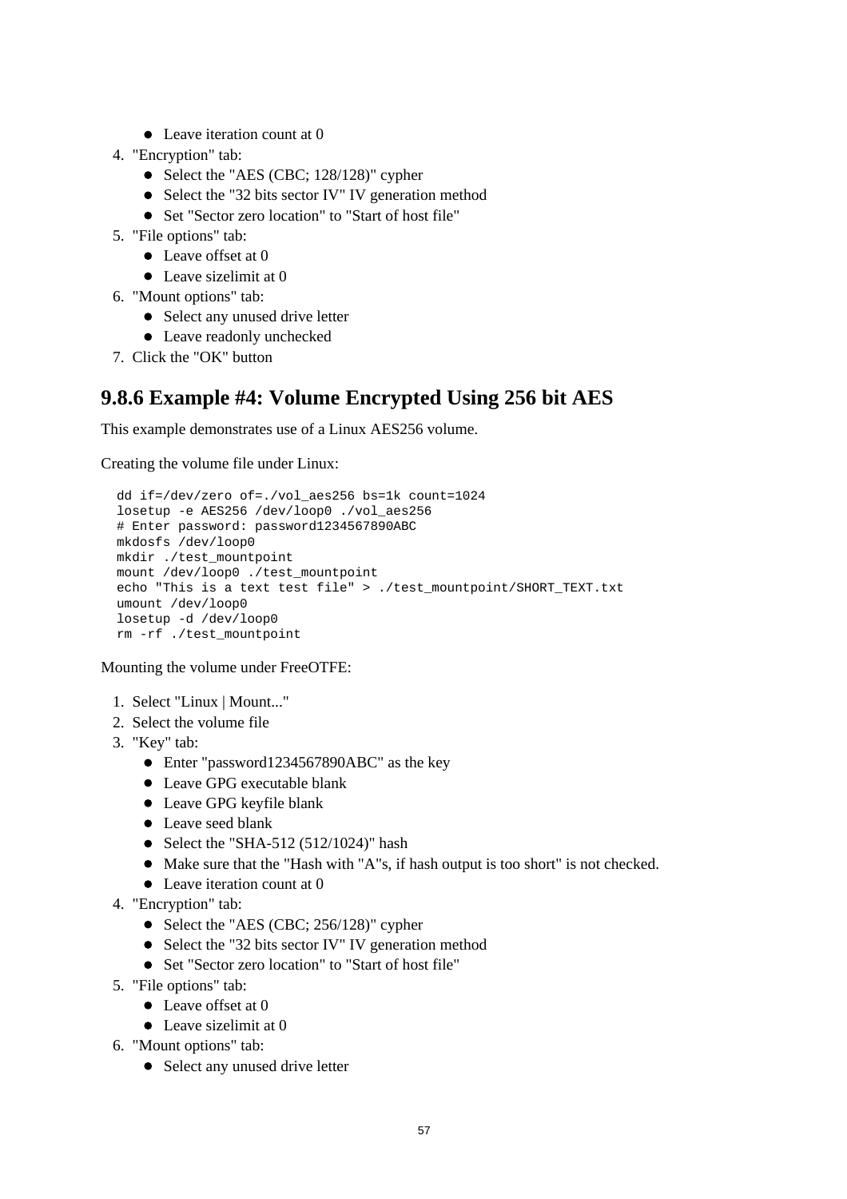- Leave iteration count at 0

4. "Encryption" tab:
   - Select the "AES (CBC; 128/128)" cypher
   - Select the "32 bits sector IV" IV generation method
   - Set "Sector zero location" to "Start of host file"
5. "File options" tab:
   - Leave offset at 0
   - Leave sizelimit at 0
6. "Mount options" tab:
   - Select any unused drive letter
   - Leave readonly unchecked
7. Click the "OK" button

## 9.8.6 Example #4: Volume Encrypted Using 256 bit AES

This example demonstrates use of a Linux AES256 volume.

Creating the volume file under Linux:

```
dd if=/dev/zero of=./vol_aes256 bs=1k count=1024
losetup -e AES256 /dev/loop0 ./vol_aes256
# Enter password: password1234567890ABC
mkdosfs /dev/loop0
mkdir ./test_mountpoint
mount /dev/loop0 ./test_mountpoint
echo "This is a text test file" > ./test_mountpoint/SHORT_TEXT.txt
umount /dev/loop0
losetup -d /dev/loop0
rm -rf ./test_mountpoint
```

Mounting the volume under FreeOTFE:

1. Select "Linux | Mount..."
2. Select the volume file
3. "Key" tab:
   - Enter "password1234567890ABC" as the key
   - Leave GPG executable blank
   - Leave GPG keyfile blank
   - Leave seed blank
   - Select the "SHA-512 (512/1024)" hash
   - Make sure that the "Hash with "A"s, if hash output is too short" is not checked.
   - Leave iteration count at 0
4. "Encryption" tab:
   - Select the "AES (CBC; 256/128)" cypher
   - Select the "32 bits sector IV" IV generation method
   - Set "Sector zero location" to "Start of host file"
5. "File options" tab:
   - Leave offset at 0
   - Leave sizelimit at 0
6. "Mount options" tab:
   - Select any unused drive letter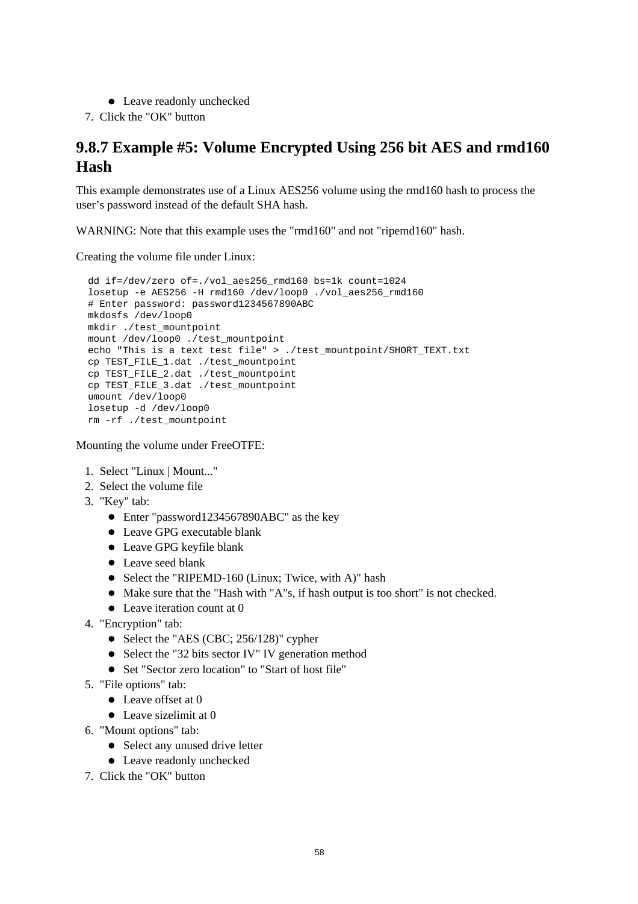- Leave readonly unchecked

7. Click the "OK" button

## 9.8.7 Example #5: Volume Encrypted Using 256 bit AES and rmd160 Hash

This example demonstrates use of a Linux AES256 volume using the rmd160 hash to process the user's password instead of the default SHA hash.

WARNING: Note that this example uses the "rmd160" and not "ripemd160" hash.

Creating the volume file under Linux:

```
dd if=/dev/zero of=./vol_aes256_rmd160 bs=1k count=1024
losetup -e AES256 -H rmd160 /dev/loop0 ./vol_aes256_rmd160
# Enter password: password1234567890ABC
mkdosfs /dev/loop0
mkdir ./test_mountpoint
mount /dev/loop0 ./test_mountpoint
echo "This is a text test file" > ./test_mountpoint/SHORT_TEXT.txt
cp TEST_FILE_1.dat ./test_mountpoint
cp TEST_FILE_2.dat ./test_mountpoint
cp TEST_FILE_3.dat ./test_mountpoint
umount /dev/loop0
losetup -d /dev/loop0
rm -rf ./test_mountpoint
```

Mounting the volume under FreeOTFE:

1. Select "Linux | Mount..."
2. Select the volume file
3. "Key" tab:
   - Enter "password1234567890ABC" as the key
   - Leave GPG executable blank
   - Leave GPG keyfile blank
   - Leave seed blank
   - Select the "RIPEMD-160 (Linux; Twice, with A)" hash
   - Make sure that the "Hash with "A"s, if hash output is too short" is not checked.
   - Leave iteration count at 0
4. "Encryption" tab:
   - Select the "AES (CBC; 256/128)" cypher
   - Select the "32 bits sector IV" IV generation method
   - Set "Sector zero location" to "Start of host file"
5. "File options" tab:
   - Leave offset at 0
   - Leave sizelimit at 0
6. "Mount options" tab:
   - Select any unused drive letter
   - Leave readonly unchecked
7. Click the "OK" button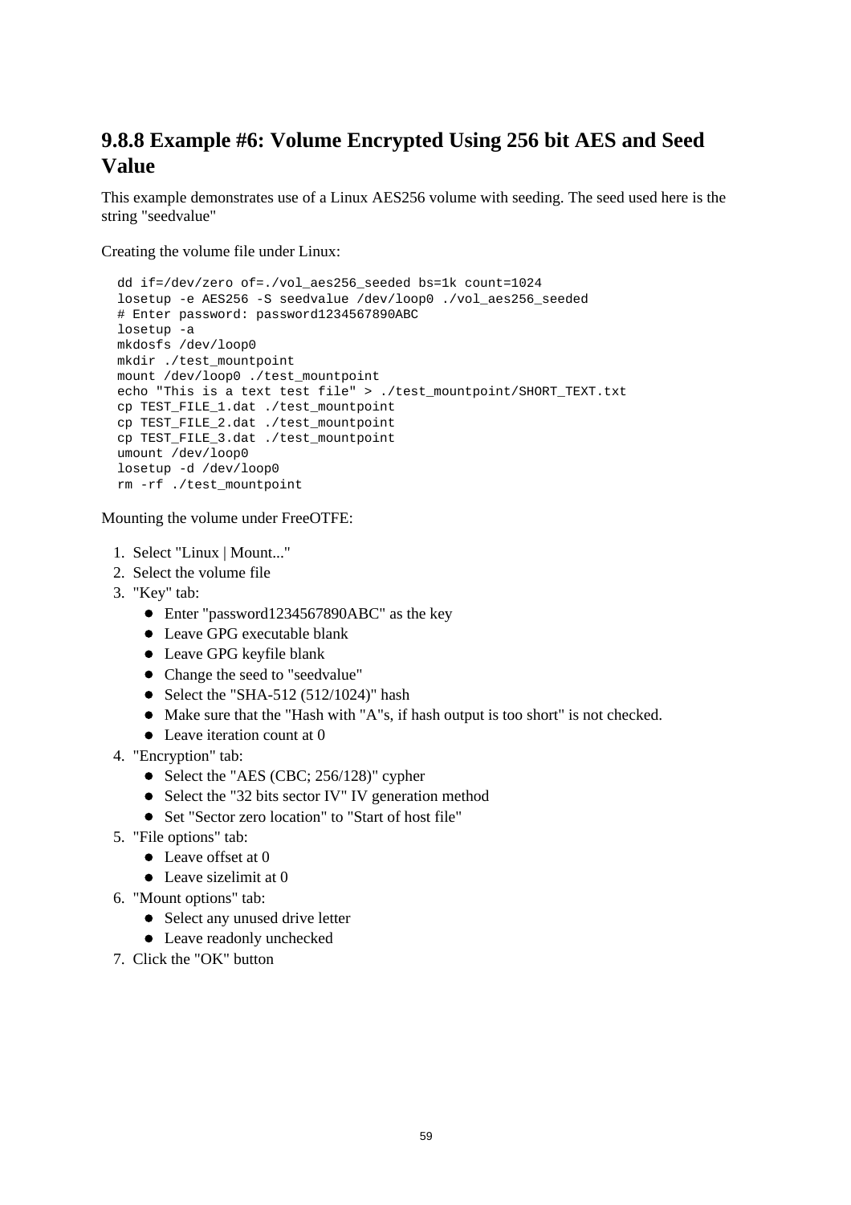### 9.8.8 Example #6: Volume Encrypted Using 256 bit AES and Seed Value

This example demonstrates use of a Linux AES256 volume with seeding. The seed used here is the string "seedvalue"

Creating the volume file under Linux:

```
dd if=/dev/zero of=./vol_aes256_seeded bs=1k count=1024
losetup -e AES256 -S seedvalue /dev/loop0 ./vol_aes256_seeded
# Enter password: password1234567890ABC
losetup -a
mkdosfs /dev/loop0
mkdir ./test_mountpoint
mount /dev/loop0 ./test_mountpoint
echo "This is a text test file" > ./test_mountpoint/SHORT_TEXT.txt
cp TEST_FILE_1.dat ./test_mountpoint
cp TEST_FILE_2.dat ./test_mountpoint
cp TEST_FILE_3.dat ./test_mountpoint
umount /dev/loop0
losetup -d /dev/loop0
rm -rf ./test_mountpoint
```

Mounting the volume under FreeOTFE:

1. Select "Linux | Mount..."
2. Select the volume file
3. "Key" tab:
   - Enter "password1234567890ABC" as the key
   - Leave GPG executable blank
   - Leave GPG keyfile blank
   - Change the seed to "seedvalue"
   - Select the "SHA-512 (512/1024)" hash
   - Make sure that the "Hash with "A"s, if hash output is too short" is not checked.
   - Leave iteration count at 0
4. "Encryption" tab:
   - Select the "AES (CBC; 256/128)" cypher
   - Select the "32 bits sector IV" IV generation method
   - Set "Sector zero location" to "Start of host file"
5. "File options" tab:
   - Leave offset at 0
   - Leave sizelimit at 0
6. "Mount options" tab:
   - Select any unused drive letter
   - Leave readonly unchecked
7. Click the "OK" button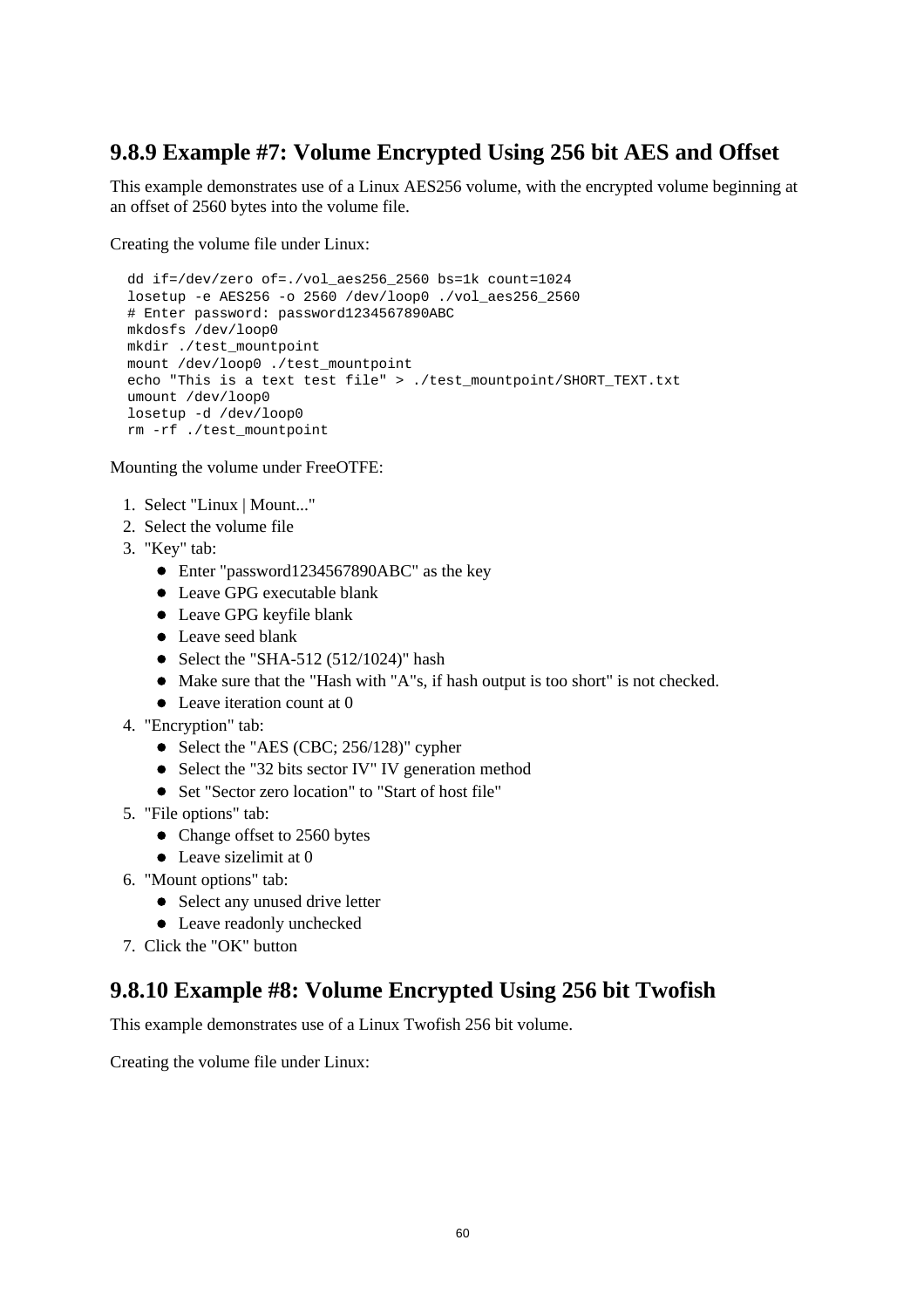## 9.8.9 Example #7: Volume Encrypted Using 256 bit AES and Offset

This example demonstrates use of a Linux AES256 volume, with the encrypted volume beginning at an offset of 2560 bytes into the volume file.

Creating the volume file under Linux:

```
dd if=/dev/zero of=./vol_aes256_2560 bs=1k count=1024
losetup -e AES256 -o 2560 /dev/loop0 ./vol_aes256_2560
# Enter password: password1234567890ABC
mkdosfs /dev/loop0
mkdir ./test_mountpoint
mount /dev/loop0 ./test_mountpoint
echo "This is a text test file" > ./test_mountpoint/SHORT_TEXT.txt
umount /dev/loop0
losetup -d /dev/loop0
rm -rf ./test_mountpoint
```

Mounting the volume under FreeOTFE:

1. Select "Linux | Mount..."
2. Select the volume file
3. "Key" tab:
   - Enter "password1234567890ABC" as the key
   - Leave GPG executable blank
   - Leave GPG keyfile blank
   - Leave seed blank
   - Select the "SHA-512 (512/1024)" hash
   - Make sure that the "Hash with "A"s, if hash output is too short" is not checked.
   - Leave iteration count at 0
4. "Encryption" tab:
   - Select the "AES (CBC; 256/128)" cypher
   - Select the "32 bits sector IV" IV generation method
   - Set "Sector zero location" to "Start of host file"
5. "File options" tab:
   - Change offset to 2560 bytes
   - Leave sizelimit at 0
6. "Mount options" tab:
   - Select any unused drive letter
   - Leave readonly unchecked
7. Click the "OK" button

## 9.8.10 Example #8: Volume Encrypted Using 256 bit Twofish

This example demonstrates use of a Linux Twofish 256 bit volume.

Creating the volume file under Linux: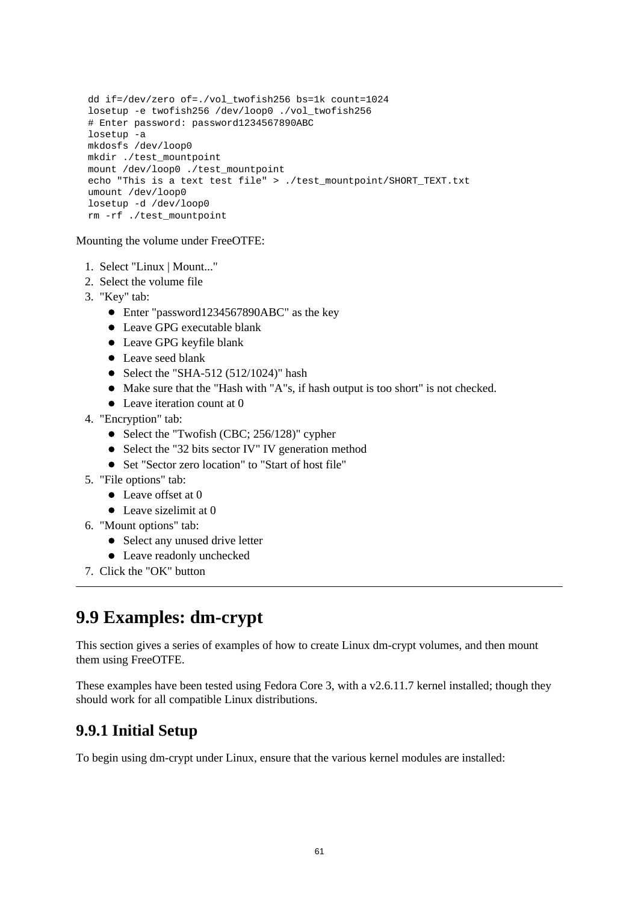```
dd if=/dev/zero of=./vol_twofish256 bs=1k count=1024
losetup -e twofish256 /dev/loop0 ./vol_twofish256
# Enter password: password1234567890ABC
losetup -a
mkdosfs /dev/loop0
mkdir ./test_mountpoint
mount /dev/loop0 ./test_mountpoint
echo "This is a text test file" > ./test_mountpoint/SHORT_TEXT.txt
umount /dev/loop0
losetup -d /dev/loop0
rm -rf ./test_mountpoint
```

Mounting the volume under FreeOTFE:

1. Select "Linux | Mount..."
2. Select the volume file
3. "Key" tab:
   - Enter "password1234567890ABC" as the key
   - Leave GPG executable blank
   - Leave GPG keyfile blank
   - Leave seed blank
   - Select the "SHA-512 (512/1024)" hash
   - Make sure that the "Hash with "A"s, if hash output is too short" is not checked.
   - Leave iteration count at 0
4. "Encryption" tab:
   - Select the "Twofish (CBC; 256/128)" cypher
   - Select the "32 bits sector IV" IV generation method
   - Set "Sector zero location" to "Start of host file"
5. "File options" tab:
   - Leave offset at 0
   - Leave sizelimit at 0
6. "Mount options" tab:
   - Select any unused drive letter
   - Leave readonly unchecked
7. Click the "OK" button

---

# 9.9 Examples: dm-crypt

This section gives a series of examples of how to create Linux dm-crypt volumes, and then mount them using FreeOTFE.

These examples have been tested using Fedora Core 3, with a v2.6.11.7 kernel installed; though they should work for all compatible Linux distributions.

## 9.9.1 Initial Setup

To begin using dm-crypt under Linux, ensure that the various kernel modules are installed: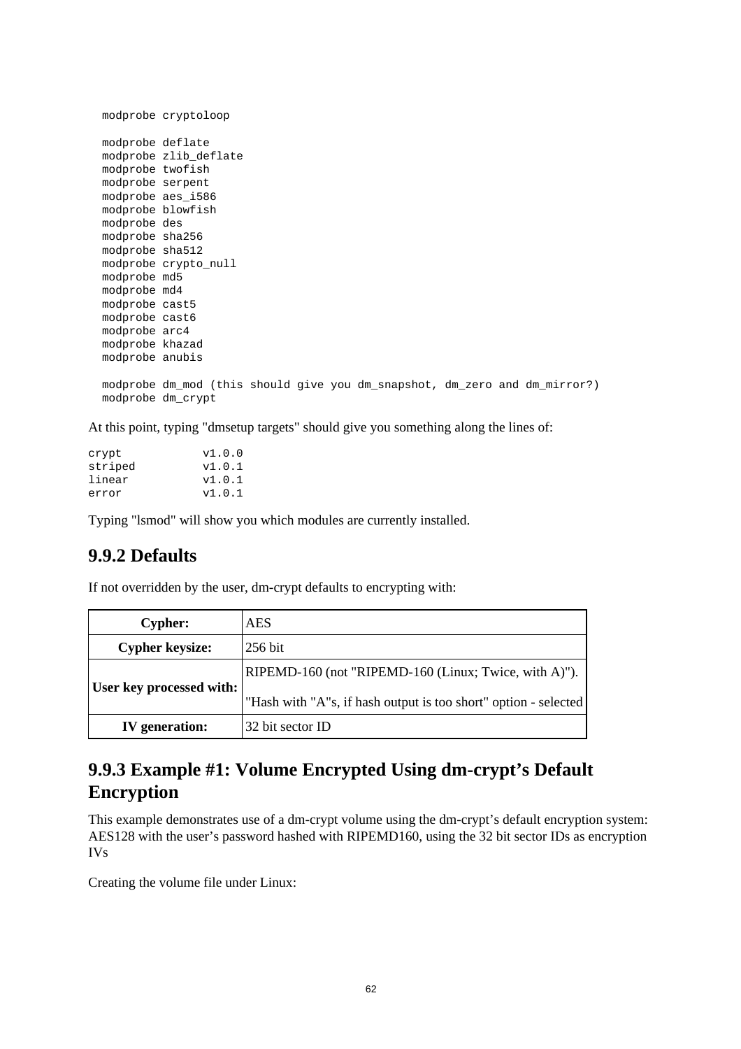```
modprobe cryptoloop

modprobe deflate
modprobe zlib_deflate
modprobe twofish
modprobe serpent
modprobe aes_i586
modprobe blowfish
modprobe des
modprobe sha256
modprobe sha512
modprobe crypto_null
modprobe md5
modprobe md4
modprobe cast5
modprobe cast6
modprobe arc4
modprobe khazad
modprobe anubis

modprobe dm_mod (this should give you dm_snapshot, dm_zero and dm_mirror?)
modprobe dm_crypt
```

At this point, typing "dmsetup targets" should give you something along the lines of:

```
crypt           v1.0.0
striped         v1.0.1
linear          v1.0.1
error           v1.0.1
```

Typing "lsmod" will show you which modules are currently installed.

## 9.9.2 Defaults

If not overridden by the user, dm-crypt defaults to encrypting with:

| | |
|---|---|
| **Cypher:** | AES |
| **Cypher keysize:** | 256 bit |
| **User key processed with:** | RIPEMD-160 (not "RIPEMD-160 (Linux; Twice, with A)").<br>"Hash with "A"s, if hash output is too short" option - selected |
| **IV generation:** | 32 bit sector ID |

## 9.9.3 Example #1: Volume Encrypted Using dm-crypt's Default Encryption

This example demonstrates use of a dm-crypt volume using the dm-crypt's default encryption system: AES128 with the user's password hashed with RIPEMD160, using the 32 bit sector IDs as encryption IVs

Creating the volume file under Linux: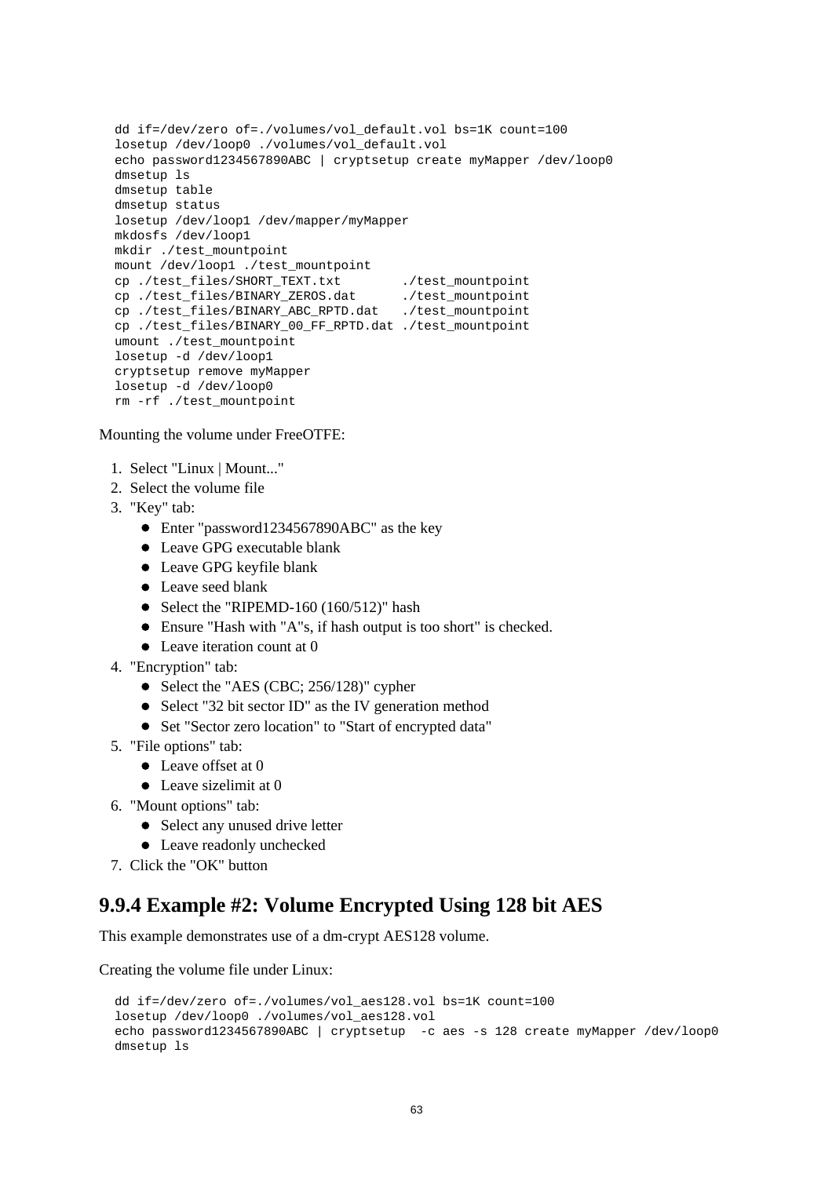```
dd if=/dev/zero of=./volumes/vol_default.vol bs=1K count=100
losetup /dev/loop0 ./volumes/vol_default.vol
echo password1234567890ABC | cryptsetup create myMapper /dev/loop0
dmsetup ls
dmsetup table
dmsetup status
losetup /dev/loop1 /dev/mapper/myMapper
mkdosfs /dev/loop1
mkdir ./test_mountpoint
mount /dev/loop1 ./test_mountpoint
cp ./test_files/SHORT_TEXT.txt        ./test_mountpoint
cp ./test_files/BINARY_ZEROS.dat      ./test_mountpoint
cp ./test_files/BINARY_ABC_RPTD.dat   ./test_mountpoint
cp ./test_files/BINARY_00_FF_RPTD.dat ./test_mountpoint
umount ./test_mountpoint
losetup -d /dev/loop1
cryptsetup remove myMapper
losetup -d /dev/loop0
rm -rf ./test_mountpoint
```

Mounting the volume under FreeOTFE:

1. Select "Linux | Mount..."
2. Select the volume file
3. "Key" tab:
   - Enter "password1234567890ABC" as the key
   - Leave GPG executable blank
   - Leave GPG keyfile blank
   - Leave seed blank
   - Select the "RIPEMD-160 (160/512)" hash
   - Ensure "Hash with "A"s, if hash output is too short" is checked.
   - Leave iteration count at 0
4. "Encryption" tab:
   - Select the "AES (CBC; 256/128)" cypher
   - Select "32 bit sector ID" as the IV generation method
   - Set "Sector zero location" to "Start of encrypted data"
5. "File options" tab:
   - Leave offset at 0
   - Leave sizelimit at 0
6. "Mount options" tab:
   - Select any unused drive letter
   - Leave readonly unchecked
7. Click the "OK" button

## 9.9.4 Example #2: Volume Encrypted Using 128 bit AES

This example demonstrates use of a dm-crypt AES128 volume.

Creating the volume file under Linux:

```
dd if=/dev/zero of=./volumes/vol_aes128.vol bs=1K count=100
losetup /dev/loop0 ./volumes/vol_aes128.vol
echo password1234567890ABC | cryptsetup  -c aes -s 128 create myMapper /dev/loop0
dmsetup ls
```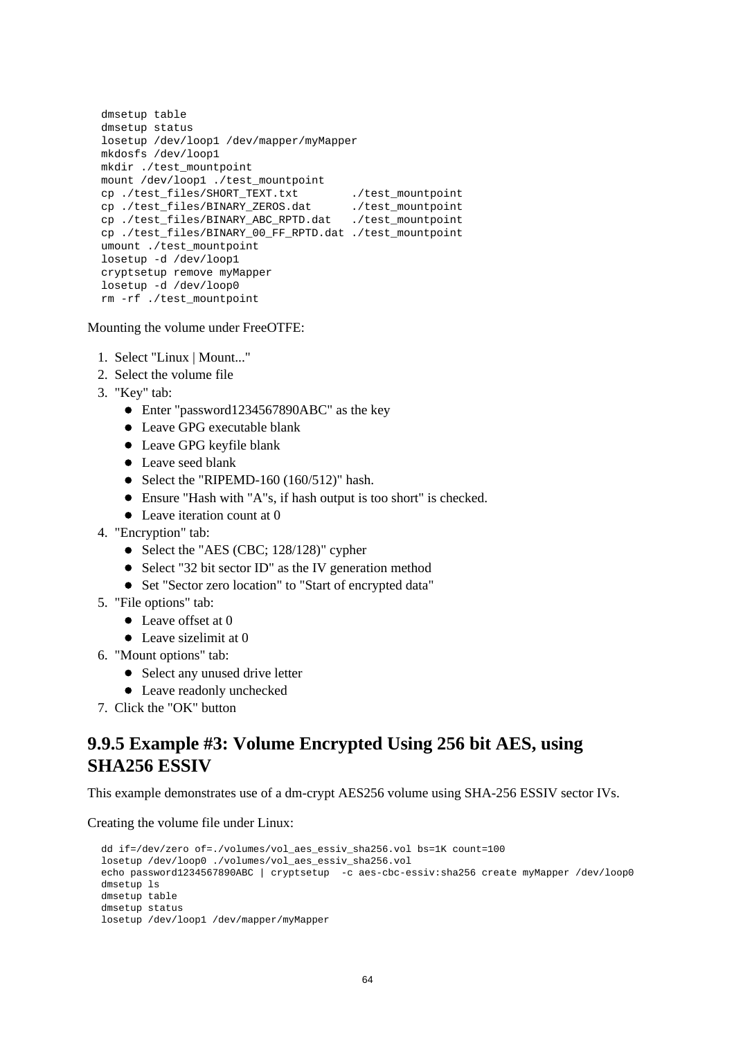```
dmsetup table
dmsetup status
losetup /dev/loop1 /dev/mapper/myMapper
mkdosfs /dev/loop1
mkdir ./test_mountpoint
mount /dev/loop1 ./test_mountpoint
cp ./test_files/SHORT_TEXT.txt        ./test_mountpoint
cp ./test_files/BINARY_ZEROS.dat      ./test_mountpoint
cp ./test_files/BINARY_ABC_RPTD.dat   ./test_mountpoint
cp ./test_files/BINARY_00_FF_RPTD.dat ./test_mountpoint
umount ./test_mountpoint
losetup -d /dev/loop1
cryptsetup remove myMapper
losetup -d /dev/loop0
rm -rf ./test_mountpoint
```

Mounting the volume under FreeOTFE:

1. Select "Linux | Mount..."
2. Select the volume file
3. "Key" tab:
   - Enter "password1234567890ABC" as the key
   - Leave GPG executable blank
   - Leave GPG keyfile blank
   - Leave seed blank
   - Select the "RIPEMD-160 (160/512)" hash.
   - Ensure "Hash with "A"s, if hash output is too short" is checked.
   - Leave iteration count at 0
4. "Encryption" tab:
   - Select the "AES (CBC; 128/128)" cypher
   - Select "32 bit sector ID" as the IV generation method
   - Set "Sector zero location" to "Start of encrypted data"
5. "File options" tab:
   - Leave offset at 0
   - Leave sizelimit at 0
6. "Mount options" tab:
   - Select any unused drive letter
   - Leave readonly unchecked
7. Click the "OK" button

## 9.9.5 Example #3: Volume Encrypted Using 256 bit AES, using SHA256 ESSIV

This example demonstrates use of a dm-crypt AES256 volume using SHA-256 ESSIV sector IVs.

Creating the volume file under Linux:

```
dd if=/dev/zero of=./volumes/vol_aes_essiv_sha256.vol bs=1K count=100
losetup /dev/loop0 ./volumes/vol_aes_essiv_sha256.vol
echo password1234567890ABC | cryptsetup  -c aes-cbc-essiv:sha256 create myMapper /dev/loop0
dmsetup ls
dmsetup table
dmsetup status
losetup /dev/loop1 /dev/mapper/myMapper
```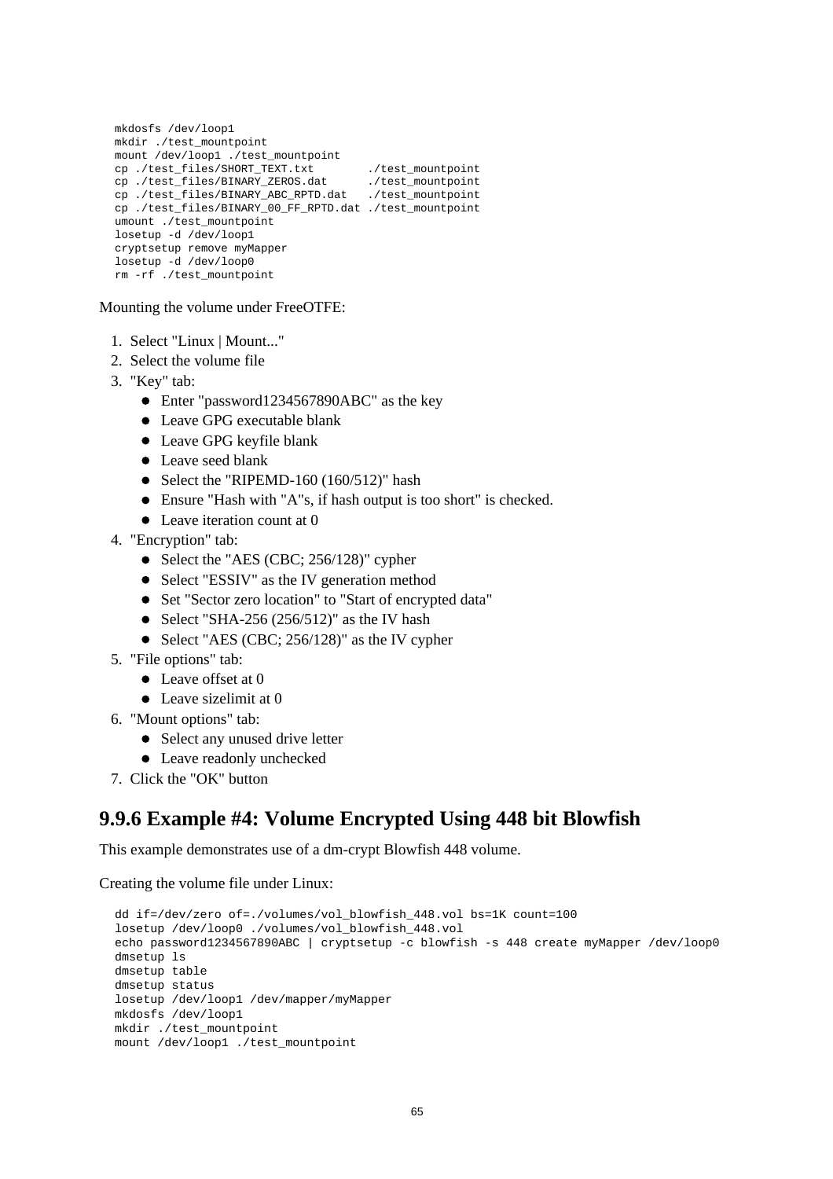```
mkdosfs /dev/loop1
mkdir ./test_mountpoint
mount /dev/loop1 ./test_mountpoint
cp ./test_files/SHORT_TEXT.txt        ./test_mountpoint
cp ./test_files/BINARY_ZEROS.dat      ./test_mountpoint
cp ./test_files/BINARY_ABC_RPTD.dat   ./test_mountpoint
cp ./test_files/BINARY_00_FF_RPTD.dat ./test_mountpoint
umount ./test_mountpoint
losetup -d /dev/loop1
cryptsetup remove myMapper
losetup -d /dev/loop0
rm -rf ./test_mountpoint
```

Mounting the volume under FreeOTFE:

1. Select "Linux | Mount..."
2. Select the volume file
3. "Key" tab:
   - Enter "password1234567890ABC" as the key
   - Leave GPG executable blank
   - Leave GPG keyfile blank
   - Leave seed blank
   - Select the "RIPEMD-160 (160/512)" hash
   - Ensure "Hash with "A"s, if hash output is too short" is checked.
   - Leave iteration count at 0
4. "Encryption" tab:
   - Select the "AES (CBC; 256/128)" cypher
   - Select "ESSIV" as the IV generation method
   - Set "Sector zero location" to "Start of encrypted data"
   - Select "SHA-256 (256/512)" as the IV hash
   - Select "AES (CBC; 256/128)" as the IV cypher
5. "File options" tab:
   - Leave offset at 0
   - Leave sizelimit at 0
6. "Mount options" tab:
   - Select any unused drive letter
   - Leave readonly unchecked
7. Click the "OK" button

## 9.9.6 Example #4: Volume Encrypted Using 448 bit Blowfish

This example demonstrates use of a dm-crypt Blowfish 448 volume.

Creating the volume file under Linux:

```
dd if=/dev/zero of=./volumes/vol_blowfish_448.vol bs=1K count=100
losetup /dev/loop0 ./volumes/vol_blowfish_448.vol
echo password1234567890ABC | cryptsetup -c blowfish -s 448 create myMapper /dev/loop0
dmsetup ls
dmsetup table
dmsetup status
losetup /dev/loop1 /dev/mapper/myMapper
mkdosfs /dev/loop1
mkdir ./test_mountpoint
mount /dev/loop1 ./test_mountpoint
```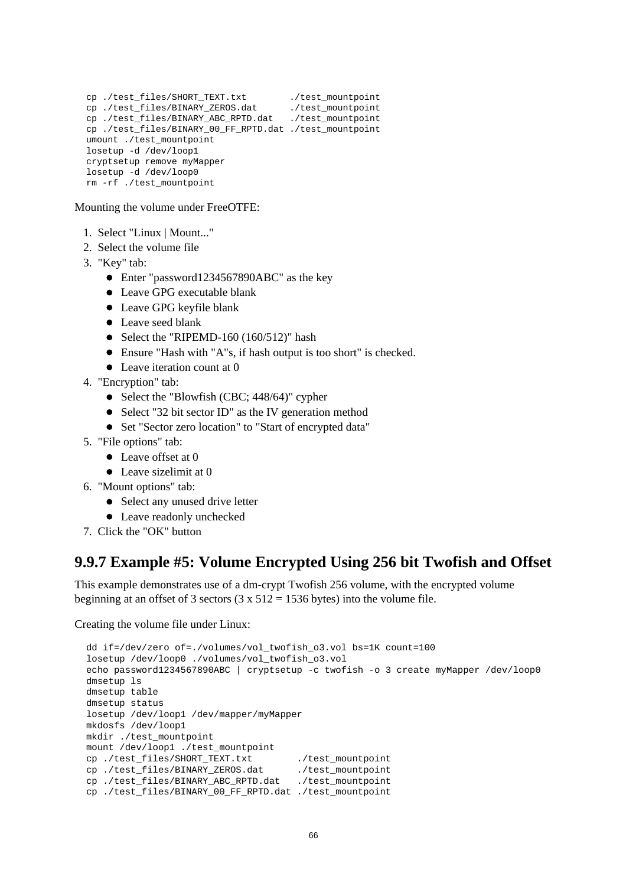```
cp ./test_files/SHORT_TEXT.txt        ./test_mountpoint
cp ./test_files/BINARY_ZEROS.dat      ./test_mountpoint
cp ./test_files/BINARY_ABC_RPTD.dat   ./test_mountpoint
cp ./test_files/BINARY_00_FF_RPTD.dat ./test_mountpoint
umount ./test_mountpoint
losetup -d /dev/loop1
cryptsetup remove myMapper
losetup -d /dev/loop0
rm -rf ./test_mountpoint
```

Mounting the volume under FreeOTFE:

1. Select "Linux | Mount..."
2. Select the volume file
3. "Key" tab:
   - Enter "password1234567890ABC" as the key
   - Leave GPG executable blank
   - Leave GPG keyfile blank
   - Leave seed blank
   - Select the "RIPEMD-160 (160/512)" hash
   - Ensure "Hash with "A"s, if hash output is too short" is checked.
   - Leave iteration count at 0
4. "Encryption" tab:
   - Select the "Blowfish (CBC; 448/64)" cypher
   - Select "32 bit sector ID" as the IV generation method
   - Set "Sector zero location" to "Start of encrypted data"
5. "File options" tab:
   - Leave offset at 0
   - Leave sizelimit at 0
6. "Mount options" tab:
   - Select any unused drive letter
   - Leave readonly unchecked
7. Click the "OK" button

## 9.9.7 Example #5: Volume Encrypted Using 256 bit Twofish and Offset

This example demonstrates use of a dm-crypt Twofish 256 volume, with the encrypted volume beginning at an offset of 3 sectors (3 x 512 = 1536 bytes) into the volume file.

Creating the volume file under Linux:

```
dd if=/dev/zero of=./volumes/vol_twofish_o3.vol bs=1K count=100
losetup /dev/loop0 ./volumes/vol_twofish_o3.vol
echo password1234567890ABC | cryptsetup -c twofish -o 3 create myMapper /dev/loop0
dmsetup ls
dmsetup table
dmsetup status
losetup /dev/loop1 /dev/mapper/myMapper
mkdosfs /dev/loop1
mkdir ./test_mountpoint
mount /dev/loop1 ./test_mountpoint
cp ./test_files/SHORT_TEXT.txt        ./test_mountpoint
cp ./test_files/BINARY_ZEROS.dat      ./test_mountpoint
cp ./test_files/BINARY_ABC_RPTD.dat   ./test_mountpoint
cp ./test_files/BINARY_00_FF_RPTD.dat ./test_mountpoint
```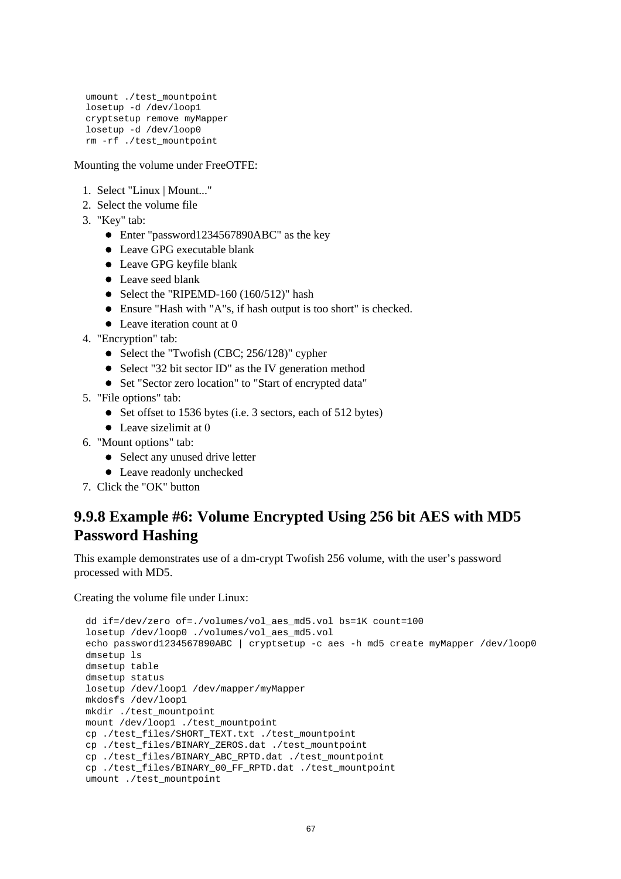```
umount ./test_mountpoint
losetup -d /dev/loop1
cryptsetup remove myMapper
losetup -d /dev/loop0
rm -rf ./test_mountpoint
```

Mounting the volume under FreeOTFE:

1. Select "Linux | Mount..."
2. Select the volume file
3. "Key" tab:
   - Enter "password1234567890ABC" as the key
   - Leave GPG executable blank
   - Leave GPG keyfile blank
   - Leave seed blank
   - Select the "RIPEMD-160 (160/512)" hash
   - Ensure "Hash with "A"s, if hash output is too short" is checked.
   - Leave iteration count at 0
4. "Encryption" tab:
   - Select the "Twofish (CBC; 256/128)" cypher
   - Select "32 bit sector ID" as the IV generation method
   - Set "Sector zero location" to "Start of encrypted data"
5. "File options" tab:
   - Set offset to 1536 bytes (i.e. 3 sectors, each of 512 bytes)
   - Leave sizelimit at 0
6. "Mount options" tab:
   - Select any unused drive letter
   - Leave readonly unchecked
7. Click the "OK" button

## 9.9.8 Example #6: Volume Encrypted Using 256 bit AES with MD5 Password Hashing

This example demonstrates use of a dm-crypt Twofish 256 volume, with the user's password processed with MD5.

Creating the volume file under Linux:

```
dd if=/dev/zero of=./volumes/vol_aes_md5.vol bs=1K count=100
losetup /dev/loop0 ./volumes/vol_aes_md5.vol
echo password1234567890ABC | cryptsetup -c aes -h md5 create myMapper /dev/loop0
dmsetup ls
dmsetup table
dmsetup status
losetup /dev/loop1 /dev/mapper/myMapper
mkdosfs /dev/loop1
mkdir ./test_mountpoint
mount /dev/loop1 ./test_mountpoint
cp ./test_files/SHORT_TEXT.txt ./test_mountpoint
cp ./test_files/BINARY_ZEROS.dat ./test_mountpoint
cp ./test_files/BINARY_ABC_RPTD.dat ./test_mountpoint
cp ./test_files/BINARY_00_FF_RPTD.dat ./test_mountpoint
umount ./test_mountpoint
```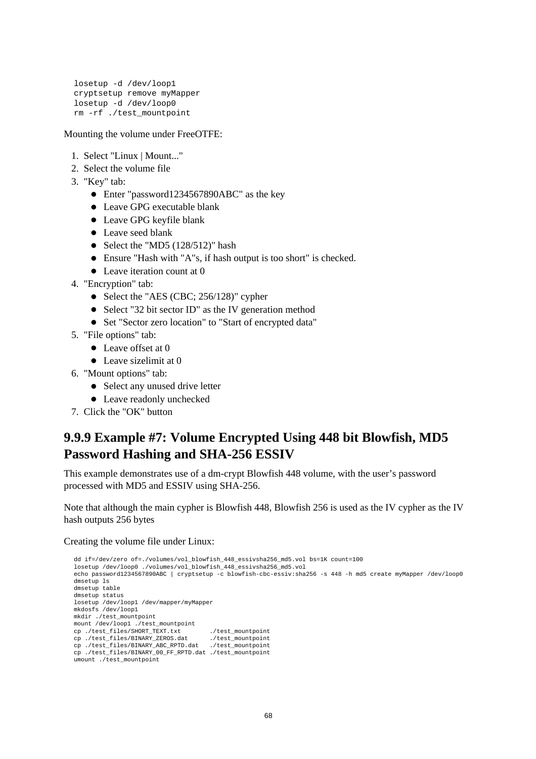```
losetup -d /dev/loop1
cryptsetup remove myMapper
losetup -d /dev/loop0
rm -rf ./test_mountpoint
```

Mounting the volume under FreeOTFE:

1. Select "Linux | Mount..."
2. Select the volume file
3. "Key" tab:
   - Enter "password1234567890ABC" as the key
   - Leave GPG executable blank
   - Leave GPG keyfile blank
   - Leave seed blank
   - Select the "MD5 (128/512)" hash
   - Ensure "Hash with "A"s, if hash output is too short" is checked.
   - Leave iteration count at 0
4. "Encryption" tab:
   - Select the "AES (CBC; 256/128)" cypher
   - Select "32 bit sector ID" as the IV generation method
   - Set "Sector zero location" to "Start of encrypted data"
5. "File options" tab:
   - Leave offset at 0
   - Leave sizelimit at 0
6. "Mount options" tab:
   - Select any unused drive letter
   - Leave readonly unchecked
7. Click the "OK" button

## 9.9.9 Example #7: Volume Encrypted Using 448 bit Blowfish, MD5 Password Hashing and SHA-256 ESSIV

This example demonstrates use of a dm-crypt Blowfish 448 volume, with the user's password processed with MD5 and ESSIV using SHA-256.

Note that although the main cypher is Blowfish 448, Blowfish 256 is used as the IV cypher as the IV hash outputs 256 bytes

Creating the volume file under Linux:

```
dd if=/dev/zero of=./volumes/vol_blowfish_448_essivsha256_md5.vol bs=1K count=100
losetup /dev/loop0 ./volumes/vol_blowfish_448_essivsha256_md5.vol
echo password1234567890ABC | cryptsetup -c blowfish-cbc-essiv:sha256 -s 448 -h md5 create myMapper /dev/loop0
dmsetup ls
dmsetup table
dmsetup status
losetup /dev/loop1 /dev/mapper/myMapper
mkdosfs /dev/loop1
mkdir ./test_mountpoint
mount /dev/loop1 ./test_mountpoint
cp ./test_files/SHORT_TEXT.txt        ./test_mountpoint
cp ./test_files/BINARY_ZEROS.dat      ./test_mountpoint
cp ./test_files/BINARY_ABC_RPTD.dat   ./test_mountpoint
cp ./test_files/BINARY_00_FF_RPTD.dat ./test_mountpoint
umount ./test_mountpoint
```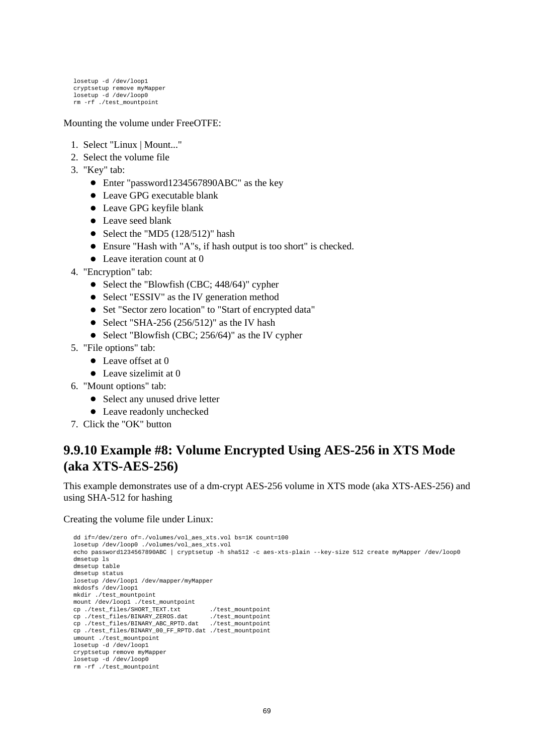```
losetup -d /dev/loop1
cryptsetup remove myMapper
losetup -d /dev/loop0
rm -rf ./test_mountpoint
```

Mounting the volume under FreeOTFE:

1. Select "Linux | Mount..."
2. Select the volume file
3. "Key" tab:
   - Enter "password1234567890ABC" as the key
   - Leave GPG executable blank
   - Leave GPG keyfile blank
   - Leave seed blank
   - Select the "MD5 (128/512)" hash
   - Ensure "Hash with "A"s, if hash output is too short" is checked.
   - Leave iteration count at 0
4. "Encryption" tab:
   - Select the "Blowfish (CBC; 448/64)" cypher
   - Select "ESSIV" as the IV generation method
   - Set "Sector zero location" to "Start of encrypted data"
   - Select "SHA-256 (256/512)" as the IV hash
   - Select "Blowfish (CBC; 256/64)" as the IV cypher
5. "File options" tab:
   - Leave offset at 0
   - Leave sizelimit at 0
6. "Mount options" tab:
   - Select any unused drive letter
   - Leave readonly unchecked
7. Click the "OK" button

## 9.9.10 Example #8: Volume Encrypted Using AES-256 in XTS Mode (aka XTS-AES-256)

This example demonstrates use of a dm-crypt AES-256 volume in XTS mode (aka XTS-AES-256) and using SHA-512 for hashing

Creating the volume file under Linux:

```
dd if=/dev/zero of=./volumes/vol_aes_xts.vol bs=1K count=100
losetup /dev/loop0 ./volumes/vol_aes_xts.vol
echo password1234567890ABC | cryptsetup -h sha512 -c aes-xts-plain --key-size 512 create myMapper /dev/loop0
dmsetup ls
dmsetup table
dmsetup status
losetup /dev/loop1 /dev/mapper/myMapper
mkdosfs /dev/loop1
mkdir ./test_mountpoint
mount /dev/loop1 ./test_mountpoint
cp ./test_files/SHORT_TEXT.txt        ./test_mountpoint
cp ./test_files/BINARY_ZEROS.dat      ./test_mountpoint
cp ./test_files/BINARY_ABC_RPTD.dat   ./test_mountpoint
cp ./test_files/BINARY_00_FF_RPTD.dat ./test_mountpoint
umount ./test_mountpoint
losetup -d /dev/loop1
cryptsetup remove myMapper
losetup -d /dev/loop0
rm -rf ./test_mountpoint
```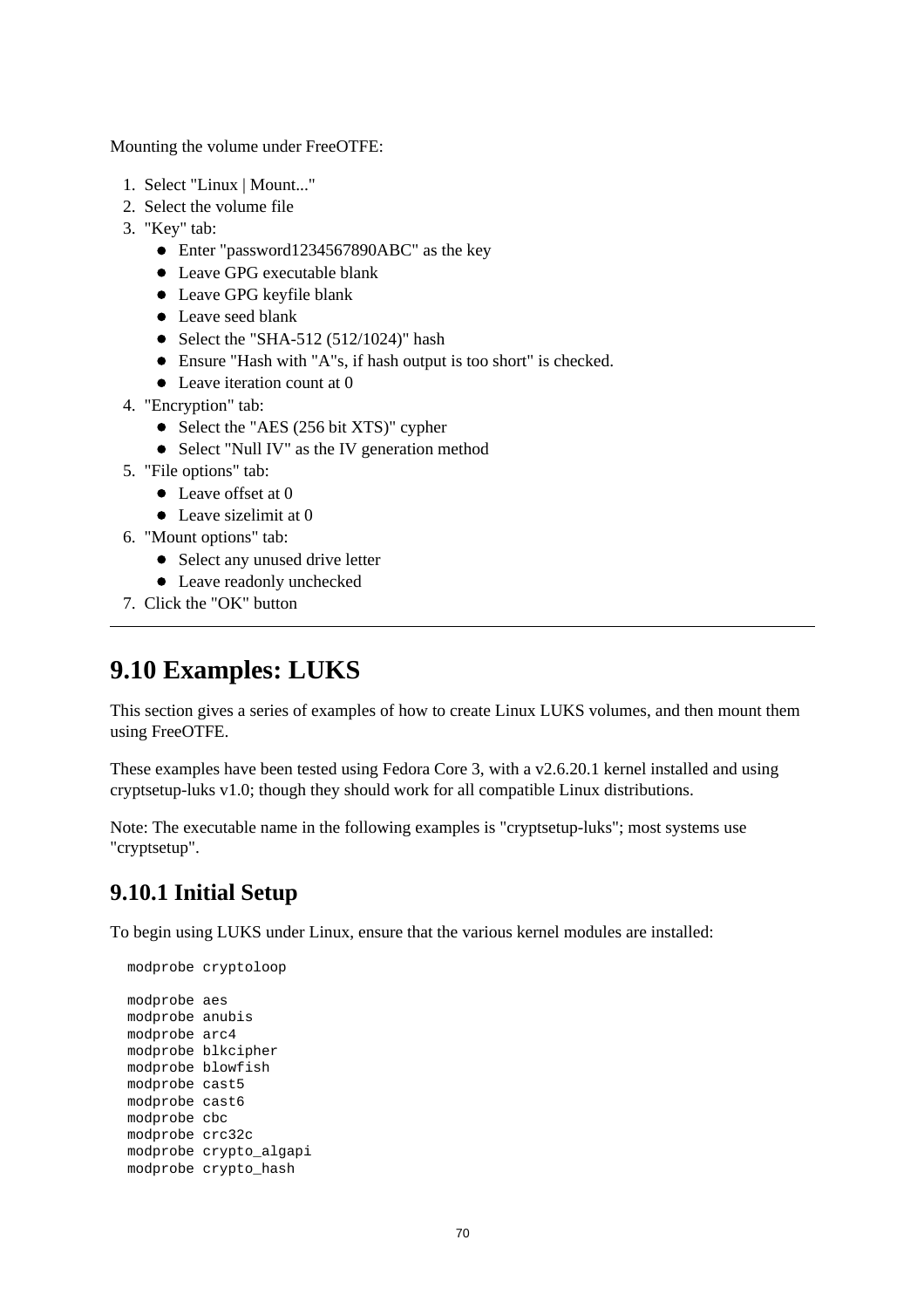Mounting the volume under FreeOTFE:

1. Select "Linux | Mount..."
2. Select the volume file
3. "Key" tab:
   - Enter "password1234567890ABC" as the key
   - Leave GPG executable blank
   - Leave GPG keyfile blank
   - Leave seed blank
   - Select the "SHA-512 (512/1024)" hash
   - Ensure "Hash with "A"s, if hash output is too short" is checked.
   - Leave iteration count at 0
4. "Encryption" tab:
   - Select the "AES (256 bit XTS)" cypher
   - Select "Null IV" as the IV generation method
5. "File options" tab:
   - Leave offset at 0
   - Leave sizelimit at 0
6. "Mount options" tab:
   - Select any unused drive letter
   - Leave readonly unchecked
7. Click the "OK" button

---

## 9.10 Examples: LUKS

This section gives a series of examples of how to create Linux LUKS volumes, and then mount them using FreeOTFE.

These examples have been tested using Fedora Core 3, with a v2.6.20.1 kernel installed and using cryptsetup-luks v1.0; though they should work for all compatible Linux distributions.

Note: The executable name in the following examples is "cryptsetup-luks"; most systems use "cryptsetup".

### 9.10.1 Initial Setup

To begin using LUKS under Linux, ensure that the various kernel modules are installed:

```
modprobe cryptoloop

modprobe aes
modprobe anubis
modprobe arc4
modprobe blkcipher
modprobe blowfish
modprobe cast5
modprobe cast6
modprobe cbc
modprobe crc32c
modprobe crypto_algapi
modprobe crypto_hash
```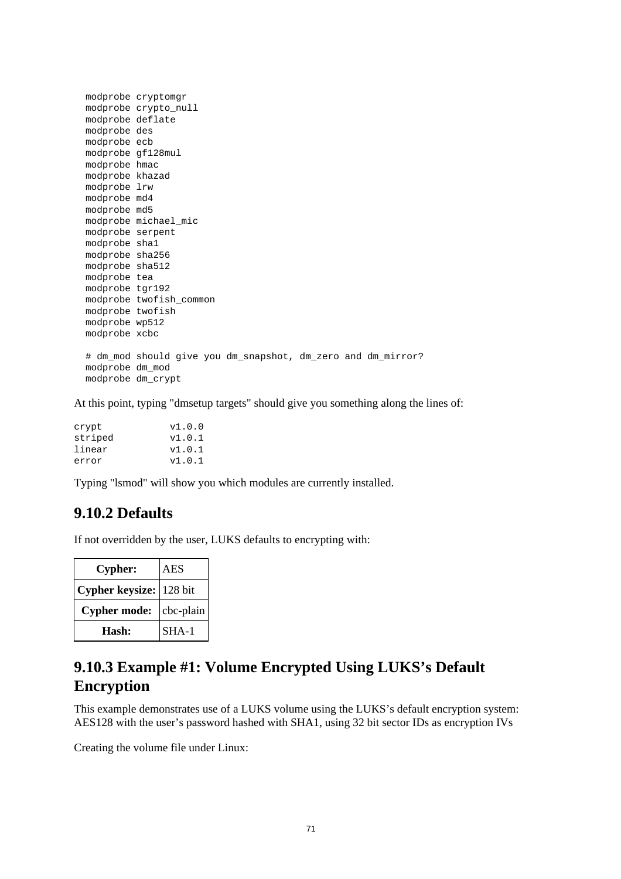```
modprobe cryptomgr
modprobe crypto_null
modprobe deflate
modprobe des
modprobe ecb
modprobe gf128mul
modprobe hmac
modprobe khazad
modprobe lrw
modprobe md4
modprobe md5
modprobe michael_mic
modprobe serpent
modprobe sha1
modprobe sha256
modprobe sha512
modprobe tea
modprobe tgr192
modprobe twofish_common
modprobe twofish
modprobe wp512
modprobe xcbc

# dm_mod should give you dm_snapshot, dm_zero and dm_mirror?
modprobe dm_mod
modprobe dm_crypt
```

At this point, typing "dmsetup targets" should give you something along the lines of:

```
crypt            v1.0.0
striped          v1.0.1
linear           v1.0.1
error            v1.0.1
```

Typing "lsmod" will show you which modules are currently installed.

## 9.10.2 Defaults

If not overridden by the user, LUKS defaults to encrypting with:

| | |
|---|---|
| **Cypher:** | AES |
| **Cypher keysize:** | 128 bit |
| **Cypher mode:** | cbc-plain |
| **Hash:** | SHA-1 |

## 9.10.3 Example #1: Volume Encrypted Using LUKS's Default Encryption

This example demonstrates use of a LUKS volume using the LUKS's default encryption system: AES128 with the user's password hashed with SHA1, using 32 bit sector IDs as encryption IVs

Creating the volume file under Linux: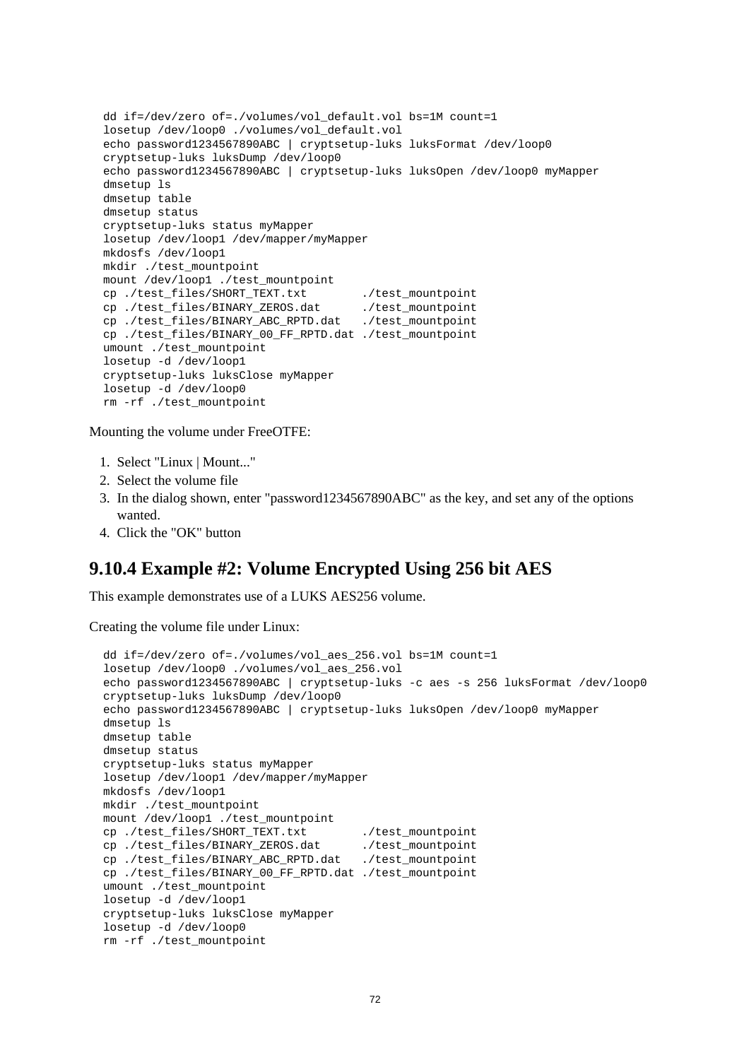```
dd if=/dev/zero of=./volumes/vol_default.vol bs=1M count=1
losetup /dev/loop0 ./volumes/vol_default.vol
echo password1234567890ABC | cryptsetup-luks luksFormat /dev/loop0
cryptsetup-luks luksDump /dev/loop0
echo password1234567890ABC | cryptsetup-luks luksOpen /dev/loop0 myMapper
dmsetup ls
dmsetup table
dmsetup status
cryptsetup-luks status myMapper
losetup /dev/loop1 /dev/mapper/myMapper
mkdosfs /dev/loop1
mkdir ./test_mountpoint
mount /dev/loop1 ./test_mountpoint
cp ./test_files/SHORT_TEXT.txt        ./test_mountpoint
cp ./test_files/BINARY_ZEROS.dat      ./test_mountpoint
cp ./test_files/BINARY_ABC_RPTD.dat   ./test_mountpoint
cp ./test_files/BINARY_00_FF_RPTD.dat ./test_mountpoint
umount ./test_mountpoint
losetup -d /dev/loop1
cryptsetup-luks luksClose myMapper
losetup -d /dev/loop0
rm -rf ./test_mountpoint
```

Mounting the volume under FreeOTFE:

1. Select "Linux | Mount..."
2. Select the volume file
3. In the dialog shown, enter "password1234567890ABC" as the key, and set any of the options wanted.
4. Click the "OK" button

## 9.10.4 Example #2: Volume Encrypted Using 256 bit AES

This example demonstrates use of a LUKS AES256 volume.

Creating the volume file under Linux:

```
dd if=/dev/zero of=./volumes/vol_aes_256.vol bs=1M count=1
losetup /dev/loop0 ./volumes/vol_aes_256.vol
echo password1234567890ABC | cryptsetup-luks -c aes -s 256 luksFormat /dev/loop0
cryptsetup-luks luksDump /dev/loop0
echo password1234567890ABC | cryptsetup-luks luksOpen /dev/loop0 myMapper
dmsetup ls
dmsetup table
dmsetup status
cryptsetup-luks status myMapper
losetup /dev/loop1 /dev/mapper/myMapper
mkdosfs /dev/loop1
mkdir ./test_mountpoint
mount /dev/loop1 ./test_mountpoint
cp ./test_files/SHORT_TEXT.txt        ./test_mountpoint
cp ./test_files/BINARY_ZEROS.dat      ./test_mountpoint
cp ./test_files/BINARY_ABC_RPTD.dat   ./test_mountpoint
cp ./test_files/BINARY_00_FF_RPTD.dat ./test_mountpoint
umount ./test_mountpoint
losetup -d /dev/loop1
cryptsetup-luks luksClose myMapper
losetup -d /dev/loop0
rm -rf ./test_mountpoint
```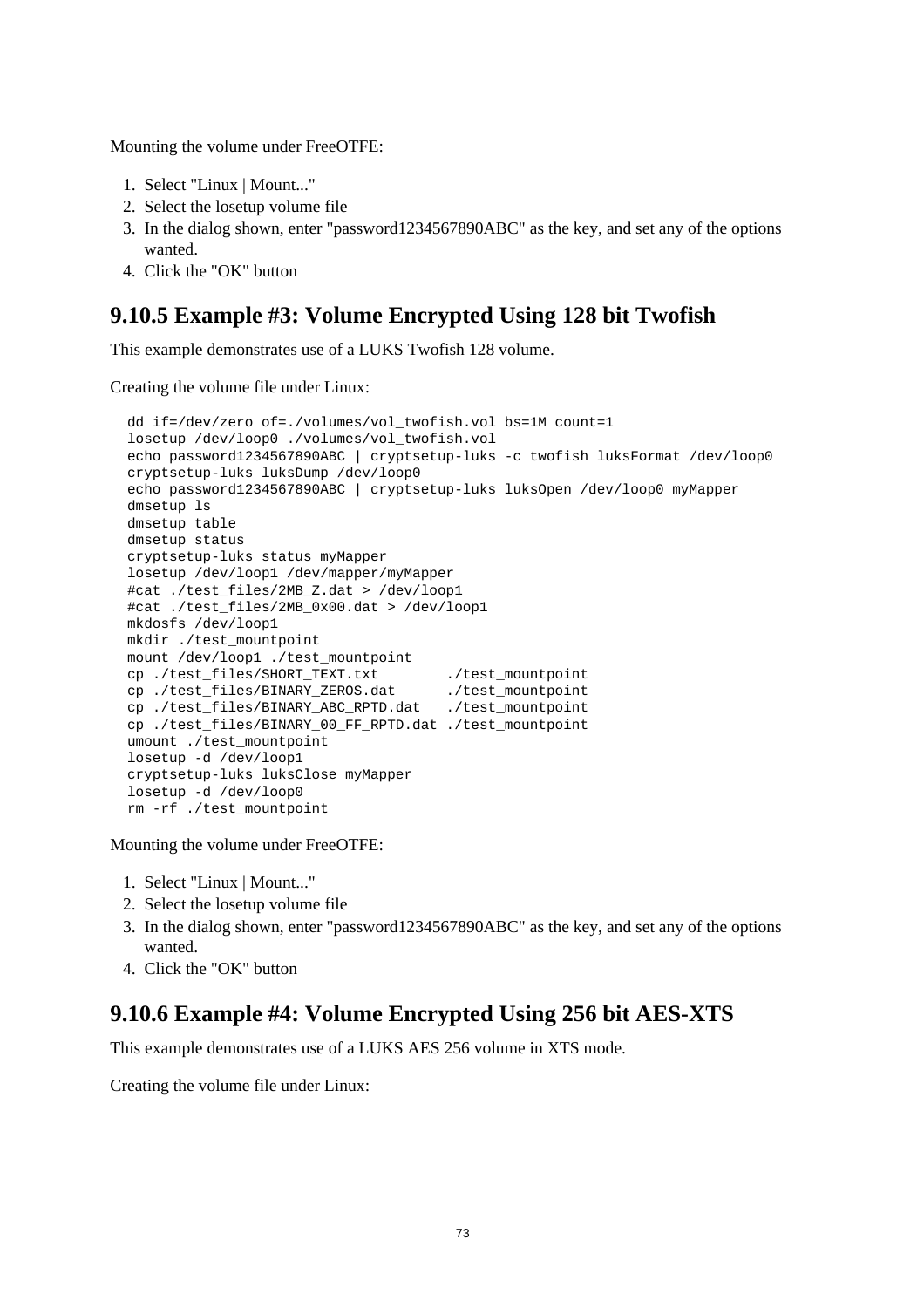Mounting the volume under FreeOTFE:

1. Select "Linux | Mount..."
2. Select the losetup volume file
3. In the dialog shown, enter "password1234567890ABC" as the key, and set any of the options wanted.
4. Click the "OK" button

## 9.10.5 Example #3: Volume Encrypted Using 128 bit Twofish

This example demonstrates use of a LUKS Twofish 128 volume.

Creating the volume file under Linux:

```
dd if=/dev/zero of=./volumes/vol_twofish.vol bs=1M count=1
losetup /dev/loop0 ./volumes/vol_twofish.vol
echo password1234567890ABC | cryptsetup-luks -c twofish luksFormat /dev/loop0
cryptsetup-luks luksDump /dev/loop0
echo password1234567890ABC | cryptsetup-luks luksOpen /dev/loop0 myMapper
dmsetup ls
dmsetup table
dmsetup status
cryptsetup-luks status myMapper
losetup /dev/loop1 /dev/mapper/myMapper
#cat ./test_files/2MB_Z.dat > /dev/loop1
#cat ./test_files/2MB_0x00.dat > /dev/loop1
mkdosfs /dev/loop1
mkdir ./test_mountpoint
mount /dev/loop1 ./test_mountpoint
cp ./test_files/SHORT_TEXT.txt        ./test_mountpoint
cp ./test_files/BINARY_ZEROS.dat      ./test_mountpoint
cp ./test_files/BINARY_ABC_RPTD.dat   ./test_mountpoint
cp ./test_files/BINARY_00_FF_RPTD.dat ./test_mountpoint
umount ./test_mountpoint
losetup -d /dev/loop1
cryptsetup-luks luksClose myMapper
losetup -d /dev/loop0
rm -rf ./test_mountpoint
```

Mounting the volume under FreeOTFE:

1. Select "Linux | Mount..."
2. Select the losetup volume file
3. In the dialog shown, enter "password1234567890ABC" as the key, and set any of the options wanted.
4. Click the "OK" button

## 9.10.6 Example #4: Volume Encrypted Using 256 bit AES-XTS

This example demonstrates use of a LUKS AES 256 volume in XTS mode.

Creating the volume file under Linux: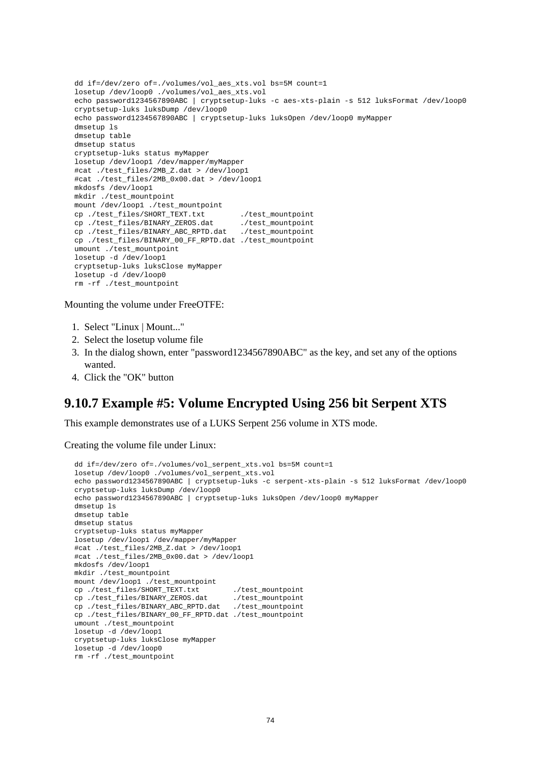```
dd if=/dev/zero of=./volumes/vol_aes_xts.vol bs=5M count=1
losetup /dev/loop0 ./volumes/vol_aes_xts.vol
echo password1234567890ABC | cryptsetup-luks -c aes-xts-plain -s 512 luksFormat /dev/loop0
cryptsetup-luks luksDump /dev/loop0
echo password1234567890ABC | cryptsetup-luks luksOpen /dev/loop0 myMapper
dmsetup ls
dmsetup table
dmsetup status
cryptsetup-luks status myMapper
losetup /dev/loop1 /dev/mapper/myMapper
#cat ./test_files/2MB_Z.dat > /dev/loop1
#cat ./test_files/2MB_0x00.dat > /dev/loop1
mkdosfs /dev/loop1
mkdir ./test_mountpoint
mount /dev/loop1 ./test_mountpoint
cp ./test_files/SHORT_TEXT.txt        ./test_mountpoint
cp ./test_files/BINARY_ZEROS.dat      ./test_mountpoint
cp ./test_files/BINARY_ABC_RPTD.dat   ./test_mountpoint
cp ./test_files/BINARY_00_FF_RPTD.dat ./test_mountpoint
umount ./test_mountpoint
losetup -d /dev/loop1
cryptsetup-luks luksClose myMapper
losetup -d /dev/loop0
rm -rf ./test_mountpoint
```

Mounting the volume under FreeOTFE:

1. Select "Linux | Mount..."
2. Select the losetup volume file
3. In the dialog shown, enter "password1234567890ABC" as the key, and set any of the options wanted.
4. Click the "OK" button

## 9.10.7 Example #5: Volume Encrypted Using 256 bit Serpent XTS

This example demonstrates use of a LUKS Serpent 256 volume in XTS mode.

Creating the volume file under Linux:

```
dd if=/dev/zero of=./volumes/vol_serpent_xts.vol bs=5M count=1
losetup /dev/loop0 ./volumes/vol_serpent_xts.vol
echo password1234567890ABC | cryptsetup-luks -c serpent-xts-plain -s 512 luksFormat /dev/loop0
cryptsetup-luks luksDump /dev/loop0
echo password1234567890ABC | cryptsetup-luks luksOpen /dev/loop0 myMapper
dmsetup ls
dmsetup table
dmsetup status
cryptsetup-luks status myMapper
losetup /dev/loop1 /dev/mapper/myMapper
#cat ./test_files/2MB_Z.dat > /dev/loop1
#cat ./test_files/2MB_0x00.dat > /dev/loop1
mkdosfs /dev/loop1
mkdir ./test_mountpoint
mount /dev/loop1 ./test_mountpoint
cp ./test_files/SHORT_TEXT.txt        ./test_mountpoint
cp ./test_files/BINARY_ZEROS.dat      ./test_mountpoint
cp ./test_files/BINARY_ABC_RPTD.dat   ./test_mountpoint
cp ./test_files/BINARY_00_FF_RPTD.dat ./test_mountpoint
umount ./test_mountpoint
losetup -d /dev/loop1
cryptsetup-luks luksClose myMapper
losetup -d /dev/loop0
rm -rf ./test_mountpoint
```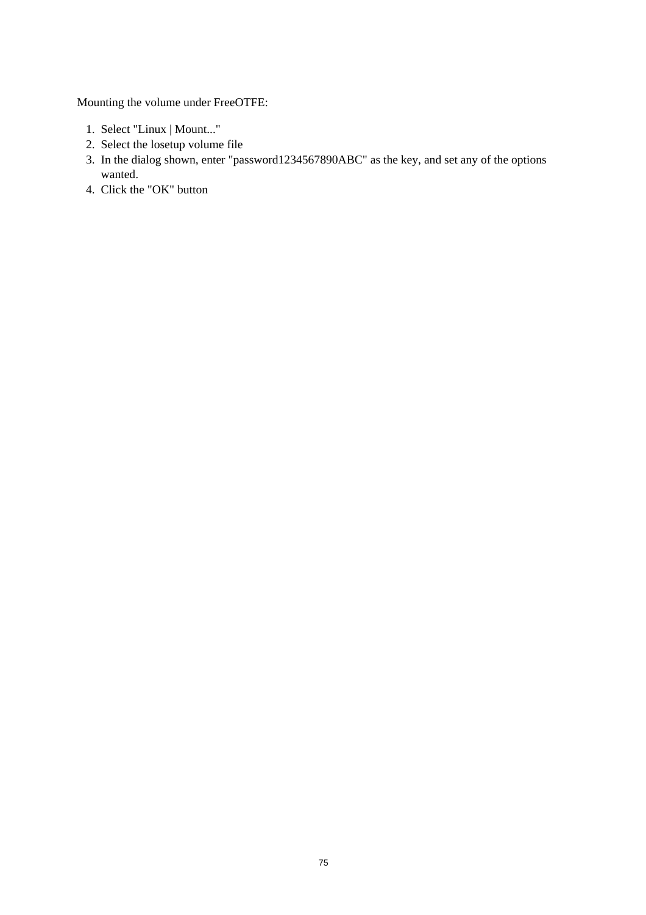Mounting the volume under FreeOTFE:

1. Select "Linux | Mount..."
2. Select the losetup volume file
3. In the dialog shown, enter "password1234567890ABC" as the key, and set any of the options wanted.
4. Click the "OK" button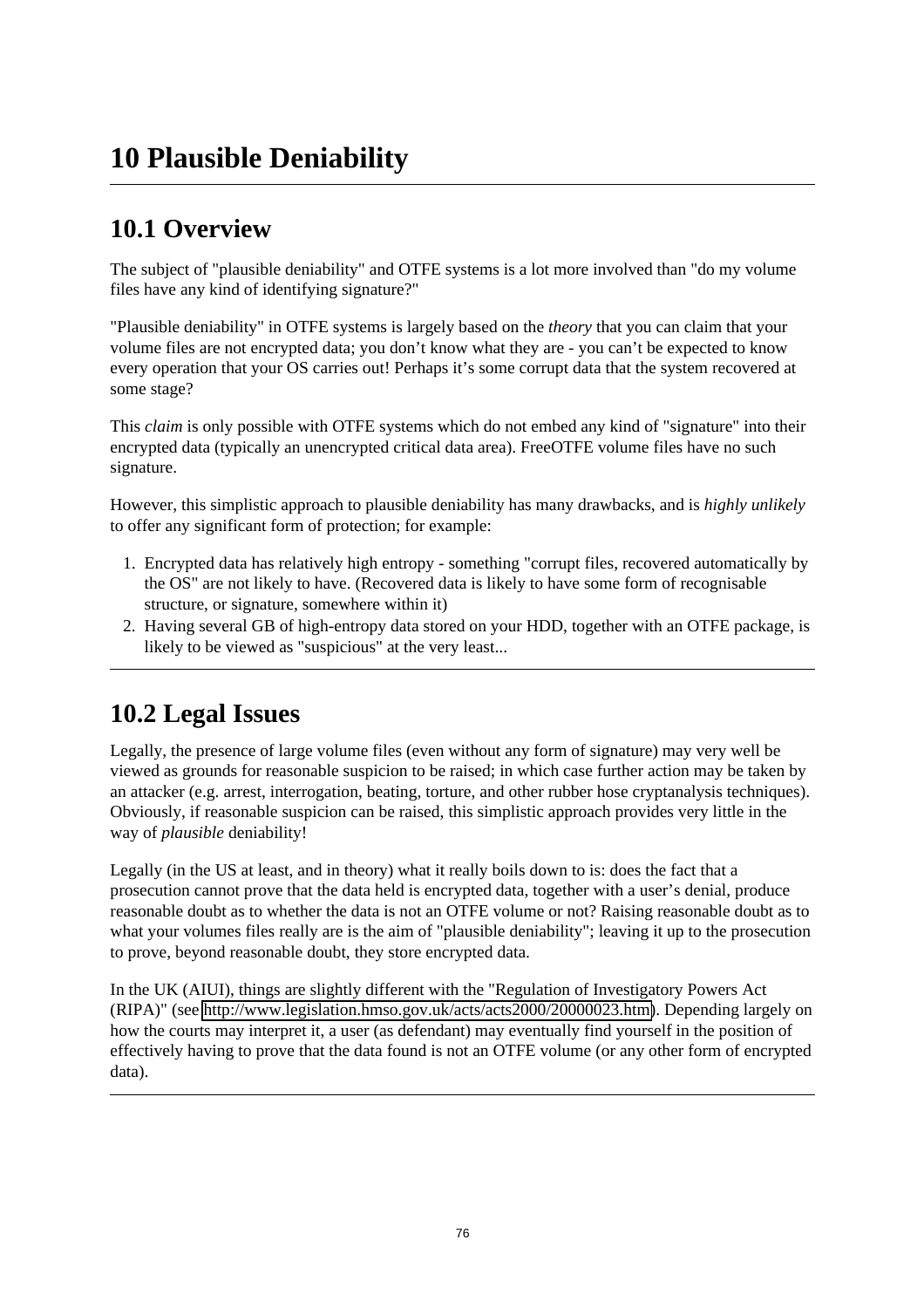# 10 Plausible Deniability

## 10.1 Overview

The subject of "plausible deniability" and OTFE systems is a lot more involved than "do my volume files have any kind of identifying signature?"

"Plausible deniability" in OTFE systems is largely based on the *theory* that you can claim that your volume files are not encrypted data; you don't know what they are - you can't be expected to know every operation that your OS carries out! Perhaps it's some corrupt data that the system recovered at some stage?

This *claim* is only possible with OTFE systems which do not embed any kind of "signature" into their encrypted data (typically an unencrypted critical data area). FreeOTFE volume files have no such signature.

However, this simplistic approach to plausible deniability has many drawbacks, and is *highly unlikely* to offer any significant form of protection; for example:

1. Encrypted data has relatively high entropy - something "corrupt files, recovered automatically by the OS" are not likely to have. (Recovered data is likely to have some form of recognisable structure, or signature, somewhere within it)
2. Having several GB of high-entropy data stored on your HDD, together with an OTFE package, is likely to be viewed as "suspicious" at the very least...

## 10.2 Legal Issues

Legally, the presence of large volume files (even without any form of signature) may very well be viewed as grounds for reasonable suspicion to be raised; in which case further action may be taken by an attacker (e.g. arrest, interrogation, beating, torture, and other rubber hose cryptanalysis techniques). Obviously, if reasonable suspicion can be raised, this simplistic approach provides very little in the way of *plausible* deniability!

Legally (in the US at least, and in theory) what it really boils down to is: does the fact that a prosecution cannot prove that the data held is encrypted data, together with a user's denial, produce reasonable doubt as to whether the data is not an OTFE volume or not? Raising reasonable doubt as to what your volumes files really are is the aim of "plausible deniability"; leaving it up to the prosecution to prove, beyond reasonable doubt, they store encrypted data.

In the UK (AIUI), things are slightly different with the "Regulation of Investigatory Powers Act (RIPA)" (see http://www.legislation.hmso.gov.uk/acts/acts2000/20000023.htm). Depending largely on how the courts may interpret it, a user (as defendant) may eventually find yourself in the position of effectively having to prove that the data found is not an OTFE volume (or any other form of encrypted data).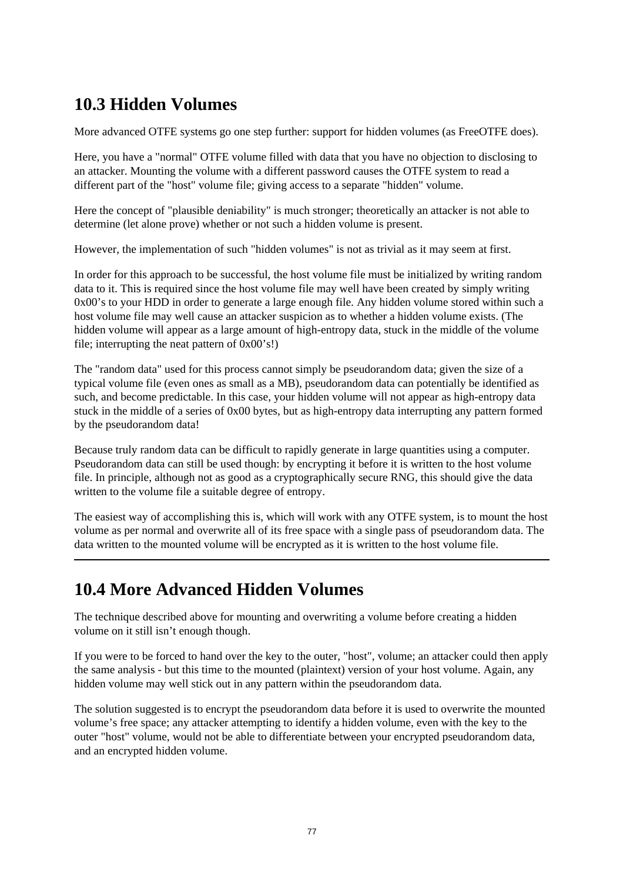## 10.3 Hidden Volumes

More advanced OTFE systems go one step further: support for hidden volumes (as FreeOTFE does).

Here, you have a "normal" OTFE volume filled with data that you have no objection to disclosing to an attacker. Mounting the volume with a different password causes the OTFE system to read a different part of the "host" volume file; giving access to a separate "hidden" volume.

Here the concept of "plausible deniability" is much stronger; theoretically an attacker is not able to determine (let alone prove) whether or not such a hidden volume is present.

However, the implementation of such "hidden volumes" is not as trivial as it may seem at first.

In order for this approach to be successful, the host volume file must be initialized by writing random data to it. This is required since the host volume file may well have been created by simply writing 0x00's to your HDD in order to generate a large enough file. Any hidden volume stored within such a host volume file may well cause an attacker suspicion as to whether a hidden volume exists. (The hidden volume will appear as a large amount of high-entropy data, stuck in the middle of the volume file; interrupting the neat pattern of 0x00's!)

The "random data" used for this process cannot simply be pseudorandom data; given the size of a typical volume file (even ones as small as a MB), pseudorandom data can potentially be identified as such, and become predictable. In this case, your hidden volume will not appear as high-entropy data stuck in the middle of a series of 0x00 bytes, but as high-entropy data interrupting any pattern formed by the pseudorandom data!

Because truly random data can be difficult to rapidly generate in large quantities using a computer. Pseudorandom data can still be used though: by encrypting it before it is written to the host volume file. In principle, although not as good as a cryptographically secure RNG, this should give the data written to the volume file a suitable degree of entropy.

The easiest way of accomplishing this is, which will work with any OTFE system, is to mount the host volume as per normal and overwrite all of its free space with a single pass of pseudorandom data. The data written to the mounted volume will be encrypted as it is written to the host volume file.

---

## 10.4 More Advanced Hidden Volumes

The technique described above for mounting and overwriting a volume before creating a hidden volume on it still isn't enough though.

If you were to be forced to hand over the key to the outer, "host", volume; an attacker could then apply the same analysis - but this time to the mounted (plaintext) version of your host volume. Again, any hidden volume may well stick out in any pattern within the pseudorandom data.

The solution suggested is to encrypt the pseudorandom data before it is used to overwrite the mounted volume's free space; any attacker attempting to identify a hidden volume, even with the key to the outer "host" volume, would not be able to differentiate between your encrypted pseudorandom data, and an encrypted hidden volume.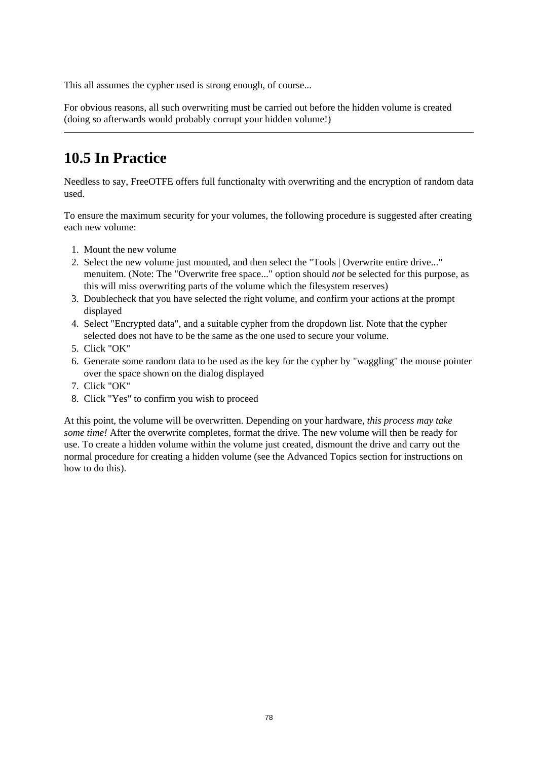This all assumes the cypher used is strong enough, of course...

For obvious reasons, all such overwriting must be carried out before the hidden volume is created (doing so afterwards would probably corrupt your hidden volume!)

---

## 10.5 In Practice

Needless to say, FreeOTFE offers full functionalty with overwriting and the encryption of random data used.

To ensure the maximum security for your volumes, the following procedure is suggested after creating each new volume:

1. Mount the new volume
2. Select the new volume just mounted, and then select the "Tools | Overwrite entire drive..." menuitem. (Note: The "Overwrite free space..." option should *not* be selected for this purpose, as this will miss overwriting parts of the volume which the filesystem reserves)
3. Doublecheck that you have selected the right volume, and confirm your actions at the prompt displayed
4. Select "Encrypted data", and a suitable cypher from the dropdown list. Note that the cypher selected does not have to be the same as the one used to secure your volume.
5. Click "OK"
6. Generate some random data to be used as the key for the cypher by "waggling" the mouse pointer over the space shown on the dialog displayed
7. Click "OK"
8. Click "Yes" to confirm you wish to proceed

At this point, the volume will be overwritten. Depending on your hardware, *this process may take some time!* After the overwrite completes, format the drive. The new volume will then be ready for use. To create a hidden volume within the volume just created, dismount the drive and carry out the normal procedure for creating a hidden volume (see the Advanced Topics section for instructions on how to do this).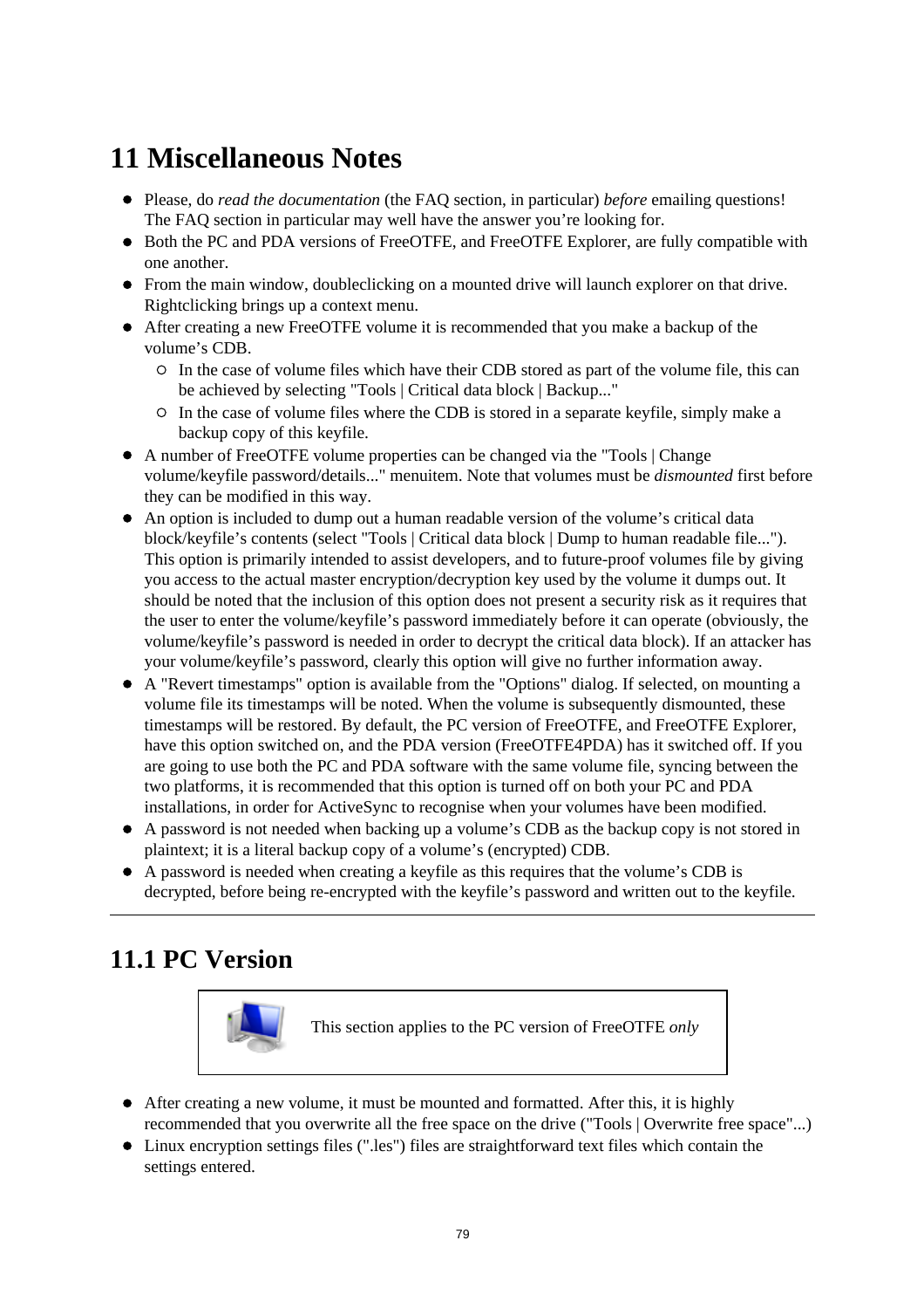# 11 Miscellaneous Notes

- Please, do *read the documentation* (the FAQ section, in particular) *before* emailing questions! The FAQ section in particular may well have the answer you're looking for.
- Both the PC and PDA versions of FreeOTFE, and FreeOTFE Explorer, are fully compatible with one another.
- From the main window, doubleclicking on a mounted drive will launch explorer on that drive. Rightclicking brings up a context menu.
- After creating a new FreeOTFE volume it is recommended that you make a backup of the volume's CDB.
    - In the case of volume files which have their CDB stored as part of the volume file, this can be achieved by selecting "Tools | Critical data block | Backup..."
    - In the case of volume files where the CDB is stored in a separate keyfile, simply make a backup copy of this keyfile.
- A number of FreeOTFE volume properties can be changed via the "Tools | Change volume/keyfile password/details..." menuitem. Note that volumes must be *dismounted* first before they can be modified in this way.
- An option is included to dump out a human readable version of the volume's critical data block/keyfile's contents (select "Tools | Critical data block | Dump to human readable file..."). This option is primarily intended to assist developers, and to future-proof volumes file by giving you access to the actual master encryption/decryption key used by the volume it dumps out. It should be noted that the inclusion of this option does not present a security risk as it requires that the user to enter the volume/keyfile's password immediately before it can operate (obviously, the volume/keyfile's password is needed in order to decrypt the critical data block). If an attacker has your volume/keyfile's password, clearly this option will give no further information away.
- A "Revert timestamps" option is available from the "Options" dialog. If selected, on mounting a volume file its timestamps will be noted. When the volume is subsequently dismounted, these timestamps will be restored. By default, the PC version of FreeOTFE, and FreeOTFE Explorer, have this option switched on, and the PDA version (FreeOTFE4PDA) has it switched off. If you are going to use both the PC and PDA software with the same volume file, syncing between the two platforms, it is recommended that this option is turned off on both your PC and PDA installations, in order for ActiveSync to recognise when your volumes have been modified.
- A password is not needed when backing up a volume's CDB as the backup copy is not stored in plaintext; it is a literal backup copy of a volume's (encrypted) CDB.
- A password is needed when creating a keyfile as this requires that the volume's CDB is decrypted, before being re-encrypted with the keyfile's password and written out to the keyfile.

---

## 11.1 PC Version

This section applies to the PC version of FreeOTFE *only*

- After creating a new volume, it must be mounted and formatted. After this, it is highly recommended that you overwrite all the free space on the drive ("Tools | Overwrite free space"...)
- Linux encryption settings files (".les") files are straightforward text files which contain the settings entered.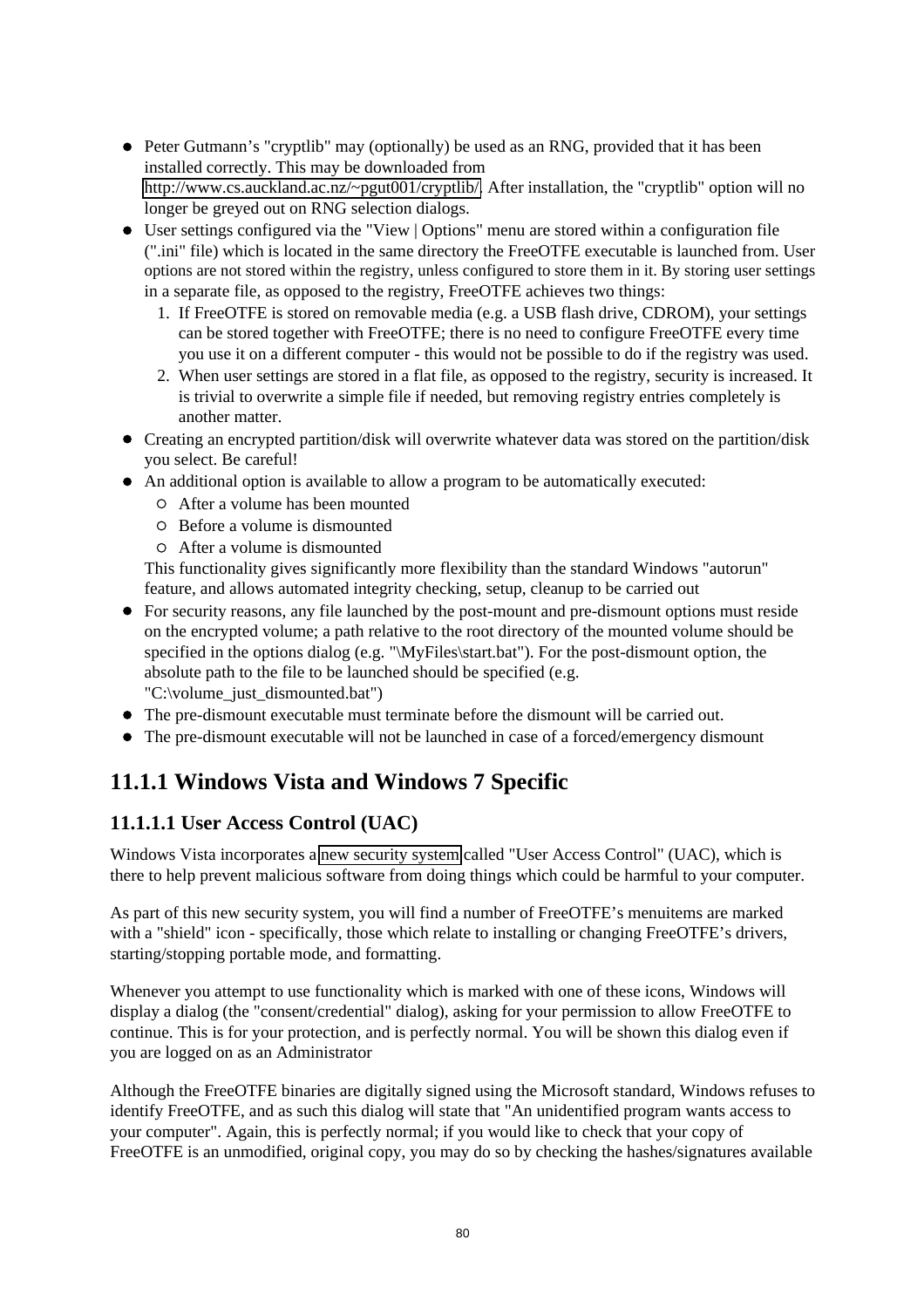- Peter Gutmann's "cryptlib" may (optionally) be used as an RNG, provided that it has been installed correctly. This may be downloaded from http://www.cs.auckland.ac.nz/~pgut001/cryptlib/. After installation, the "cryptlib" option will no longer be greyed out on RNG selection dialogs.
- User settings configured via the "View | Options" menu are stored within a configuration file (".ini" file) which is located in the same directory the FreeOTFE executable is launched from. User options are not stored within the registry, unless configured to store them in it. By storing user settings in a separate file, as opposed to the registry, FreeOTFE achieves two things:
  1. If FreeOTFE is stored on removable media (e.g. a USB flash drive, CDROM), your settings can be stored together with FreeOTFE; there is no need to configure FreeOTFE every time you use it on a different computer - this would not be possible to do if the registry was used.
  2. When user settings are stored in a flat file, as opposed to the registry, security is increased. It is trivial to overwrite a simple file if needed, but removing registry entries completely is another matter.
- Creating an encrypted partition/disk will overwrite whatever data was stored on the partition/disk you select. Be careful!
- An additional option is available to allow a program to be automatically executed:
  - After a volume has been mounted
  - Before a volume is dismounted
  - After a volume is dismounted

  This functionality gives significantly more flexibility than the standard Windows "autorun" feature, and allows automated integrity checking, setup, cleanup to be carried out
- For security reasons, any file launched by the post-mount and pre-dismount options must reside on the encrypted volume; a path relative to the root directory of the mounted volume should be specified in the options dialog (e.g. "\MyFiles\start.bat"). For the post-dismount option, the absolute path to the file to be launched should be specified (e.g. "C:\volume_just_dismounted.bat")
- The pre-dismount executable must terminate before the dismount will be carried out.
- The pre-dismount executable will not be launched in case of a forced/emergency dismount

## 11.1.1 Windows Vista and Windows 7 Specific

### 11.1.1.1 User Access Control (UAC)

Windows Vista incorporates a new security system called "User Access Control" (UAC), which is there to help prevent malicious software from doing things which could be harmful to your computer.

As part of this new security system, you will find a number of FreeOTFE's menuitems are marked with a "shield" icon - specifically, those which relate to installing or changing FreeOTFE's drivers, starting/stopping portable mode, and formatting.

Whenever you attempt to use functionality which is marked with one of these icons, Windows will display a dialog (the "consent/credential" dialog), asking for your permission to allow FreeOTFE to continue. This is for your protection, and is perfectly normal. You will be shown this dialog even if you are logged on as an Administrator

Although the FreeOTFE binaries are digitally signed using the Microsoft standard, Windows refuses to identify FreeOTFE, and as such this dialog will state that "An unidentified program wants access to your computer". Again, this is perfectly normal; if you would like to check that your copy of FreeOTFE is an unmodified, original copy, you may do so by checking the hashes/signatures available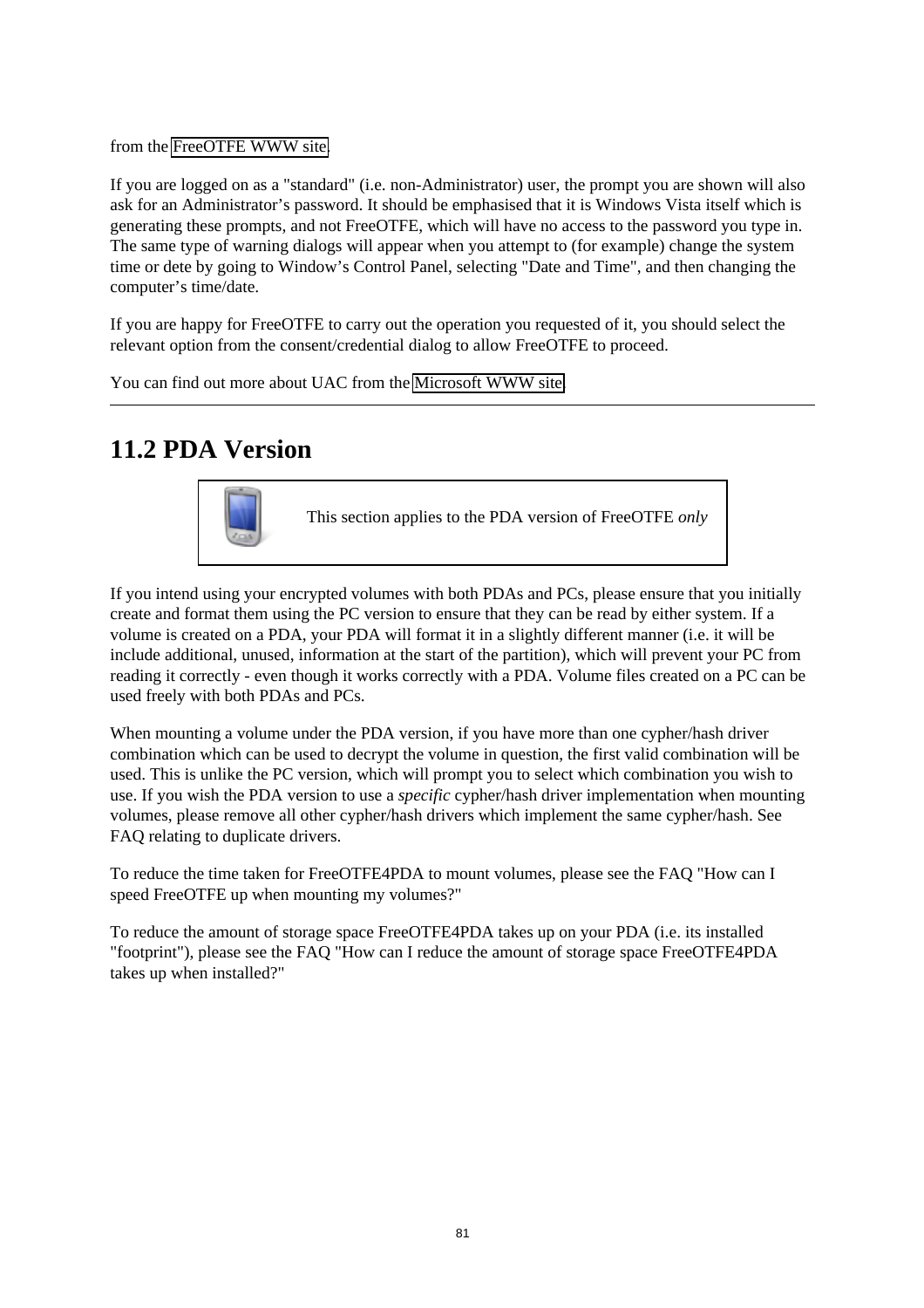from the FreeOTFE WWW site.

If you are logged on as a "standard" (i.e. non-Administrator) user, the prompt you are shown will also ask for an Administrator's password. It should be emphasised that it is Windows Vista itself which is generating these prompts, and not FreeOTFE, which will have no access to the password you type in. The same type of warning dialogs will appear when you attempt to (for example) change the system time or dete by going to Window's Control Panel, selecting "Date and Time", and then changing the computer's time/date.

If you are happy for FreeOTFE to carry out the operation you requested of it, you should select the relevant option from the consent/credential dialog to allow FreeOTFE to proceed.

You can find out more about UAC from the Microsoft WWW site.

---

## 11.2 PDA Version

> This section applies to the PDA version of FreeOTFE *only*

If you intend using your encrypted volumes with both PDAs and PCs, please ensure that you initially create and format them using the PC version to ensure that they can be read by either system. If a volume is created on a PDA, your PDA will format it in a slightly different manner (i.e. it will be include additional, unused, information at the start of the partition), which will prevent your PC from reading it correctly - even though it works correctly with a PDA. Volume files created on a PC can be used freely with both PDAs and PCs.

When mounting a volume under the PDA version, if you have more than one cypher/hash driver combination which can be used to decrypt the volume in question, the first valid combination will be used. This is unlike the PC version, which will prompt you to select which combination you wish to use. If you wish the PDA version to use a *specific* cypher/hash driver implementation when mounting volumes, please remove all other cypher/hash drivers which implement the same cypher/hash. See FAQ relating to duplicate drivers.

To reduce the time taken for FreeOTFE4PDA to mount volumes, please see the FAQ "How can I speed FreeOTFE up when mounting my volumes?"

To reduce the amount of storage space FreeOTFE4PDA takes up on your PDA (i.e. its installed "footprint"), please see the FAQ "How can I reduce the amount of storage space FreeOTFE4PDA takes up when installed?"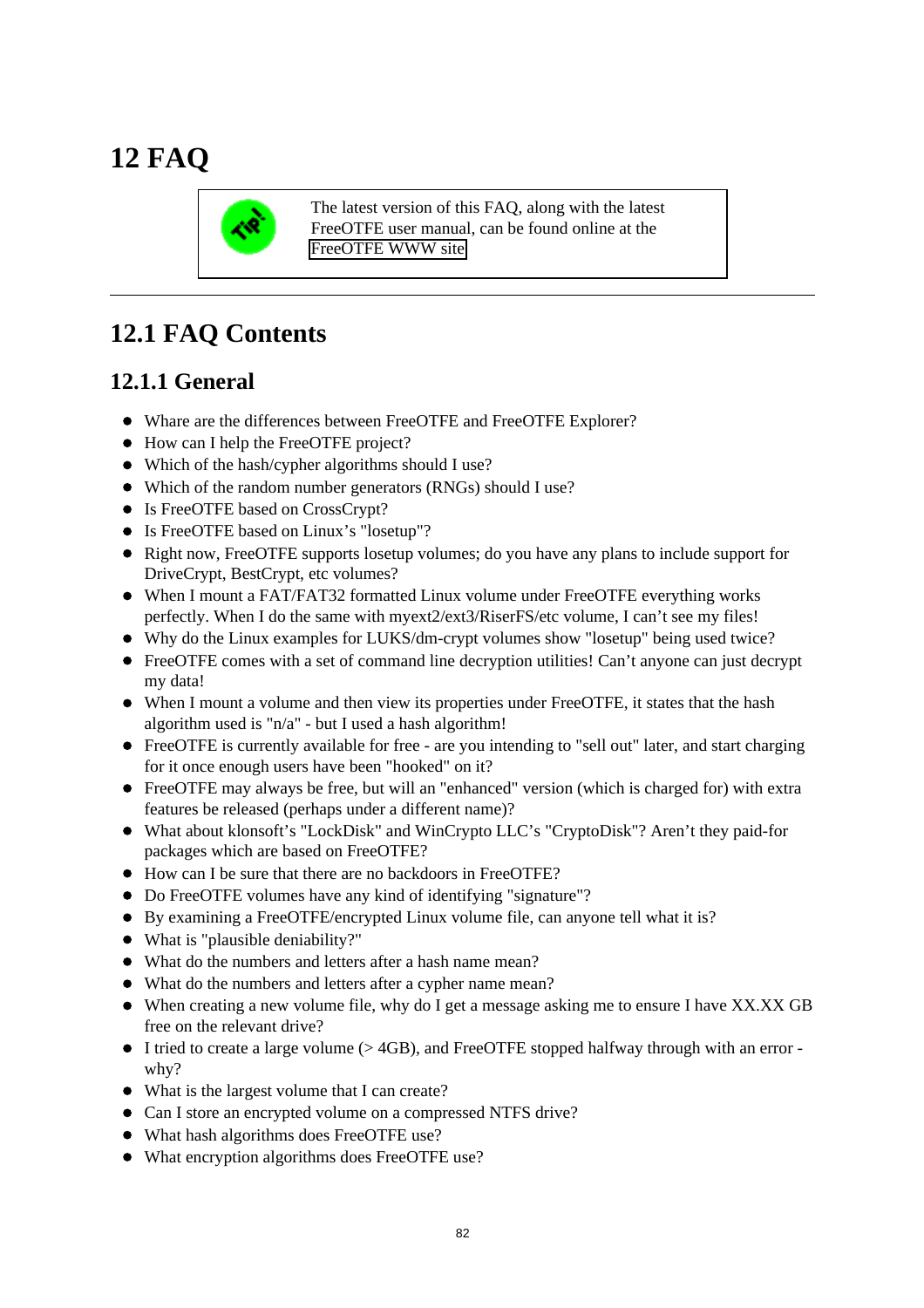# 12 FAQ

> The latest version of this FAQ, along with the latest FreeOTFE user manual, can be found online at the FreeOTFE WWW site

---

## 12.1 FAQ Contents

### 12.1.1 General

- Whare are the differences between FreeOTFE and FreeOTFE Explorer?
- How can I help the FreeOTFE project?
- Which of the hash/cypher algorithms should I use?
- Which of the random number generators (RNGs) should I use?
- Is FreeOTFE based on CrossCrypt?
- Is FreeOTFE based on Linux's "losetup"?
- Right now, FreeOTFE supports losetup volumes; do you have any plans to include support for DriveCrypt, BestCrypt, etc volumes?
- When I mount a FAT/FAT32 formatted Linux volume under FreeOTFE everything works perfectly. When I do the same with myext2/ext3/RiserFS/etc volume, I can't see my files!
- Why do the Linux examples for LUKS/dm-crypt volumes show "losetup" being used twice?
- FreeOTFE comes with a set of command line decryption utilities! Can't anyone can just decrypt my data!
- When I mount a volume and then view its properties under FreeOTFE, it states that the hash algorithm used is "n/a" - but I used a hash algorithm!
- FreeOTFE is currently available for free - are you intending to "sell out" later, and start charging for it once enough users have been "hooked" on it?
- FreeOTFE may always be free, but will an "enhanced" version (which is charged for) with extra features be released (perhaps under a different name)?
- What about klonsoft's "LockDisk" and WinCrypto LLC's "CryptoDisk"? Aren't they paid-for packages which are based on FreeOTFE?
- How can I be sure that there are no backdoors in FreeOTFE?
- Do FreeOTFE volumes have any kind of identifying "signature"?
- By examining a FreeOTFE/encrypted Linux volume file, can anyone tell what it is?
- What is "plausible deniability?"
- What do the numbers and letters after a hash name mean?
- What do the numbers and letters after a cypher name mean?
- When creating a new volume file, why do I get a message asking me to ensure I have XX.XX GB free on the relevant drive?
- I tried to create a large volume (> 4GB), and FreeOTFE stopped halfway through with an error - why?
- What is the largest volume that I can create?
- Can I store an encrypted volume on a compressed NTFS drive?
- What hash algorithms does FreeOTFE use?
- What encryption algorithms does FreeOTFE use?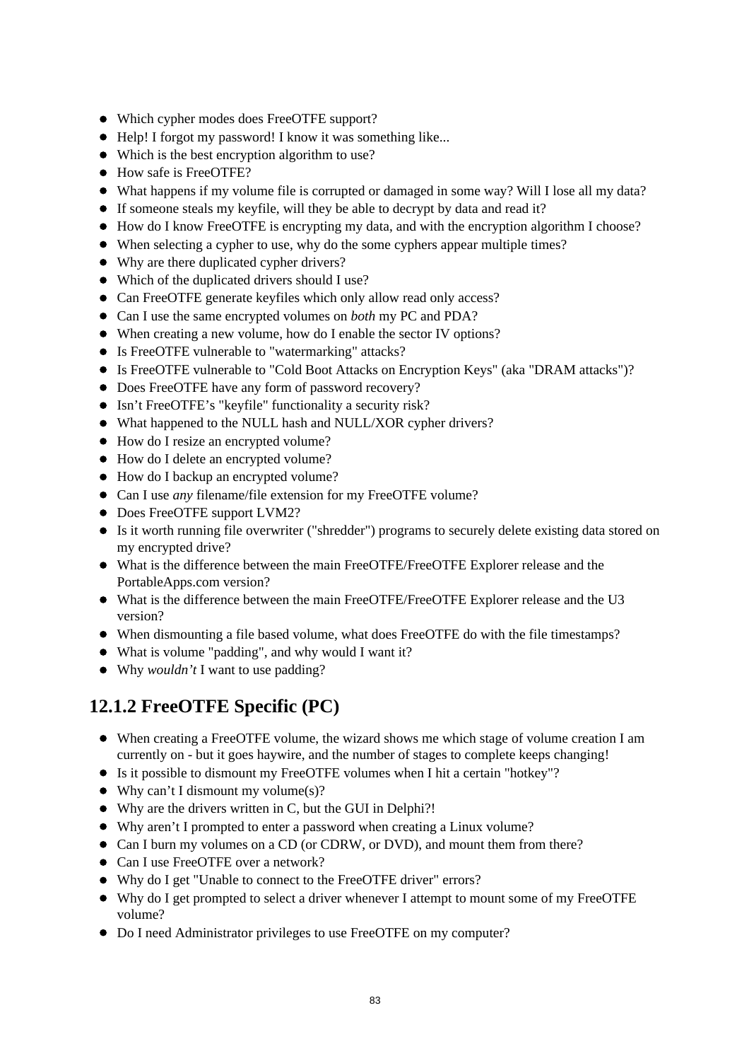- Which cypher modes does FreeOTFE support?
- Help! I forgot my password! I know it was something like...
- Which is the best encryption algorithm to use?
- How safe is FreeOTFE?
- What happens if my volume file is corrupted or damaged in some way? Will I lose all my data?
- If someone steals my keyfile, will they be able to decrypt by data and read it?
- How do I know FreeOTFE is encrypting my data, and with the encryption algorithm I choose?
- When selecting a cypher to use, why do the some cyphers appear multiple times?
- Why are there duplicated cypher drivers?
- Which of the duplicated drivers should I use?
- Can FreeOTFE generate keyfiles which only allow read only access?
- Can I use the same encrypted volumes on *both* my PC and PDA?
- When creating a new volume, how do I enable the sector IV options?
- Is FreeOTFE vulnerable to "watermarking" attacks?
- Is FreeOTFE vulnerable to "Cold Boot Attacks on Encryption Keys" (aka "DRAM attacks")?
- Does FreeOTFE have any form of password recovery?
- Isn't FreeOTFE's "keyfile" functionality a security risk?
- What happened to the NULL hash and NULL/XOR cypher drivers?
- How do I resize an encrypted volume?
- How do I delete an encrypted volume?
- How do I backup an encrypted volume?
- Can I use *any* filename/file extension for my FreeOTFE volume?
- Does FreeOTFE support LVM2?
- Is it worth running file overwriter ("shredder") programs to securely delete existing data stored on my encrypted drive?
- What is the difference between the main FreeOTFE/FreeOTFE Explorer release and the PortableApps.com version?
- What is the difference between the main FreeOTFE/FreeOTFE Explorer release and the U3 version?
- When dismounting a file based volume, what does FreeOTFE do with the file timestamps?
- What is volume "padding", and why would I want it?
- Why *wouldn't* I want to use padding?

## 12.1.2 FreeOTFE Specific (PC)

- When creating a FreeOTFE volume, the wizard shows me which stage of volume creation I am currently on - but it goes haywire, and the number of stages to complete keeps changing!
- Is it possible to dismount my FreeOTFE volumes when I hit a certain "hotkey"?
- Why can't I dismount my volume(s)?
- Why are the drivers written in C, but the GUI in Delphi?!
- Why aren't I prompted to enter a password when creating a Linux volume?
- Can I burn my volumes on a CD (or CDRW, or DVD), and mount them from there?
- Can I use FreeOTFE over a network?
- Why do I get "Unable to connect to the FreeOTFE driver" errors?
- Why do I get prompted to select a driver whenever I attempt to mount some of my FreeOTFE volume?
- Do I need Administrator privileges to use FreeOTFE on my computer?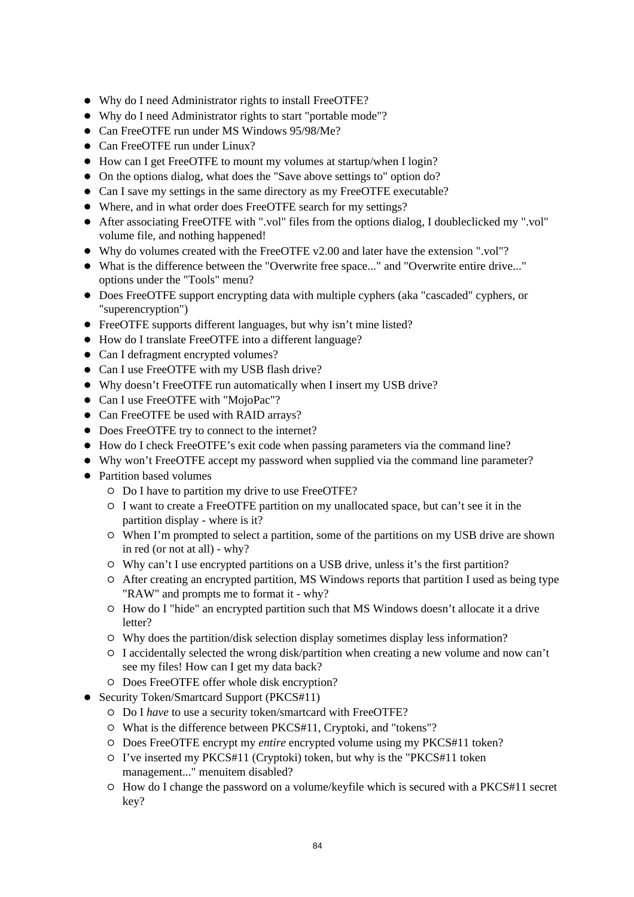- Why do I need Administrator rights to install FreeOTFE?
- Why do I need Administrator rights to start "portable mode"?
- Can FreeOTFE run under MS Windows 95/98/Me?
- Can FreeOTFE run under Linux?
- How can I get FreeOTFE to mount my volumes at startup/when I login?
- On the options dialog, what does the "Save above settings to" option do?
- Can I save my settings in the same directory as my FreeOTFE executable?
- Where, and in what order does FreeOTFE search for my settings?
- After associating FreeOTFE with ".vol" files from the options dialog, I doubleclicked my ".vol" volume file, and nothing happened!
- Why do volumes created with the FreeOTFE v2.00 and later have the extension ".vol"?
- What is the difference between the "Overwrite free space..." and "Overwrite entire drive..." options under the "Tools" menu?
- Does FreeOTFE support encrypting data with multiple cyphers (aka "cascaded" cyphers, or "superencryption")
- FreeOTFE supports different languages, but why isn't mine listed?
- How do I translate FreeOTFE into a different language?
- Can I defragment encrypted volumes?
- Can I use FreeOTFE with my USB flash drive?
- Why doesn't FreeOTFE run automatically when I insert my USB drive?
- Can I use FreeOTFE with "MojoPac"?
- Can FreeOTFE be used with RAID arrays?
- Does FreeOTFE try to connect to the internet?
- How do I check FreeOTFE's exit code when passing parameters via the command line?
- Why won't FreeOTFE accept my password when supplied via the command line parameter?
- Partition based volumes
  - Do I have to partition my drive to use FreeOTFE?
  - I want to create a FreeOTFE partition on my unallocated space, but can't see it in the partition display - where is it?
  - When I'm prompted to select a partition, some of the partitions on my USB drive are shown in red (or not at all) - why?
  - Why can't I use encrypted partitions on a USB drive, unless it's the first partition?
  - After creating an encrypted partition, MS Windows reports that partition I used as being type "RAW" and prompts me to format it - why?
  - How do I "hide" an encrypted partition such that MS Windows doesn't allocate it a drive letter?
  - Why does the partition/disk selection display sometimes display less information?
  - I accidentally selected the wrong disk/partition when creating a new volume and now can't see my files! How can I get my data back?
  - Does FreeOTFE offer whole disk encryption?
- Security Token/Smartcard Support (PKCS#11)
  - Do I *have* to use a security token/smartcard with FreeOTFE?
  - What is the difference between PKCS#11, Cryptoki, and "tokens"?
  - Does FreeOTFE encrypt my *entire* encrypted volume using my PKCS#11 token?
  - I've inserted my PKCS#11 (Cryptoki) token, but why is the "PKCS#11 token management..." menuitem disabled?
  - How do I change the password on a volume/keyfile which is secured with a PKCS#11 secret key?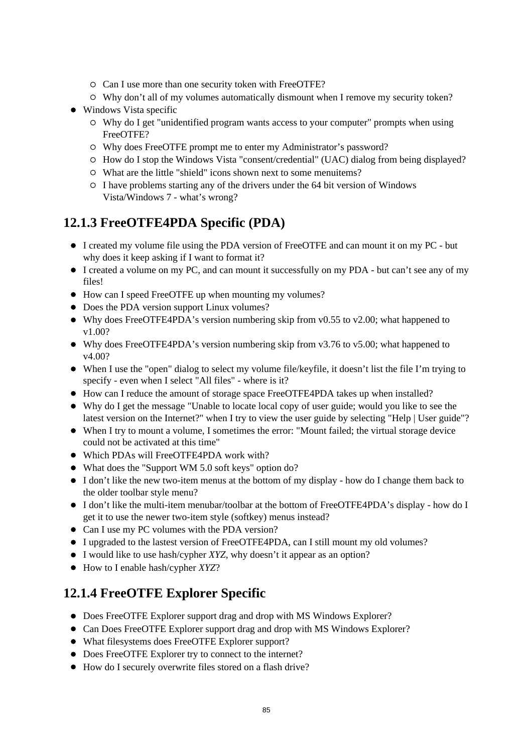- Can I use more than one security token with FreeOTFE?
    - Why don't all of my volumes automatically dismount when I remove my security token?
- Windows Vista specific
    - Why do I get "unidentified program wants access to your computer" prompts when using FreeOTFE?
    - Why does FreeOTFE prompt me to enter my Administrator's password?
    - How do I stop the Windows Vista "consent/credential" (UAC) dialog from being displayed?
    - What are the little "shield" icons shown next to some menuitems?
    - I have problems starting any of the drivers under the 64 bit version of Windows Vista/Windows 7 - what's wrong?

### 12.1.3 FreeOTFE4PDA Specific (PDA)

- I created my volume file using the PDA version of FreeOTFE and can mount it on my PC - but why does it keep asking if I want to format it?
- I created a volume on my PC, and can mount it successfully on my PDA - but can't see any of my files!
- How can I speed FreeOTFE up when mounting my volumes?
- Does the PDA version support Linux volumes?
- Why does FreeOTFE4PDA's version numbering skip from v0.55 to v2.00; what happened to v1.00?
- Why does FreeOTFE4PDA's version numbering skip from v3.76 to v5.00; what happened to v4.00?
- When I use the "open" dialog to select my volume file/keyfile, it doesn't list the file I'm trying to specify - even when I select "All files" - where is it?
- How can I reduce the amount of storage space FreeOTFE4PDA takes up when installed?
- Why do I get the message "Unable to locate local copy of user guide; would you like to see the latest version on the Internet?" when I try to view the user guide by selecting "Help | User guide"?
- When I try to mount a volume, I sometimes the error: "Mount failed; the virtual storage device could not be activated at this time"
- Which PDAs will FreeOTFE4PDA work with?
- What does the "Support WM 5.0 soft keys" option do?
- I don't like the new two-item menus at the bottom of my display - how do I change them back to the older toolbar style menu?
- I don't like the multi-item menubar/toolbar at the bottom of FreeOTFE4PDA's display - how do I get it to use the newer two-item style (softkey) menus instead?
- Can I use my PC volumes with the PDA version?
- I upgraded to the lastest version of FreeOTFE4PDA, can I still mount my old volumes?
- I would like to use hash/cypher *XYZ*, why doesn't it appear as an option?
- How to I enable hash/cypher *XYZ*?

### 12.1.4 FreeOTFE Explorer Specific

- Does FreeOTFE Explorer support drag and drop with MS Windows Explorer?
- Can Does FreeOTFE Explorer support drag and drop with MS Windows Explorer?
- What filesystems does FreeOTFE Explorer support?
- Does FreeOTFE Explorer try to connect to the internet?
- How do I securely overwrite files stored on a flash drive?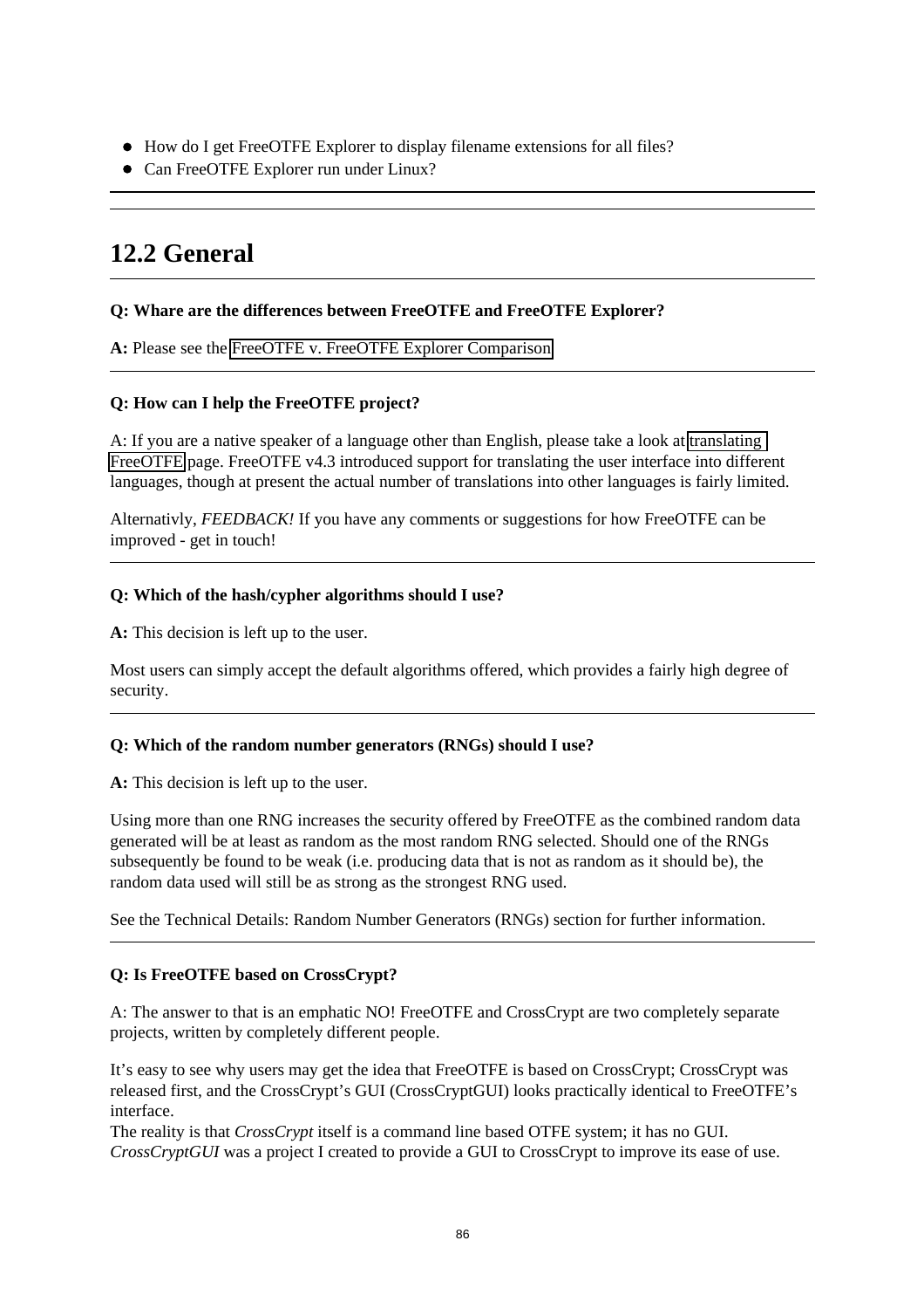- How do I get FreeOTFE Explorer to display filename extensions for all files?
- Can FreeOTFE Explorer run under Linux?

---

## 12.2 General

---

**Q: Whare are the differences between FreeOTFE and FreeOTFE Explorer?**

**A:** Please see the FreeOTFE v. FreeOTFE Explorer Comparison

---

**Q: How can I help the FreeOTFE project?**

A: If you are a native speaker of a language other than English, please take a look at translating FreeOTFE page. FreeOTFE v4.3 introduced support for translating the user interface into different languages, though at present the actual number of translations into other languages is fairly limited.

Alternativly, *FEEDBACK!* If you have any comments or suggestions for how FreeOTFE can be improved - get in touch!

---

**Q: Which of the hash/cypher algorithms should I use?**

**A:** This decision is left up to the user.

Most users can simply accept the default algorithms offered, which provides a fairly high degree of security.

---

**Q: Which of the random number generators (RNGs) should I use?**

**A:** This decision is left up to the user.

Using more than one RNG increases the security offered by FreeOTFE as the combined random data generated will be at least as random as the most random RNG selected. Should one of the RNGs subsequently be found to be weak (i.e. producing data that is not as random as it should be), the random data used will still be as strong as the strongest RNG used.

See the Technical Details: Random Number Generators (RNGs) section for further information.

---

**Q: Is FreeOTFE based on CrossCrypt?**

A: The answer to that is an emphatic NO! FreeOTFE and CrossCrypt are two completely separate projects, written by completely different people.

It's easy to see why users may get the idea that FreeOTFE is based on CrossCrypt; CrossCrypt was released first, and the CrossCrypt's GUI (CrossCryptGUI) looks practically identical to FreeOTFE's interface.
The reality is that *CrossCrypt* itself is a command line based OTFE system; it has no GUI.
*CrossCryptGUI* was a project I created to provide a GUI to CrossCrypt to improve its ease of use.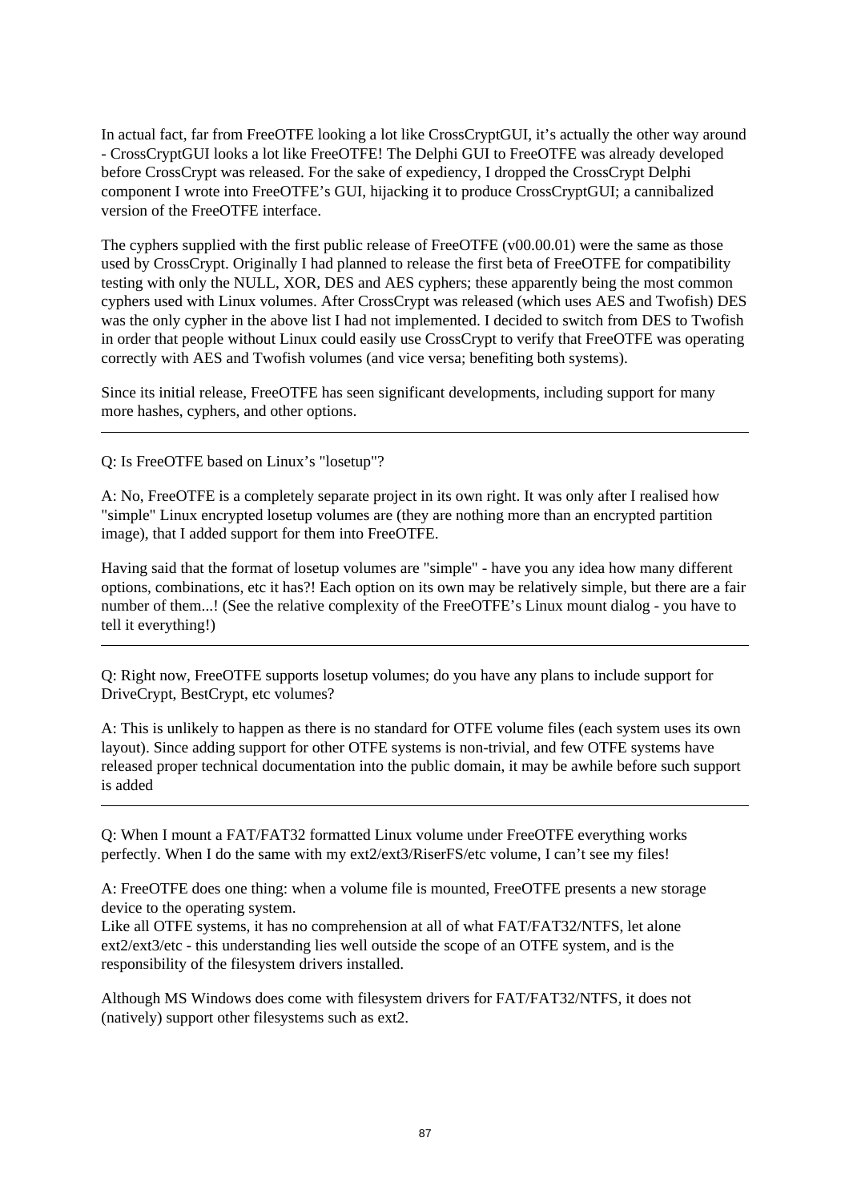In actual fact, far from FreeOTFE looking a lot like CrossCryptGUI, it's actually the other way around - CrossCryptGUI looks a lot like FreeOTFE! The Delphi GUI to FreeOTFE was already developed before CrossCrypt was released. For the sake of expediency, I dropped the CrossCrypt Delphi component I wrote into FreeOTFE's GUI, hijacking it to produce CrossCryptGUI; a cannibalized version of the FreeOTFE interface.

The cyphers supplied with the first public release of FreeOTFE (v00.00.01) were the same as those used by CrossCrypt. Originally I had planned to release the first beta of FreeOTFE for compatibility testing with only the NULL, XOR, DES and AES cyphers; these apparently being the most common cyphers used with Linux volumes. After CrossCrypt was released (which uses AES and Twofish) DES was the only cypher in the above list I had not implemented. I decided to switch from DES to Twofish in order that people without Linux could easily use CrossCrypt to verify that FreeOTFE was operating correctly with AES and Twofish volumes (and vice versa; benefiting both systems).

Since its initial release, FreeOTFE has seen significant developments, including support for many more hashes, cyphers, and other options.

---

Q: Is FreeOTFE based on Linux's "losetup"?

A: No, FreeOTFE is a completely separate project in its own right. It was only after I realised how "simple" Linux encrypted losetup volumes are (they are nothing more than an encrypted partition image), that I added support for them into FreeOTFE.

Having said that the format of losetup volumes are "simple" - have you any idea how many different options, combinations, etc it has?! Each option on its own may be relatively simple, but there are a fair number of them...! (See the relative complexity of the FreeOTFE's Linux mount dialog - you have to tell it everything!)

---

Q: Right now, FreeOTFE supports losetup volumes; do you have any plans to include support for DriveCrypt, BestCrypt, etc volumes?

A: This is unlikely to happen as there is no standard for OTFE volume files (each system uses its own layout). Since adding support for other OTFE systems is non-trivial, and few OTFE systems have released proper technical documentation into the public domain, it may be awhile before such support is added

---

Q: When I mount a FAT/FAT32 formatted Linux volume under FreeOTFE everything works perfectly. When I do the same with my ext2/ext3/RiserFS/etc volume, I can't see my files!

A: FreeOTFE does one thing: when a volume file is mounted, FreeOTFE presents a new storage device to the operating system.
Like all OTFE systems, it has no comprehension at all of what FAT/FAT32/NTFS, let alone ext2/ext3/etc - this understanding lies well outside the scope of an OTFE system, and is the responsibility of the filesystem drivers installed.

Although MS Windows does come with filesystem drivers for FAT/FAT32/NTFS, it does not (natively) support other filesystems such as ext2.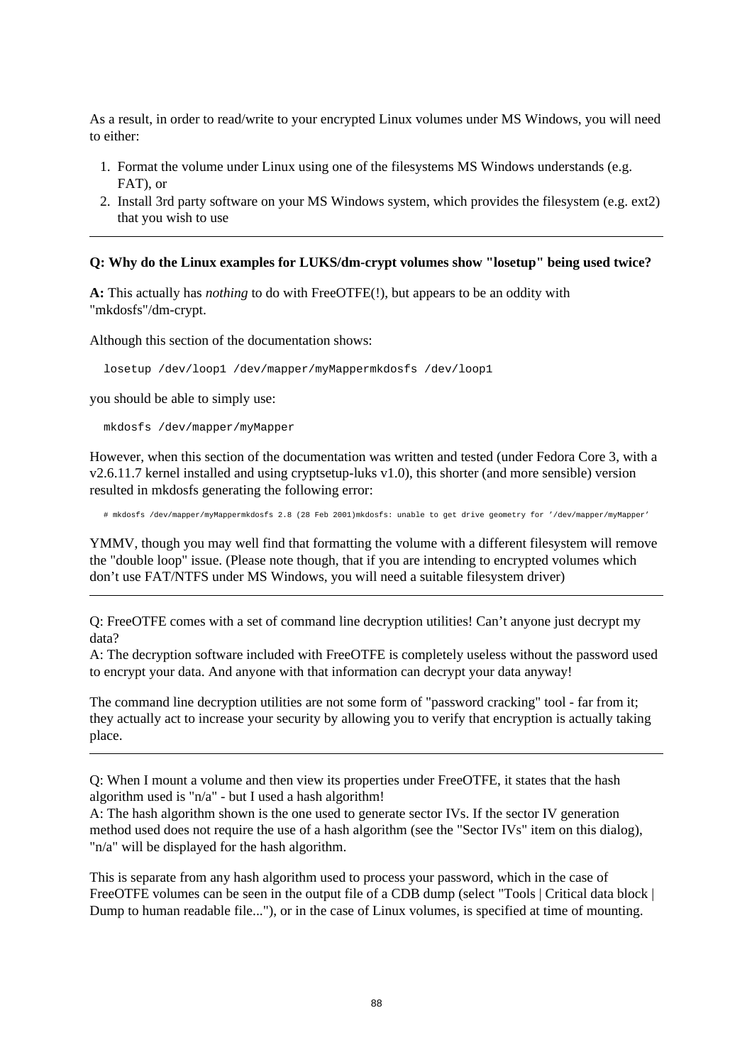As a result, in order to read/write to your encrypted Linux volumes under MS Windows, you will need to either:

1. Format the volume under Linux using one of the filesystems MS Windows understands (e.g. FAT), or
2. Install 3rd party software on your MS Windows system, which provides the filesystem (e.g. ext2) that you wish to use

---

**Q: Why do the Linux examples for LUKS/dm-crypt volumes show "losetup" being used twice?**

**A:** This actually has *nothing* to do with FreeOTFE(!), but appears to be an oddity with "mkdosfs"/dm-crypt.

Although this section of the documentation shows:

```
losetup /dev/loop1 /dev/mapper/myMappermkdosfs /dev/loop1
```

you should be able to simply use:

```
mkdosfs /dev/mapper/myMapper
```

However, when this section of the documentation was written and tested (under Fedora Core 3, with a v2.6.11.7 kernel installed and using cryptsetup-luks v1.0), this shorter (and more sensible) version resulted in mkdosfs generating the following error:

```
# mkdosfs /dev/mapper/myMappermkdosfs 2.8 (28 Feb 2001)mkdosfs: unable to get drive geometry for '/dev/mapper/myMapper'
```

YMMV, though you may well find that formatting the volume with a different filesystem will remove the "double loop" issue. (Please note though, that if you are intending to encrypted volumes which don't use FAT/NTFS under MS Windows, you will need a suitable filesystem driver)

---

Q: FreeOTFE comes with a set of command line decryption utilities! Can't anyone just decrypt my data?
A: The decryption software included with FreeOTFE is completely useless without the password used to encrypt your data. And anyone with that information can decrypt your data anyway!

The command line decryption utilities are not some form of "password cracking" tool - far from it; they actually act to increase your security by allowing you to verify that encryption is actually taking place.

---

Q: When I mount a volume and then view its properties under FreeOTFE, it states that the hash algorithm used is "n/a" - but I used a hash algorithm!
A: The hash algorithm shown is the one used to generate sector IVs. If the sector IV generation method used does not require the use of a hash algorithm (see the "Sector IVs" item on this dialog), "n/a" will be displayed for the hash algorithm.

This is separate from any hash algorithm used to process your password, which in the case of FreeOTFE volumes can be seen in the output file of a CDB dump (select "Tools | Critical data block | Dump to human readable file..."), or in the case of Linux volumes, is specified at time of mounting.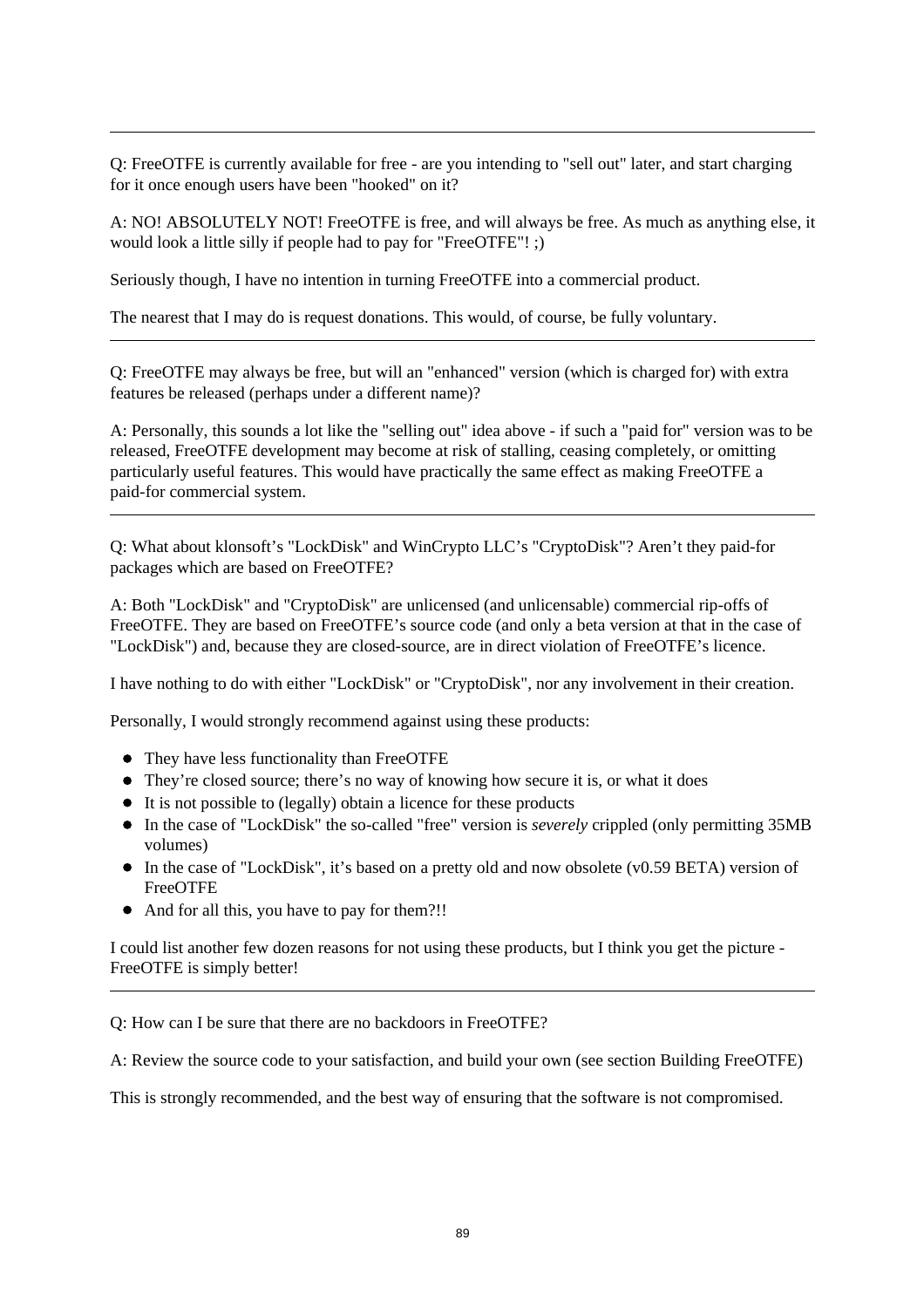---

Q: FreeOTFE is currently available for free - are you intending to "sell out" later, and start charging for it once enough users have been "hooked" on it?

A: NO! ABSOLUTELY NOT! FreeOTFE is free, and will always be free. As much as anything else, it would look a little silly if people had to pay for "FreeOTFE"! ;)

Seriously though, I have no intention in turning FreeOTFE into a commercial product.

The nearest that I may do is request donations. This would, of course, be fully voluntary.

---

Q: FreeOTFE may always be free, but will an "enhanced" version (which is charged for) with extra features be released (perhaps under a different name)?

A: Personally, this sounds a lot like the "selling out" idea above - if such a "paid for" version was to be released, FreeOTFE development may become at risk of stalling, ceasing completely, or omitting particularly useful features. This would have practically the same effect as making FreeOTFE a paid-for commercial system.

---

Q: What about klonsoft's "LockDisk" and WinCrypto LLC's "CryptoDisk"? Aren't they paid-for packages which are based on FreeOTFE?

A: Both "LockDisk" and "CryptoDisk" are unlicensed (and unlicensable) commercial rip-offs of FreeOTFE. They are based on FreeOTFE's source code (and only a beta version at that in the case of "LockDisk") and, because they are closed-source, are in direct violation of FreeOTFE's licence.

I have nothing to do with either "LockDisk" or "CryptoDisk", nor any involvement in their creation.

Personally, I would strongly recommend against using these products:

- They have less functionality than FreeOTFE
- They're closed source; there's no way of knowing how secure it is, or what it does
- It is not possible to (legally) obtain a licence for these products
- In the case of "LockDisk" the so-called "free" version is *severely* crippled (only permitting 35MB volumes)
- In the case of "LockDisk", it's based on a pretty old and now obsolete (v0.59 BETA) version of FreeOTFE
- And for all this, you have to pay for them?!!

I could list another few dozen reasons for not using these products, but I think you get the picture - FreeOTFE is simply better!

---

Q: How can I be sure that there are no backdoors in FreeOTFE?

A: Review the source code to your satisfaction, and build your own (see section Building FreeOTFE)

This is strongly recommended, and the best way of ensuring that the software is not compromised.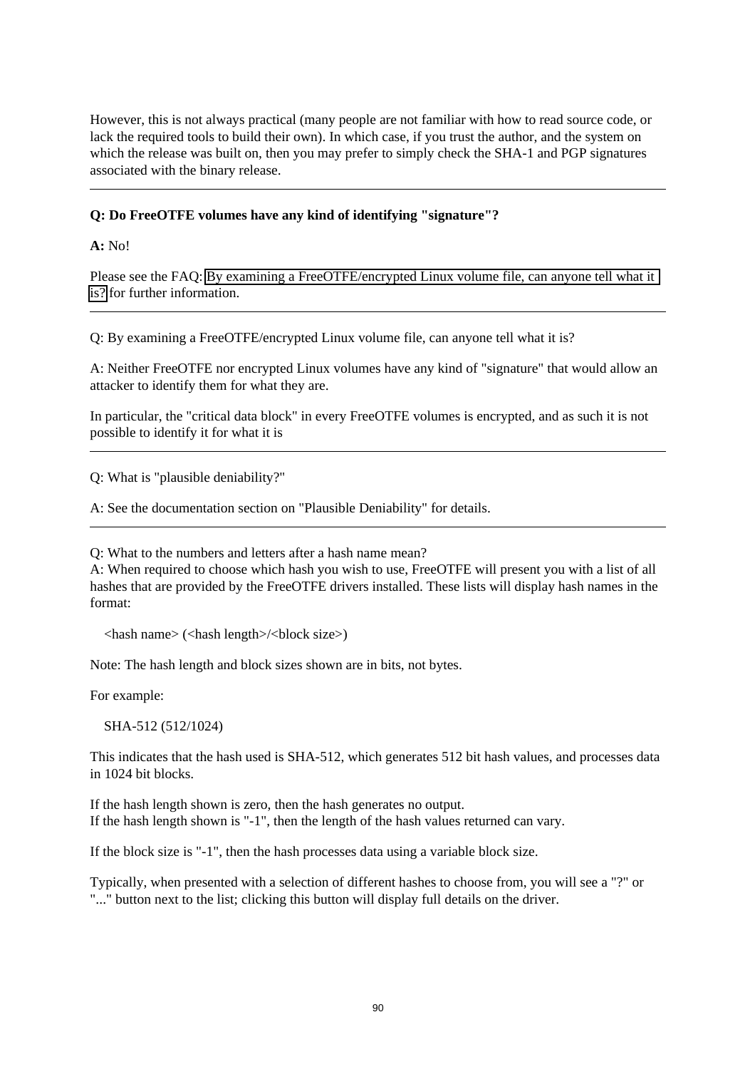However, this is not always practical (many people are not familiar with how to read source code, or lack the required tools to build their own). In which case, if you trust the author, and the system on which the release was built on, then you may prefer to simply check the SHA-1 and PGP signatures associated with the binary release.

---

**Q: Do FreeOTFE volumes have any kind of identifying "signature"?**

**A:** No!

Please see the FAQ: By examining a FreeOTFE/encrypted Linux volume file, can anyone tell what it is? for further information.

---

Q: By examining a FreeOTFE/encrypted Linux volume file, can anyone tell what it is?

A: Neither FreeOTFE nor encrypted Linux volumes have any kind of "signature" that would allow an attacker to identify them for what they are.

In particular, the "critical data block" in every FreeOTFE volumes is encrypted, and as such it is not possible to identify it for what it is

---

Q: What is "plausible deniability?"

A: See the documentation section on "Plausible Deniability" for details.

---

Q: What to the numbers and letters after a hash name mean?
A: When required to choose which hash you wish to use, FreeOTFE will present you with a list of all hashes that are provided by the FreeOTFE drivers installed. These lists will display hash names in the format:

```
<hash name> (<hash length>/<block size>)
```

Note: The hash length and block sizes shown are in bits, not bytes.

For example:

```
SHA-512 (512/1024)
```

This indicates that the hash used is SHA-512, which generates 512 bit hash values, and processes data in 1024 bit blocks.

If the hash length shown is zero, then the hash generates no output.
If the hash length shown is "-1", then the length of the hash values returned can vary.

If the block size is "-1", then the hash processes data using a variable block size.

Typically, when presented with a selection of different hashes to choose from, you will see a "?" or "..." button next to the list; clicking this button will display full details on the driver.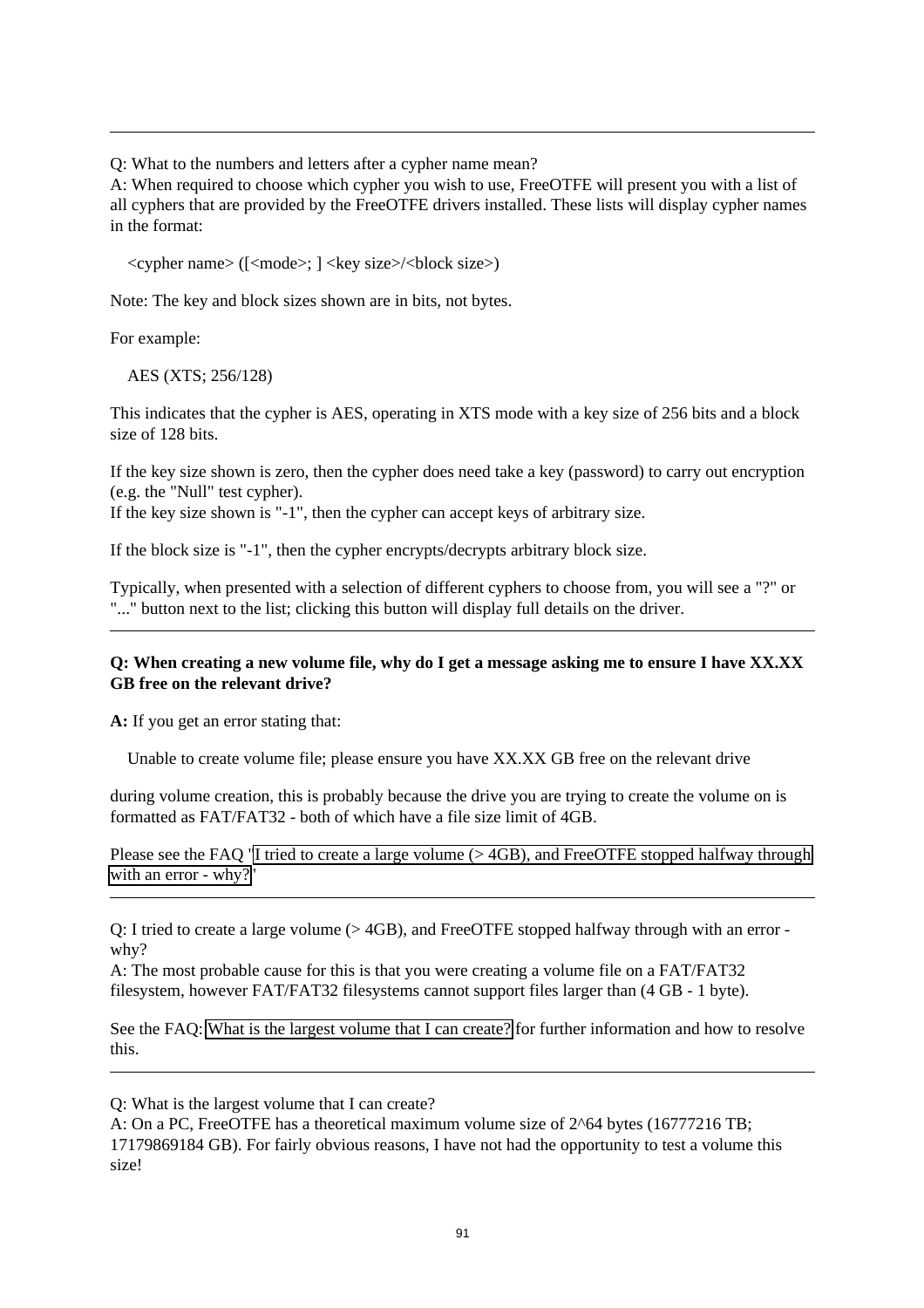---

Q: What to the numbers and letters after a cypher name mean?
A: When required to choose which cypher you wish to use, FreeOTFE will present you with a list of all cyphers that are provided by the FreeOTFE drivers installed. These lists will display cypher names in the format:

<cypher name> ([<mode>; ] <key size>/<block size>)

Note: The key and block sizes shown are in bits, not bytes.

For example:

AES (XTS; 256/128)

This indicates that the cypher is AES, operating in XTS mode with a key size of 256 bits and a block size of 128 bits.

If the key size shown is zero, then the cypher does need take a key (password) to carry out encryption (e.g. the "Null" test cypher).
If the key size shown is "-1", then the cypher can accept keys of arbitrary size.

If the block size is "-1", then the cypher encrypts/decrypts arbitrary block size.

Typically, when presented with a selection of different cyphers to choose from, you will see a "?" or "..." button next to the list; clicking this button will display full details on the driver.

---

**Q: When creating a new volume file, why do I get a message asking me to ensure I have XX.XX GB free on the relevant drive?**

**A:** If you get an error stating that:

Unable to create volume file; please ensure you have XX.XX GB free on the relevant drive

during volume creation, this is probably because the drive you are trying to create the volume on is formatted as FAT/FAT32 - both of which have a file size limit of 4GB.

Please see the FAQ 'I tried to create a large volume (> 4GB), and FreeOTFE stopped halfway through with an error - why?'

---

Q: I tried to create a large volume (> 4GB), and FreeOTFE stopped halfway through with an error - why?
A: The most probable cause for this is that you were creating a volume file on a FAT/FAT32 filesystem, however FAT/FAT32 filesystems cannot support files larger than (4 GB - 1 byte).

See the FAQ: What is the largest volume that I can create? for further information and how to resolve this.

---

Q: What is the largest volume that I can create?
A: On a PC, FreeOTFE has a theoretical maximum volume size of $2^{64}$ bytes (16777216 TB; 17179869184 GB). For fairly obvious reasons, I have not had the opportunity to test a volume this size!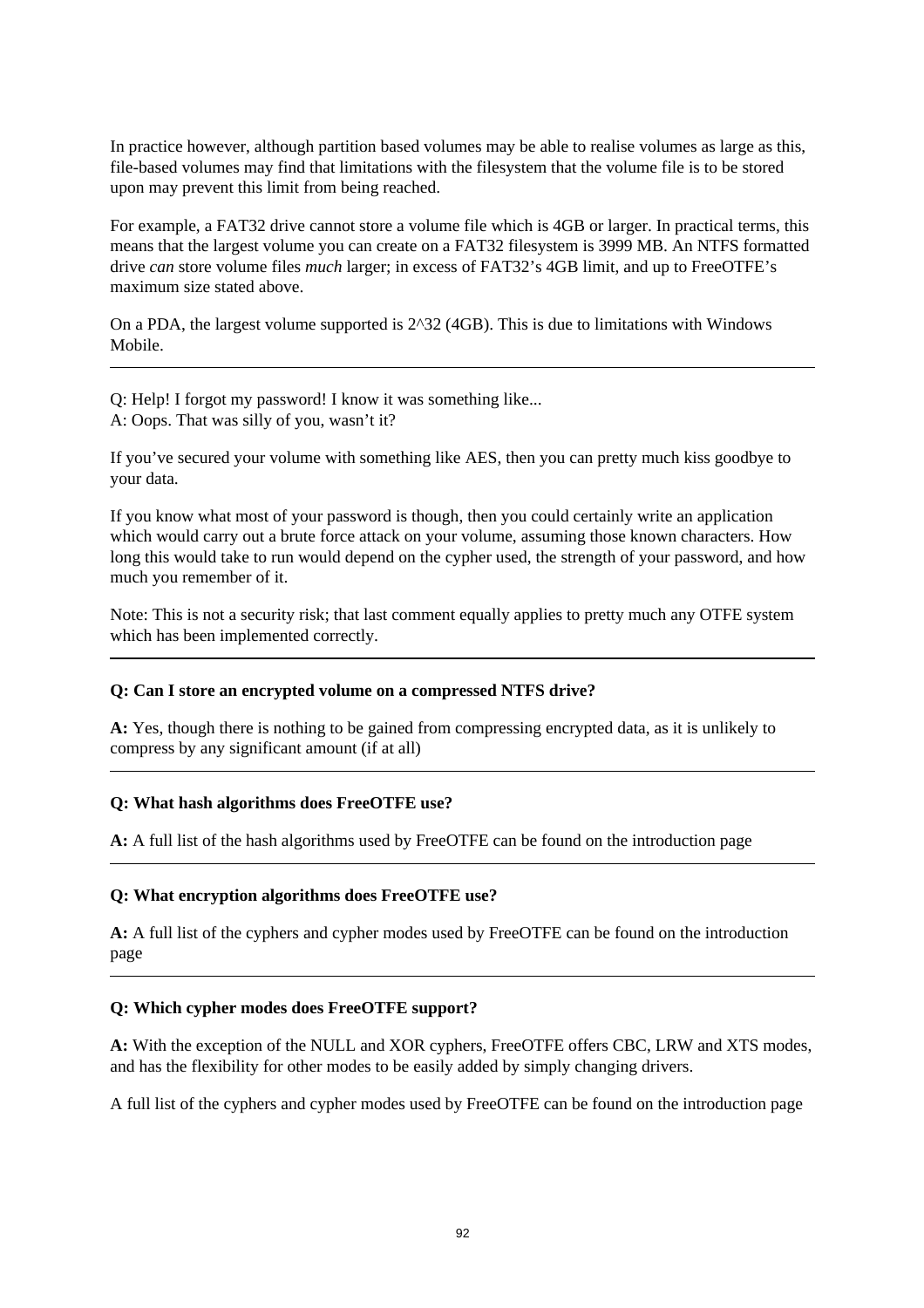In practice however, although partition based volumes may be able to realise volumes as large as this, file-based volumes may find that limitations with the filesystem that the volume file is to be stored upon may prevent this limit from being reached.

For example, a FAT32 drive cannot store a volume file which is 4GB or larger. In practical terms, this means that the largest volume you can create on a FAT32 filesystem is 3999 MB. An NTFS formatted drive *can* store volume files *much* larger; in excess of FAT32's 4GB limit, and up to FreeOTFE's maximum size stated above.

On a PDA, the largest volume supported is 2^32 (4GB). This is due to limitations with Windows Mobile.

---

Q: Help! I forgot my password! I know it was something like...
A: Oops. That was silly of you, wasn't it?

If you've secured your volume with something like AES, then you can pretty much kiss goodbye to your data.

If you know what most of your password is though, then you could certainly write an application which would carry out a brute force attack on your volume, assuming those known characters. How long this would take to run would depend on the cypher used, the strength of your password, and how much you remember of it.

Note: This is not a security risk; that last comment equally applies to pretty much any OTFE system which has been implemented correctly.

---

**Q: Can I store an encrypted volume on a compressed NTFS drive?**

**A:** Yes, though there is nothing to be gained from compressing encrypted data, as it is unlikely to compress by any significant amount (if at all)

---

**Q: What hash algorithms does FreeOTFE use?**

**A:** A full list of the hash algorithms used by FreeOTFE can be found on the introduction page

---

**Q: What encryption algorithms does FreeOTFE use?**

**A:** A full list of the cyphers and cypher modes used by FreeOTFE can be found on the introduction page

---

**Q: Which cypher modes does FreeOTFE support?**

**A:** With the exception of the NULL and XOR cyphers, FreeOTFE offers CBC, LRW and XTS modes, and has the flexibility for other modes to be easily added by simply changing drivers.

A full list of the cyphers and cypher modes used by FreeOTFE can be found on the introduction page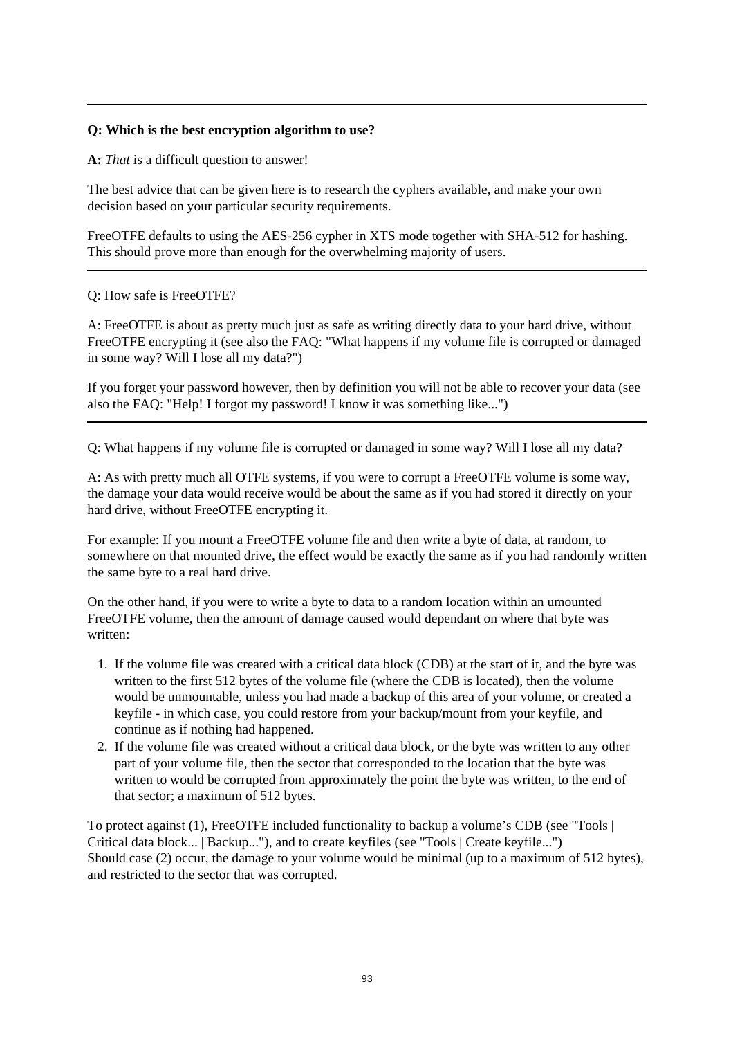---

**Q: Which is the best encryption algorithm to use?**

**A:** *That* is a difficult question to answer!

The best advice that can be given here is to research the cyphers available, and make your own decision based on your particular security requirements.

FreeOTFE defaults to using the AES-256 cypher in XTS mode together with SHA-512 for hashing. This should prove more than enough for the overwhelming majority of users.

---

Q: How safe is FreeOTFE?

A: FreeOTFE is about as pretty much just as safe as writing directly data to your hard drive, without FreeOTFE encrypting it (see also the FAQ: "What happens if my volume file is corrupted or damaged in some way? Will I lose all my data?")

If you forget your password however, then by definition you will not be able to recover your data (see also the FAQ: "Help! I forgot my password! I know it was something like...")

---

Q: What happens if my volume file is corrupted or damaged in some way? Will I lose all my data?

A: As with pretty much all OTFE systems, if you were to corrupt a FreeOTFE volume is some way, the damage your data would receive would be about the same as if you had stored it directly on your hard drive, without FreeOTFE encrypting it.

For example: If you mount a FreeOTFE volume file and then write a byte of data, at random, to somewhere on that mounted drive, the effect would be exactly the same as if you had randomly written the same byte to a real hard drive.

On the other hand, if you were to write a byte to data to a random location within an umounted FreeOTFE volume, then the amount of damage caused would dependant on where that byte was written:

1. If the volume file was created with a critical data block (CDB) at the start of it, and the byte was written to the first 512 bytes of the volume file (where the CDB is located), then the volume would be unmountable, unless you had made a backup of this area of your volume, or created a keyfile - in which case, you could restore from your backup/mount from your keyfile, and continue as if nothing had happened.
2. If the volume file was created without a critical data block, or the byte was written to any other part of your volume file, then the sector that corresponded to the location that the byte was written to would be corrupted from approximately the point the byte was written, to the end of that sector; a maximum of 512 bytes.

To protect against (1), FreeOTFE included functionality to backup a volume's CDB (see "Tools | Critical data block... | Backup..."), and to create keyfiles (see "Tools | Create keyfile...")
Should case (2) occur, the damage to your volume would be minimal (up to a maximum of 512 bytes), and restricted to the sector that was corrupted.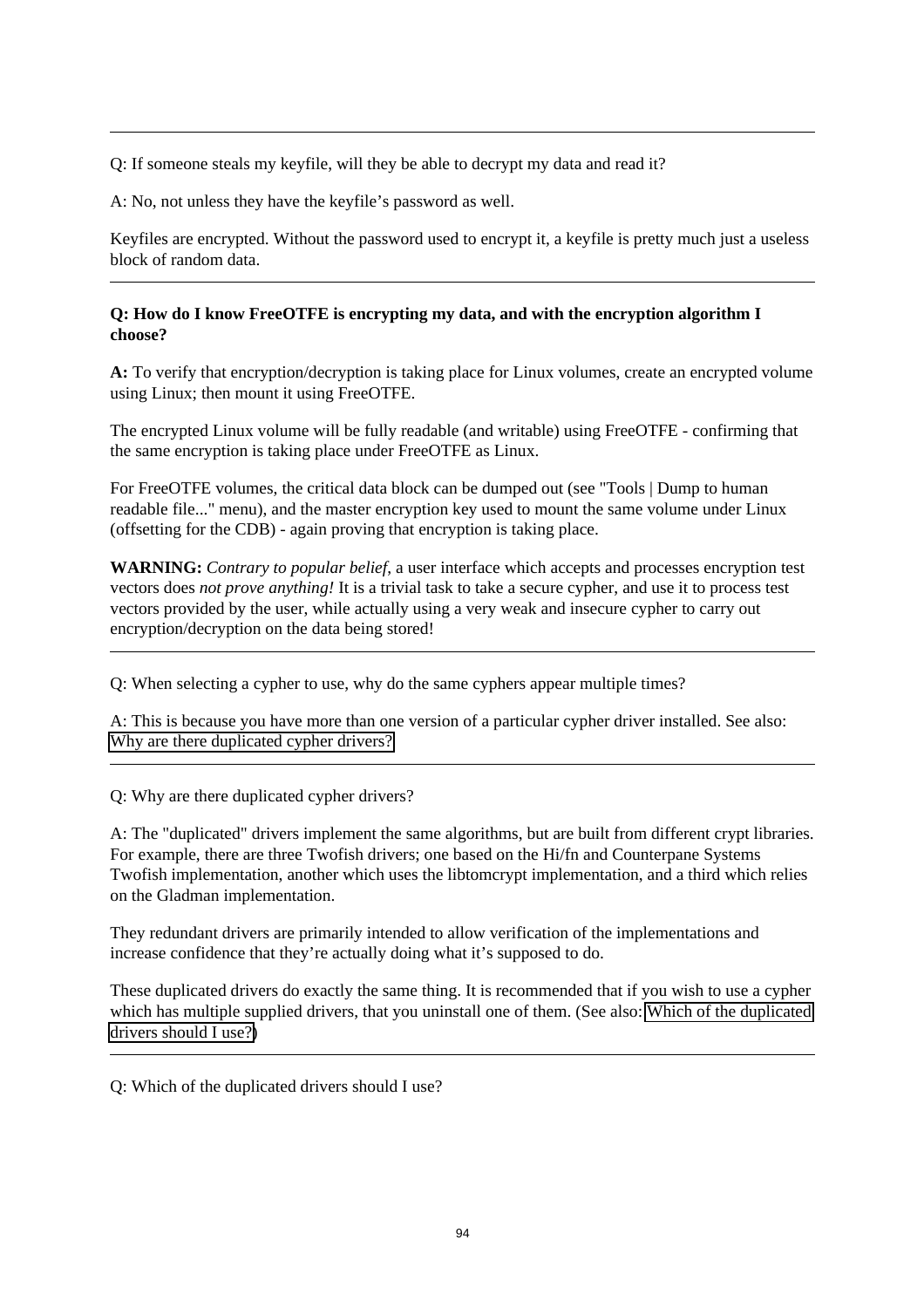---

Q: If someone steals my keyfile, will they be able to decrypt my data and read it?

A: No, not unless they have the keyfile's password as well.

Keyfiles are encrypted. Without the password used to encrypt it, a keyfile is pretty much just a useless block of random data.

---

**Q: How do I know FreeOTFE is encrypting my data, and with the encryption algorithm I choose?**

**A:** To verify that encryption/decryption is taking place for Linux volumes, create an encrypted volume using Linux; then mount it using FreeOTFE.

The encrypted Linux volume will be fully readable (and writable) using FreeOTFE - confirming that the same encryption is taking place under FreeOTFE as Linux.

For FreeOTFE volumes, the critical data block can be dumped out (see "Tools | Dump to human readable file..." menu), and the master encryption key used to mount the same volume under Linux (offsetting for the CDB) - again proving that encryption is taking place.

**WARNING:** *Contrary to popular belief*, a user interface which accepts and processes encryption test vectors does *not prove anything!* It is a trivial task to take a secure cypher, and use it to process test vectors provided by the user, while actually using a very weak and insecure cypher to carry out encryption/decryption on the data being stored!

---

Q: When selecting a cypher to use, why do the same cyphers appear multiple times?

A: This is because you have more than one version of a particular cypher driver installed. See also: Why are there duplicated cypher drivers?

---

Q: Why are there duplicated cypher drivers?

A: The "duplicated" drivers implement the same algorithms, but are built from different crypt libraries. For example, there are three Twofish drivers; one based on the Hi/fn and Counterpane Systems Twofish implementation, another which uses the libtomcrypt implementation, and a third which relies on the Gladman implementation.

They redundant drivers are primarily intended to allow verification of the implementations and increase confidence that they're actually doing what it's supposed to do.

These duplicated drivers do exactly the same thing. It is recommended that if you wish to use a cypher which has multiple supplied drivers, that you uninstall one of them. (See also: Which of the duplicated drivers should I use?)

---

Q: Which of the duplicated drivers should I use?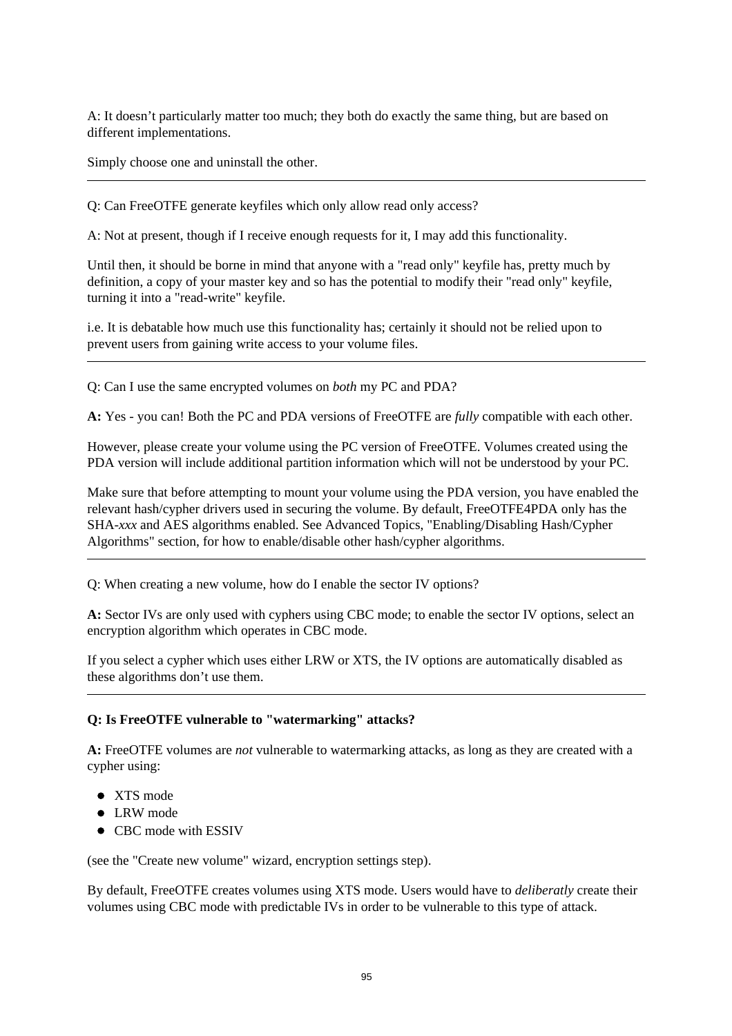A: It doesn't particularly matter too much; they both do exactly the same thing, but are based on different implementations.

Simply choose one and uninstall the other.

---

Q: Can FreeOTFE generate keyfiles which only allow read only access?

A: Not at present, though if I receive enough requests for it, I may add this functionality.

Until then, it should be borne in mind that anyone with a "read only" keyfile has, pretty much by definition, a copy of your master key and so has the potential to modify their "read only" keyfile, turning it into a "read-write" keyfile.

i.e. It is debatable how much use this functionality has; certainly it should not be relied upon to prevent users from gaining write access to your volume files.

---

Q: Can I use the same encrypted volumes on *both* my PC and PDA?

**A:** Yes - you can! Both the PC and PDA versions of FreeOTFE are *fully* compatible with each other.

However, please create your volume using the PC version of FreeOTFE. Volumes created using the PDA version will include additional partition information which will not be understood by your PC.

Make sure that before attempting to mount your volume using the PDA version, you have enabled the relevant hash/cypher drivers used in securing the volume. By default, FreeOTFE4PDA only has the SHA-*xxx* and AES algorithms enabled. See Advanced Topics, "Enabling/Disabling Hash/Cypher Algorithms" section, for how to enable/disable other hash/cypher algorithms.

---

Q: When creating a new volume, how do I enable the sector IV options?

**A:** Sector IVs are only used with cyphers using CBC mode; to enable the sector IV options, select an encryption algorithm which operates in CBC mode.

If you select a cypher which uses either LRW or XTS, the IV options are automatically disabled as these algorithms don't use them.

---

**Q: Is FreeOTFE vulnerable to "watermarking" attacks?**

**A:** FreeOTFE volumes are *not* vulnerable to watermarking attacks, as long as they are created with a cypher using:

- XTS mode
- LRW mode
- CBC mode with ESSIV

(see the "Create new volume" wizard, encryption settings step).

By default, FreeOTFE creates volumes using XTS mode. Users would have to *deliberatly* create their volumes using CBC mode with predictable IVs in order to be vulnerable to this type of attack.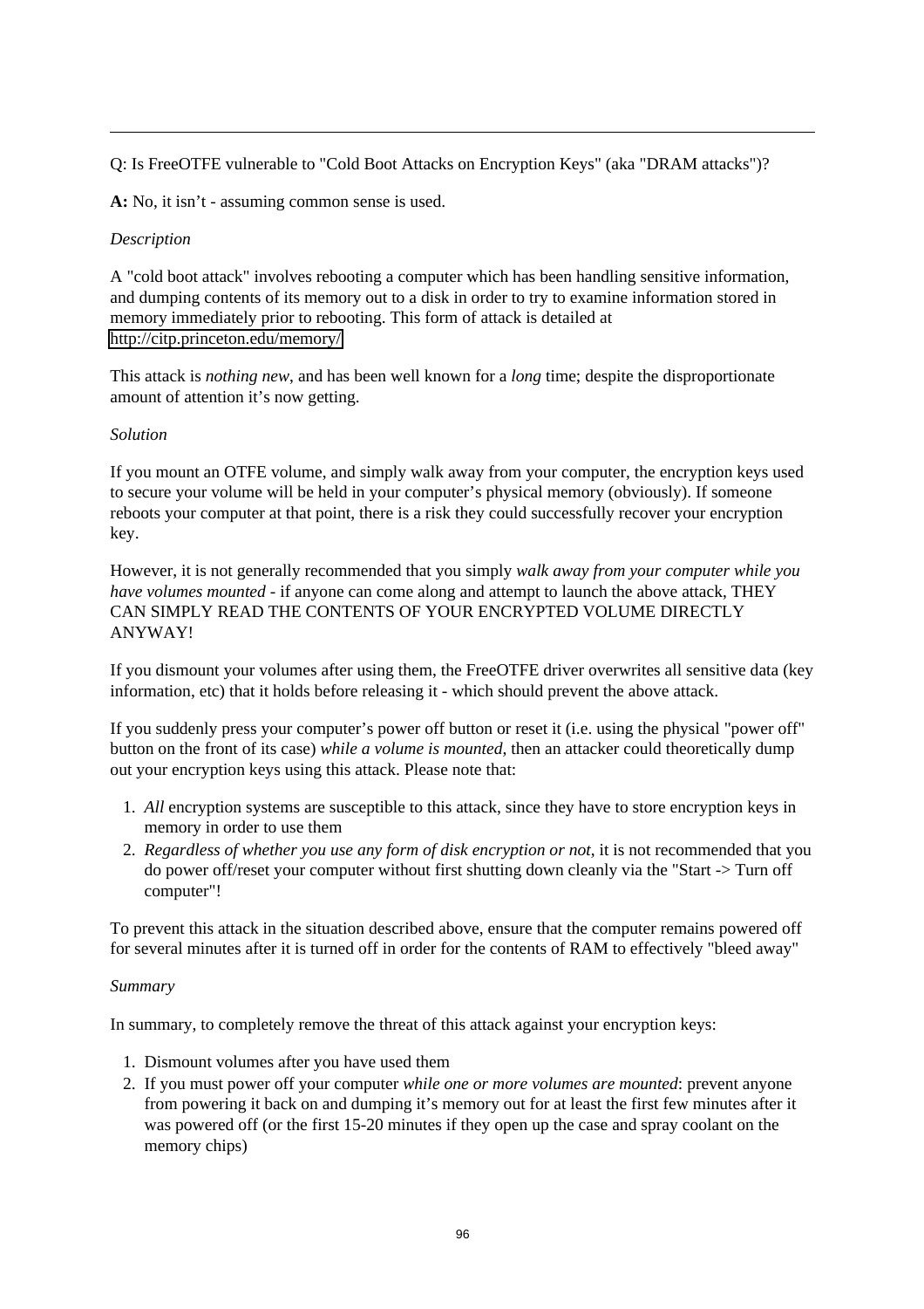---

Q: Is FreeOTFE vulnerable to "Cold Boot Attacks on Encryption Keys" (aka "DRAM attacks")?

**A:** No, it isn't - assuming common sense is used.

*Description*

A "cold boot attack" involves rebooting a computer which has been handling sensitive information, and dumping contents of its memory out to a disk in order to try to examine information stored in memory immediately prior to rebooting. This form of attack is detailed at http://citp.princeton.edu/memory/

This attack is *nothing new*, and has been well known for a *long* time; despite the disproportionate amount of attention it's now getting.

*Solution*

If you mount an OTFE volume, and simply walk away from your computer, the encryption keys used to secure your volume will be held in your computer's physical memory (obviously). If someone reboots your computer at that point, there is a risk they could successfully recover your encryption key.

However, it is not generally recommended that you simply *walk away from your computer while you have volumes mounted* - if anyone can come along and attempt to launch the above attack, THEY CAN SIMPLY READ THE CONTENTS OF YOUR ENCRYPTED VOLUME DIRECTLY ANYWAY!

If you dismount your volumes after using them, the FreeOTFE driver overwrites all sensitive data (key information, etc) that it holds before releasing it - which should prevent the above attack.

If you suddenly press your computer's power off button or reset it (i.e. using the physical "power off" button on the front of its case) *while a volume is mounted*, then an attacker could theoretically dump out your encryption keys using this attack. Please note that:

1. *All* encryption systems are susceptible to this attack, since they have to store encryption keys in memory in order to use them
2. *Regardless of whether you use any form of disk encryption or not*, it is not recommended that you do power off/reset your computer without first shutting down cleanly via the "Start -> Turn off computer"!

To prevent this attack in the situation described above, ensure that the computer remains powered off for several minutes after it is turned off in order for the contents of RAM to effectively "bleed away"

*Summary*

In summary, to completely remove the threat of this attack against your encryption keys:

1. Dismount volumes after you have used them
2. If you must power off your computer *while one or more volumes are mounted*: prevent anyone from powering it back on and dumping it's memory out for at least the first few minutes after it was powered off (or the first 15-20 minutes if they open up the case and spray coolant on the memory chips)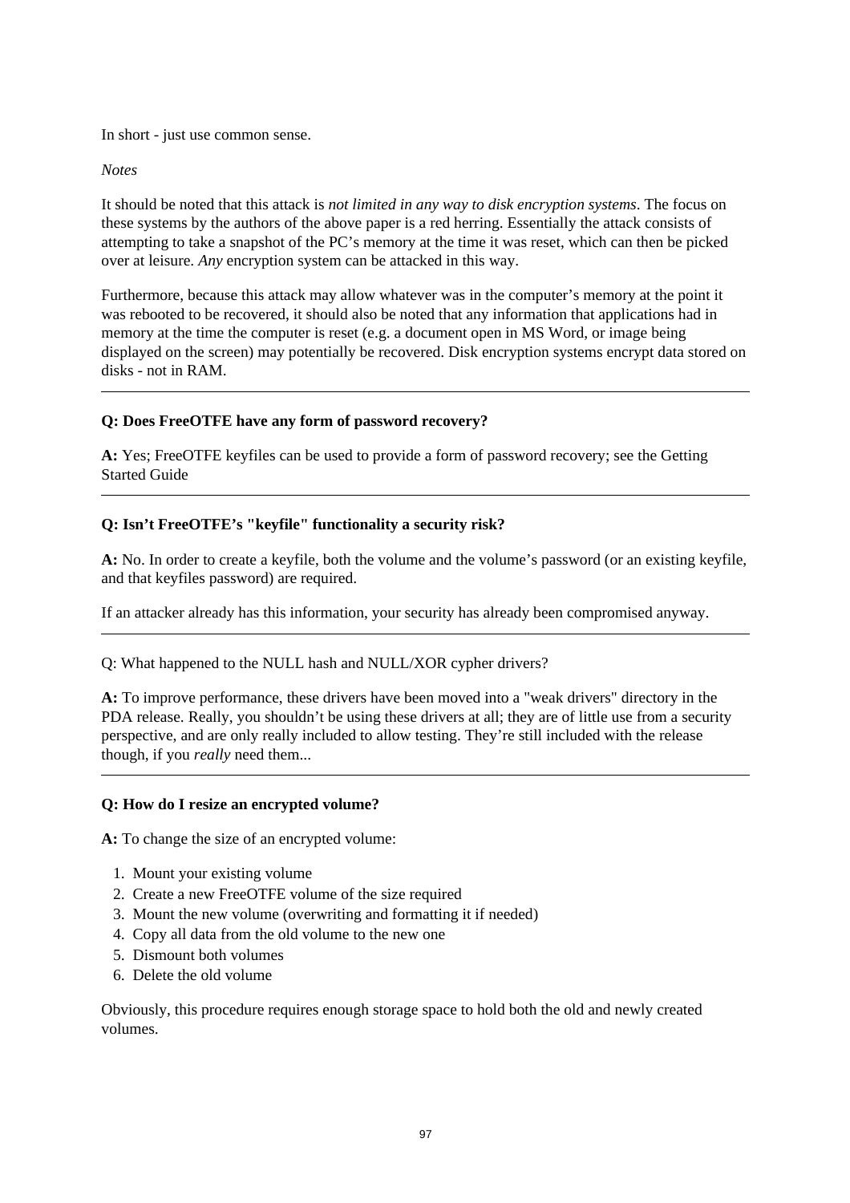In short - just use common sense.

*Notes*

It should be noted that this attack is *not limited in any way to disk encryption systems*. The focus on these systems by the authors of the above paper is a red herring. Essentially the attack consists of attempting to take a snapshot of the PC's memory at the time it was reset, which can then be picked over at leisure. *Any* encryption system can be attacked in this way.

Furthermore, because this attack may allow whatever was in the computer's memory at the point it was rebooted to be recovered, it should also be noted that any information that applications had in memory at the time the computer is reset (e.g. a document open in MS Word, or image being displayed on the screen) may potentially be recovered. Disk encryption systems encrypt data stored on disks - not in RAM.

---

**Q: Does FreeOTFE have any form of password recovery?**

**A:** Yes; FreeOTFE keyfiles can be used to provide a form of password recovery; see the Getting Started Guide

---

**Q: Isn't FreeOTFE's "keyfile" functionality a security risk?**

**A:** No. In order to create a keyfile, both the volume and the volume's password (or an existing keyfile, and that keyfiles password) are required.

If an attacker already has this information, your security has already been compromised anyway.

---

Q: What happened to the NULL hash and NULL/XOR cypher drivers?

**A:** To improve performance, these drivers have been moved into a "weak drivers" directory in the PDA release. Really, you shouldn't be using these drivers at all; they are of little use from a security perspective, and are only really included to allow testing. They're still included with the release though, if you *really* need them...

---

**Q: How do I resize an encrypted volume?**

**A:** To change the size of an encrypted volume:

1. Mount your existing volume
2. Create a new FreeOTFE volume of the size required
3. Mount the new volume (overwriting and formatting it if needed)
4. Copy all data from the old volume to the new one
5. Dismount both volumes
6. Delete the old volume

Obviously, this procedure requires enough storage space to hold both the old and newly created volumes.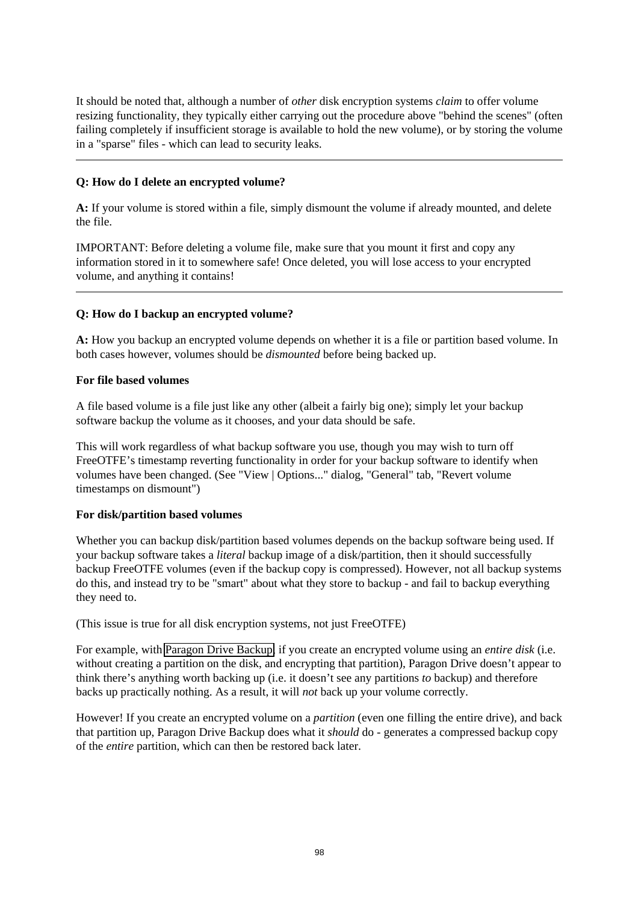It should be noted that, although a number of *other* disk encryption systems *claim* to offer volume resizing functionality, they typically either carrying out the procedure above "behind the scenes" (often failing completely if insufficient storage is available to hold the new volume), or by storing the volume in a "sparse" files - which can lead to security leaks.

---

**Q: How do I delete an encrypted volume?**

**A:** If your volume is stored within a file, simply dismount the volume if already mounted, and delete the file.

IMPORTANT: Before deleting a volume file, make sure that you mount it first and copy any information stored in it to somewhere safe! Once deleted, you will lose access to your encrypted volume, and anything it contains!

---

**Q: How do I backup an encrypted volume?**

**A:** How you backup an encrypted volume depends on whether it is a file or partition based volume. In both cases however, volumes should be *dismounted* before being backed up.

**For file based volumes**

A file based volume is a file just like any other (albeit a fairly big one); simply let your backup software backup the volume as it chooses, and your data should be safe.

This will work regardless of what backup software you use, though you may wish to turn off FreeOTFE's timestamp reverting functionality in order for your backup software to identify when volumes have been changed. (See "View | Options..." dialog, "General" tab, "Revert volume timestamps on dismount")

**For disk/partition based volumes**

Whether you can backup disk/partition based volumes depends on the backup software being used. If your backup software takes a *literal* backup image of a disk/partition, then it should successfully backup FreeOTFE volumes (even if the backup copy is compressed). However, not all backup systems do this, and instead try to be "smart" about what they store to backup - and fail to backup everything they need to.

(This issue is true for all disk encryption systems, not just FreeOTFE)

For example, with Paragon Drive Backup, if you create an encrypted volume using an *entire disk* (i.e. without creating a partition on the disk, and encrypting that partition), Paragon Drive doesn't appear to think there's anything worth backing up (i.e. it doesn't see any partitions *to* backup) and therefore backs up practically nothing. As a result, it will *not* back up your volume correctly.

However! If you create an encrypted volume on a *partition* (even one filling the entire drive), and back that partition up, Paragon Drive Backup does what it *should* do - generates a compressed backup copy of the *entire* partition, which can then be restored back later.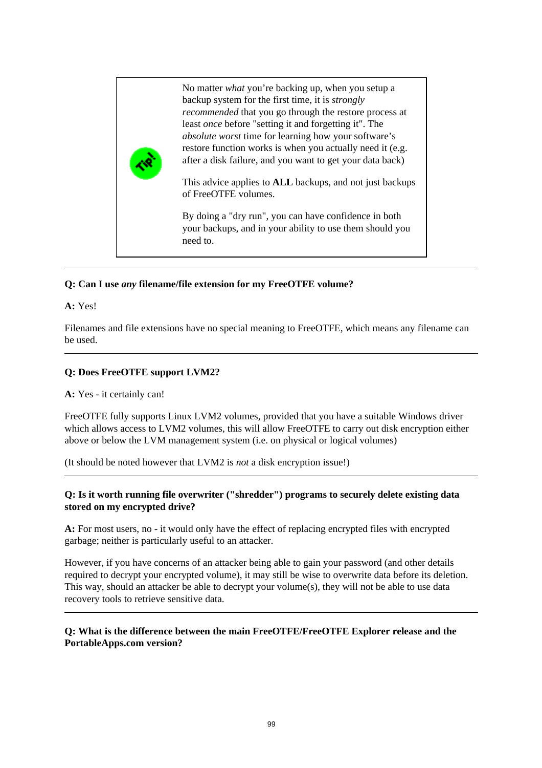> No matter *what* you're backing up, when you setup a backup system for the first time, it is *strongly recommended* that you go through the restore process at least *once* before "setting it and forgetting it". The *absolute worst* time for learning how your software's restore function works is when you actually need it (e.g. after a disk failure, and you want to get your data back)
>
> This advice applies to **ALL** backups, and not just backups of FreeOTFE volumes.
>
> By doing a "dry run", you can have confidence in both your backups, and in your ability to use them should you need to.

---

**Q: Can I use *any* filename/file extension for my FreeOTFE volume?**

**A:** Yes!

Filenames and file extensions have no special meaning to FreeOTFE, which means any filename can be used.

---

**Q: Does FreeOTFE support LVM2?**

**A:** Yes - it certainly can!

FreeOTFE fully supports Linux LVM2 volumes, provided that you have a suitable Windows driver which allows access to LVM2 volumes, this will allow FreeOTFE to carry out disk encryption either above or below the LVM management system (i.e. on physical or logical volumes)

(It should be noted however that LVM2 is *not* a disk encryption issue!)

---

**Q: Is it worth running file overwriter ("shredder") programs to securely delete existing data stored on my encrypted drive?**

**A:** For most users, no - it would only have the effect of replacing encrypted files with encrypted garbage; neither is particularly useful to an attacker.

However, if you have concerns of an attacker being able to gain your password (and other details required to decrypt your encrypted volume), it may still be wise to overwrite data before its deletion. This way, should an attacker be able to decrypt your volume(s), they will not be able to use data recovery tools to retrieve sensitive data.

---

**Q: What is the difference between the main FreeOTFE/FreeOTFE Explorer release and the PortableApps.com version?**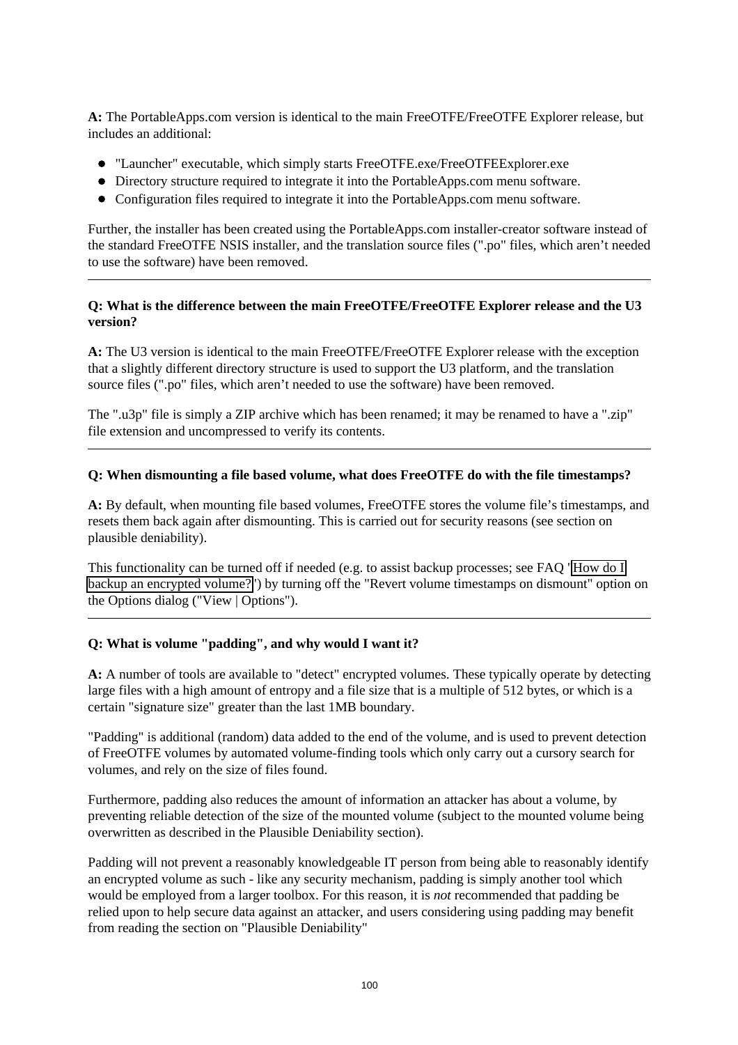**A:** The PortableApps.com version is identical to the main FreeOTFE/FreeOTFE Explorer release, but includes an additional:

- "Launcher" executable, which simply starts FreeOTFE.exe/FreeOTFEExplorer.exe
- Directory structure required to integrate it into the PortableApps.com menu software.
- Configuration files required to integrate it into the PortableApps.com menu software.

Further, the installer has been created using the PortableApps.com installer-creator software instead of the standard FreeOTFE NSIS installer, and the translation source files (".po" files, which aren't needed to use the software) have been removed.

---

**Q: What is the difference between the main FreeOTFE/FreeOTFE Explorer release and the U3 version?**

**A:** The U3 version is identical to the main FreeOTFE/FreeOTFE Explorer release with the exception that a slightly different directory structure is used to support the U3 platform, and the translation source files (".po" files, which aren't needed to use the software) have been removed.

The ".u3p" file is simply a ZIP archive which has been renamed; it may be renamed to have a ".zip" file extension and uncompressed to verify its contents.

---

**Q: When dismounting a file based volume, what does FreeOTFE do with the file timestamps?**

**A:** By default, when mounting file based volumes, FreeOTFE stores the volume file's timestamps, and resets them back again after dismounting. This is carried out for security reasons (see section on plausible deniability).

This functionality can be turned off if needed (e.g. to assist backup processes; see FAQ 'How do I backup an encrypted volume?') by turning off the "Revert volume timestamps on dismount" option on the Options dialog ("View | Options").

---

**Q: What is volume "padding", and why would I want it?**

**A:** A number of tools are available to "detect" encrypted volumes. These typically operate by detecting large files with a high amount of entropy and a file size that is a multiple of 512 bytes, or which is a certain "signature size" greater than the last 1MB boundary.

"Padding" is additional (random) data added to the end of the volume, and is used to prevent detection of FreeOTFE volumes by automated volume-finding tools which only carry out a cursory search for volumes, and rely on the size of files found.

Furthermore, padding also reduces the amount of information an attacker has about a volume, by preventing reliable detection of the size of the mounted volume (subject to the mounted volume being overwritten as described in the Plausible Deniability section).

Padding will not prevent a reasonably knowledgeable IT person from being able to reasonably identify an encrypted volume as such - like any security mechanism, padding is simply another tool which would be employed from a larger toolbox. For this reason, it is *not* recommended that padding be relied upon to help secure data against an attacker, and users considering using padding may benefit from reading the section on "Plausible Deniability"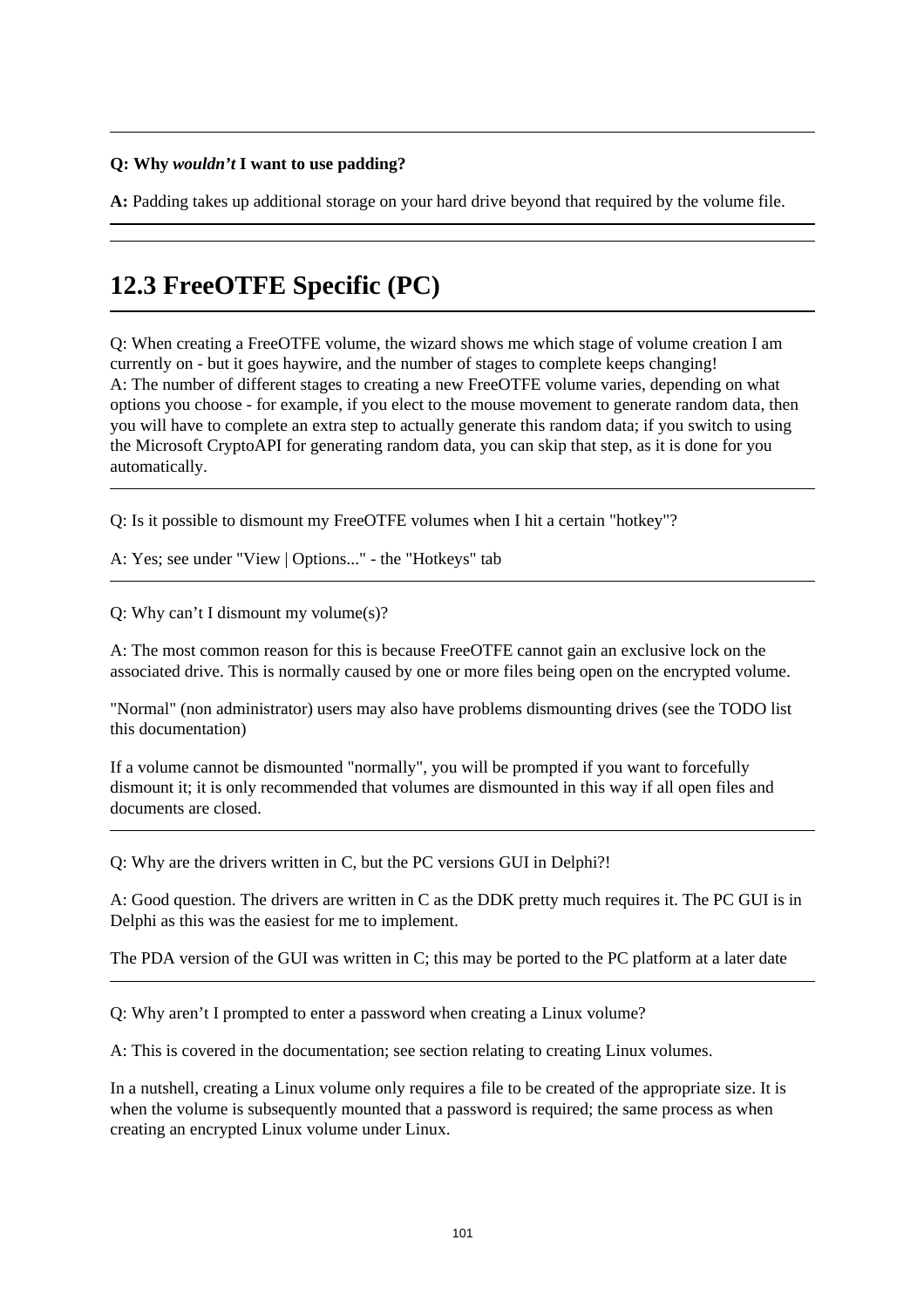---

**Q: Why *wouldn't* I want to use padding?**

**A:** Padding takes up additional storage on your hard drive beyond that required by the volume file.

---

## 12.3 FreeOTFE Specific (PC)

Q: When creating a FreeOTFE volume, the wizard shows me which stage of volume creation I am currently on - but it goes haywire, and the number of stages to complete keeps changing!
A: The number of different stages to creating a new FreeOTFE volume varies, depending on what options you choose - for example, if you elect to the mouse movement to generate random data, then you will have to complete an extra step to actually generate this random data; if you switch to using the Microsoft CryptoAPI for generating random data, you can skip that step, as it is done for you automatically.

---

Q: Is it possible to dismount my FreeOTFE volumes when I hit a certain "hotkey"?

A: Yes; see under "View | Options..." - the "Hotkeys" tab

---

Q: Why can't I dismount my volume(s)?

A: The most common reason for this is because FreeOTFE cannot gain an exclusive lock on the associated drive. This is normally caused by one or more files being open on the encrypted volume.

"Normal" (non administrator) users may also have problems dismounting drives (see the TODO list this documentation)

If a volume cannot be dismounted "normally", you will be prompted if you want to forcefully dismount it; it is only recommended that volumes are dismounted in this way if all open files and documents are closed.

---

Q: Why are the drivers written in C, but the PC versions GUI in Delphi?!

A: Good question. The drivers are written in C as the DDK pretty much requires it. The PC GUI is in Delphi as this was the easiest for me to implement.

The PDA version of the GUI was written in C; this may be ported to the PC platform at a later date

---

Q: Why aren't I prompted to enter a password when creating a Linux volume?

A: This is covered in the documentation; see section relating to creating Linux volumes.

In a nutshell, creating a Linux volume only requires a file to be created of the appropriate size. It is when the volume is subsequently mounted that a password is required; the same process as when creating an encrypted Linux volume under Linux.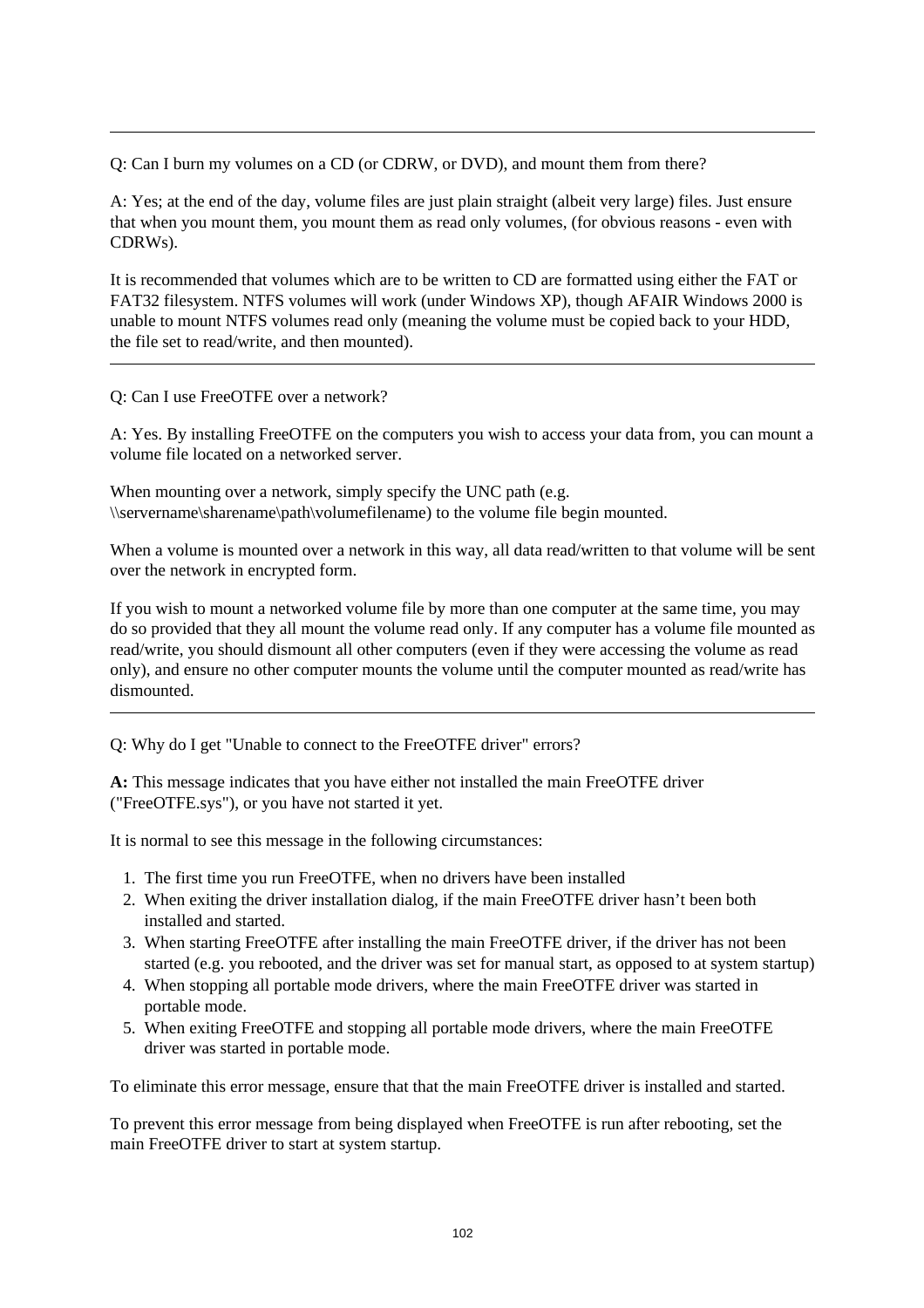---

Q: Can I burn my volumes on a CD (or CDRW, or DVD), and mount them from there?

A: Yes; at the end of the day, volume files are just plain straight (albeit very large) files. Just ensure that when you mount them, you mount them as read only volumes, (for obvious reasons - even with CDRWs).

It is recommended that volumes which are to be written to CD are formatted using either the FAT or FAT32 filesystem. NTFS volumes will work (under Windows XP), though AFAIR Windows 2000 is unable to mount NTFS volumes read only (meaning the volume must be copied back to your HDD, the file set to read/write, and then mounted).

---

Q: Can I use FreeOTFE over a network?

A: Yes. By installing FreeOTFE on the computers you wish to access your data from, you can mount a volume file located on a networked server.

When mounting over a network, simply specify the UNC path (e.g. \\servername\sharename\path\volumefilename) to the volume file begin mounted.

When a volume is mounted over a network in this way, all data read/written to that volume will be sent over the network in encrypted form.

If you wish to mount a networked volume file by more than one computer at the same time, you may do so provided that they all mount the volume read only. If any computer has a volume file mounted as read/write, you should dismount all other computers (even if they were accessing the volume as read only), and ensure no other computer mounts the volume until the computer mounted as read/write has dismounted.

---

Q: Why do I get "Unable to connect to the FreeOTFE driver" errors?

**A:** This message indicates that you have either not installed the main FreeOTFE driver ("FreeOTFE.sys"), or you have not started it yet.

It is normal to see this message in the following circumstances:

1. The first time you run FreeOTFE, when no drivers have been installed
2. When exiting the driver installation dialog, if the main FreeOTFE driver hasn't been both installed and started.
3. When starting FreeOTFE after installing the main FreeOTFE driver, if the driver has not been started (e.g. you rebooted, and the driver was set for manual start, as opposed to at system startup)
4. When stopping all portable mode drivers, where the main FreeOTFE driver was started in portable mode.
5. When exiting FreeOTFE and stopping all portable mode drivers, where the main FreeOTFE driver was started in portable mode.

To eliminate this error message, ensure that that the main FreeOTFE driver is installed and started.

To prevent this error message from being displayed when FreeOTFE is run after rebooting, set the main FreeOTFE driver to start at system startup.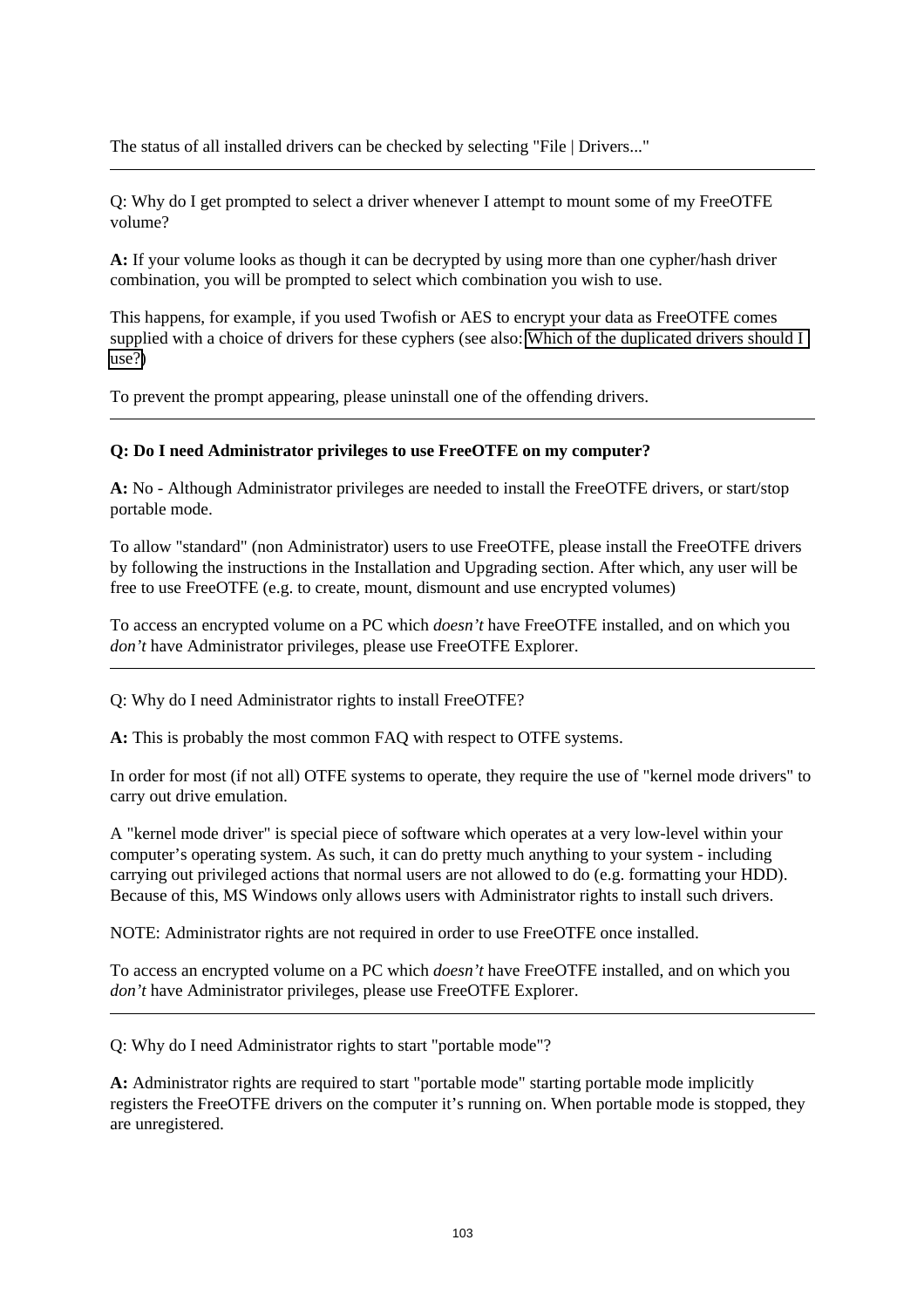The status of all installed drivers can be checked by selecting "File | Drivers..."

---

Q: Why do I get prompted to select a driver whenever I attempt to mount some of my FreeOTFE volume?

**A:** If your volume looks as though it can be decrypted by using more than one cypher/hash driver combination, you will be prompted to select which combination you wish to use.

This happens, for example, if you used Twofish or AES to encrypt your data as FreeOTFE comes supplied with a choice of drivers for these cyphers (see also: Which of the duplicated drivers should I use?)

To prevent the prompt appearing, please uninstall one of the offending drivers.

---

**Q: Do I need Administrator privileges to use FreeOTFE on my computer?**

**A:** No - Although Administrator privileges are needed to install the FreeOTFE drivers, or start/stop portable mode.

To allow "standard" (non Administrator) users to use FreeOTFE, please install the FreeOTFE drivers by following the instructions in the Installation and Upgrading section. After which, any user will be free to use FreeOTFE (e.g. to create, mount, dismount and use encrypted volumes)

To access an encrypted volume on a PC which *doesn't* have FreeOTFE installed, and on which you *don't* have Administrator privileges, please use FreeOTFE Explorer.

---

Q: Why do I need Administrator rights to install FreeOTFE?

**A:** This is probably the most common FAQ with respect to OTFE systems.

In order for most (if not all) OTFE systems to operate, they require the use of "kernel mode drivers" to carry out drive emulation.

A "kernel mode driver" is special piece of software which operates at a very low-level within your computer's operating system. As such, it can do pretty much anything to your system - including carrying out privileged actions that normal users are not allowed to do (e.g. formatting your HDD). Because of this, MS Windows only allows users with Administrator rights to install such drivers.

NOTE: Administrator rights are not required in order to use FreeOTFE once installed.

To access an encrypted volume on a PC which *doesn't* have FreeOTFE installed, and on which you *don't* have Administrator privileges, please use FreeOTFE Explorer.

---

Q: Why do I need Administrator rights to start "portable mode"?

**A:** Administrator rights are required to start "portable mode" starting portable mode implicitly registers the FreeOTFE drivers on the computer it's running on. When portable mode is stopped, they are unregistered.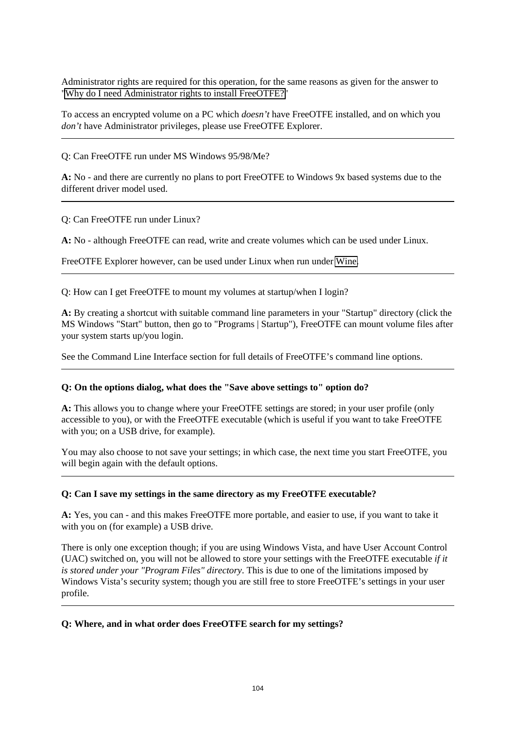Administrator rights are required for this operation, for the same reasons as given for the answer to "Why do I need Administrator rights to install FreeOTFE?"

To access an encrypted volume on a PC which *doesn't* have FreeOTFE installed, and on which you *don't* have Administrator privileges, please use FreeOTFE Explorer.

---

Q: Can FreeOTFE run under MS Windows 95/98/Me?

**A:** No - and there are currently no plans to port FreeOTFE to Windows 9x based systems due to the different driver model used.

---

Q: Can FreeOTFE run under Linux?

**A:** No - although FreeOTFE can read, write and create volumes which can be used under Linux.

FreeOTFE Explorer however, can be used under Linux when run under Wine.

---

Q: How can I get FreeOTFE to mount my volumes at startup/when I login?

**A:** By creating a shortcut with suitable command line parameters in your "Startup" directory (click the MS Windows "Start" button, then go to "Programs | Startup"), FreeOTFE can mount volume files after your system starts up/you login.

See the Command Line Interface section for full details of FreeOTFE's command line options.

---

**Q: On the options dialog, what does the "Save above settings to" option do?**

**A:** This allows you to change where your FreeOTFE settings are stored; in your user profile (only accessible to you), or with the FreeOTFE executable (which is useful if you want to take FreeOTFE with you; on a USB drive, for example).

You may also choose to not save your settings; in which case, the next time you start FreeOTFE, you will begin again with the default options.

---

**Q: Can I save my settings in the same directory as my FreeOTFE executable?**

**A:** Yes, you can - and this makes FreeOTFE more portable, and easier to use, if you want to take it with you on (for example) a USB drive.

There is only one exception though; if you are using Windows Vista, and have User Account Control (UAC) switched on, you will not be allowed to store your settings with the FreeOTFE executable *if it is stored under your "Program Files" directory*. This is due to one of the limitations imposed by Windows Vista's security system; though you are still free to store FreeOTFE's settings in your user profile.

---

**Q: Where, and in what order does FreeOTFE search for my settings?**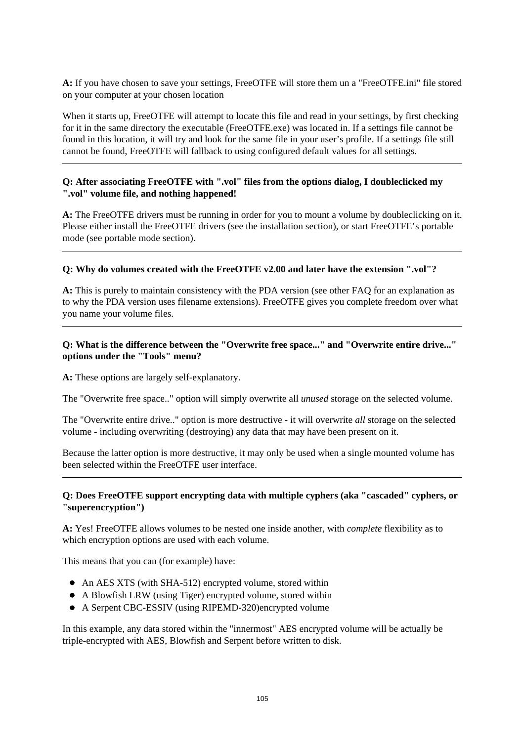**A:** If you have chosen to save your settings, FreeOTFE will store them un a "FreeOTFE.ini" file stored on your computer at your chosen location

When it starts up, FreeOTFE will attempt to locate this file and read in your settings, by first checking for it in the same directory the executable (FreeOTFE.exe) was located in. If a settings file cannot be found in this location, it will try and look for the same file in your user's profile. If a settings file still cannot be found, FreeOTFE will fallback to using configured default values for all settings.

---

**Q: After associating FreeOTFE with ".vol" files from the options dialog, I doubleclicked my ".vol" volume file, and nothing happened!**

**A:** The FreeOTFE drivers must be running in order for you to mount a volume by doubleclicking on it. Please either install the FreeOTFE drivers (see the installation section), or start FreeOTFE's portable mode (see portable mode section).

---

**Q: Why do volumes created with the FreeOTFE v2.00 and later have the extension ".vol"?**

**A:** This is purely to maintain consistency with the PDA version (see other FAQ for an explanation as to why the PDA version uses filename extensions). FreeOTFE gives you complete freedom over what you name your volume files.

---

**Q: What is the difference between the "Overwrite free space..." and "Overwrite entire drive..." options under the "Tools" menu?**

**A:** These options are largely self-explanatory.

The "Overwrite free space.." option will simply overwrite all *unused* storage on the selected volume.

The "Overwrite entire drive.." option is more destructive - it will overwrite *all* storage on the selected volume - including overwriting (destroying) any data that may have been present on it.

Because the latter option is more destructive, it may only be used when a single mounted volume has been selected within the FreeOTFE user interface.

---

**Q: Does FreeOTFE support encrypting data with multiple cyphers (aka "cascaded" cyphers, or "superencryption")**

**A:** Yes! FreeOTFE allows volumes to be nested one inside another, with *complete* flexibility as to which encryption options are used with each volume.

This means that you can (for example) have:

- An AES XTS (with SHA-512) encrypted volume, stored within
- A Blowfish LRW (using Tiger) encrypted volume, stored within
- A Serpent CBC-ESSIV (using RIPEMD-320)encrypted volume

In this example, any data stored within the "innermost" AES encrypted volume will be actually be triple-encrypted with AES, Blowfish and Serpent before written to disk.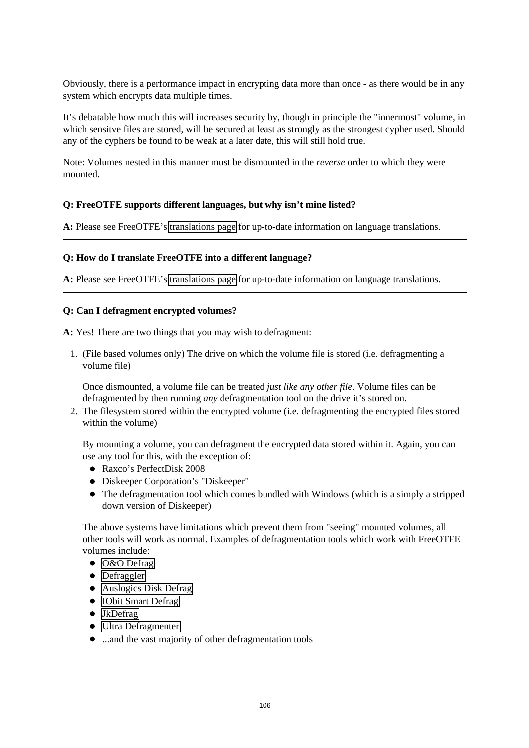Obviously, there is a performance impact in encrypting data more than once - as there would be in any system which encrypts data multiple times.

It's debatable how much this will increases security by, though in principle the "innermost" volume, in which sensitve files are stored, will be secured at least as strongly as the strongest cypher used. Should any of the cyphers be found to be weak at a later date, this will still hold true.

Note: Volumes nested in this manner must be dismounted in the *reverse* order to which they were mounted.

---

**Q: FreeOTFE supports different languages, but why isn't mine listed?**

**A:** Please see FreeOTFE's translations page for up-to-date information on language translations.

---

**Q: How do I translate FreeOTFE into a different language?**

**A:** Please see FreeOTFE's translations page for up-to-date information on language translations.

---

**Q: Can I defragment encrypted volumes?**

**A:** Yes! There are two things that you may wish to defragment:

1. (File based volumes only) The drive on which the volume file is stored (i.e. defragmenting a volume file)

   Once dismounted, a volume file can be treated *just like any other file*. Volume files can be defragmented by then running *any* defragmentation tool on the drive it's stored on.

2. The filesystem stored within the encrypted volume (i.e. defragmenting the encrypted files stored within the volume)

   By mounting a volume, you can defragment the encrypted data stored within it. Again, you can use any tool for this, with the exception of:

   - Raxco's PerfectDisk 2008
   - Diskeeper Corporation's "Diskeeper"
   - The defragmentation tool which comes bundled with Windows (which is a simply a stripped down version of Diskeeper)

   The above systems have limitations which prevent them from "seeing" mounted volumes, all other tools will work as normal. Examples of defragmentation tools which work with FreeOTFE volumes include:

   - O&O Defrag
   - Defraggler
   - Auslogics Disk Defrag
   - IObit Smart Defrag
   - JkDefrag
   - Ultra Defragmenter
   - ...and the vast majority of other defragmentation tools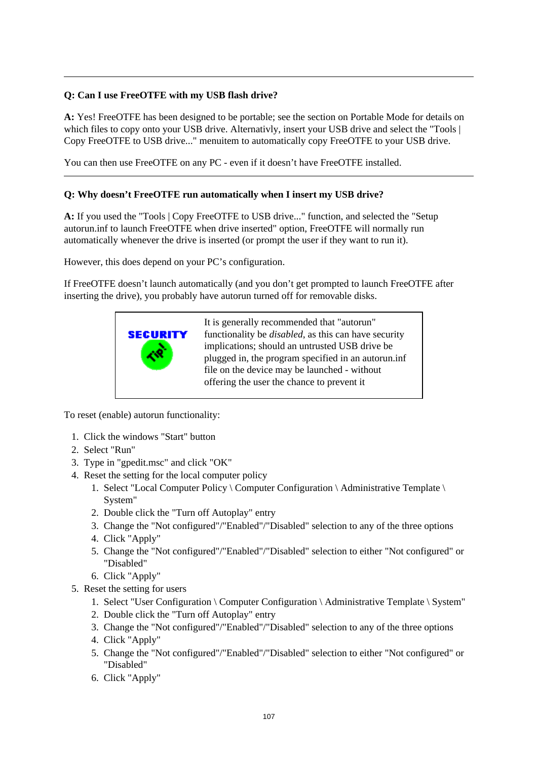---

**Q: Can I use FreeOTFE with my USB flash drive?**

**A:** Yes! FreeOTFE has been designed to be portable; see the section on Portable Mode for details on which files to copy onto your USB drive. Alternativly, insert your USB drive and select the "Tools | Copy FreeOTFE to USB drive..." menuitem to automatically copy FreeOTFE to your USB drive.

You can then use FreeOTFE on any PC - even if it doesn't have FreeOTFE installed.

---

**Q: Why doesn't FreeOTFE run automatically when I insert my USB drive?**

**A:** If you used the "Tools | Copy FreeOTFE to USB drive..." function, and selected the "Setup autorun.inf to launch FreeOTFE when drive inserted" option, FreeOTFE will normally run automatically whenever the drive is inserted (or prompt the user if they want to run it).

However, this does depend on your PC's configuration.

If FreeOTFE doesn't launch automatically (and you don't get prompted to launch FreeOTFE after inserting the drive), you probably have autorun turned off for removable disks.

| SECURITY TIP! | It is generally recommended that "autorun" functionality be *disabled*, as this can have security implications; should an untrusted USB drive be plugged in, the program specified in an autorun.inf file on the device may be launched - without offering the user the chance to prevent it |
|---|---|

To reset (enable) autorun functionality:

1. Click the windows "Start" button
2. Select "Run"
3. Type in "gpedit.msc" and click "OK"
4. Reset the setting for the local computer policy
    1. Select "Local Computer Policy \ Computer Configuration \ Administrative Template \ System"
    2. Double click the "Turn off Autoplay" entry
    3. Change the "Not configured"/"Enabled"/"Disabled" selection to any of the three options
    4. Click "Apply"
    5. Change the "Not configured"/"Enabled"/"Disabled" selection to either "Not configured" or "Disabled"
    6. Click "Apply"
5. Reset the setting for users
    1. Select "User Configuration \ Computer Configuration \ Administrative Template \ System"
    2. Double click the "Turn off Autoplay" entry
    3. Change the "Not configured"/"Enabled"/"Disabled" selection to any of the three options
    4. Click "Apply"
    5. Change the "Not configured"/"Enabled"/"Disabled" selection to either "Not configured" or "Disabled"
    6. Click "Apply"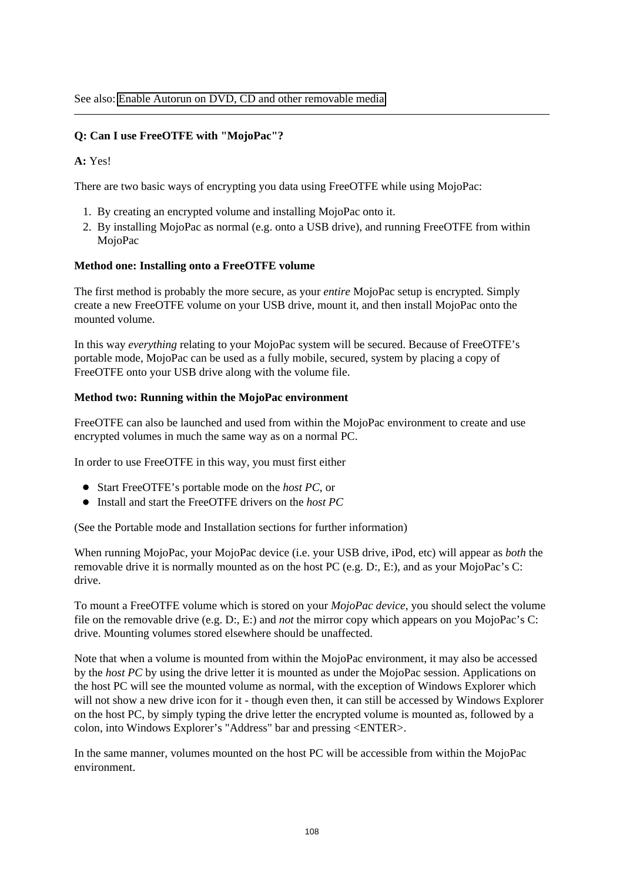See also: Enable Autorun on DVD, CD and other removable media

---

**Q: Can I use FreeOTFE with "MojoPac"?**

**A:** Yes!

There are two basic ways of encrypting you data using FreeOTFE while using MojoPac:

1. By creating an encrypted volume and installing MojoPac onto it.
2. By installing MojoPac as normal (e.g. onto a USB drive), and running FreeOTFE from within MojoPac

**Method one: Installing onto a FreeOTFE volume**

The first method is probably the more secure, as your *entire* MojoPac setup is encrypted. Simply create a new FreeOTFE volume on your USB drive, mount it, and then install MojoPac onto the mounted volume.

In this way *everything* relating to your MojoPac system will be secured. Because of FreeOTFE's portable mode, MojoPac can be used as a fully mobile, secured, system by placing a copy of FreeOTFE onto your USB drive along with the volume file.

**Method two: Running within the MojoPac environment**

FreeOTFE can also be launched and used from within the MojoPac environment to create and use encrypted volumes in much the same way as on a normal PC.

In order to use FreeOTFE in this way, you must first either

- Start FreeOTFE's portable mode on the *host PC*, or
- Install and start the FreeOTFE drivers on the *host PC*

(See the Portable mode and Installation sections for further information)

When running MojoPac, your MojoPac device (i.e. your USB drive, iPod, etc) will appear as *both* the removable drive it is normally mounted as on the host PC (e.g. D:, E:), and as your MojoPac's C: drive.

To mount a FreeOTFE volume which is stored on your *MojoPac device*, you should select the volume file on the removable drive (e.g. D:, E:) and *not* the mirror copy which appears on you MojoPac's C: drive. Mounting volumes stored elsewhere should be unaffected.

Note that when a volume is mounted from within the MojoPac environment, it may also be accessed by the *host PC* by using the drive letter it is mounted as under the MojoPac session. Applications on the host PC will see the mounted volume as normal, with the exception of Windows Explorer which will not show a new drive icon for it - though even then, it can still be accessed by Windows Explorer on the host PC, by simply typing the drive letter the encrypted volume is mounted as, followed by a colon, into Windows Explorer's "Address" bar and pressing <ENTER>.

In the same manner, volumes mounted on the host PC will be accessible from within the MojoPac environment.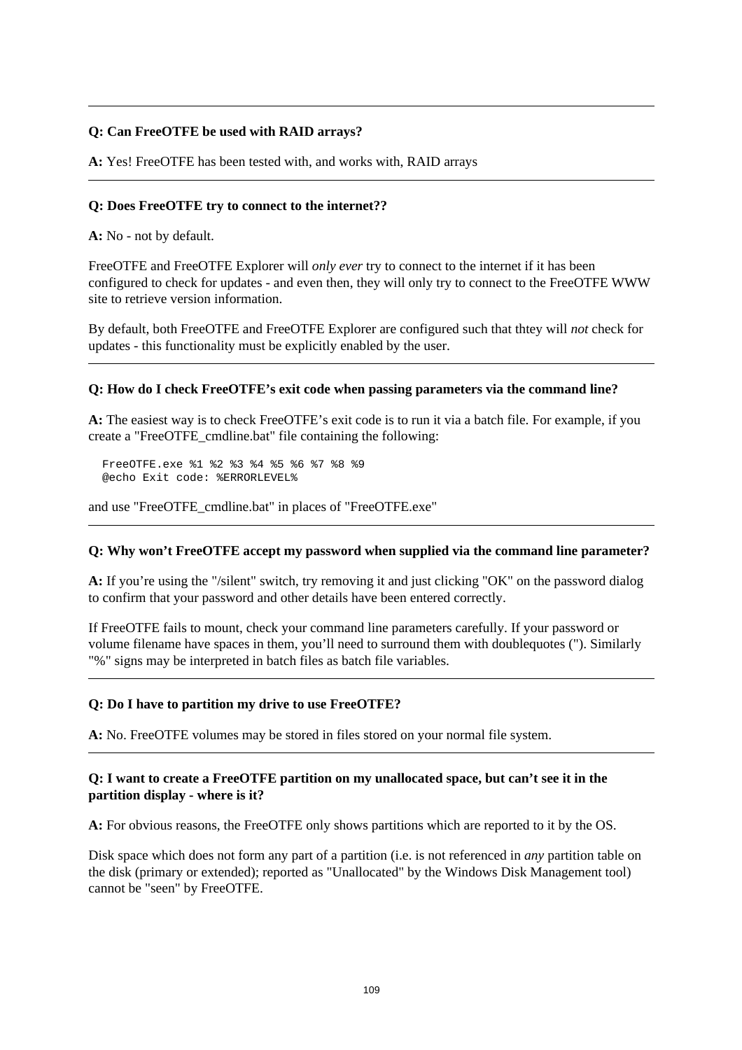---

**Q: Can FreeOTFE be used with RAID arrays?**

**A:** Yes! FreeOTFE has been tested with, and works with, RAID arrays

---

**Q: Does FreeOTFE try to connect to the internet??**

**A:** No - not by default.

FreeOTFE and FreeOTFE Explorer will *only ever* try to connect to the internet if it has been configured to check for updates - and even then, they will only try to connect to the FreeOTFE WWW site to retrieve version information.

By default, both FreeOTFE and FreeOTFE Explorer are configured such that thtey will *not* check for updates - this functionality must be explicitly enabled by the user.

---

**Q: How do I check FreeOTFE's exit code when passing parameters via the command line?**

**A:** The easiest way is to check FreeOTFE's exit code is to run it via a batch file. For example, if you create a "FreeOTFE_cmdline.bat" file containing the following:

```
FreeOTFE.exe %1 %2 %3 %4 %5 %6 %7 %8 %9
@echo Exit code: %ERRORLEVEL%
```

and use "FreeOTFE_cmdline.bat" in places of "FreeOTFE.exe"

---

**Q: Why won't FreeOTFE accept my password when supplied via the command line parameter?**

**A:** If you're using the "/silent" switch, try removing it and just clicking "OK" on the password dialog to confirm that your password and other details have been entered correctly.

If FreeOTFE fails to mount, check your command line parameters carefully. If your password or volume filename have spaces in them, you'll need to surround them with doublequotes ("). Similarly "%" signs may be interpreted in batch files as batch file variables.

---

**Q: Do I have to partition my drive to use FreeOTFE?**

**A:** No. FreeOTFE volumes may be stored in files stored on your normal file system.

---

**Q: I want to create a FreeOTFE partition on my unallocated space, but can't see it in the partition display - where is it?**

**A:** For obvious reasons, the FreeOTFE only shows partitions which are reported to it by the OS.

Disk space which does not form any part of a partition (i.e. is not referenced in *any* partition table on the disk (primary or extended); reported as "Unallocated" by the Windows Disk Management tool) cannot be "seen" by FreeOTFE.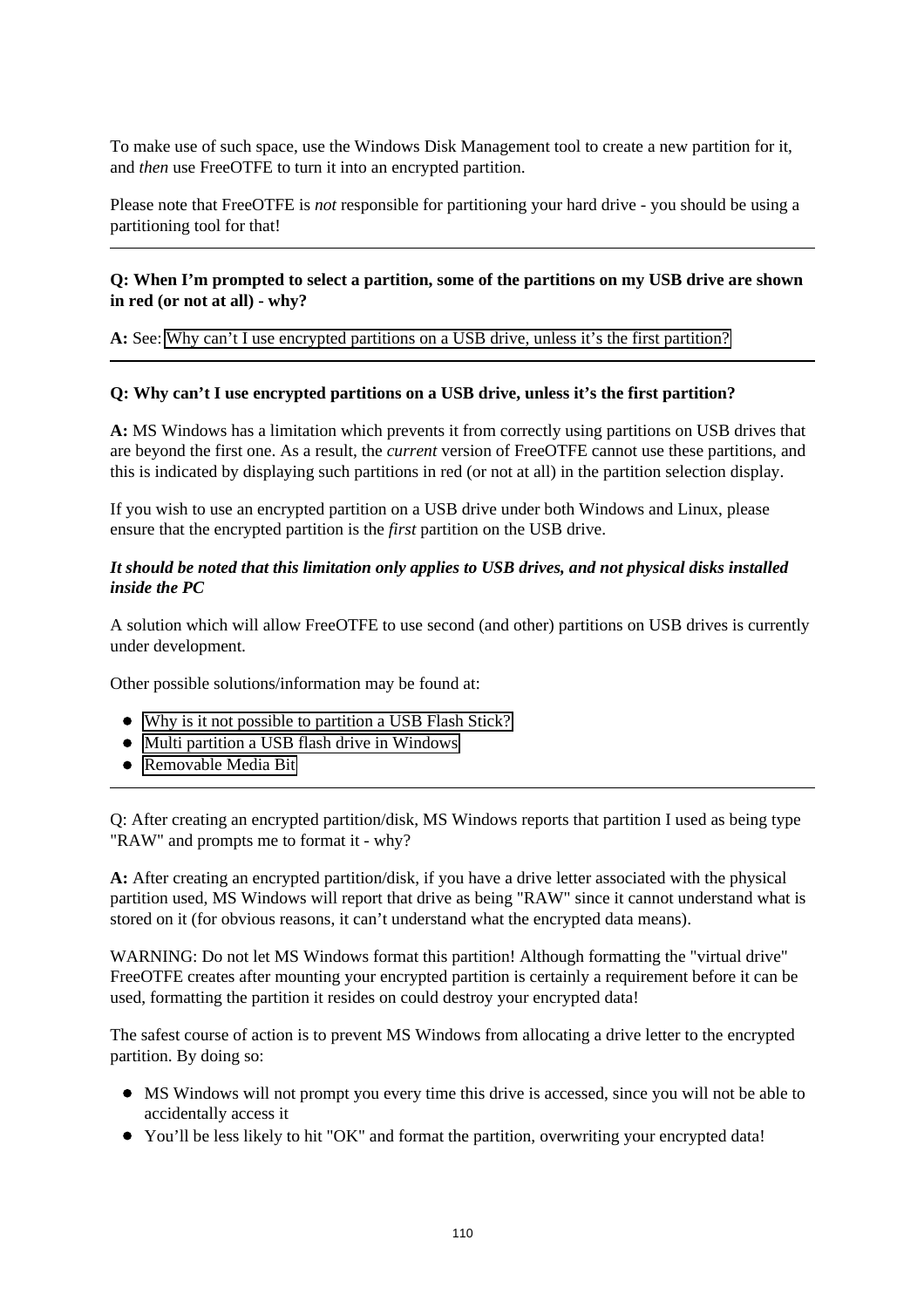To make use of such space, use the Windows Disk Management tool to create a new partition for it, and *then* use FreeOTFE to turn it into an encrypted partition.

Please note that FreeOTFE is *not* responsible for partitioning your hard drive - you should be using a partitioning tool for that!

---

**Q: When I'm prompted to select a partition, some of the partitions on my USB drive are shown in red (or not at all) - why?**

**A:** See: Why can't I use encrypted partitions on a USB drive, unless it's the first partition?

---

**Q: Why can't I use encrypted partitions on a USB drive, unless it's the first partition?**

**A:** MS Windows has a limitation which prevents it from correctly using partitions on USB drives that are beyond the first one. As a result, the *current* version of FreeOTFE cannot use these partitions, and this is indicated by displaying such partitions in red (or not at all) in the partition selection display.

If you wish to use an encrypted partition on a USB drive under both Windows and Linux, please ensure that the encrypted partition is the *first* partition on the USB drive.

***It should be noted that this limitation only applies to USB drives, and not physical disks installed inside the PC***

A solution which will allow FreeOTFE to use second (and other) partitions on USB drives is currently under development.

Other possible solutions/information may be found at:

- Why is it not possible to partition a USB Flash Stick?
- Multi partition a USB flash drive in Windows
- Removable Media Bit

---

Q: After creating an encrypted partition/disk, MS Windows reports that partition I used as being type "RAW" and prompts me to format it - why?

**A:** After creating an encrypted partition/disk, if you have a drive letter associated with the physical partition used, MS Windows will report that drive as being "RAW" since it cannot understand what is stored on it (for obvious reasons, it can't understand what the encrypted data means).

WARNING: Do not let MS Windows format this partition! Although formatting the "virtual drive" FreeOTFE creates after mounting your encrypted partition is certainly a requirement before it can be used, formatting the partition it resides on could destroy your encrypted data!

The safest course of action is to prevent MS Windows from allocating a drive letter to the encrypted partition. By doing so:

- MS Windows will not prompt you every time this drive is accessed, since you will not be able to accidentally access it
- You'll be less likely to hit "OK" and format the partition, overwriting your encrypted data!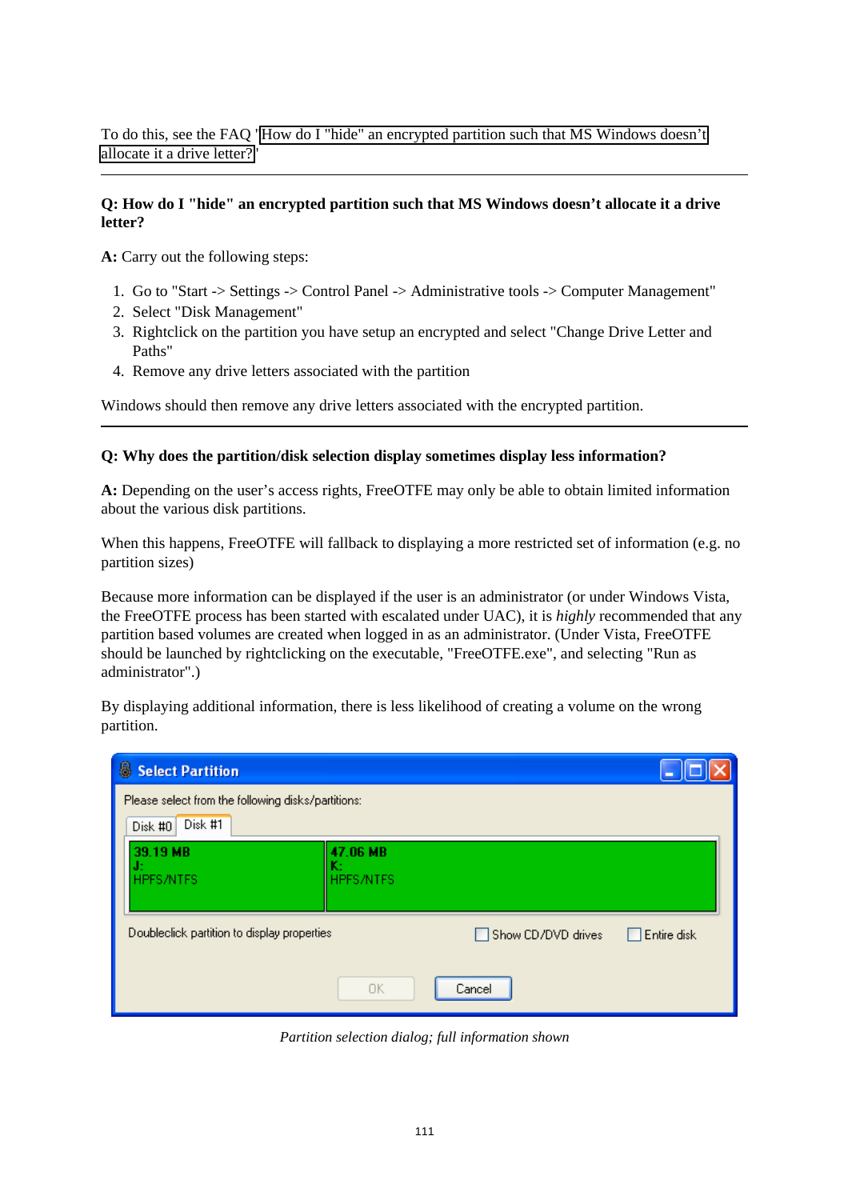To do this, see the FAQ 'How do I "hide" an encrypted partition such that MS Windows doesn't allocate it a drive letter?'

---

**Q: How do I "hide" an encrypted partition such that MS Windows doesn't allocate it a drive letter?**

**A:** Carry out the following steps:

1. Go to "Start -> Settings -> Control Panel -> Administrative tools -> Computer Management"
2. Select "Disk Management"
3. Rightclick on the partition you have setup an encrypted and select "Change Drive Letter and Paths"
4. Remove any drive letters associated with the partition

Windows should then remove any drive letters associated with the encrypted partition.

---

**Q: Why does the partition/disk selection display sometimes display less information?**

**A:** Depending on the user's access rights, FreeOTFE may only be able to obtain limited information about the various disk partitions.

When this happens, FreeOTFE will fallback to displaying a more restricted set of information (e.g. no partition sizes)

Because more information can be displayed if the user is an administrator (or under Windows Vista, the FreeOTFE process has been started with escalated under UAC), it is *highly* recommended that any partition based volumes are created when logged in as an administrator. (Under Vista, FreeOTFE should be launched by rightclicking on the executable, "FreeOTFE.exe", and selecting "Run as administrator".)

By displaying additional information, there is less likelihood of creating a volume on the wrong partition.

*Partition selection dialog; full information shown*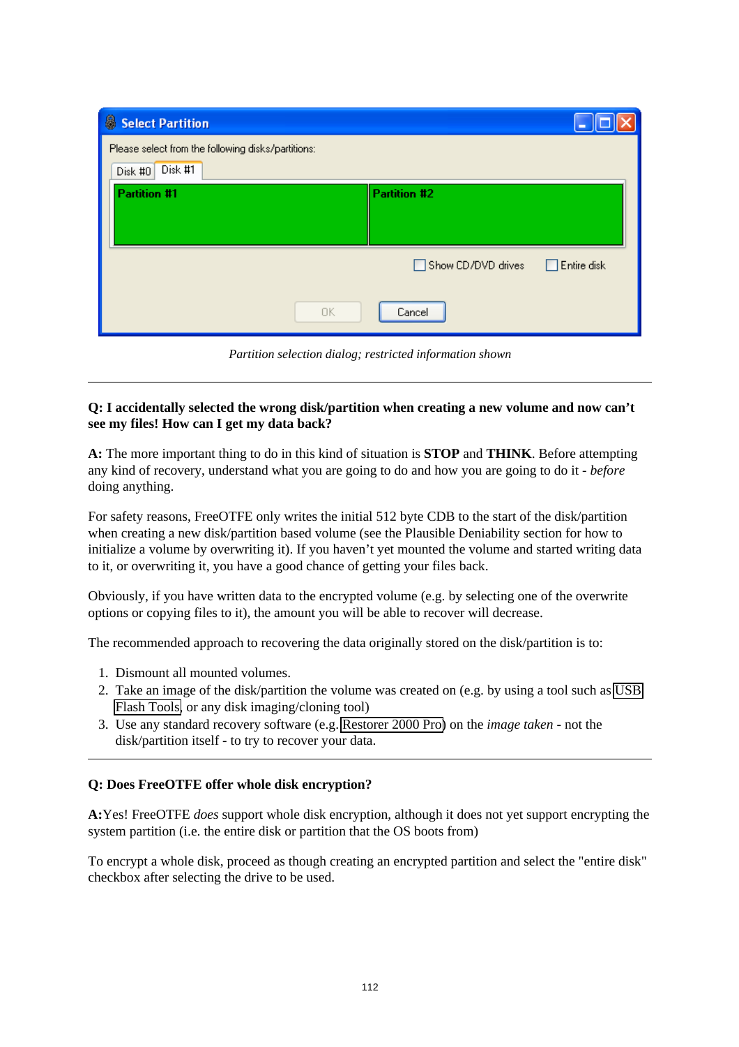*Partition selection dialog; restricted information shown*

---

**Q: I accidentally selected the wrong disk/partition when creating a new volume and now can't see my files! How can I get my data back?**

**A:** The more important thing to do in this kind of situation is **STOP** and **THINK**. Before attempting any kind of recovery, understand what you are going to do and how you are going to do it - *before* doing anything.

For safety reasons, FreeOTFE only writes the initial 512 byte CDB to the start of the disk/partition when creating a new disk/partition based volume (see the Plausible Deniability section for how to initialize a volume by overwriting it). If you haven't yet mounted the volume and started writing data to it, or overwriting it, you have a good chance of getting your files back.

Obviously, if you have written data to the encrypted volume (e.g. by selecting one of the overwrite options or copying files to it), the amount you will be able to recover will decrease.

The recommended approach to recovering the data originally stored on the disk/partition is to:

1. Dismount all mounted volumes.
2. Take an image of the disk/partition the volume was created on (e.g. by using a tool such as USB Flash Tools, or any disk imaging/cloning tool)
3. Use any standard recovery software (e.g. Restorer 2000 Pro) on the *image taken* - not the disk/partition itself - to try to recover your data.

---

**Q: Does FreeOTFE offer whole disk encryption?**

**A:**Yes! FreeOTFE *does* support whole disk encryption, although it does not yet support encrypting the system partition (i.e. the entire disk or partition that the OS boots from)

To encrypt a whole disk, proceed as though creating an encrypted partition and select the "entire disk" checkbox after selecting the drive to be used.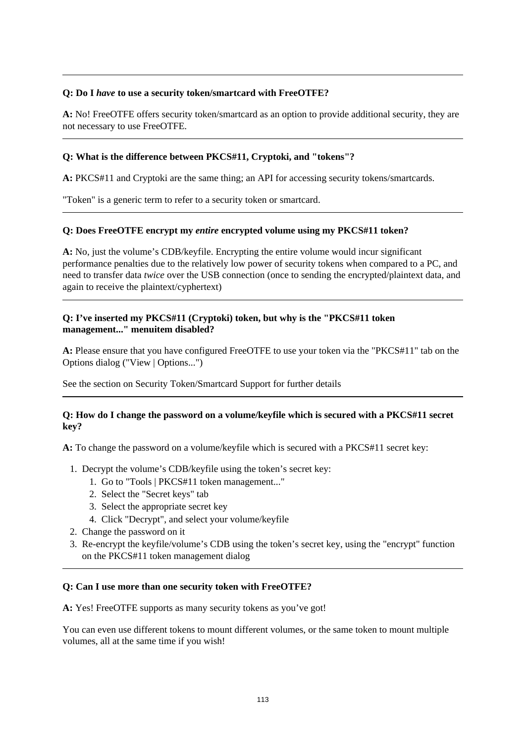---

**Q: Do I *have* to use a security token/smartcard with FreeOTFE?**

**A:** No! FreeOTFE offers security token/smartcard as an option to provide additional security, they are not necessary to use FreeOTFE.

---

**Q: What is the difference between PKCS#11, Cryptoki, and "tokens"?**

**A:** PKCS#11 and Cryptoki are the same thing; an API for accessing security tokens/smartcards.

"Token" is a generic term to refer to a security token or smartcard.

---

**Q: Does FreeOTFE encrypt my *entire* encrypted volume using my PKCS#11 token?**

**A:** No, just the volume's CDB/keyfile. Encrypting the entire volume would incur significant performance penalties due to the relatively low power of security tokens when compared to a PC, and need to transfer data *twice* over the USB connection (once to sending the encrypted/plaintext data, and again to receive the plaintext/cyphertext)

---

**Q: I've inserted my PKCS#11 (Cryptoki) token, but why is the "PKCS#11 token management..." menuitem disabled?**

**A:** Please ensure that you have configured FreeOTFE to use your token via the "PKCS#11" tab on the Options dialog ("View | Options...")

See the section on Security Token/Smartcard Support for further details

---

**Q: How do I change the password on a volume/keyfile which is secured with a PKCS#11 secret key?**

**A:** To change the password on a volume/keyfile which is secured with a PKCS#11 secret key:

1. Decrypt the volume's CDB/keyfile using the token's secret key:
   1. Go to "Tools | PKCS#11 token management..."
   2. Select the "Secret keys" tab
   3. Select the appropriate secret key
   4. Click "Decrypt", and select your volume/keyfile
2. Change the password on it
3. Re-encrypt the keyfile/volume's CDB using the token's secret key, using the "encrypt" function on the PKCS#11 token management dialog

---

**Q: Can I use more than one security token with FreeOTFE?**

**A:** Yes! FreeOTFE supports as many security tokens as you've got!

You can even use different tokens to mount different volumes, or the same token to mount multiple volumes, all at the same time if you wish!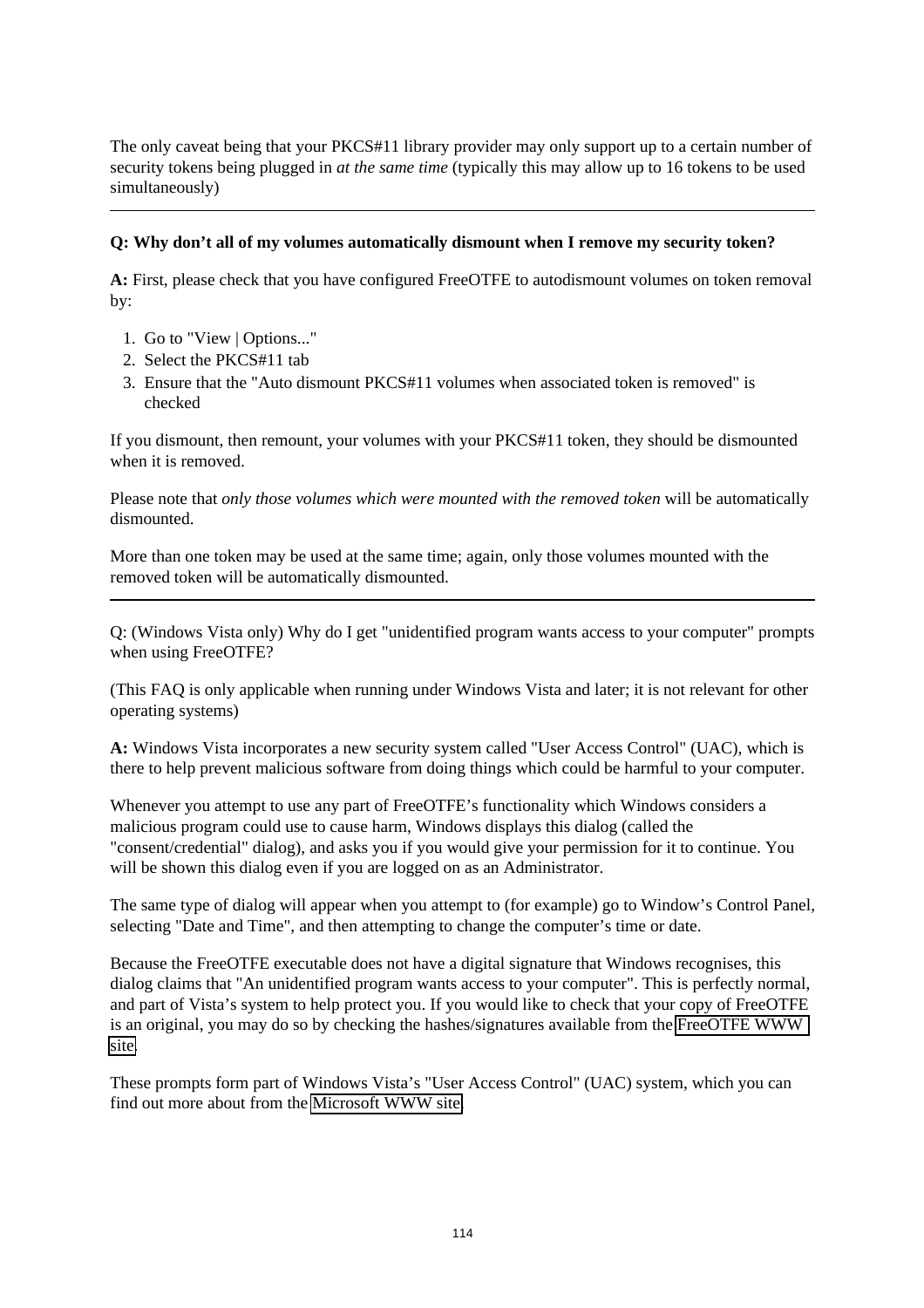The only caveat being that your PKCS#11 library provider may only support up to a certain number of security tokens being plugged in *at the same time* (typically this may allow up to 16 tokens to be used simultaneously)

---

**Q: Why don't all of my volumes automatically dismount when I remove my security token?**

**A:** First, please check that you have configured FreeOTFE to autodismount volumes on token removal by:

1. Go to "View | Options..."
2. Select the PKCS#11 tab
3. Ensure that the "Auto dismount PKCS#11 volumes when associated token is removed" is checked

If you dismount, then remount, your volumes with your PKCS#11 token, they should be dismounted when it is removed.

Please note that *only those volumes which were mounted with the removed token* will be automatically dismounted.

More than one token may be used at the same time; again, only those volumes mounted with the removed token will be automatically dismounted.

---

Q: (Windows Vista only) Why do I get "unidentified program wants access to your computer" prompts when using FreeOTFE?

(This FAQ is only applicable when running under Windows Vista and later; it is not relevant for other operating systems)

**A:** Windows Vista incorporates a new security system called "User Access Control" (UAC), which is there to help prevent malicious software from doing things which could be harmful to your computer.

Whenever you attempt to use any part of FreeOTFE's functionality which Windows considers a malicious program could use to cause harm, Windows displays this dialog (called the "consent/credential" dialog), and asks you if you would give your permission for it to continue. You will be shown this dialog even if you are logged on as an Administrator.

The same type of dialog will appear when you attempt to (for example) go to Window's Control Panel, selecting "Date and Time", and then attempting to change the computer's time or date.

Because the FreeOTFE executable does not have a digital signature that Windows recognises, this dialog claims that "An unidentified program wants access to your computer". This is perfectly normal, and part of Vista's system to help protect you. If you would like to check that your copy of FreeOTFE is an original, you may do so by checking the hashes/signatures available from the FreeOTFE WWW site.

These prompts form part of Windows Vista's "User Access Control" (UAC) system, which you can find out more about from the Microsoft WWW site.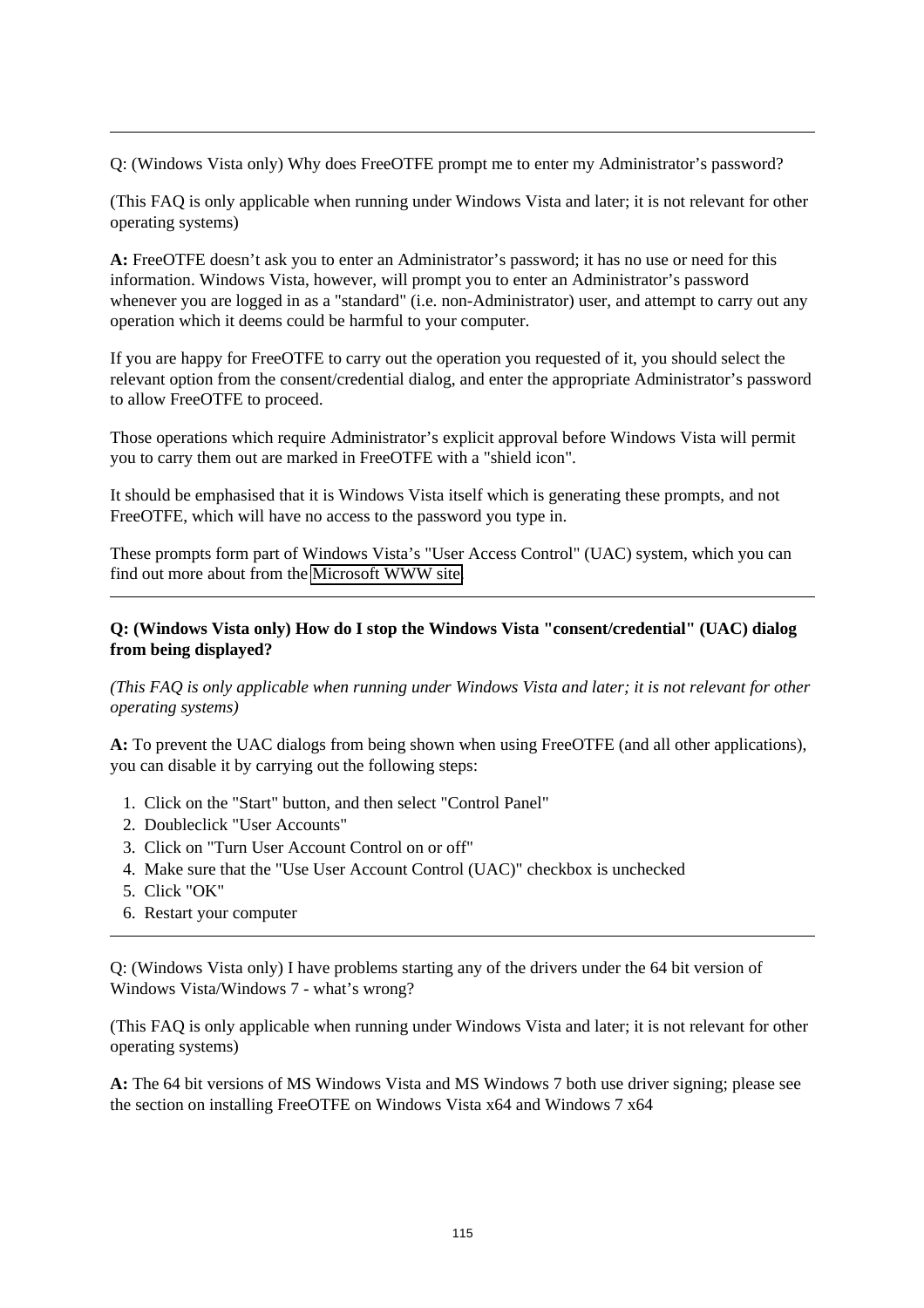---

Q: (Windows Vista only) Why does FreeOTFE prompt me to enter my Administrator's password?

(This FAQ is only applicable when running under Windows Vista and later; it is not relevant for other operating systems)

**A:** FreeOTFE doesn't ask you to enter an Administrator's password; it has no use or need for this information. Windows Vista, however, will prompt you to enter an Administrator's password whenever you are logged in as a "standard" (i.e. non-Administrator) user, and attempt to carry out any operation which it deems could be harmful to your computer.

If you are happy for FreeOTFE to carry out the operation you requested of it, you should select the relevant option from the consent/credential dialog, and enter the appropriate Administrator's password to allow FreeOTFE to proceed.

Those operations which require Administrator's explicit approval before Windows Vista will permit you to carry them out are marked in FreeOTFE with a "shield icon".

It should be emphasised that it is Windows Vista itself which is generating these prompts, and not FreeOTFE, which will have no access to the password you type in.

These prompts form part of Windows Vista's "User Access Control" (UAC) system, which you can find out more about from the Microsoft WWW site.

---

**Q: (Windows Vista only) How do I stop the Windows Vista "consent/credential" (UAC) dialog from being displayed?**

*(This FAQ is only applicable when running under Windows Vista and later; it is not relevant for other operating systems)*

**A:** To prevent the UAC dialogs from being shown when using FreeOTFE (and all other applications), you can disable it by carrying out the following steps:

1. Click on the "Start" button, and then select "Control Panel"
2. Doubleclick "User Accounts"
3. Click on "Turn User Account Control on or off"
4. Make sure that the "Use User Account Control (UAC)" checkbox is unchecked
5. Click "OK"
6. Restart your computer

---

Q: (Windows Vista only) I have problems starting any of the drivers under the 64 bit version of Windows Vista/Windows 7 - what's wrong?

(This FAQ is only applicable when running under Windows Vista and later; it is not relevant for other operating systems)

**A:** The 64 bit versions of MS Windows Vista and MS Windows 7 both use driver signing; please see the section on installing FreeOTFE on Windows Vista x64 and Windows 7 x64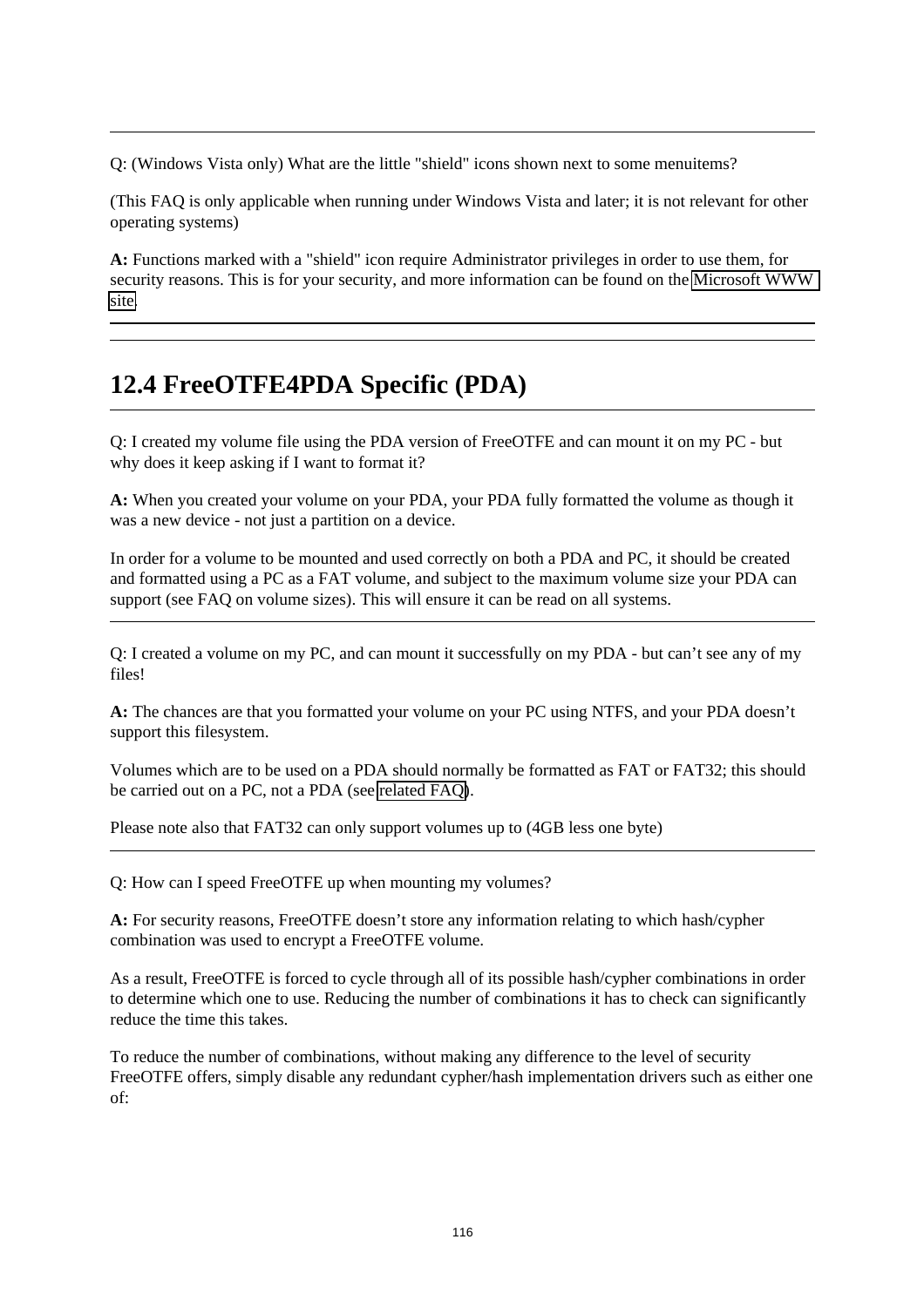---

Q: (Windows Vista only) What are the little "shield" icons shown next to some menuitems?

(This FAQ is only applicable when running under Windows Vista and later; it is not relevant for other operating systems)

**A:** Functions marked with a "shield" icon require Administrator privileges in order to use them, for security reasons. This is for your security, and more information can be found on the Microsoft WWW site.

---

---

## 12.4 FreeOTFE4PDA Specific (PDA)

---

Q: I created my volume file using the PDA version of FreeOTFE and can mount it on my PC - but why does it keep asking if I want to format it?

**A:** When you created your volume on your PDA, your PDA fully formatted the volume as though it was a new device - not just a partition on a device.

In order for a volume to be mounted and used correctly on both a PDA and PC, it should be created and formatted using a PC as a FAT volume, and subject to the maximum volume size your PDA can support (see FAQ on volume sizes). This will ensure it can be read on all systems.

---

Q: I created a volume on my PC, and can mount it successfully on my PDA - but can't see any of my files!

**A:** The chances are that you formatted your volume on your PC using NTFS, and your PDA doesn't support this filesystem.

Volumes which are to be used on a PDA should normally be formatted as FAT or FAT32; this should be carried out on a PC, not a PDA (see related FAQ).

Please note also that FAT32 can only support volumes up to (4GB less one byte)

---

Q: How can I speed FreeOTFE up when mounting my volumes?

**A:** For security reasons, FreeOTFE doesn't store any information relating to which hash/cypher combination was used to encrypt a FreeOTFE volume.

As a result, FreeOTFE is forced to cycle through all of its possible hash/cypher combinations in order to determine which one to use. Reducing the number of combinations it has to check can significantly reduce the time this takes.

To reduce the number of combinations, without making any difference to the level of security FreeOTFE offers, simply disable any redundant cypher/hash implementation drivers such as either one of: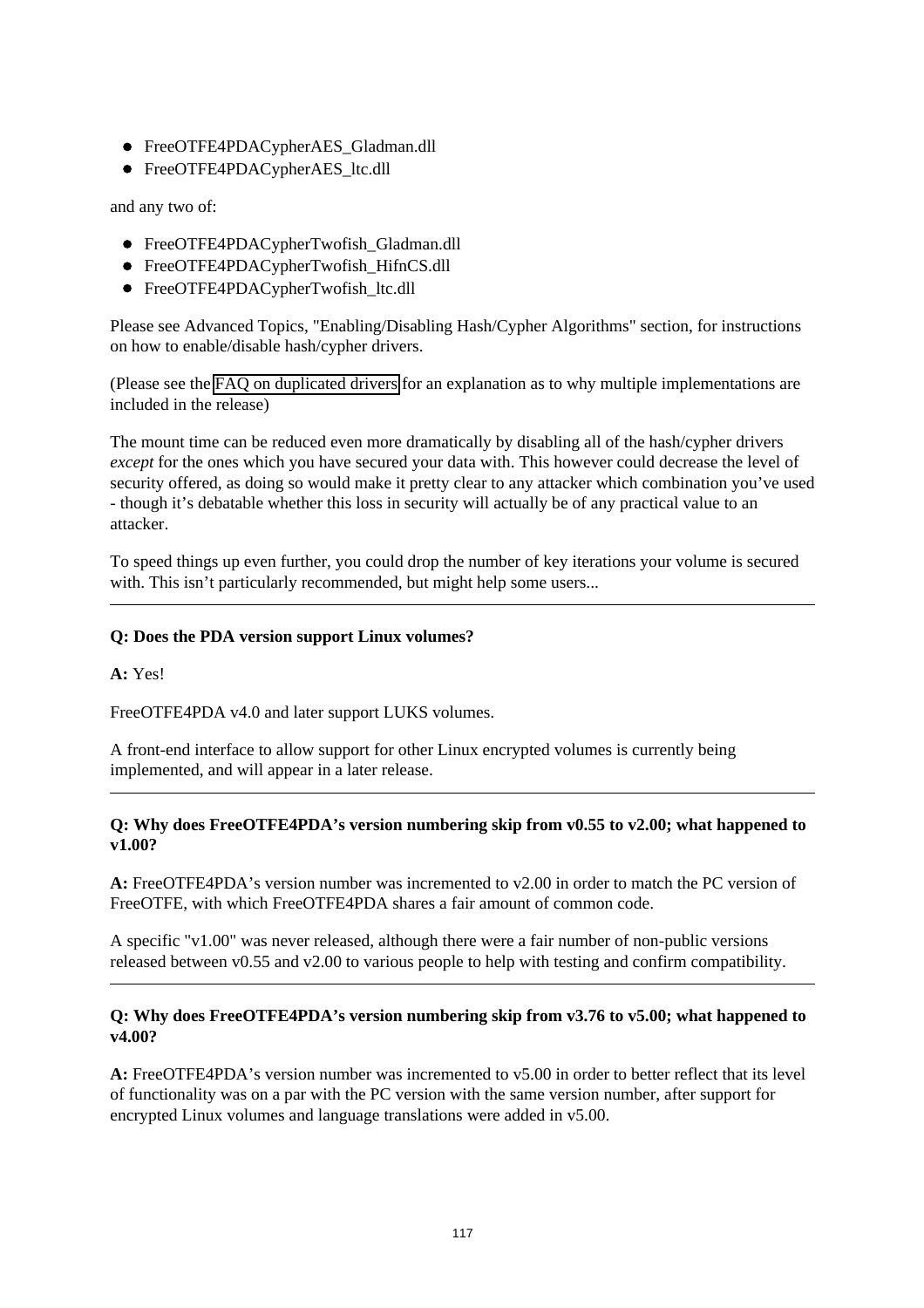- FreeOTFE4PDACypherAES_Gladman.dll
- FreeOTFE4PDACypherAES_ltc.dll

and any two of:

- FreeOTFE4PDACypherTwofish_Gladman.dll
- FreeOTFE4PDACypherTwofish_HifnCS.dll
- FreeOTFE4PDACypherTwofish_ltc.dll

Please see Advanced Topics, "Enabling/Disabling Hash/Cypher Algorithms" section, for instructions on how to enable/disable hash/cypher drivers.

(Please see the FAQ on duplicated drivers for an explanation as to why multiple implementations are included in the release)

The mount time can be reduced even more dramatically by disabling all of the hash/cypher drivers *except* for the ones which you have secured your data with. This however could decrease the level of security offered, as doing so would make it pretty clear to any attacker which combination you've used - though it's debatable whether this loss in security will actually be of any practical value to an attacker.

To speed things up even further, you could drop the number of key iterations your volume is secured with. This isn't particularly recommended, but might help some users...

---

**Q: Does the PDA version support Linux volumes?**

**A:** Yes!

FreeOTFE4PDA v4.0 and later support LUKS volumes.

A front-end interface to allow support for other Linux encrypted volumes is currently being implemented, and will appear in a later release.

---

**Q: Why does FreeOTFE4PDA's version numbering skip from v0.55 to v2.00; what happened to v1.00?**

**A:** FreeOTFE4PDA's version number was incremented to v2.00 in order to match the PC version of FreeOTFE, with which FreeOTFE4PDA shares a fair amount of common code.

A specific "v1.00" was never released, although there were a fair number of non-public versions released between v0.55 and v2.00 to various people to help with testing and confirm compatibility.

---

**Q: Why does FreeOTFE4PDA's version numbering skip from v3.76 to v5.00; what happened to v4.00?**

**A:** FreeOTFE4PDA's version number was incremented to v5.00 in order to better reflect that its level of functionality was on a par with the PC version with the same version number, after support for encrypted Linux volumes and language translations were added in v5.00.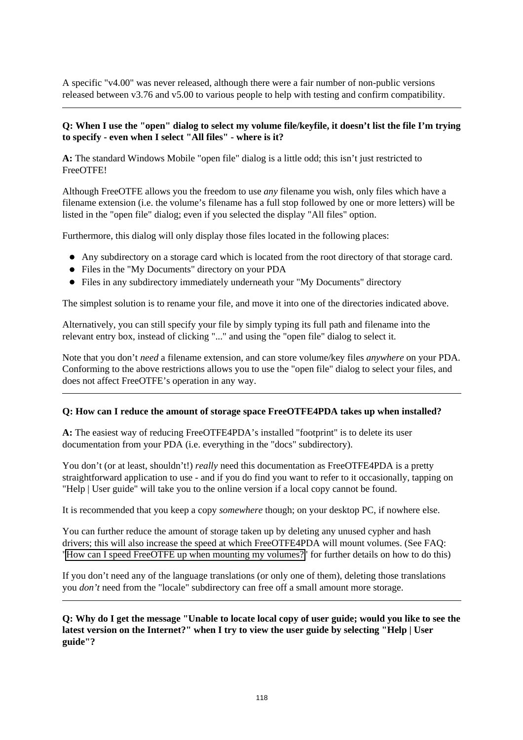A specific "v4.00" was never released, although there were a fair number of non-public versions released between v3.76 and v5.00 to various people to help with testing and confirm compatibility.

---

**Q: When I use the "open" dialog to select my volume file/keyfile, it doesn't list the file I'm trying to specify - even when I select "All files" - where is it?**

**A:** The standard Windows Mobile "open file" dialog is a little odd; this isn't just restricted to FreeOTFE!

Although FreeOTFE allows you the freedom to use *any* filename you wish, only files which have a filename extension (i.e. the volume's filename has a full stop followed by one or more letters) will be listed in the "open file" dialog; even if you selected the display "All files" option.

Furthermore, this dialog will only display those files located in the following places:

- Any subdirectory on a storage card which is located from the root directory of that storage card.
- Files in the "My Documents" directory on your PDA
- Files in any subdirectory immediately underneath your "My Documents" directory

The simplest solution is to rename your file, and move it into one of the directories indicated above.

Alternatively, you can still specify your file by simply typing its full path and filename into the relevant entry box, instead of clicking "..." and using the "open file" dialog to select it.

Note that you don't *need* a filename extension, and can store volume/key files *anywhere* on your PDA. Conforming to the above restrictions allows you to use the "open file" dialog to select your files, and does not affect FreeOTFE's operation in any way.

---

**Q: How can I reduce the amount of storage space FreeOTFE4PDA takes up when installed?**

**A:** The easiest way of reducing FreeOTFE4PDA's installed "footprint" is to delete its user documentation from your PDA (i.e. everything in the "docs" subdirectory).

You don't (or at least, shouldn't!) *really* need this documentation as FreeOTFE4PDA is a pretty straightforward application to use - and if you do find you want to refer to it occasionally, tapping on "Help | User guide" will take you to the online version if a local copy cannot be found.

It is recommended that you keep a copy *somewhere* though; on your desktop PC, if nowhere else.

You can further reduce the amount of storage taken up by deleting any unused cypher and hash drivers; this will also increase the speed at which FreeOTFE4PDA will mount volumes. (See FAQ: 'How can I speed FreeOTFE up when mounting my volumes?' for further details on how to do this)

If you don't need any of the language translations (or only one of them), deleting those translations you *don't* need from the "locale" subdirectory can free off a small amount more storage.

---

**Q: Why do I get the message "Unable to locate local copy of user guide; would you like to see the latest version on the Internet?" when I try to view the user guide by selecting "Help | User guide"?**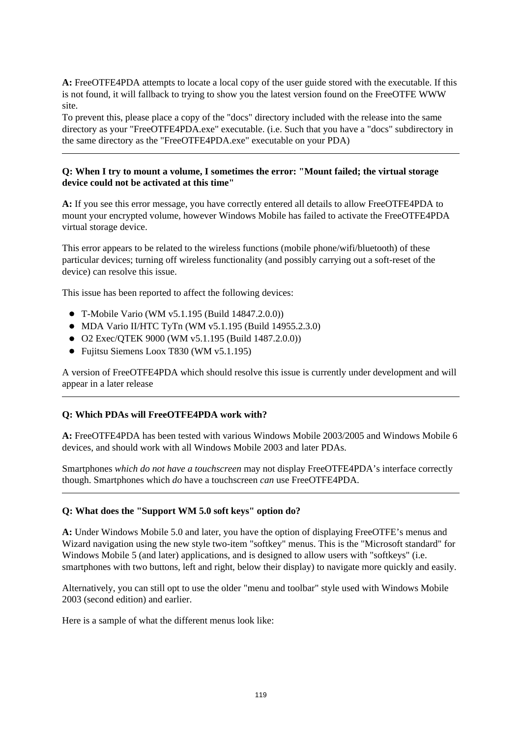**A:** FreeOTFE4PDA attempts to locate a local copy of the user guide stored with the executable. If this is not found, it will fallback to trying to show you the latest version found on the FreeOTFE WWW site.
To prevent this, please place a copy of the "docs" directory included with the release into the same directory as your "FreeOTFE4PDA.exe" executable. (i.e. Such that you have a "docs" subdirectory in the same directory as the "FreeOTFE4PDA.exe" executable on your PDA)

---

**Q: When I try to mount a volume, I sometimes the error: "Mount failed; the virtual storage device could not be activated at this time"**

**A:** If you see this error message, you have correctly entered all details to allow FreeOTFE4PDA to mount your encrypted volume, however Windows Mobile has failed to activate the FreeOTFE4PDA virtual storage device.

This error appears to be related to the wireless functions (mobile phone/wifi/bluetooth) of these particular devices; turning off wireless functionality (and possibly carrying out a soft-reset of the device) can resolve this issue.

This issue has been reported to affect the following devices:

- T-Mobile Vario (WM v5.1.195 (Build 14847.2.0.0))
- MDA Vario II/HTC TyTn (WM v5.1.195 (Build 14955.2.3.0)
- O2 Exec/QTEK 9000 (WM v5.1.195 (Build 1487.2.0.0))
- Fujitsu Siemens Loox T830 (WM v5.1.195)

A version of FreeOTFE4PDA which should resolve this issue is currently under development and will appear in a later release

---

**Q: Which PDAs will FreeOTFE4PDA work with?**

**A:** FreeOTFE4PDA has been tested with various Windows Mobile 2003/2005 and Windows Mobile 6 devices, and should work with all Windows Mobile 2003 and later PDAs.

Smartphones *which do not have a touchscreen* may not display FreeOTFE4PDA's interface correctly though. Smartphones which *do* have a touchscreen *can* use FreeOTFE4PDA.

---

**Q: What does the "Support WM 5.0 soft keys" option do?**

**A:** Under Windows Mobile 5.0 and later, you have the option of displaying FreeOTFE's menus and Wizard navigation using the new style two-item "softkey" menus. This is the "Microsoft standard" for Windows Mobile 5 (and later) applications, and is designed to allow users with "softkeys" (i.e. smartphones with two buttons, left and right, below their display) to navigate more quickly and easily.

Alternatively, you can still opt to use the older "menu and toolbar" style used with Windows Mobile 2003 (second edition) and earlier.

Here is a sample of what the different menus look like: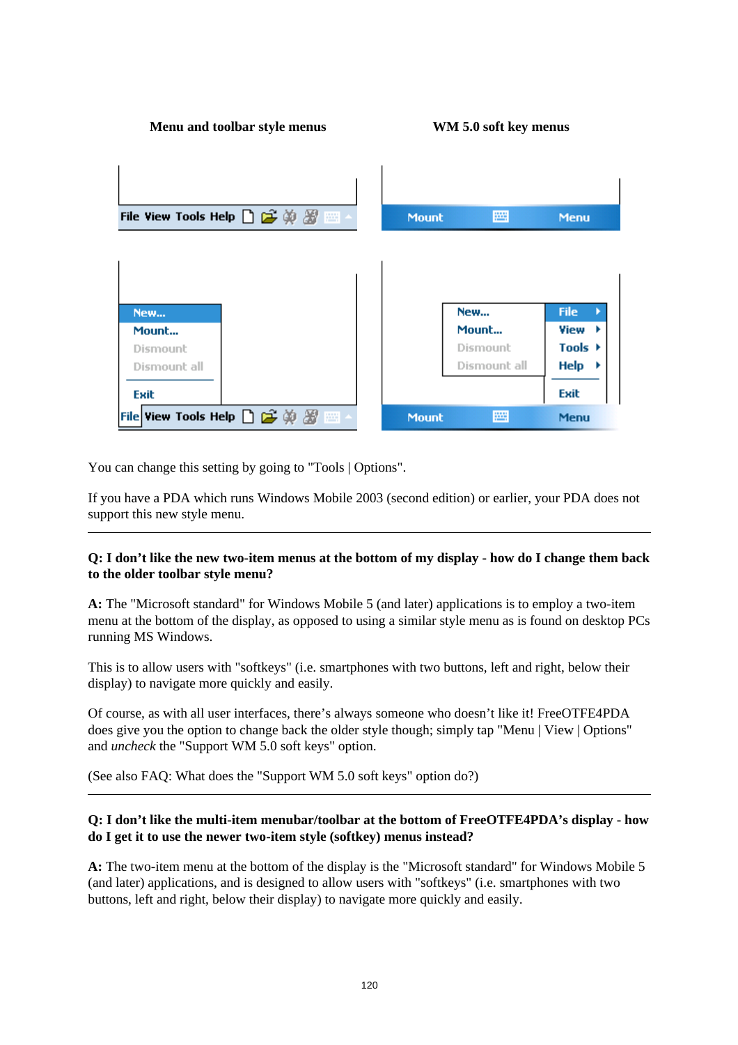**Menu and toolbar style menus** **WM 5.0 soft key menus**

You can change this setting by going to "Tools | Options".

If you have a PDA which runs Windows Mobile 2003 (second edition) or earlier, your PDA does not support this new style menu.

---

**Q: I don't like the new two-item menus at the bottom of my display - how do I change them back to the older toolbar style menu?**

**A:** The "Microsoft standard" for Windows Mobile 5 (and later) applications is to employ a two-item menu at the bottom of the display, as opposed to using a similar style menu as is found on desktop PCs running MS Windows.

This is to allow users with "softkeys" (i.e. smartphones with two buttons, left and right, below their display) to navigate more quickly and easily.

Of course, as with all user interfaces, there's always someone who doesn't like it! FreeOTFE4PDA does give you the option to change back the older style though; simply tap "Menu | View | Options" and *uncheck* the "Support WM 5.0 soft keys" option.

(See also FAQ: What does the "Support WM 5.0 soft keys" option do?)

---

**Q: I don't like the multi-item menubar/toolbar at the bottom of FreeOTFE4PDA's display - how do I get it to use the newer two-item style (softkey) menus instead?**

**A:** The two-item menu at the bottom of the display is the "Microsoft standard" for Windows Mobile 5 (and later) applications, and is designed to allow users with "softkeys" (i.e. smartphones with two buttons, left and right, below their display) to navigate more quickly and easily.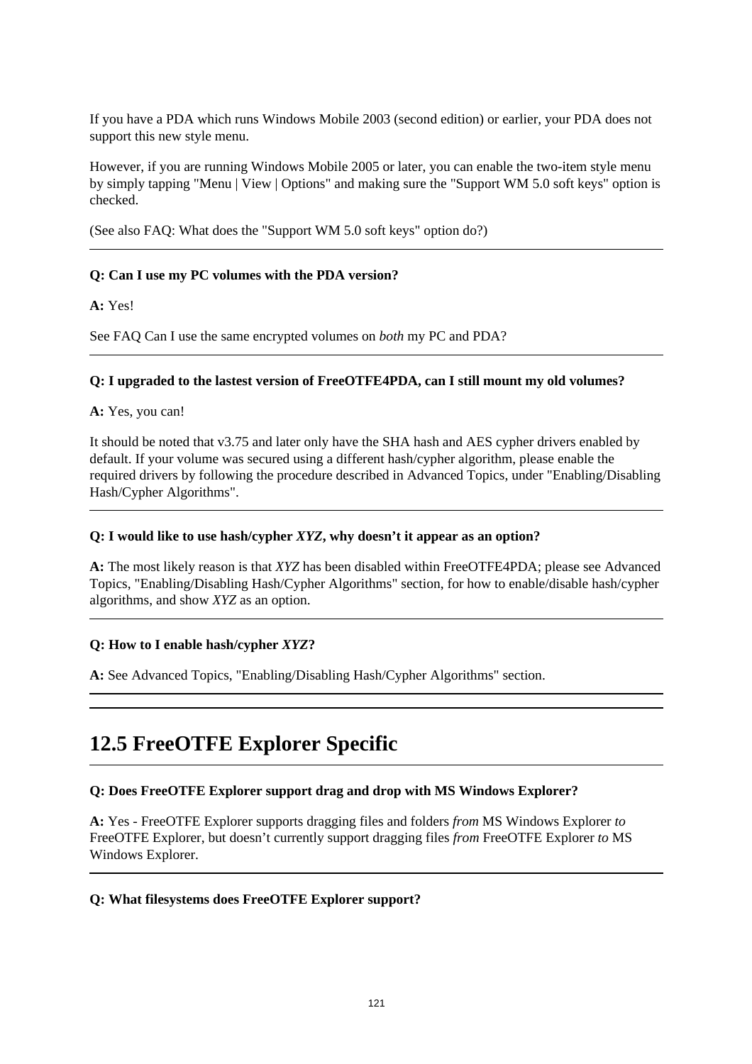If you have a PDA which runs Windows Mobile 2003 (second edition) or earlier, your PDA does not support this new style menu.

However, if you are running Windows Mobile 2005 or later, you can enable the two-item style menu by simply tapping "Menu | View | Options" and making sure the "Support WM 5.0 soft keys" option is checked.

(See also FAQ: What does the "Support WM 5.0 soft keys" option do?)

---

**Q: Can I use my PC volumes with the PDA version?**

**A:** Yes!

See FAQ Can I use the same encrypted volumes on *both* my PC and PDA?

---

**Q: I upgraded to the lastest version of FreeOTFE4PDA, can I still mount my old volumes?**

**A:** Yes, you can!

It should be noted that v3.75 and later only have the SHA hash and AES cypher drivers enabled by default. If your volume was secured using a different hash/cypher algorithm, please enable the required drivers by following the procedure described in Advanced Topics, under "Enabling/Disabling Hash/Cypher Algorithms".

---

**Q: I would like to use hash/cypher *XYZ*, why doesn't it appear as an option?**

**A:** The most likely reason is that *XYZ* has been disabled within FreeOTFE4PDA; please see Advanced Topics, "Enabling/Disabling Hash/Cypher Algorithms" section, for how to enable/disable hash/cypher algorithms, and show *XYZ* as an option.

---

**Q: How to I enable hash/cypher *XYZ*?**

**A:** See Advanced Topics, "Enabling/Disabling Hash/Cypher Algorithms" section.

---

## 12.5 FreeOTFE Explorer Specific

---

**Q: Does FreeOTFE Explorer support drag and drop with MS Windows Explorer?**

**A:** Yes - FreeOTFE Explorer supports dragging files and folders *from* MS Windows Explorer *to* FreeOTFE Explorer, but doesn't currently support dragging files *from* FreeOTFE Explorer *to* MS Windows Explorer.

---

**Q: What filesystems does FreeOTFE Explorer support?**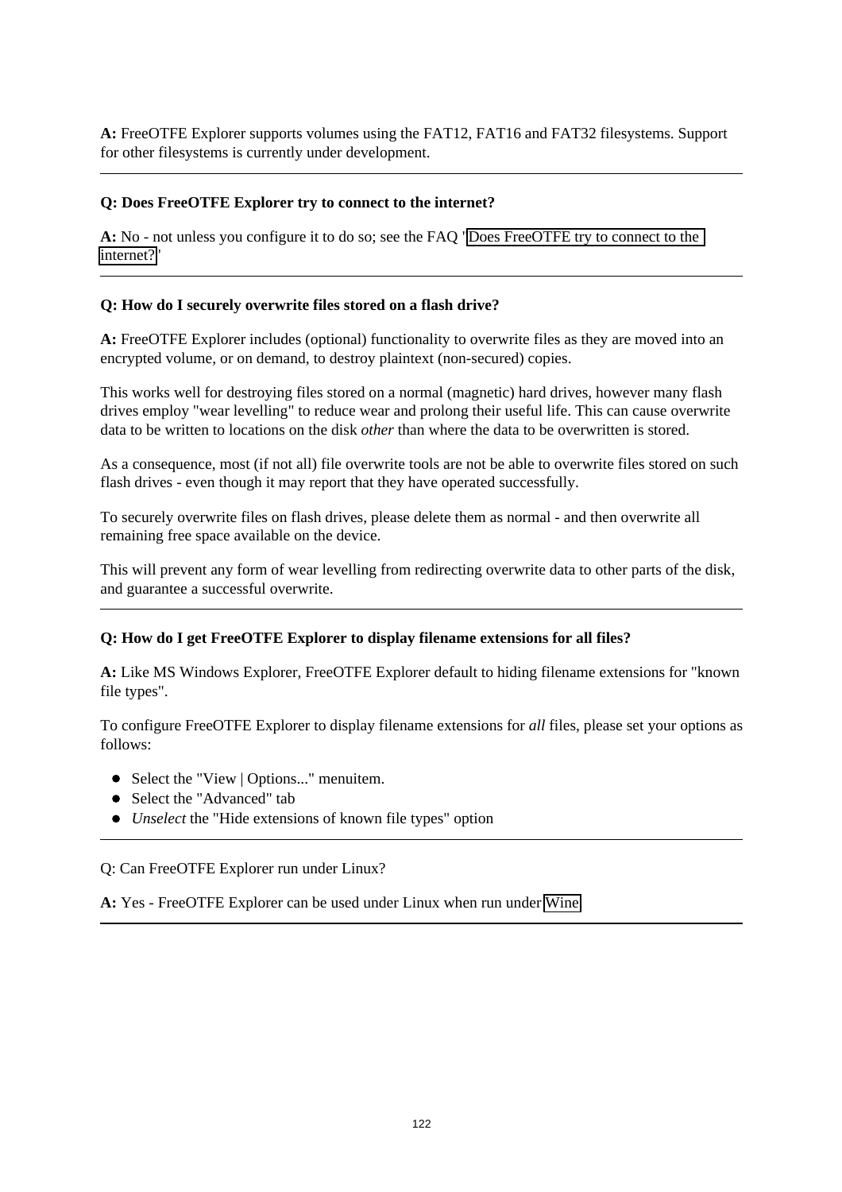**A:** FreeOTFE Explorer supports volumes using the FAT12, FAT16 and FAT32 filesystems. Support for other filesystems is currently under development.

---

**Q: Does FreeOTFE Explorer try to connect to the internet?**

**A:** No - not unless you configure it to do so; see the FAQ 'Does FreeOTFE try to connect to the internet?'

---

**Q: How do I securely overwrite files stored on a flash drive?**

**A:** FreeOTFE Explorer includes (optional) functionality to overwrite files as they are moved into an encrypted volume, or on demand, to destroy plaintext (non-secured) copies.

This works well for destroying files stored on a normal (magnetic) hard drives, however many flash drives employ "wear levelling" to reduce wear and prolong their useful life. This can cause overwrite data to be written to locations on the disk *other* than where the data to be overwritten is stored.

As a consequence, most (if not all) file overwrite tools are not be able to overwrite files stored on such flash drives - even though it may report that they have operated successfully.

To securely overwrite files on flash drives, please delete them as normal - and then overwrite all remaining free space available on the device.

This will prevent any form of wear levelling from redirecting overwrite data to other parts of the disk, and guarantee a successful overwrite.

---

**Q: How do I get FreeOTFE Explorer to display filename extensions for all files?**

**A:** Like MS Windows Explorer, FreeOTFE Explorer default to hiding filename extensions for "known file types".

To configure FreeOTFE Explorer to display filename extensions for *all* files, please set your options as follows:

- Select the "View | Options..." menuitem.
- Select the "Advanced" tab
- *Unselect* the "Hide extensions of known file types" option

---

Q: Can FreeOTFE Explorer run under Linux?

**A:** Yes - FreeOTFE Explorer can be used under Linux when run under Wine

---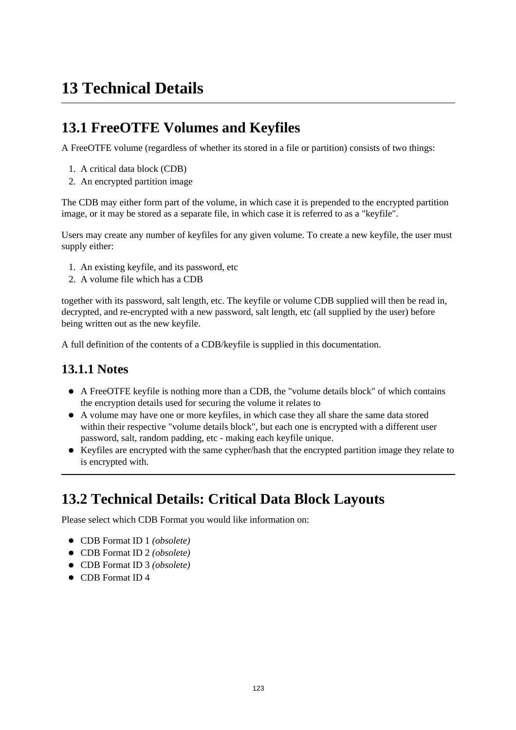# 13 Technical Details

## 13.1 FreeOTFE Volumes and Keyfiles

A FreeOTFE volume (regardless of whether its stored in a file or partition) consists of two things:

1. A critical data block (CDB)
2. An encrypted partition image

The CDB may either form part of the volume, in which case it is prepended to the encrypted partition image, or it may be stored as a separate file, in which case it is referred to as a "keyfile".

Users may create any number of keyfiles for any given volume. To create a new keyfile, the user must supply either:

1. An existing keyfile, and its password, etc
2. A volume file which has a CDB

together with its password, salt length, etc. The keyfile or volume CDB supplied will then be read in, decrypted, and re-encrypted with a new password, salt length, etc (all supplied by the user) before being written out as the new keyfile.

A full definition of the contents of a CDB/keyfile is supplied in this documentation.

### 13.1.1 Notes

- A FreeOTFE keyfile is nothing more than a CDB, the "volume details block" of which contains the encryption details used for securing the volume it relates to
- A volume may have one or more keyfiles, in which case they all share the same data stored within their respective "volume details block", but each one is encrypted with a different user password, salt, random padding, etc - making each keyfile unique.
- Keyfiles are encrypted with the same cypher/hash that the encrypted partition image they relate to is encrypted with.

## 13.2 Technical Details: Critical Data Block Layouts

Please select which CDB Format you would like information on:

- CDB Format ID 1 *(obsolete)*
- CDB Format ID 2 *(obsolete)*
- CDB Format ID 3 *(obsolete)*
- CDB Format ID 4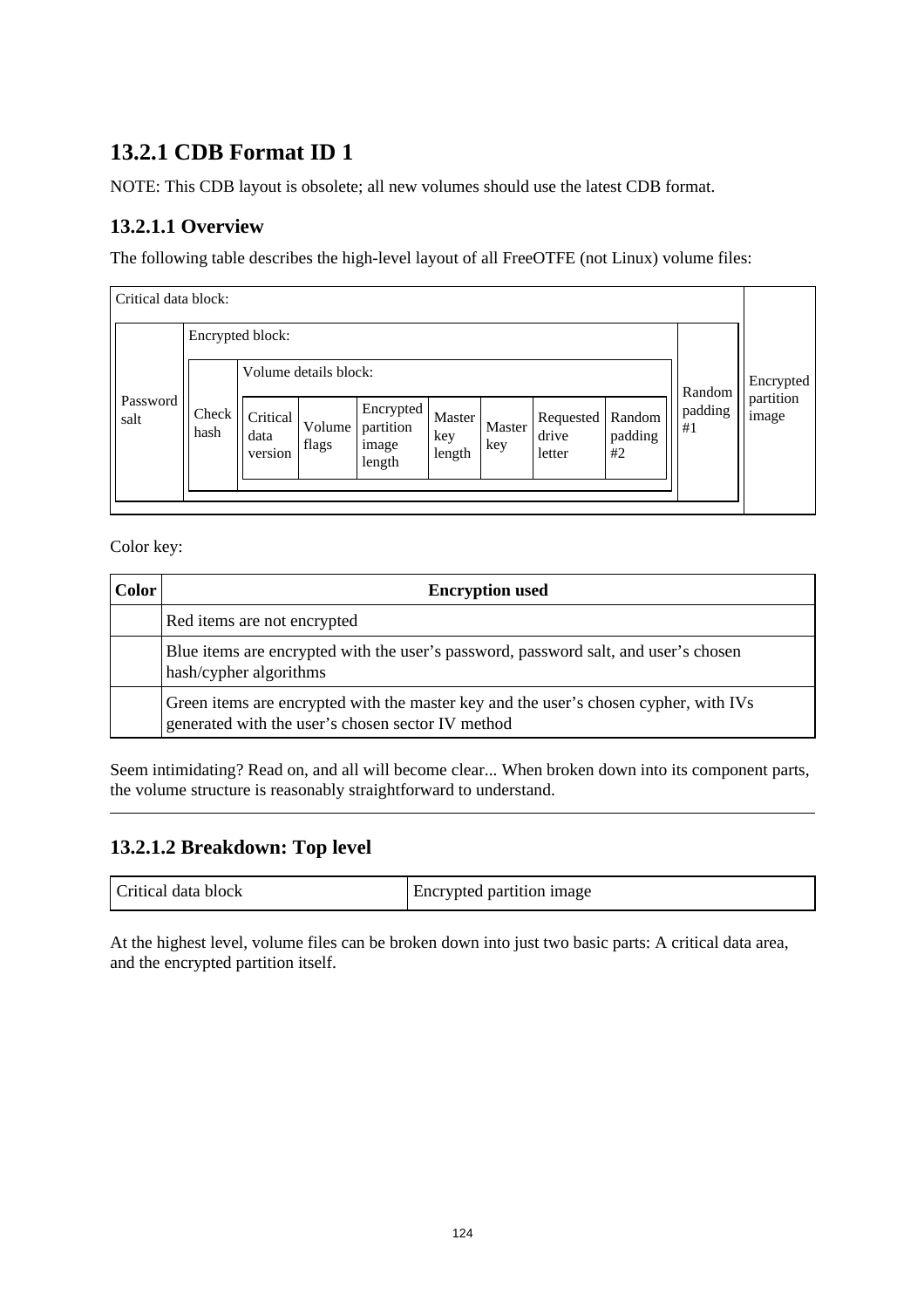## 13.2.1 CDB Format ID 1

NOTE: This CDB layout is obsolete; all new volumes should use the latest CDB format.

### 13.2.1.1 Overview

The following table describes the high-level layout of all FreeOTFE (not Linux) volume files:

| Critical data block: | | | | | | | | | | |
|---|---|---|---|---|---|---|---|---|---|---|
| | Encrypted block: | | | | | | | | | Encrypted partition image |
| | | Volume details block: | | | | | | | | |
| Password salt | Check hash | Critical data version | Volume flags | Encrypted partition image length | Master key length | Master key | Requested drive letter | Random padding #2 | Random padding #1 | |

Color key:

| Color | Encryption used |
|---|---|
| | Red items are not encrypted |
| | Blue items are encrypted with the user's password, password salt, and user's chosen hash/cypher algorithms |
| | Green items are encrypted with the master key and the user's chosen cypher, with IVs generated with the user's chosen sector IV method |

Seem intimidating? Read on, and all will become clear... When broken down into its component parts, the volume structure is reasonably straightforward to understand.

---

### 13.2.1.2 Breakdown: Top level

| Critical data block | Encrypted partition image |
|---|---|

At the highest level, volume files can be broken down into just two basic parts: A critical data area, and the encrypted partition itself.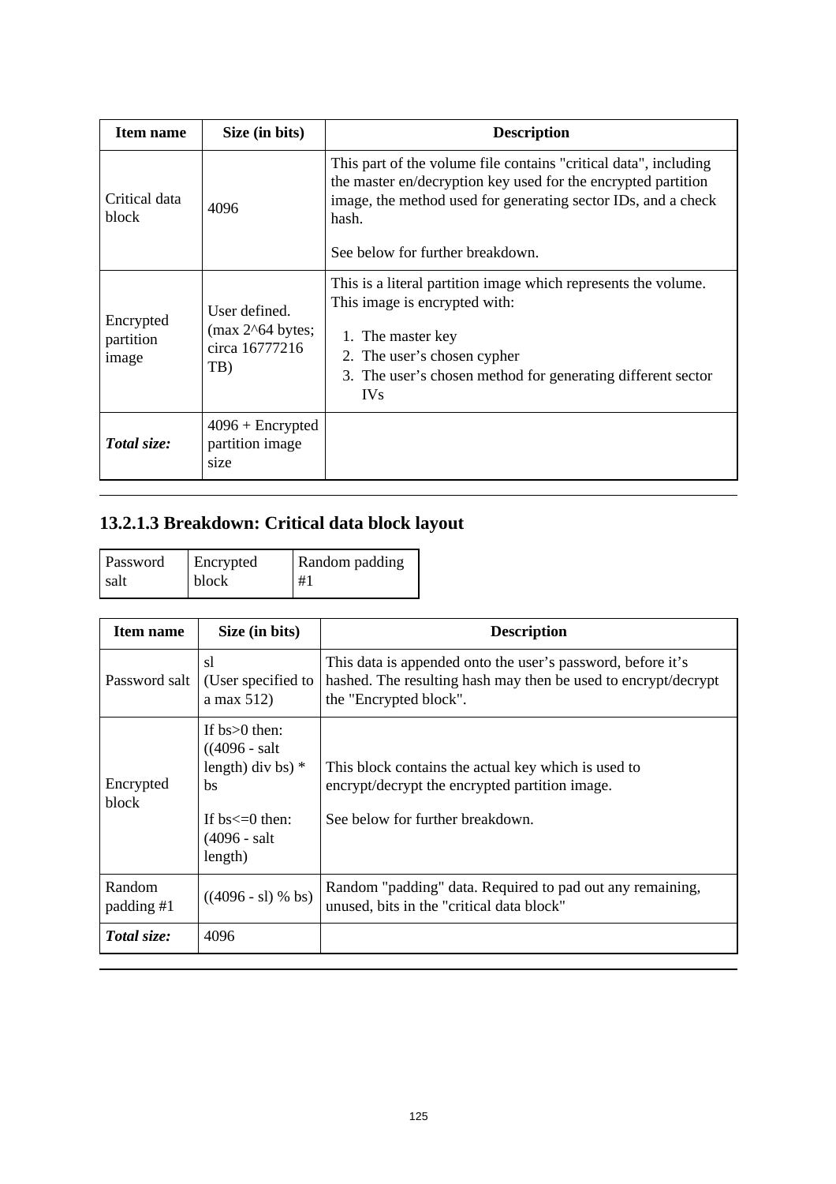| Item name | Size (in bits) | Description |
|---|---|---|
| Critical data block | 4096 | This part of the volume file contains "critical data", including the master en/decryption key used for the encrypted partition image, the method used for generating sector IDs, and a check hash.<br><br>See below for further breakdown. |
| Encrypted partition image | User defined. (max 2^64 bytes; circa 16777216 TB) | This is a literal partition image which represents the volume. This image is encrypted with:<br>1. The master key<br>2. The user's chosen cypher<br>3. The user's chosen method for generating different sector IVs |
| ***Total size:*** | 4096 + Encrypted partition image size | |

### 13.2.1.3 Breakdown: Critical data block layout

| Password salt | Encrypted block | Random padding #1 |
|---|---|---|

| Item name | Size (in bits) | Description |
|---|---|---|
| Password salt | sl (User specified to a max 512) | This data is appended onto the user's password, before it's hashed. The resulting hash may then be used to encrypt/decrypt the "Encrypted block". |
| Encrypted block | If bs>0 then: ((4096 - salt length) div bs) * bs<br><br>If bs<=0 then: (4096 - salt length) | This block contains the actual key which is used to encrypt/decrypt the encrypted partition image.<br><br>See below for further breakdown. |
| Random padding #1 | ((4096 - sl) % bs) | Random "padding" data. Required to pad out any remaining, unused, bits in the "critical data block" |
| ***Total size:*** | 4096 | |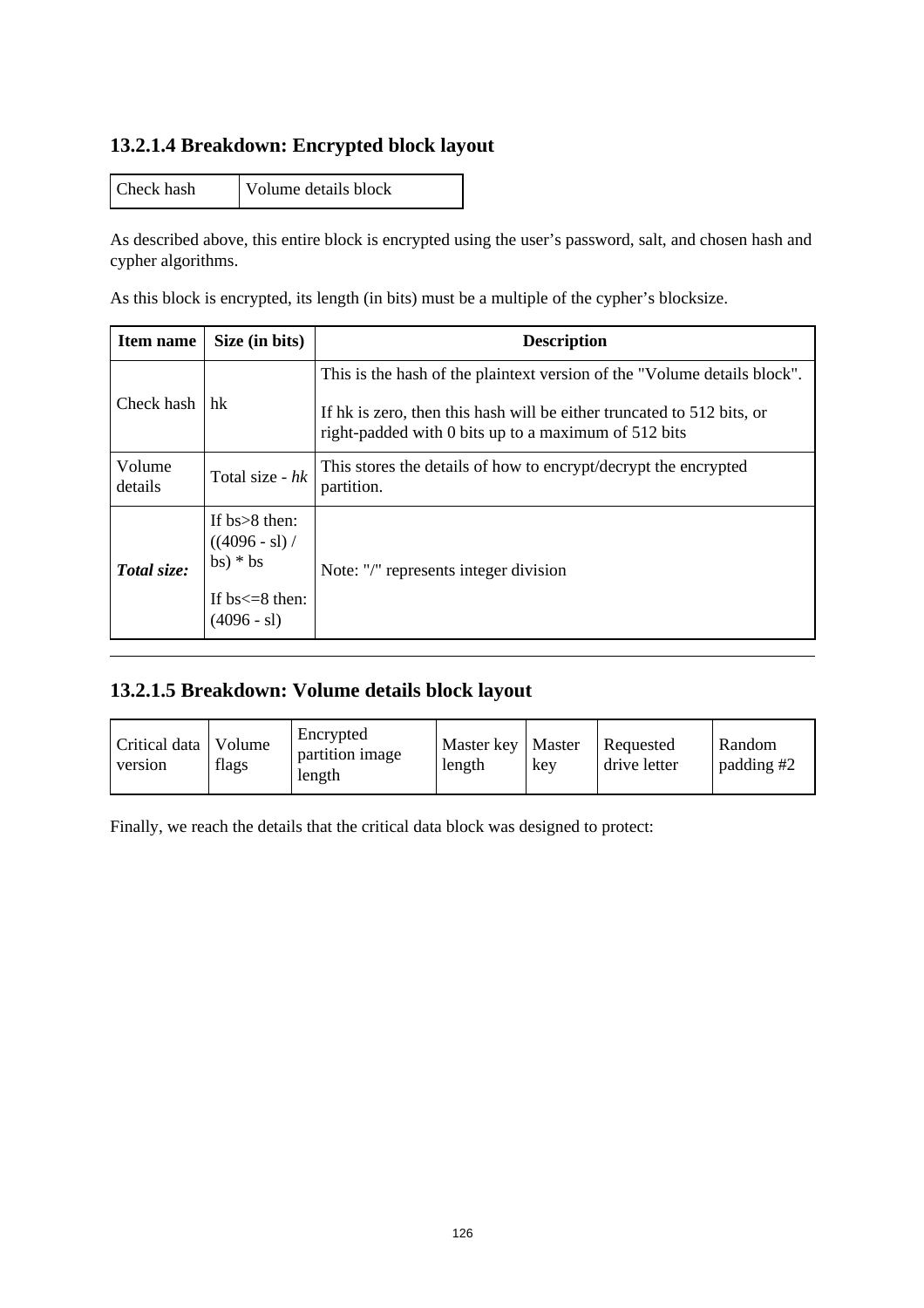### 13.2.1.4 Breakdown: Encrypted block layout

| Check hash | Volume details block |
|---|---|

As described above, this entire block is encrypted using the user's password, salt, and chosen hash and cypher algorithms.

As this block is encrypted, its length (in bits) must be a multiple of the cypher's blocksize.

| Item name | Size (in bits) | Description |
|---|---|---|
| Check hash | hk | This is the hash of the plaintext version of the "Volume details block".<br><br>If hk is zero, then this hash will be either truncated to 512 bits, or right-padded with 0 bits up to a maximum of 512 bits |
| Volume details | Total size - *hk* | This stores the details of how to encrypt/decrypt the encrypted partition. |
| ***Total size:*** | If bs>8 then: ((4096 - sl) / bs) * bs<br><br>If bs<=8 then: (4096 - sl) | Note: "/" represents integer division |

---

### 13.2.1.5 Breakdown: Volume details block layout

| Critical data version | Volume flags | Encrypted partition image length | Master key length | Master key | Requested drive letter | Random padding #2 |
|---|---|---|---|---|---|---|

Finally, we reach the details that the critical data block was designed to protect: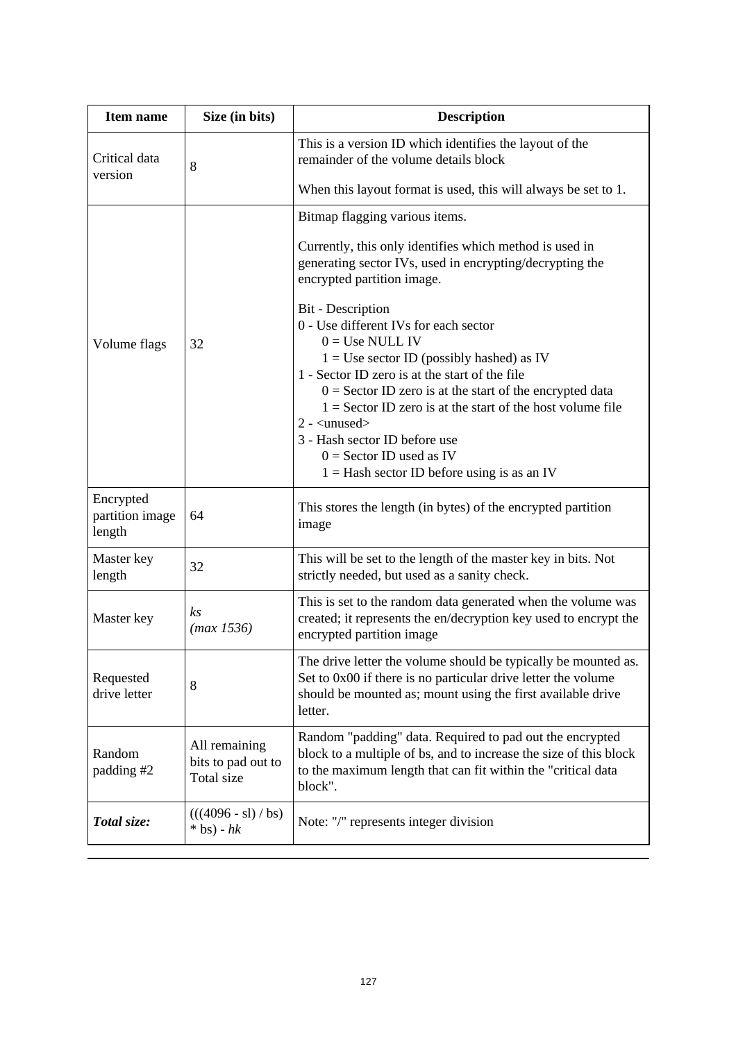| Item name | Size (in bits) | Description |
|---|---|---|
| Critical data version | 8 | This is a version ID which identifies the layout of the remainder of the volume details block<br><br>When this layout format is used, this will always be set to 1. |
| Volume flags | 32 | Bitmap flagging various items.<br><br>Currently, this only identifies which method is used in generating sector IVs, used in encrypting/decrypting the encrypted partition image.<br><br>Bit - Description<br>0 - Use different IVs for each sector<br>    0 = Use NULL IV<br>    1 = Use sector ID (possibly hashed) as IV<br>1 - Sector ID zero is at the start of the file<br>    0 = Sector ID zero is at the start of the encrypted data<br>    1 = Sector ID zero is at the start of the host volume file<br>2 - &lt;unused&gt;<br>3 - Hash sector ID before use<br>    0 = Sector ID used as IV<br>    1 = Hash sector ID before using is as an IV |
| Encrypted partition image length | 64 | This stores the length (in bytes) of the encrypted partition image |
| Master key length | 32 | This will be set to the length of the master key in bits. Not strictly needed, but used as a sanity check. |
| Master key | *ks*<br>*(max 1536)* | This is set to the random data generated when the volume was created; it represents the en/decryption key used to encrypt the encrypted partition image |
| Requested drive letter | 8 | The drive letter the volume should be typically be mounted as. Set to 0x00 if there is no particular drive letter the volume should be mounted as; mount using the first available drive letter. |
| Random padding #2 | All remaining bits to pad out to Total size | Random "padding" data. Required to pad out the encrypted block to a multiple of bs, and to increase the size of this block to the maximum length that can fit within the "critical data block". |
| ***Total size:*** | (((4096 - sl) / bs) * bs) - *hk* | Note: "/" represents integer division |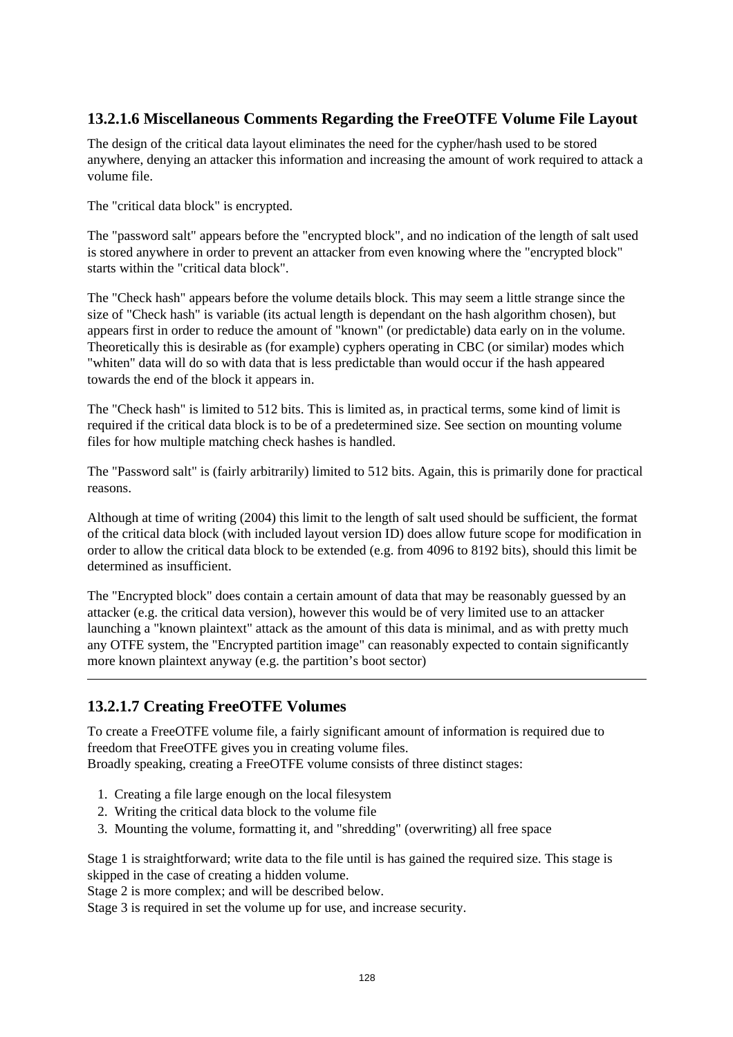### 13.2.1.6 Miscellaneous Comments Regarding the FreeOTFE Volume File Layout

The design of the critical data layout eliminates the need for the cypher/hash used to be stored anywhere, denying an attacker this information and increasing the amount of work required to attack a volume file.

The "critical data block" is encrypted.

The "password salt" appears before the "encrypted block", and no indication of the length of salt used is stored anywhere in order to prevent an attacker from even knowing where the "encrypted block" starts within the "critical data block".

The "Check hash" appears before the volume details block. This may seem a little strange since the size of "Check hash" is variable (its actual length is dependant on the hash algorithm chosen), but appears first in order to reduce the amount of "known" (or predictable) data early on in the volume. Theoretically this is desirable as (for example) cyphers operating in CBC (or similar) modes which "whiten" data will do so with data that is less predictable than would occur if the hash appeared towards the end of the block it appears in.

The "Check hash" is limited to 512 bits. This is limited as, in practical terms, some kind of limit is required if the critical data block is to be of a predetermined size. See section on mounting volume files for how multiple matching check hashes is handled.

The "Password salt" is (fairly arbitrarily) limited to 512 bits. Again, this is primarily done for practical reasons.

Although at time of writing (2004) this limit to the length of salt used should be sufficient, the format of the critical data block (with included layout version ID) does allow future scope for modification in order to allow the critical data block to be extended (e.g. from 4096 to 8192 bits), should this limit be determined as insufficient.

The "Encrypted block" does contain a certain amount of data that may be reasonably guessed by an attacker (e.g. the critical data version), however this would be of very limited use to an attacker launching a "known plaintext" attack as the amount of this data is minimal, and as with pretty much any OTFE system, the "Encrypted partition image" can reasonably expected to contain significantly more known plaintext anyway (e.g. the partition's boot sector)

---

### 13.2.1.7 Creating FreeOTFE Volumes

To create a FreeOTFE volume file, a fairly significant amount of information is required due to freedom that FreeOTFE gives you in creating volume files.
Broadly speaking, creating a FreeOTFE volume consists of three distinct stages:

1. Creating a file large enough on the local filesystem
2. Writing the critical data block to the volume file
3. Mounting the volume, formatting it, and "shredding" (overwriting) all free space

Stage 1 is straightforward; write data to the file until is has gained the required size. This stage is skipped in the case of creating a hidden volume.
Stage 2 is more complex; and will be described below.
Stage 3 is required in set the volume up for use, and increase security.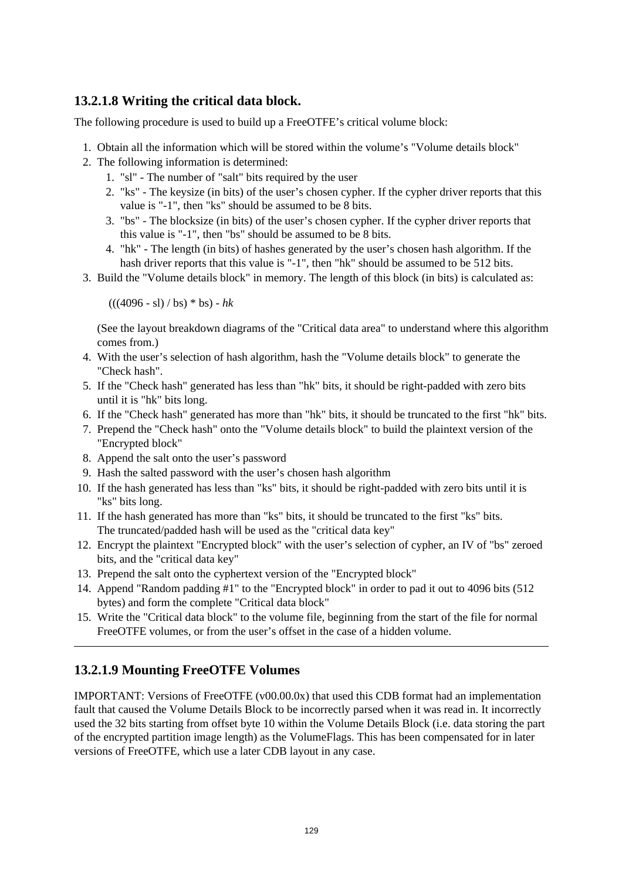### 13.2.1.8 Writing the critical data block.

The following procedure is used to build up a FreeOTFE's critical volume block:

1. Obtain all the information which will be stored within the volume's "Volume details block"
2. The following information is determined:
    1. "sl" - The number of "salt" bits required by the user
    2. "ks" - The keysize (in bits) of the user's chosen cypher. If the cypher driver reports that this value is "-1", then "ks" should be assumed to be 8 bits.
    3. "bs" - The blocksize (in bits) of the user's chosen cypher. If the cypher driver reports that this value is "-1", then "bs" should be assumed to be 8 bits.
    4. "hk" - The length (in bits) of hashes generated by the user's chosen hash algorithm. If the hash driver reports that this value is "-1", then "hk" should be assumed to be 512 bits.
3. Build the "Volume details block" in memory. The length of this block (in bits) is calculated as:

    (((4096 - sl) / bs) * bs) - *hk*

    (See the layout breakdown diagrams of the "Critical data area" to understand where this algorithm comes from.)
4. With the user's selection of hash algorithm, hash the "Volume details block" to generate the "Check hash".
5. If the "Check hash" generated has less than "hk" bits, it should be right-padded with zero bits until it is "hk" bits long.
6. If the "Check hash" generated has more than "hk" bits, it should be truncated to the first "hk" bits.
7. Prepend the "Check hash" onto the "Volume details block" to build the plaintext version of the "Encrypted block"
8. Append the salt onto the user's password
9. Hash the salted password with the user's chosen hash algorithm
10. If the hash generated has less than "ks" bits, it should be right-padded with zero bits until it is "ks" bits long.
11. If the hash generated has more than "ks" bits, it should be truncated to the first "ks" bits.
    The truncated/padded hash will be used as the "critical data key"
12. Encrypt the plaintext "Encrypted block" with the user's selection of cypher, an IV of "bs" zeroed bits, and the "critical data key"
13. Prepend the salt onto the cyphertext version of the "Encrypted block"
14. Append "Random padding #1" to the "Encrypted block" in order to pad it out to 4096 bits (512 bytes) and form the complete "Critical data block"
15. Write the "Critical data block" to the volume file, beginning from the start of the file for normal FreeOTFE volumes, or from the user's offset in the case of a hidden volume.

---

### 13.2.1.9 Mounting FreeOTFE Volumes

IMPORTANT: Versions of FreeOTFE (v00.00.0x) that used this CDB format had an implementation fault that caused the Volume Details Block to be incorrectly parsed when it was read in. It incorrectly used the 32 bits starting from offset byte 10 within the Volume Details Block (i.e. data storing the part of the encrypted partition image length) as the VolumeFlags. This has been compensated for in later versions of FreeOTFE, which use a later CDB layout in any case.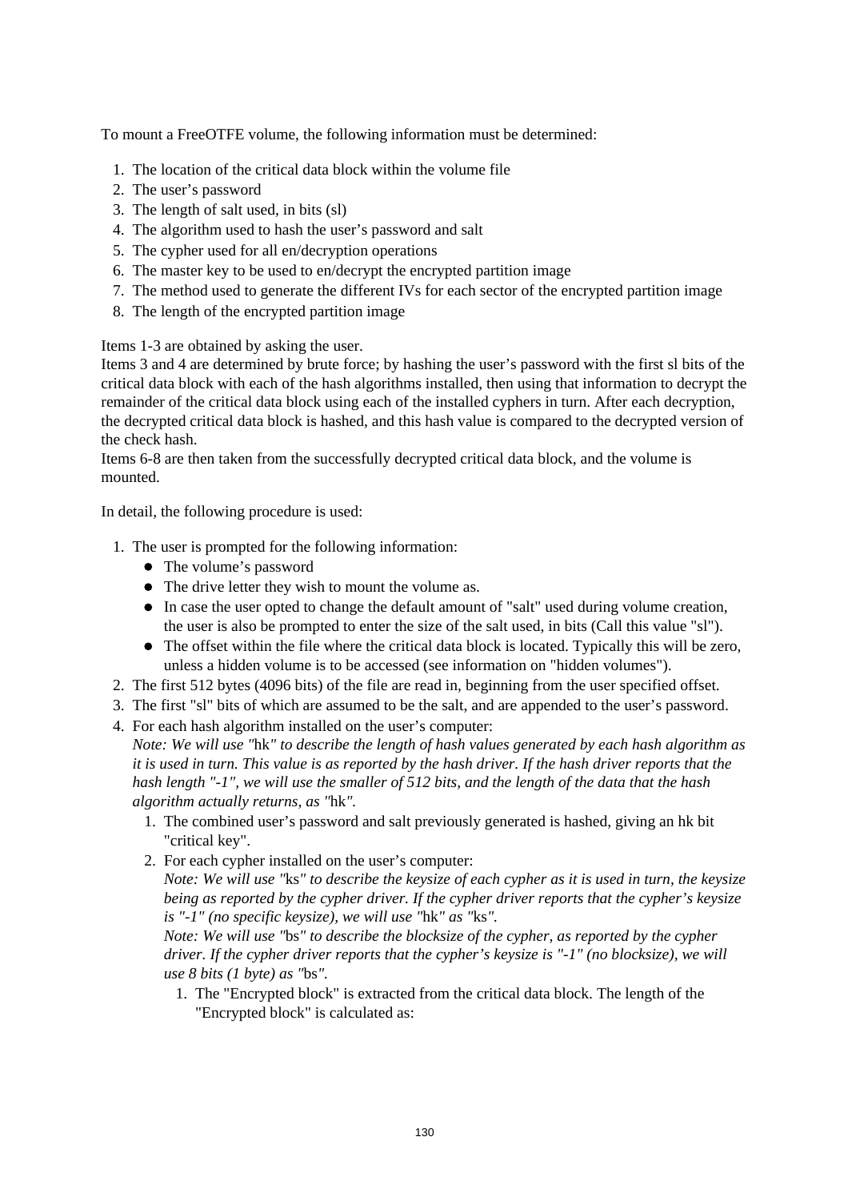To mount a FreeOTFE volume, the following information must be determined:

1. The location of the critical data block within the volume file
2. The user's password
3. The length of salt used, in bits (sl)
4. The algorithm used to hash the user's password and salt
5. The cypher used for all en/decryption operations
6. The master key to be used to en/decrypt the encrypted partition image
7. The method used to generate the different IVs for each sector of the encrypted partition image
8. The length of the encrypted partition image

Items 1-3 are obtained by asking the user.
Items 3 and 4 are determined by brute force; by hashing the user's password with the first sl bits of the critical data block with each of the hash algorithms installed, then using that information to decrypt the remainder of the critical data block using each of the installed cyphers in turn. After each decryption, the decrypted critical data block is hashed, and this hash value is compared to the decrypted version of the check hash.
Items 6-8 are then taken from the successfully decrypted critical data block, and the volume is mounted.

In detail, the following procedure is used:

1. The user is prompted for the following information:
   - The volume's password
   - The drive letter they wish to mount the volume as.
   - In case the user opted to change the default amount of "salt" used during volume creation, the user is also be prompted to enter the size of the salt used, in bits (Call this value "sl").
   - The offset within the file where the critical data block is located. Typically this will be zero, unless a hidden volume is to be accessed (see information on "hidden volumes").
2. The first 512 bytes (4096 bits) of the file are read in, beginning from the user specified offset.
3. The first "sl" bits of which are assumed to be the salt, and are appended to the user's password.
4. For each hash algorithm installed on the user's computer:
   *Note: We will use "*hk*" to describe the length of hash values generated by each hash algorithm as it is used in turn. This value is as reported by the hash driver. If the hash driver reports that the hash length "-1", we will use the smaller of 512 bits, and the length of the data that the hash algorithm actually returns, as "*hk*".*
   1. The combined user's password and salt previously generated is hashed, giving an hk bit "critical key".
   2. For each cypher installed on the user's computer:
      *Note: We will use "*ks*" to describe the keysize of each cypher as it is used in turn, the keysize being as reported by the cypher driver. If the cypher driver reports that the cypher's keysize is "-1" (no specific keysize), we will use "*hk*" as "*ks*".*
      *Note: We will use "*bs*" to describe the blocksize of the cypher, as reported by the cypher driver. If the cypher driver reports that the cypher's keysize is "-1" (no blocksize), we will use 8 bits (1 byte) as "*bs*".*
      1. The "Encrypted block" is extracted from the critical data block. The length of the "Encrypted block" is calculated as: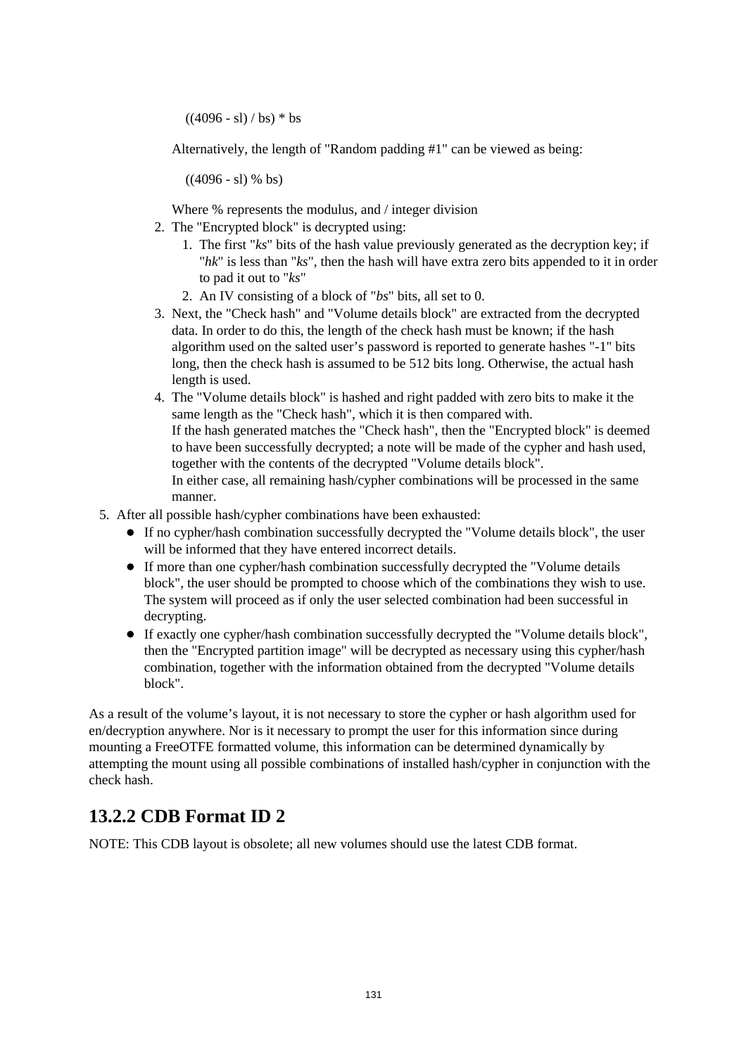((4096 - sl) / bs) * bs

Alternatively, the length of "Random padding #1" can be viewed as being:

((4096 - sl) % bs)

Where % represents the modulus, and / integer division

2. The "Encrypted block" is decrypted using:
   1. The first "*ks*" bits of the hash value previously generated as the decryption key; if "*hk*" is less than "*ks*", then the hash will have extra zero bits appended to it in order to pad it out to "*ks*"
   2. An IV consisting of a block of "*bs*" bits, all set to 0.
3. Next, the "Check hash" and "Volume details block" are extracted from the decrypted data. In order to do this, the length of the check hash must be known; if the hash algorithm used on the salted user's password is reported to generate hashes "-1" bits long, then the check hash is assumed to be 512 bits long. Otherwise, the actual hash length is used.
4. The "Volume details block" is hashed and right padded with zero bits to make it the same length as the "Check hash", which it is then compared with.
   If the hash generated matches the "Check hash", then the "Encrypted block" is deemed to have been successfully decrypted; a note will be made of the cypher and hash used, together with the contents of the decrypted "Volume details block".
   In either case, all remaining hash/cypher combinations will be processed in the same manner.

5. After all possible hash/cypher combinations have been exhausted:
   - If no cypher/hash combination successfully decrypted the "Volume details block", the user will be informed that they have entered incorrect details.
   - If more than one cypher/hash combination successfully decrypted the "Volume details block", the user should be prompted to choose which of the combinations they wish to use. The system will proceed as if only the user selected combination had been successful in decrypting.
   - If exactly one cypher/hash combination successfully decrypted the "Volume details block", then the "Encrypted partition image" will be decrypted as necessary using this cypher/hash combination, together with the information obtained from the decrypted "Volume details block".

As a result of the volume's layout, it is not necessary to store the cypher or hash algorithm used for en/decryption anywhere. Nor is it necessary to prompt the user for this information since during mounting a FreeOTFE formatted volume, this information can be determined dynamically by attempting the mount using all possible combinations of installed hash/cypher in conjunction with the check hash.

## 13.2.2 CDB Format ID 2

NOTE: This CDB layout is obsolete; all new volumes should use the latest CDB format.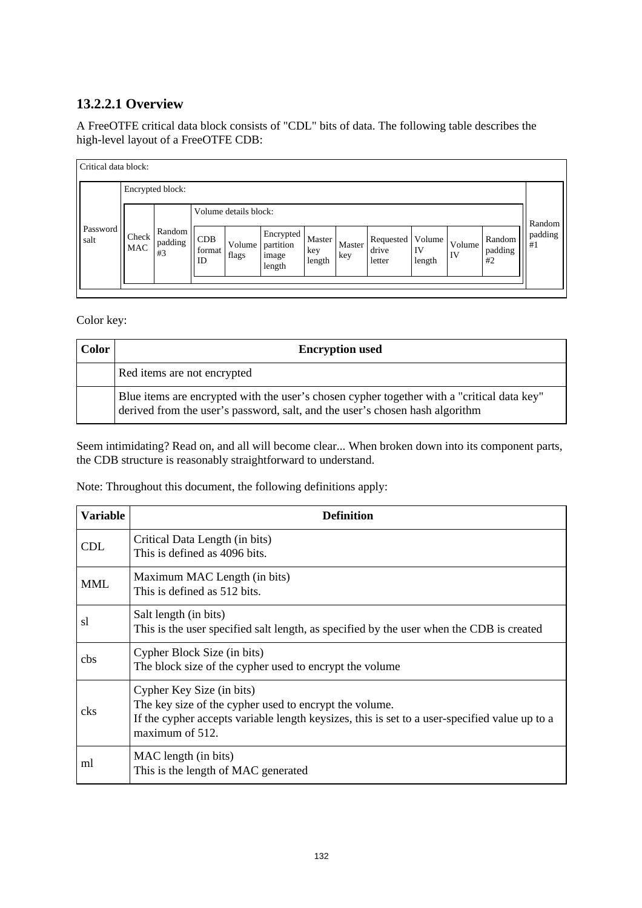### 13.2.2.1 Overview

A FreeOTFE critical data block consists of "CDL" bits of data. The following table describes the high-level layout of a FreeOTFE CDB:

| Critical data block: | | | | | | | | | | | | | |
|---|---|---|---|---|---|---|---|---|---|---|---|---|---|
| | Encrypted block: | | | | | | | | | | | | |
| | | | Volume details block: | | | | | | | | | | |
| Password salt | Check MAC | Random padding #3 | CDB format ID | Volume flags | Encrypted partition image length | Master key length | Master key | Requested drive letter | Volume IV length | Volume IV | Random padding #2 | Random padding #1 |

Color key:

| Color | Encryption used |
|---|---|
| | Red items are not encrypted |
| | Blue items are encrypted with the user's chosen cypher together with a "critical data key" derived from the user's password, salt, and the user's chosen hash algorithm |

Seem intimidating? Read on, and all will become clear... When broken down into its component parts, the CDB structure is reasonably straightforward to understand.

Note: Throughout this document, the following definitions apply:

| Variable | Definition |
|---|---|
| CDL | Critical Data Length (in bits)<br>This is defined as 4096 bits. |
| MML | Maximum MAC Length (in bits)<br>This is defined as 512 bits. |
| sl | Salt length (in bits)<br>This is the user specified salt length, as specified by the user when the CDB is created |
| cbs | Cypher Block Size (in bits)<br>The block size of the cypher used to encrypt the volume |
| cks | Cypher Key Size (in bits)<br>The key size of the cypher used to encrypt the volume.<br>If the cypher accepts variable length keysizes, this is set to a user-specified value up to a maximum of 512. |
| ml | MAC length (in bits)<br>This is the length of MAC generated |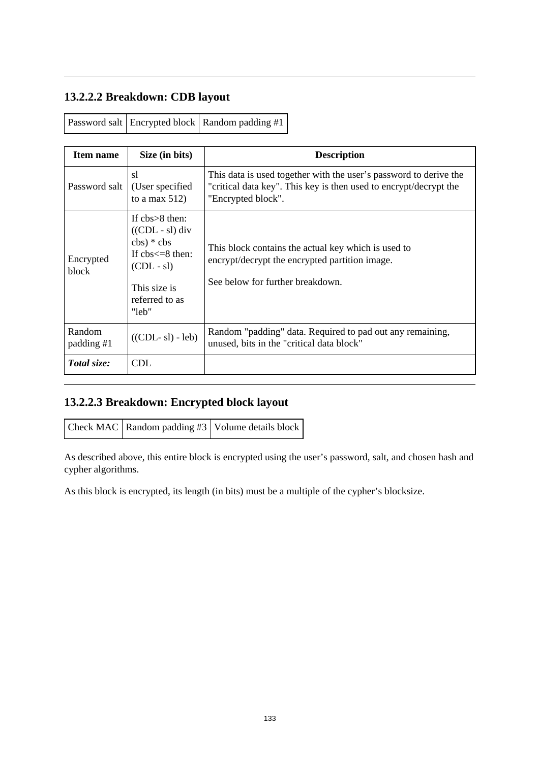### 13.2.2.2 Breakdown: CDB layout

| Password salt | Encrypted block | Random padding #1 |
|---|---|---|

| Item name | Size (in bits) | Description |
|---|---|---|
| Password salt | sl (User specified to a max 512) | This data is used together with the user's password to derive the "critical data key". This key is then used to encrypt/decrypt the "Encrypted block". |
| Encrypted block | If cbs>8 then: ((CDL - sl) div cbs) * cbs<br>If cbs<=8 then: (CDL - sl)<br><br>This size is referred to as "leb" | This block contains the actual key which is used to encrypt/decrypt the encrypted partition image.<br><br>See below for further breakdown. |
| Random padding #1 | ((CDL- sl) - leb) | Random "padding" data. Required to pad out any remaining, unused, bits in the "critical data block" |
| ***Total size:*** | CDL | |

### 13.2.2.3 Breakdown: Encrypted block layout

| Check MAC | Random padding #3 | Volume details block |
|---|---|---|

As described above, this entire block is encrypted using the user's password, salt, and chosen hash and cypher algorithms.

As this block is encrypted, its length (in bits) must be a multiple of the cypher's blocksize.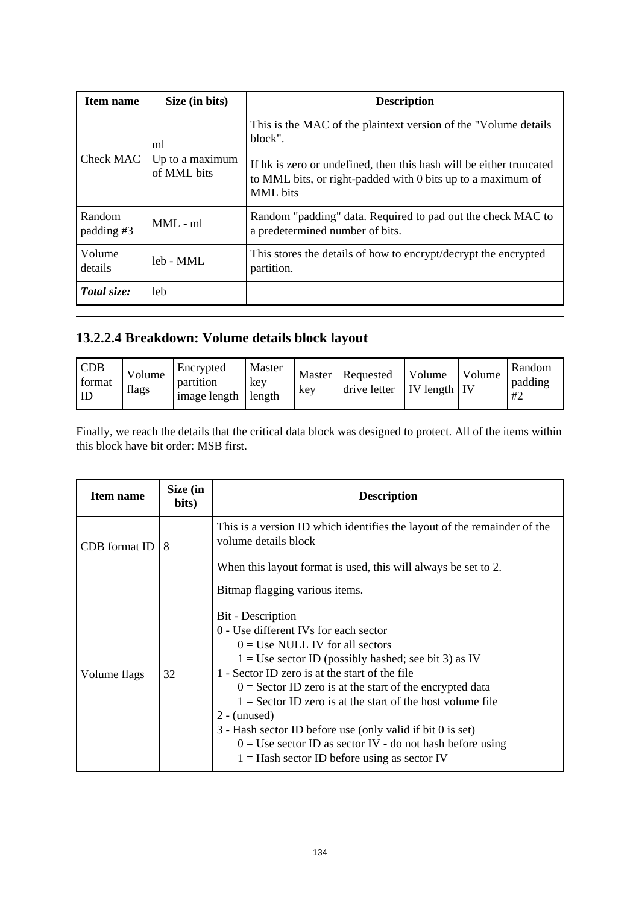| Item name | Size (in bits) | Description |
|---|---|---|
| Check MAC | ml<br>Up to a maximum of MML bits | This is the MAC of the plaintext version of the "Volume details block".<br><br>If hk is zero or undefined, then this hash will be either truncated to MML bits, or right-padded with 0 bits up to a maximum of MML bits |
| Random padding #3 | MML - ml | Random "padding" data. Required to pad out the check MAC to a predetermined number of bits. |
| Volume details | leb - MML | This stores the details of how to encrypt/decrypt the encrypted partition. |
| ***Total size:*** | leb | |

---

### 13.2.2.4 Breakdown: Volume details block layout

| CDB format ID | Volume flags | Encrypted partition image length | Master key length | Master key | Requested drive letter | Volume IV length | Volume IV | Random padding #2 |
|---|---|---|---|---|---|---|---|---|

Finally, we reach the details that the critical data block was designed to protect. All of the items within this block have bit order: MSB first.

| Item name | Size (in bits) | Description |
|---|---|---|
| CDB format ID | 8 | This is a version ID which identifies the layout of the remainder of the volume details block<br><br>When this layout format is used, this will always be set to 2. |
| Volume flags | 32 | Bitmap flagging various items.<br><br>Bit - Description<br>0 - Use different IVs for each sector<br>&nbsp;&nbsp;&nbsp;&nbsp;0 = Use NULL IV for all sectors<br>&nbsp;&nbsp;&nbsp;&nbsp;1 = Use sector ID (possibly hashed; see bit 3) as IV<br>1 - Sector ID zero is at the start of the file<br>&nbsp;&nbsp;&nbsp;&nbsp;0 = Sector ID zero is at the start of the encrypted data<br>&nbsp;&nbsp;&nbsp;&nbsp;1 = Sector ID zero is at the start of the host volume file<br>2 - (unused)<br>3 - Hash sector ID before use (only valid if bit 0 is set)<br>&nbsp;&nbsp;&nbsp;&nbsp;0 = Use sector ID as sector IV - do not hash before using<br>&nbsp;&nbsp;&nbsp;&nbsp;1 = Hash sector ID before using as sector IV |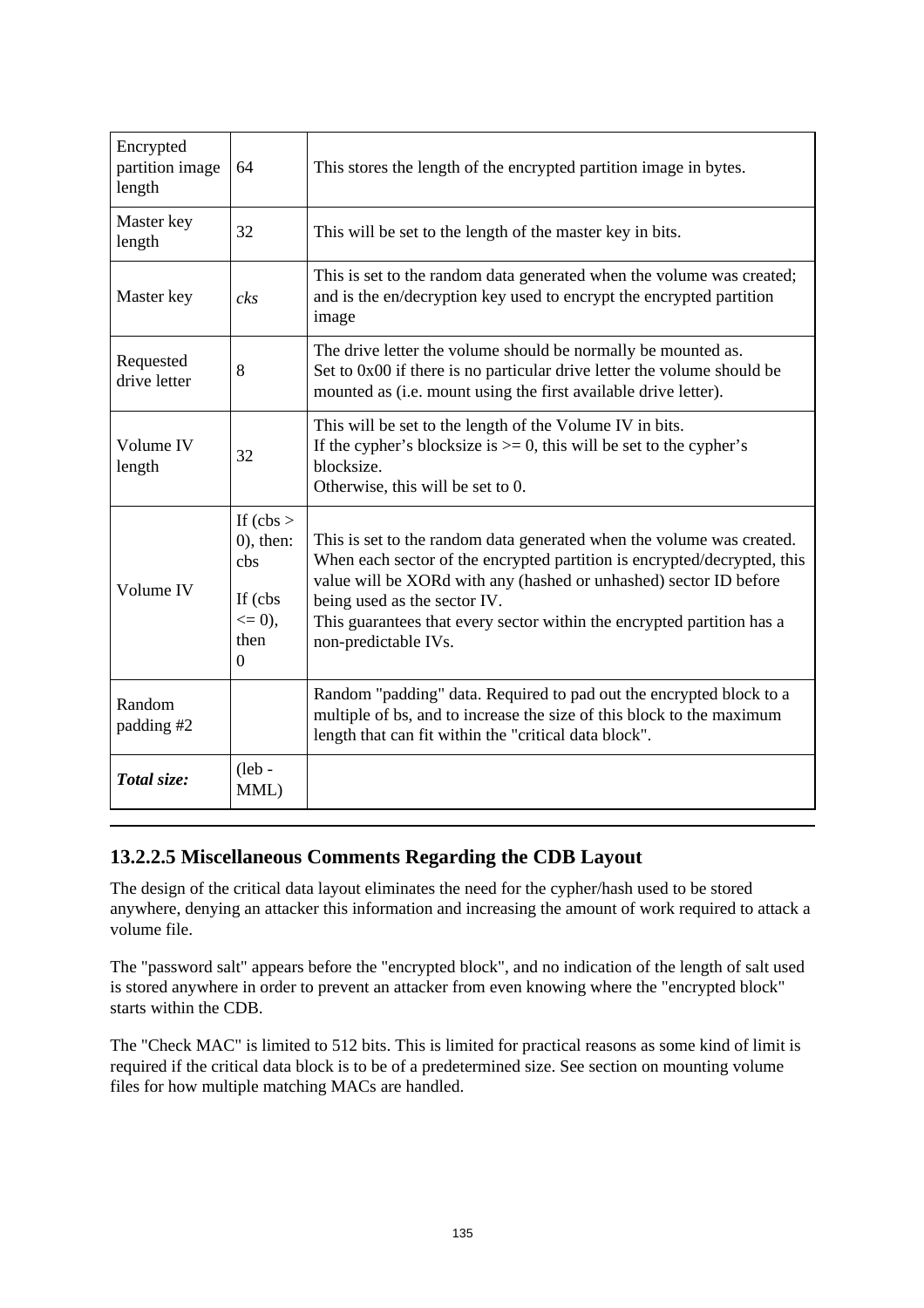| Encrypted partition image length | 64 | This stores the length of the encrypted partition image in bytes. |
|---|---|---|
| Master key length | 32 | This will be set to the length of the master key in bits. |
| Master key | *cks* | This is set to the random data generated when the volume was created; and is the en/decryption key used to encrypt the encrypted partition image |
| Requested drive letter | 8 | The drive letter the volume should be normally be mounted as.<br>Set to 0x00 if there is no particular drive letter the volume should be mounted as (i.e. mount using the first available drive letter). |
| Volume IV length | 32 | This will be set to the length of the Volume IV in bits.<br>If the cypher's blocksize is >= 0, this will be set to the cypher's blocksize.<br>Otherwise, this will be set to 0. |
| Volume IV | If (cbs > 0), then: cbs<br>If (cbs <= 0), then 0 | This is set to the random data generated when the volume was created. When each sector of the encrypted partition is encrypted/decrypted, this value will be XORd with any (hashed or unhashed) sector ID before being used as the sector IV.<br>This guarantees that every sector within the encrypted partition has a non-predictable IVs. |
| Random padding #2 | | Random "padding" data. Required to pad out the encrypted block to a multiple of bs, and to increase the size of this block to the maximum length that can fit within the "critical data block". |
| ***Total size:*** | (leb - MML) | |

#### 13.2.2.5 Miscellaneous Comments Regarding the CDB Layout

The design of the critical data layout eliminates the need for the cypher/hash used to be stored anywhere, denying an attacker this information and increasing the amount of work required to attack a volume file.

The "password salt" appears before the "encrypted block", and no indication of the length of salt used is stored anywhere in order to prevent an attacker from even knowing where the "encrypted block" starts within the CDB.

The "Check MAC" is limited to 512 bits. This is limited for practical reasons as some kind of limit is required if the critical data block is to be of a predetermined size. See section on mounting volume files for how multiple matching MACs are handled.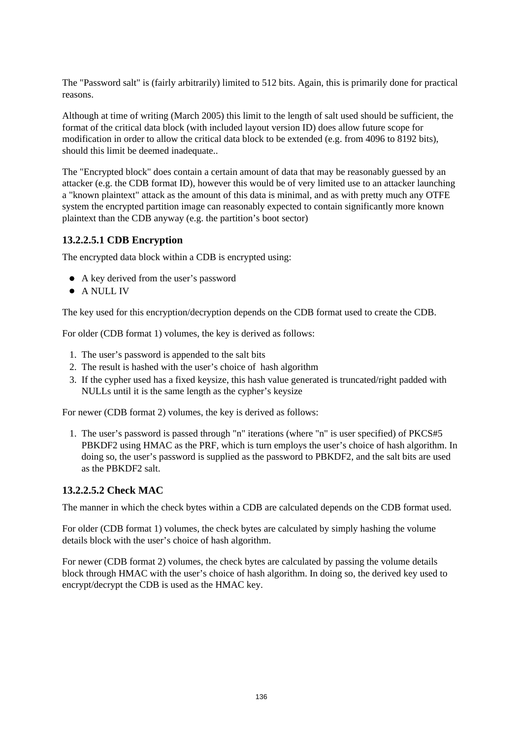The "Password salt" is (fairly arbitrarily) limited to 512 bits. Again, this is primarily done for practical reasons.

Although at time of writing (March 2005) this limit to the length of salt used should be sufficient, the format of the critical data block (with included layout version ID) does allow future scope for modification in order to allow the critical data block to be extended (e.g. from 4096 to 8192 bits), should this limit be deemed inadequate..

The "Encrypted block" does contain a certain amount of data that may be reasonably guessed by an attacker (e.g. the CDB format ID), however this would be of very limited use to an attacker launching a "known plaintext" attack as the amount of this data is minimal, and as with pretty much any OTFE system the encrypted partition image can reasonably expected to contain significantly more known plaintext than the CDB anyway (e.g. the partition's boot sector)

### 13.2.2.5.1 CDB Encryption

The encrypted data block within a CDB is encrypted using:

- A key derived from the user's password
- A NULL IV

The key used for this encryption/decryption depends on the CDB format used to create the CDB.

For older (CDB format 1) volumes, the key is derived as follows:

1. The user's password is appended to the salt bits
2. The result is hashed with the user's choice of hash algorithm
3. If the cypher used has a fixed keysize, this hash value generated is truncated/right padded with NULLs until it is the same length as the cypher's keysize

For newer (CDB format 2) volumes, the key is derived as follows:

1. The user's password is passed through "n" iterations (where "n" is user specified) of PKCS#5 PBKDF2 using HMAC as the PRF, which is turn employs the user's choice of hash algorithm. In doing so, the user's password is supplied as the password to PBKDF2, and the salt bits are used as the PBKDF2 salt.

### 13.2.2.5.2 Check MAC

The manner in which the check bytes within a CDB are calculated depends on the CDB format used.

For older (CDB format 1) volumes, the check bytes are calculated by simply hashing the volume details block with the user's choice of hash algorithm.

For newer (CDB format 2) volumes, the check bytes are calculated by passing the volume details block through HMAC with the user's choice of hash algorithm. In doing so, the derived key used to encrypt/decrypt the CDB is used as the HMAC key.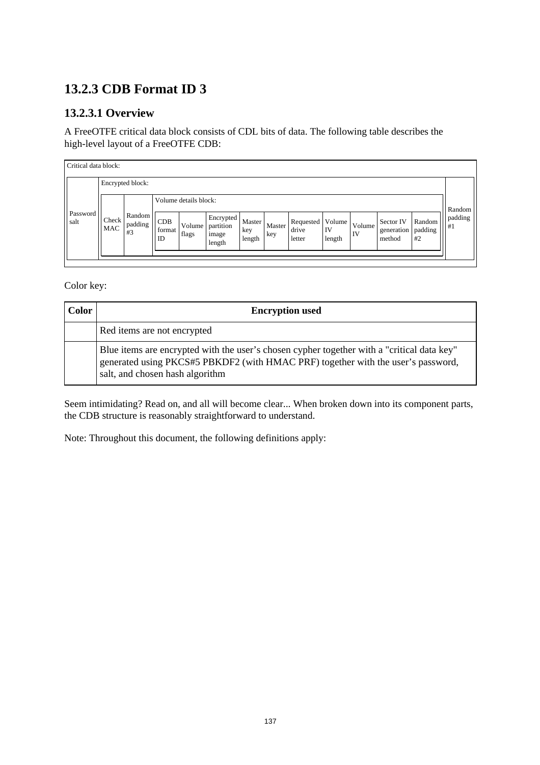## 13.2.3 CDB Format ID 3

### 13.2.3.1 Overview

A FreeOTFE critical data block consists of CDL bits of data. The following table describes the high-level layout of a FreeOTFE CDB:

| Critical data block: | | | | | | | | | | | | | | |
|---|---|---|---|---|---|---|---|---|---|---|---|---|---|---|
| Password salt | Encrypted block: | | | | | | | | | | | | | Random padding #1 |
| | Check MAC | Random padding #3 | Volume details block: | | | | | | | | | | | |
| | | | CDB format ID | Volume flags | Encrypted partition image length | Master key length | Master key | Requested drive letter | Volume IV length | Volume IV | Sector IV generation method | Random padding #2 | | |

Color key:

| Color | Encryption used |
|---|---|
| | Red items are not encrypted |
| | Blue items are encrypted with the user's chosen cypher together with a "critical data key" generated using PKCS#5 PBKDF2 (with HMAC PRF) together with the user's password, salt, and chosen hash algorithm |

Seem intimidating? Read on, and all will become clear... When broken down into its component parts, the CDB structure is reasonably straightforward to understand.

Note: Throughout this document, the following definitions apply: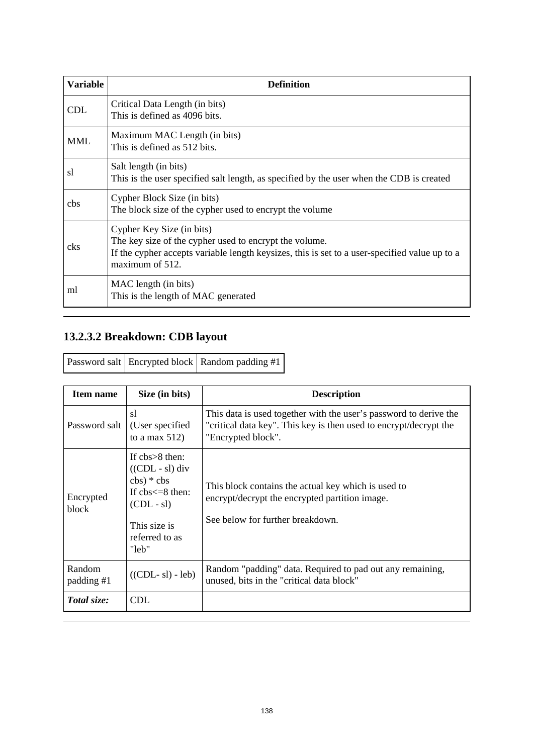| Variable | Definition |
|---|---|
| CDL | Critical Data Length (in bits)<br>This is defined as 4096 bits. |
| MML | Maximum MAC Length (in bits)<br>This is defined as 512 bits. |
| sl | Salt length (in bits)<br>This is the user specified salt length, as specified by the user when the CDB is created |
| cbs | Cypher Block Size (in bits)<br>The block size of the cypher used to encrypt the volume |
| cks | Cypher Key Size (in bits)<br>The key size of the cypher used to encrypt the volume.<br>If the cypher accepts variable length keysizes, this is set to a user-specified value up to a maximum of 512. |
| ml | MAC length (in bits)<br>This is the length of MAC generated |

#### 13.2.3.2 Breakdown: CDB layout

| Password salt | Encrypted block | Random padding #1 |
|---|---|---|

| Item name | Size (in bits) | Description |
|---|---|---|
| Password salt | sl<br>(User specified to a max 512) | This data is used together with the user's password to derive the "critical data key". This key is then used to encrypt/decrypt the "Encrypted block". |
| Encrypted block | If cbs>8 then:<br>((CDL - sl) div cbs) * cbs<br>If cbs<=8 then:<br>(CDL - sl)<br><br>This size is referred to as "leb" | This block contains the actual key which is used to encrypt/decrypt the encrypted partition image.<br><br>See below for further breakdown. |
| Random padding #1 | ((CDL- sl) - leb) | Random "padding" data. Required to pad out any remaining, unused, bits in the "critical data block" |
| ***Total size:*** | CDL | |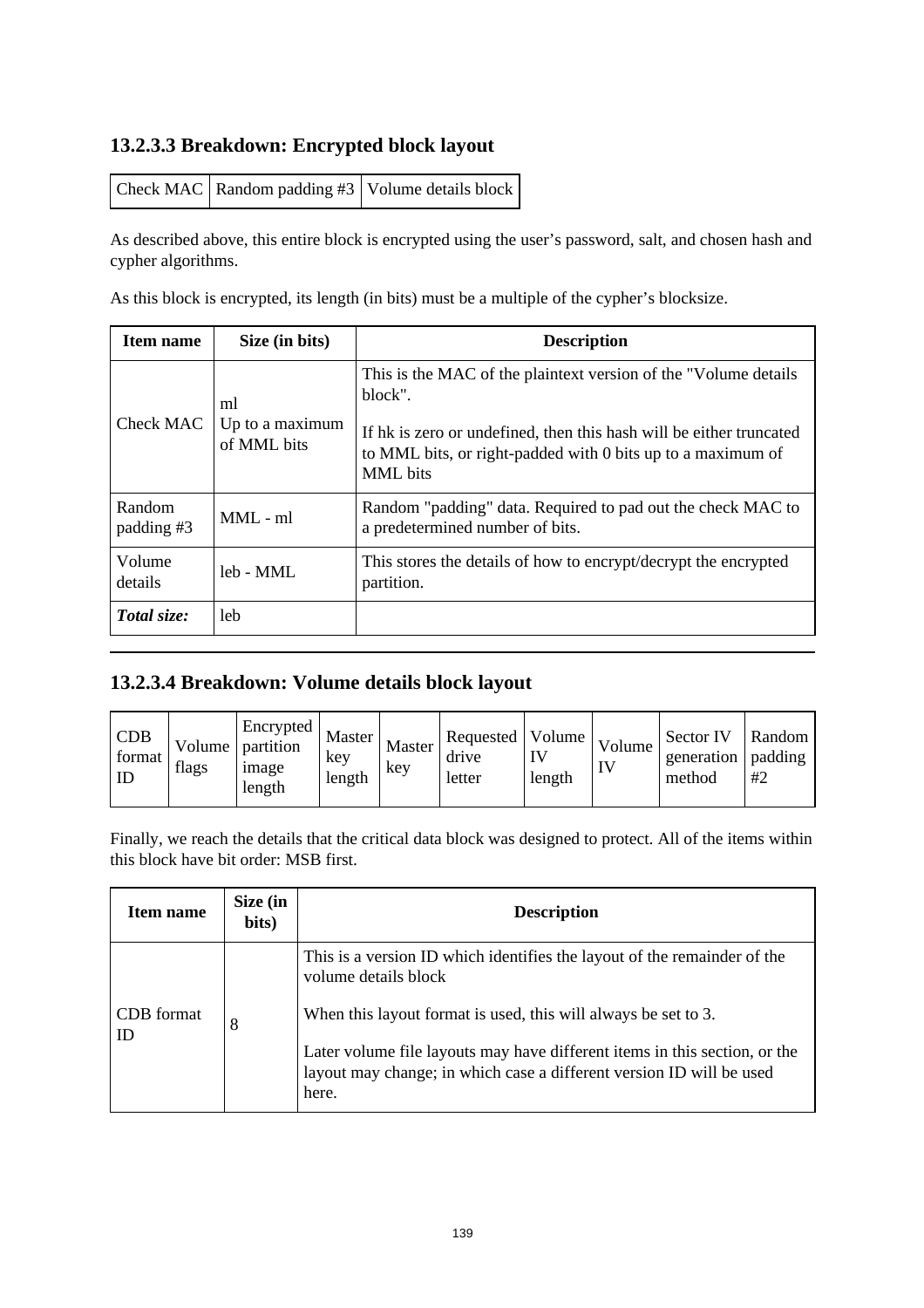### 13.2.3.3 Breakdown: Encrypted block layout

| Check MAC | Random padding #3 | Volume details block |
|---|---|---|

As described above, this entire block is encrypted using the user's password, salt, and chosen hash and cypher algorithms.

As this block is encrypted, its length (in bits) must be a multiple of the cypher's blocksize.

| Item name | Size (in bits) | Description |
|---|---|---|
| Check MAC | ml<br>Up to a maximum of MML bits | This is the MAC of the plaintext version of the "Volume details block".<br><br>If hk is zero or undefined, then this hash will be either truncated to MML bits, or right-padded with 0 bits up to a maximum of MML bits |
| Random padding #3 | MML - ml | Random "padding" data. Required to pad out the check MAC to a predetermined number of bits. |
| Volume details | leb - MML | This stores the details of how to encrypt/decrypt the encrypted partition. |
| ***Total size:*** | leb | |

### 13.2.3.4 Breakdown: Volume details block layout

| CDB format ID | Volume flags | Encrypted partition image length | Master key length | Master key | Requested drive letter | Volume IV length | Volume IV | Sector IV generation method | Random padding #2 |
|---|---|---|---|---|---|---|---|---|---|

Finally, we reach the details that the critical data block was designed to protect. All of the items within this block have bit order: MSB first.

| Item name | Size (in bits) | Description |
|---|---|---|
| CDB format ID | 8 | This is a version ID which identifies the layout of the remainder of the volume details block<br><br>When this layout format is used, this will always be set to 3.<br><br>Later volume file layouts may have different items in this section, or the layout may change; in which case a different version ID will be used here. |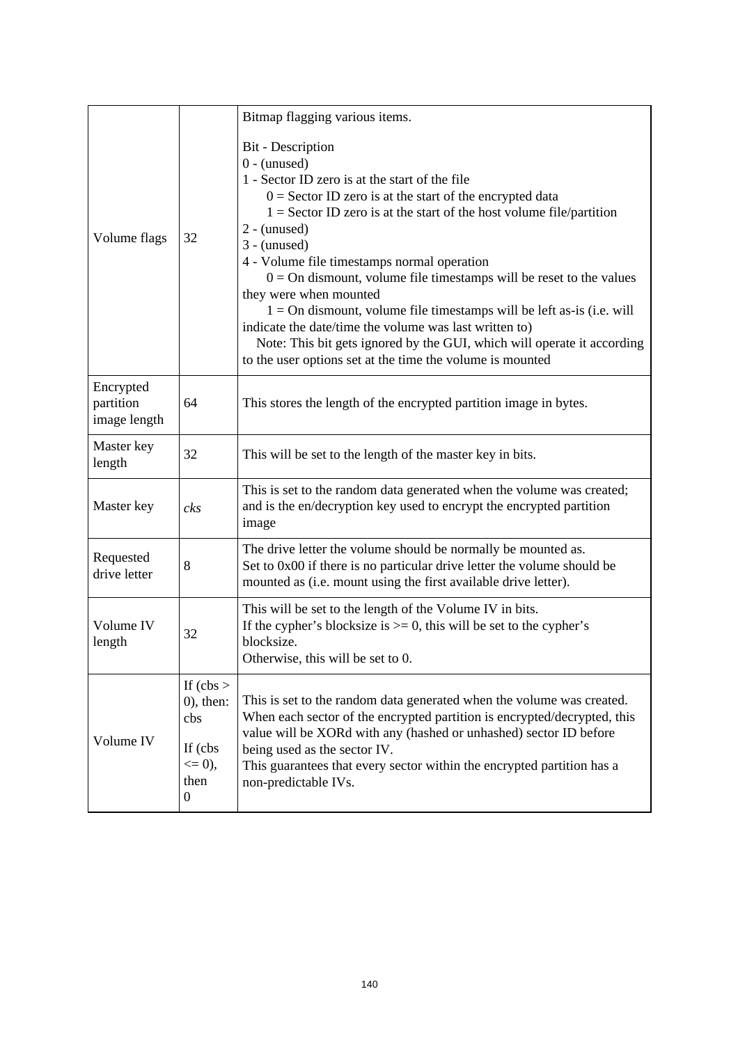| | | |
|---|---|---|
| Volume flags | 32 | Bitmap flagging various items.<br><br>Bit - Description<br>0 - (unused)<br>1 - Sector ID zero is at the start of the file<br>    0 = Sector ID zero is at the start of the encrypted data<br>    1 = Sector ID zero is at the start of the host volume file/partition<br>2 - (unused)<br>3 - (unused)<br>4 - Volume file timestamps normal operation<br>    0 = On dismount, volume file timestamps will be reset to the values they were when mounted<br>    1 = On dismount, volume file timestamps will be left as-is (i.e. will indicate the date/time the volume was last written to)<br>  Note: This bit gets ignored by the GUI, which will operate it according to the user options set at the time the volume is mounted |
| Encrypted partition image length | 64 | This stores the length of the encrypted partition image in bytes. |
| Master key length | 32 | This will be set to the length of the master key in bits. |
| Master key | *cks* | This is set to the random data generated when the volume was created; and is the en/decryption key used to encrypt the encrypted partition image |
| Requested drive letter | 8 | The drive letter the volume should be normally be mounted as.<br>Set to 0x00 if there is no particular drive letter the volume should be mounted as (i.e. mount using the first available drive letter). |
| Volume IV length | 32 | This will be set to the length of the Volume IV in bits.<br>If the cypher's blocksize is >= 0, this will be set to the cypher's blocksize.<br>Otherwise, this will be set to 0. |
| Volume IV | If (cbs > 0), then: cbs<br><br>If (cbs <= 0), then 0 | This is set to the random data generated when the volume was created. When each sector of the encrypted partition is encrypted/decrypted, this value will be XORd with any (hashed or unhashed) sector ID before being used as the sector IV.<br>This guarantees that every sector within the encrypted partition has a non-predictable IVs. |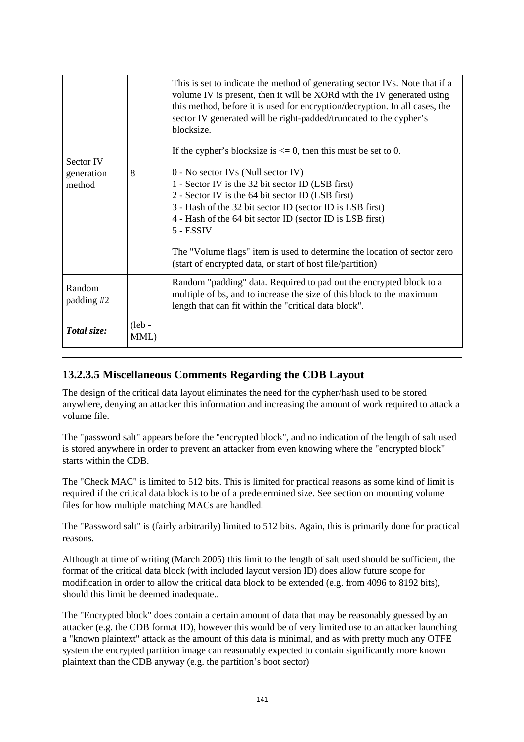| | | |
|---|---|---|
| Sector IV generation method | 8 | This is set to indicate the method of generating sector IVs. Note that if a volume IV is present, then it will be XORd with the IV generated using this method, before it is used for encryption/decryption. In all cases, the sector IV generated will be right-padded/truncated to the cypher's blocksize.<br><br>If the cypher's blocksize is <= 0, then this must be set to 0.<br><br>0 - No sector IVs (Null sector IV)<br>1 - Sector IV is the 32 bit sector ID (LSB first)<br>2 - Sector IV is the 64 bit sector ID (LSB first)<br>3 - Hash of the 32 bit sector ID (sector ID is LSB first)<br>4 - Hash of the 64 bit sector ID (sector ID is LSB first)<br>5 - ESSIV<br><br>The "Volume flags" item is used to determine the location of sector zero (start of encrypted data, or start of host file/partition) |
| Random padding #2 | | Random "padding" data. Required to pad out the encrypted block to a multiple of bs, and to increase the size of this block to the maximum length that can fit within the "critical data block". |
| ***Total size:*** | (leb - MML) | |

### 13.2.3.5 Miscellaneous Comments Regarding the CDB Layout

The design of the critical data layout eliminates the need for the cypher/hash used to be stored anywhere, denying an attacker this information and increasing the amount of work required to attack a volume file.

The "password salt" appears before the "encrypted block", and no indication of the length of salt used is stored anywhere in order to prevent an attacker from even knowing where the "encrypted block" starts within the CDB.

The "Check MAC" is limited to 512 bits. This is limited for practical reasons as some kind of limit is required if the critical data block is to be of a predetermined size. See section on mounting volume files for how multiple matching MACs are handled.

The "Password salt" is (fairly arbitrarily) limited to 512 bits. Again, this is primarily done for practical reasons.

Although at time of writing (March 2005) this limit to the length of salt used should be sufficient, the format of the critical data block (with included layout version ID) does allow future scope for modification in order to allow the critical data block to be extended (e.g. from 4096 to 8192 bits), should this limit be deemed inadequate..

The "Encrypted block" does contain a certain amount of data that may be reasonably guessed by an attacker (e.g. the CDB format ID), however this would be of very limited use to an attacker launching a "known plaintext" attack as the amount of this data is minimal, and as with pretty much any OTFE system the encrypted partition image can reasonably expected to contain significantly more known plaintext than the CDB anyway (e.g. the partition's boot sector)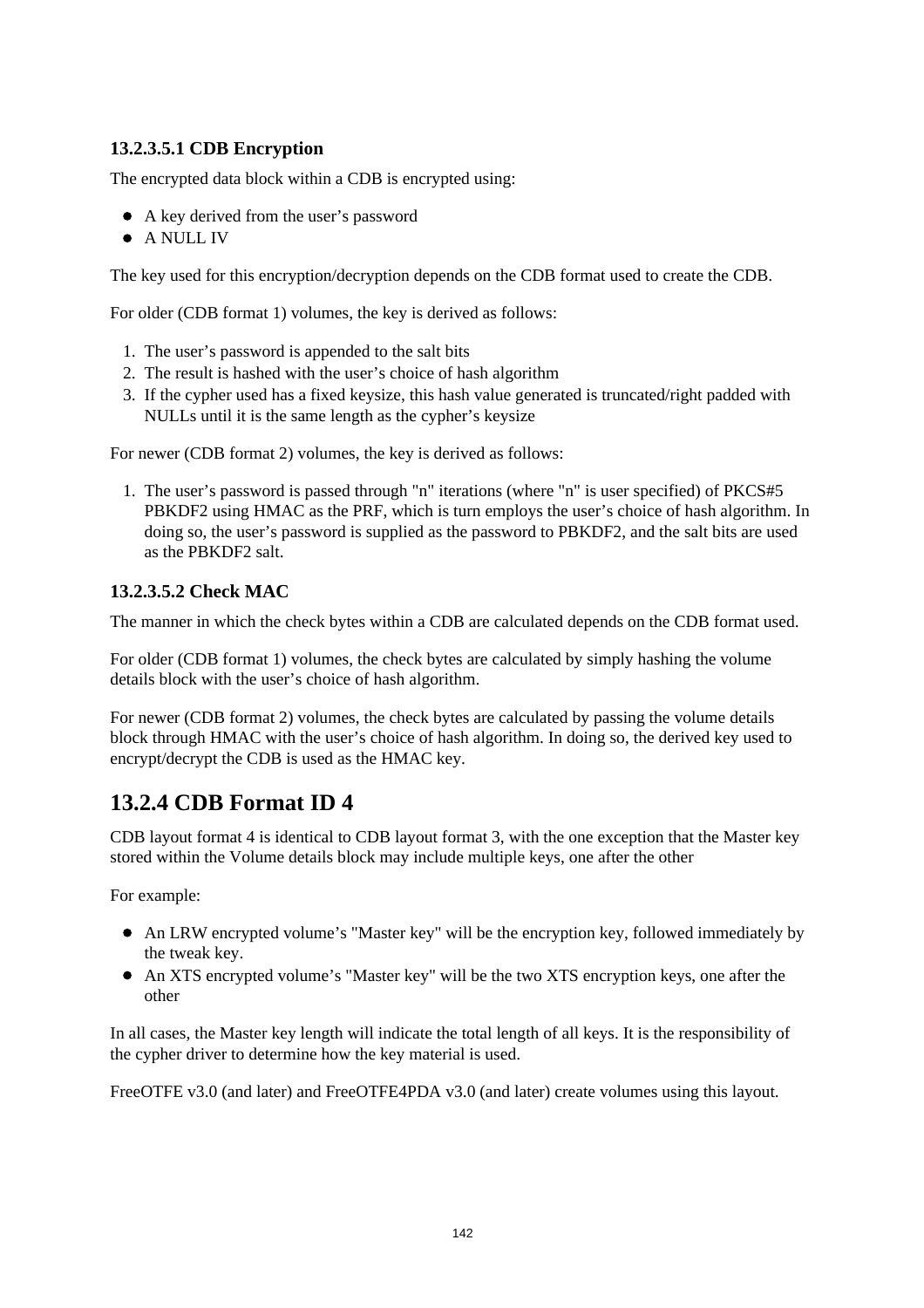#### 13.2.3.5.1 CDB Encryption

The encrypted data block within a CDB is encrypted using:

- A key derived from the user's password
- A NULL IV

The key used for this encryption/decryption depends on the CDB format used to create the CDB.

For older (CDB format 1) volumes, the key is derived as follows:

1. The user's password is appended to the salt bits
2. The result is hashed with the user's choice of hash algorithm
3. If the cypher used has a fixed keysize, this hash value generated is truncated/right padded with NULLs until it is the same length as the cypher's keysize

For newer (CDB format 2) volumes, the key is derived as follows:

1. The user's password is passed through "n" iterations (where "n" is user specified) of PKCS#5 PBKDF2 using HMAC as the PRF, which is turn employs the user's choice of hash algorithm. In doing so, the user's password is supplied as the password to PBKDF2, and the salt bits are used as the PBKDF2 salt.

#### 13.2.3.5.2 Check MAC

The manner in which the check bytes within a CDB are calculated depends on the CDB format used.

For older (CDB format 1) volumes, the check bytes are calculated by simply hashing the volume details block with the user's choice of hash algorithm.

For newer (CDB format 2) volumes, the check bytes are calculated by passing the volume details block through HMAC with the user's choice of hash algorithm. In doing so, the derived key used to encrypt/decrypt the CDB is used as the HMAC key.

## 13.2.4 CDB Format ID 4

CDB layout format 4 is identical to CDB layout format 3, with the one exception that the Master key stored within the Volume details block may include multiple keys, one after the other

For example:

- An LRW encrypted volume's "Master key" will be the encryption key, followed immediately by the tweak key.
- An XTS encrypted volume's "Master key" will be the two XTS encryption keys, one after the other

In all cases, the Master key length will indicate the total length of all keys. It is the responsibility of the cypher driver to determine how the key material is used.

FreeOTFE v3.0 (and later) and FreeOTFE4PDA v3.0 (and later) create volumes using this layout.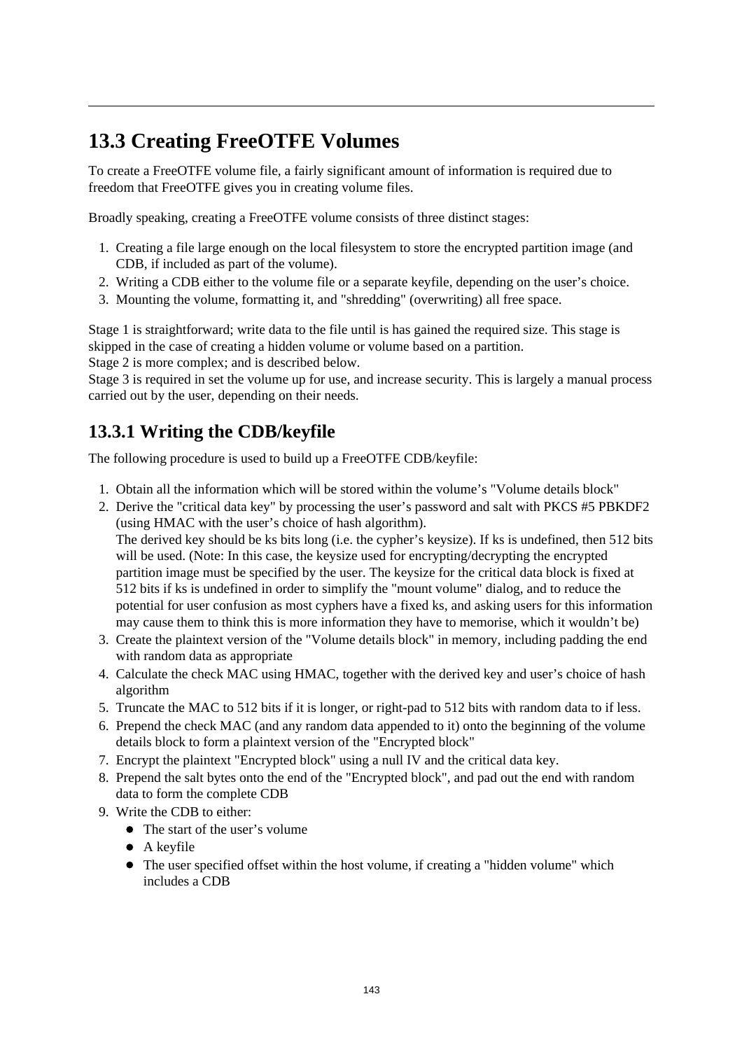## 13.3 Creating FreeOTFE Volumes

To create a FreeOTFE volume file, a fairly significant amount of information is required due to freedom that FreeOTFE gives you in creating volume files.

Broadly speaking, creating a FreeOTFE volume consists of three distinct stages:

1. Creating a file large enough on the local filesystem to store the encrypted partition image (and CDB, if included as part of the volume).
2. Writing a CDB either to the volume file or a separate keyfile, depending on the user's choice.
3. Mounting the volume, formatting it, and "shredding" (overwriting) all free space.

Stage 1 is straightforward; write data to the file until is has gained the required size. This stage is skipped in the case of creating a hidden volume or volume based on a partition.
Stage 2 is more complex; and is described below.
Stage 3 is required in set the volume up for use, and increase security. This is largely a manual process carried out by the user, depending on their needs.

### 13.3.1 Writing the CDB/keyfile

The following procedure is used to build up a FreeOTFE CDB/keyfile:

1. Obtain all the information which will be stored within the volume's "Volume details block"
2. Derive the "critical data key" by processing the user's password and salt with PKCS #5 PBKDF2 (using HMAC with the user's choice of hash algorithm).
   The derived key should be ks bits long (i.e. the cypher's keysize). If ks is undefined, then 512 bits will be used. (Note: In this case, the keysize used for encrypting/decrypting the encrypted partition image must be specified by the user. The keysize for the critical data block is fixed at 512 bits if ks is undefined in order to simplify the "mount volume" dialog, and to reduce the potential for user confusion as most cyphers have a fixed ks, and asking users for this information may cause them to think this is more information they have to memorise, which it wouldn't be)
3. Create the plaintext version of the "Volume details block" in memory, including padding the end with random data as appropriate
4. Calculate the check MAC using HMAC, together with the derived key and user's choice of hash algorithm
5. Truncate the MAC to 512 bits if it is longer, or right-pad to 512 bits with random data to if less.
6. Prepend the check MAC (and any random data appended to it) onto the beginning of the volume details block to form a plaintext version of the "Encrypted block"
7. Encrypt the plaintext "Encrypted block" using a null IV and the critical data key.
8. Prepend the salt bytes onto the end of the "Encrypted block", and pad out the end with random data to form the complete CDB
9. Write the CDB to either:
   - The start of the user's volume
   - A keyfile
   - The user specified offset within the host volume, if creating a "hidden volume" which includes a CDB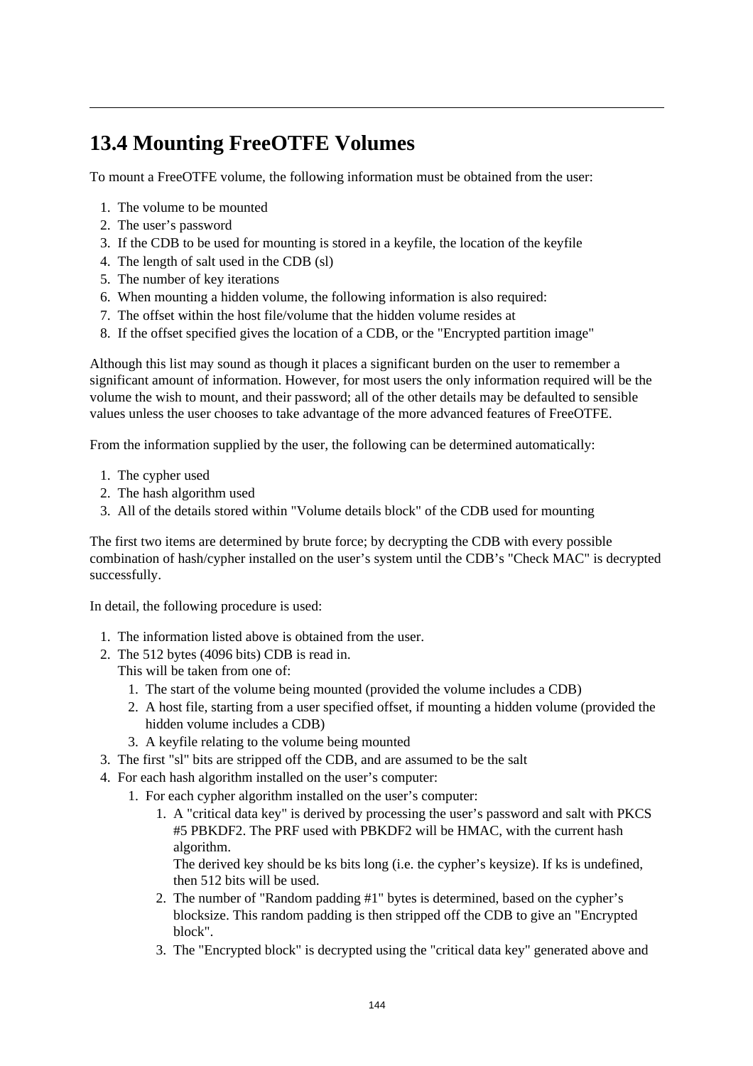## 13.4 Mounting FreeOTFE Volumes

To mount a FreeOTFE volume, the following information must be obtained from the user:

1. The volume to be mounted
2. The user's password
3. If the CDB to be used for mounting is stored in a keyfile, the location of the keyfile
4. The length of salt used in the CDB (sl)
5. The number of key iterations
6. When mounting a hidden volume, the following information is also required:
7. The offset within the host file/volume that the hidden volume resides at
8. If the offset specified gives the location of a CDB, or the "Encrypted partition image"

Although this list may sound as though it places a significant burden on the user to remember a significant amount of information. However, for most users the only information required will be the volume the wish to mount, and their password; all of the other details may be defaulted to sensible values unless the user chooses to take advantage of the more advanced features of FreeOTFE.

From the information supplied by the user, the following can be determined automatically:

1. The cypher used
2. The hash algorithm used
3. All of the details stored within "Volume details block" of the CDB used for mounting

The first two items are determined by brute force; by decrypting the CDB with every possible combination of hash/cypher installed on the user's system until the CDB's "Check MAC" is decrypted successfully.

In detail, the following procedure is used:

1. The information listed above is obtained from the user.
2. The 512 bytes (4096 bits) CDB is read in.
   This will be taken from one of:
   1. The start of the volume being mounted (provided the volume includes a CDB)
   2. A host file, starting from a user specified offset, if mounting a hidden volume (provided the hidden volume includes a CDB)
   3. A keyfile relating to the volume being mounted
3. The first "sl" bits are stripped off the CDB, and are assumed to be the salt
4. For each hash algorithm installed on the user's computer:
   1. For each cypher algorithm installed on the user's computer:
      1. A "critical data key" is derived by processing the user's password and salt with PKCS #5 PBKDF2. The PRF used with PBKDF2 will be HMAC, with the current hash algorithm.
         The derived key should be ks bits long (i.e. the cypher's keysize). If ks is undefined, then 512 bits will be used.
      2. The number of "Random padding #1" bytes is determined, based on the cypher's blocksize. This random padding is then stripped off the CDB to give an "Encrypted block".
      3. The "Encrypted block" is decrypted using the "critical data key" generated above and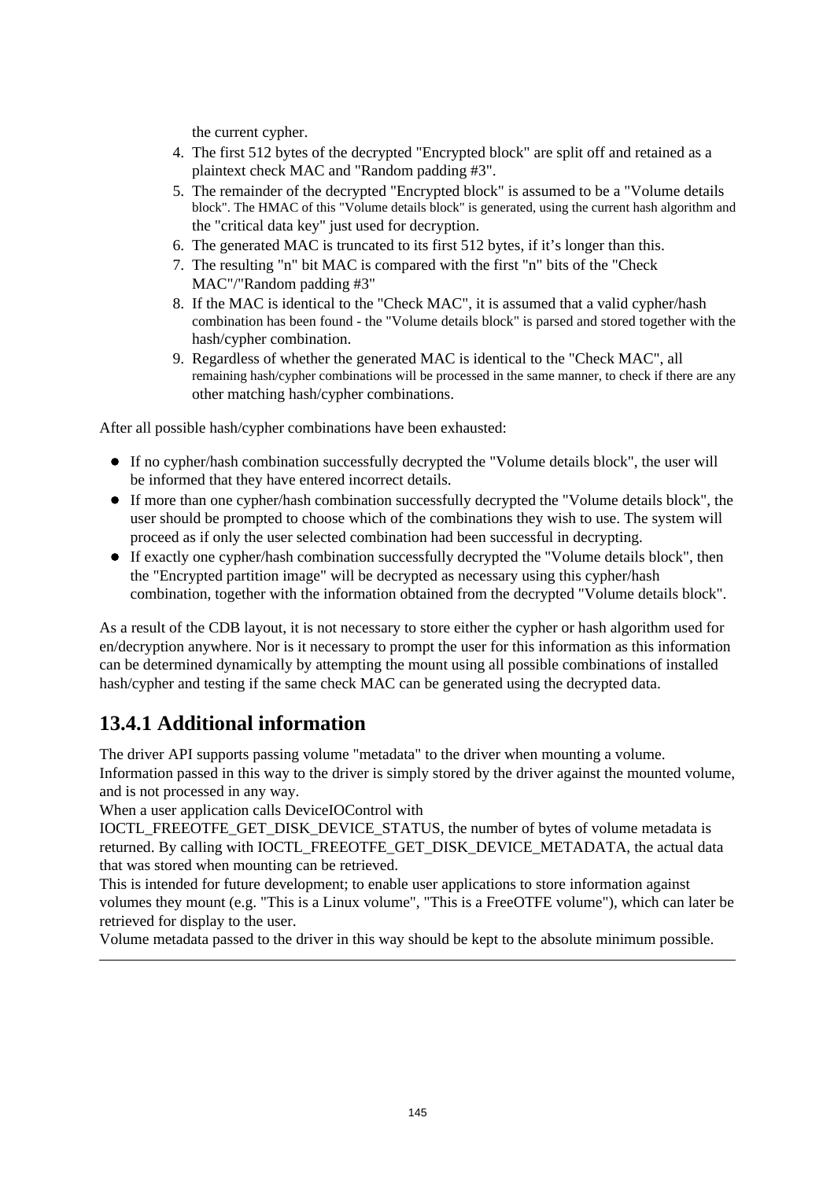the current cypher.

4. The first 512 bytes of the decrypted "Encrypted block" are split off and retained as a plaintext check MAC and "Random padding #3".
5. The remainder of the decrypted "Encrypted block" is assumed to be a "Volume details block". The HMAC of this "Volume details block" is generated, using the current hash algorithm and the "critical data key" just used for decryption.
6. The generated MAC is truncated to its first 512 bytes, if it's longer than this.
7. The resulting "n" bit MAC is compared with the first "n" bits of the "Check MAC"/"Random padding #3"
8. If the MAC is identical to the "Check MAC", it is assumed that a valid cypher/hash combination has been found - the "Volume details block" is parsed and stored together with the hash/cypher combination.
9. Regardless of whether the generated MAC is identical to the "Check MAC", all remaining hash/cypher combinations will be processed in the same manner, to check if there are any other matching hash/cypher combinations.

After all possible hash/cypher combinations have been exhausted:

- If no cypher/hash combination successfully decrypted the "Volume details block", the user will be informed that they have entered incorrect details.
- If more than one cypher/hash combination successfully decrypted the "Volume details block", the user should be prompted to choose which of the combinations they wish to use. The system will proceed as if only the user selected combination had been successful in decrypting.
- If exactly one cypher/hash combination successfully decrypted the "Volume details block", then the "Encrypted partition image" will be decrypted as necessary using this cypher/hash combination, together with the information obtained from the decrypted "Volume details block".

As a result of the CDB layout, it is not necessary to store either the cypher or hash algorithm used for en/decryption anywhere. Nor is it necessary to prompt the user for this information as this information can be determined dynamically by attempting the mount using all possible combinations of installed hash/cypher and testing if the same check MAC can be generated using the decrypted data.

## 13.4.1 Additional information

The driver API supports passing volume "metadata" to the driver when mounting a volume. Information passed in this way to the driver is simply stored by the driver against the mounted volume, and is not processed in any way.
When a user application calls DeviceIOControl with IOCTL_FREEOTFE_GET_DISK_DEVICE_STATUS, the number of bytes of volume metadata is returned. By calling with IOCTL_FREEOTFE_GET_DISK_DEVICE_METADATA, the actual data that was stored when mounting can be retrieved.
This is intended for future development; to enable user applications to store information against volumes they mount (e.g. "This is a Linux volume", "This is a FreeOTFE volume"), which can later be retrieved for display to the user.
Volume metadata passed to the driver in this way should be kept to the absolute minimum possible.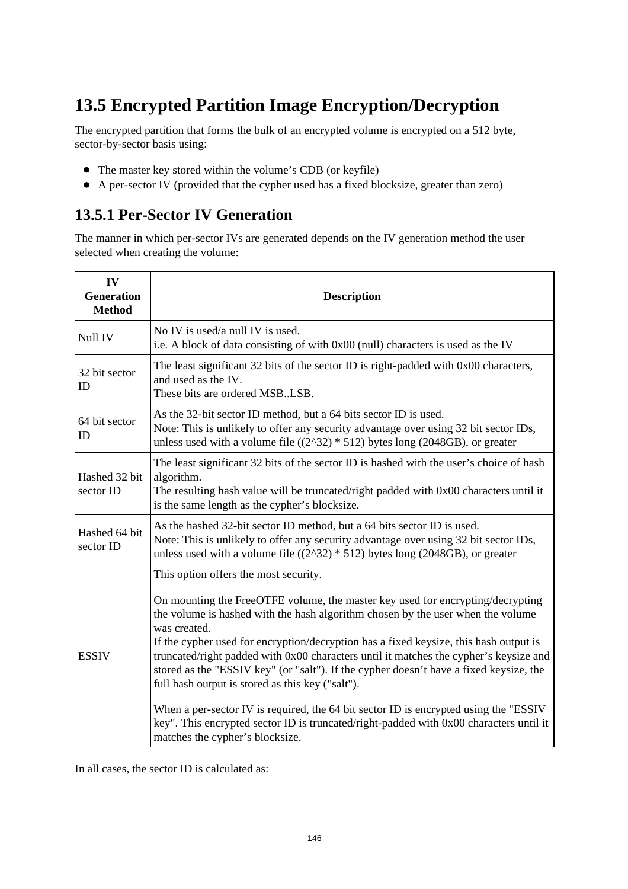## 13.5 Encrypted Partition Image Encryption/Decryption

The encrypted partition that forms the bulk of an encrypted volume is encrypted on a 512 byte, sector-by-sector basis using:

- The master key stored within the volume's CDB (or keyfile)
- A per-sector IV (provided that the cypher used has a fixed blocksize, greater than zero)

### 13.5.1 Per-Sector IV Generation

The manner in which per-sector IVs are generated depends on the IV generation method the user selected when creating the volume:

| IV Generation Method | Description |
|---|---|
| Null IV | No IV is used/a null IV is used.<br>i.e. A block of data consisting of with 0x00 (null) characters is used as the IV |
| 32 bit sector ID | The least significant 32 bits of the sector ID is right-padded with 0x00 characters, and used as the IV.<br>These bits are ordered MSB..LSB. |
| 64 bit sector ID | As the 32-bit sector ID method, but a 64 bits sector ID is used.<br>Note: This is unlikely to offer any security advantage over using 32 bit sector IDs, unless used with a volume file ((2^32) * 512) bytes long (2048GB), or greater |
| Hashed 32 bit sector ID | The least significant 32 bits of the sector ID is hashed with the user's choice of hash algorithm.<br>The resulting hash value will be truncated/right padded with 0x00 characters until it is the same length as the cypher's blocksize. |
| Hashed 64 bit sector ID | As the hashed 32-bit sector ID method, but a 64 bits sector ID is used.<br>Note: This is unlikely to offer any security advantage over using 32 bit sector IDs, unless used with a volume file ((2^32) * 512) bytes long (2048GB), or greater |
| ESSIV | This option offers the most security.<br><br>On mounting the FreeOTFE volume, the master key used for encrypting/decrypting the volume is hashed with the hash algorithm chosen by the user when the volume was created.<br>If the cypher used for encryption/decryption has a fixed keysize, this hash output is truncated/right padded with 0x00 characters until it matches the cypher's keysize and stored as the "ESSIV key" (or "salt"). If the cypher doesn't have a fixed keysize, the full hash output is stored as this key ("salt").<br><br>When a per-sector IV is required, the 64 bit sector ID is encrypted using the "ESSIV key". This encrypted sector ID is truncated/right-padded with 0x00 characters until it matches the cypher's blocksize. |

In all cases, the sector ID is calculated as: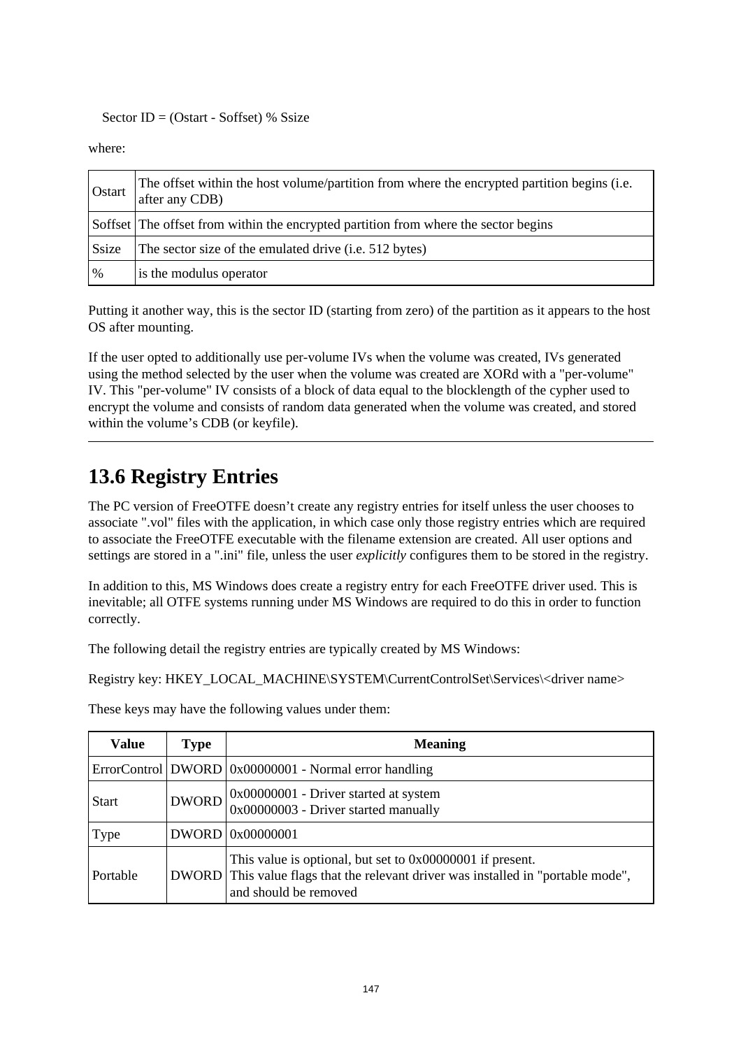Sector ID = (Ostart - Soffset) % Ssize

where:

| | |
|---|---|
| Ostart | The offset within the host volume/partition from where the encrypted partition begins (i.e. after any CDB) |
| Soffset | The offset from within the encrypted partition from where the sector begins |
| Ssize | The sector size of the emulated drive (i.e. 512 bytes) |
| % | is the modulus operator |

Putting it another way, this is the sector ID (starting from zero) of the partition as it appears to the host OS after mounting.

If the user opted to additionally use per-volume IVs when the volume was created, IVs generated using the method selected by the user when the volume was created are XORd with a "per-volume" IV. This "per-volume" IV consists of a block of data equal to the blocklength of the cypher used to encrypt the volume and consists of random data generated when the volume was created, and stored within the volume's CDB (or keyfile).

---

## 13.6 Registry Entries

The PC version of FreeOTFE doesn't create any registry entries for itself unless the user chooses to associate ".vol" files with the application, in which case only those registry entries which are required to associate the FreeOTFE executable with the filename extension are created. All user options and settings are stored in a ".ini" file, unless the user *explicitly* configures them to be stored in the registry.

In addition to this, MS Windows does create a registry entry for each FreeOTFE driver used. This is inevitable; all OTFE systems running under MS Windows are required to do this in order to function correctly.

The following detail the registry entries are typically created by MS Windows:

Registry key: HKEY_LOCAL_MACHINE\SYSTEM\CurrentControlSet\Services\<driver name>

These keys may have the following values under them:

| Value | Type | Meaning |
|---|---|---|
| ErrorControl | DWORD | 0x00000001 - Normal error handling |
| Start | DWORD | 0x00000001 - Driver started at system<br>0x00000003 - Driver started manually |
| Type | DWORD | 0x00000001 |
| Portable | DWORD | This value is optional, but set to 0x00000001 if present.<br>This value flags that the relevant driver was installed in "portable mode", and should be removed |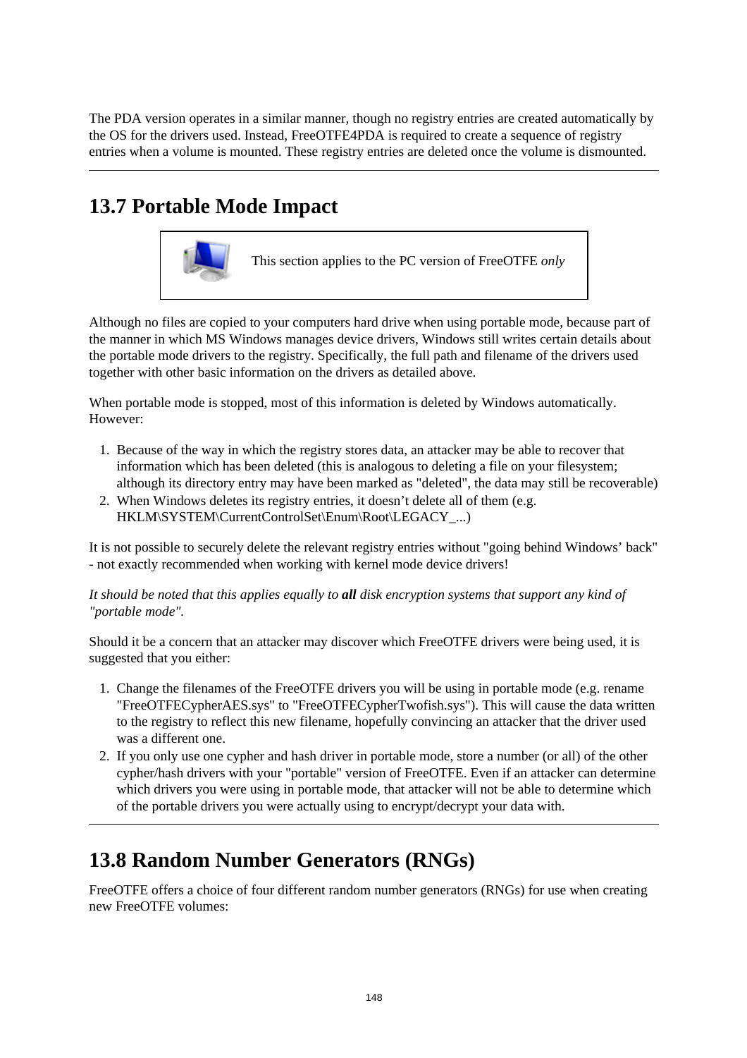The PDA version operates in a similar manner, though no registry entries are created automatically by the OS for the drivers used. Instead, FreeOTFE4PDA is required to create a sequence of registry entries when a volume is mounted. These registry entries are deleted once the volume is dismounted.

---

## 13.7 Portable Mode Impact

> This section applies to the PC version of FreeOTFE *only*

Although no files are copied to your computers hard drive when using portable mode, because part of the manner in which MS Windows manages device drivers, Windows still writes certain details about the portable mode drivers to the registry. Specifically, the full path and filename of the drivers used together with other basic information on the drivers as detailed above.

When portable mode is stopped, most of this information is deleted by Windows automatically. However:

1. Because of the way in which the registry stores data, an attacker may be able to recover that information which has been deleted (this is analogous to deleting a file on your filesystem; although its directory entry may have been marked as "deleted", the data may still be recoverable)
2. When Windows deletes its registry entries, it doesn't delete all of them (e.g. HKLM\SYSTEM\CurrentControlSet\Enum\Root\LEGACY_...)

It is not possible to securely delete the relevant registry entries without "going behind Windows' back" - not exactly recommended when working with kernel mode device drivers!

*It should be noted that this applies equally to **all** disk encryption systems that support any kind of "portable mode".*

Should it be a concern that an attacker may discover which FreeOTFE drivers were being used, it is suggested that you either:

1. Change the filenames of the FreeOTFE drivers you will be using in portable mode (e.g. rename "FreeOTFECypherAES.sys" to "FreeOTFECypherTwofish.sys"). This will cause the data written to the registry to reflect this new filename, hopefully convincing an attacker that the driver used was a different one.
2. If you only use one cypher and hash driver in portable mode, store a number (or all) of the other cypher/hash drivers with your "portable" version of FreeOTFE. Even if an attacker can determine which drivers you were using in portable mode, that attacker will not be able to determine which of the portable drivers you were actually using to encrypt/decrypt your data with.

---

## 13.8 Random Number Generators (RNGs)

FreeOTFE offers a choice of four different random number generators (RNGs) for use when creating new FreeOTFE volumes: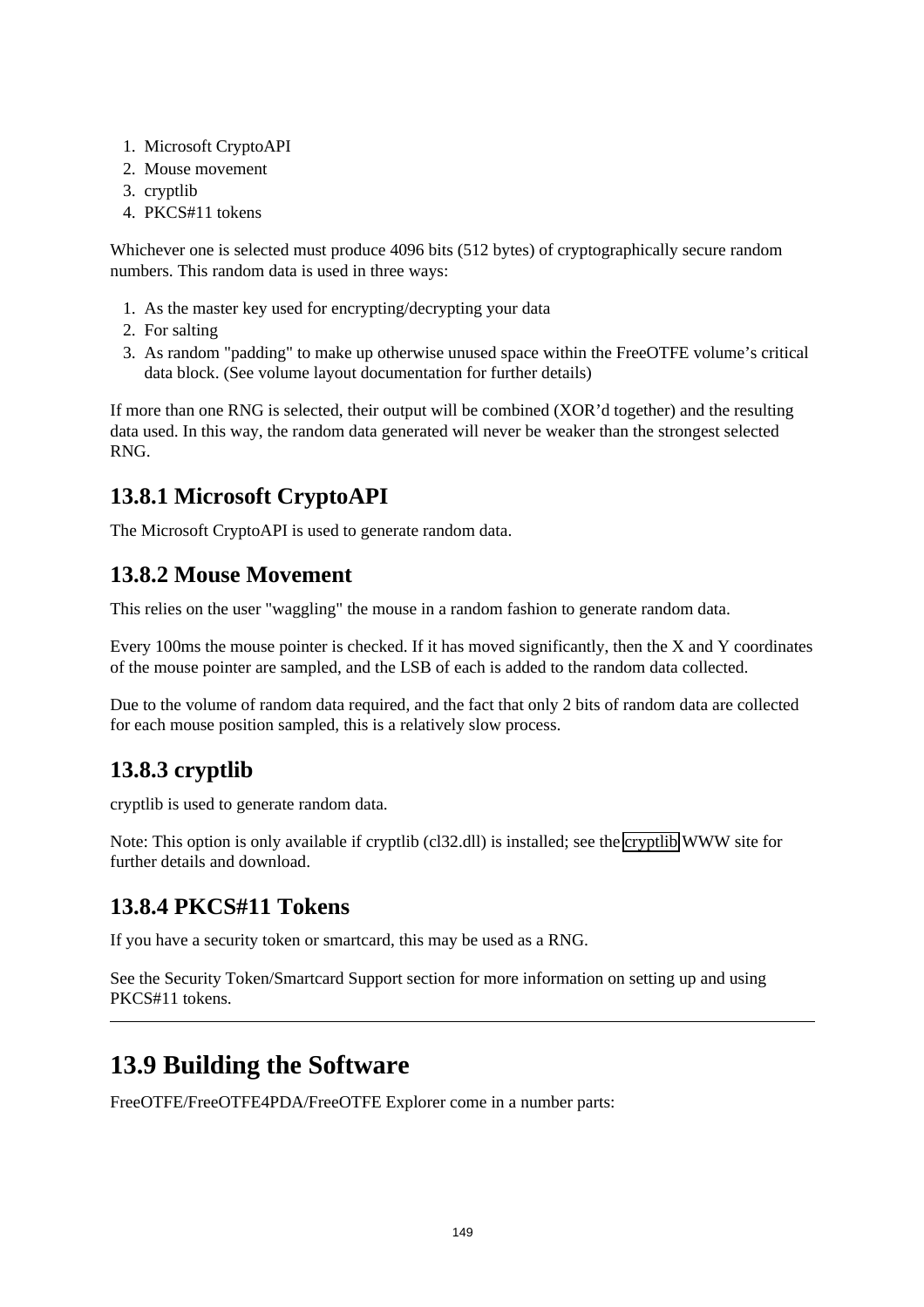1. Microsoft CryptoAPI
2. Mouse movement
3. cryptlib
4. PKCS#11 tokens

Whichever one is selected must produce 4096 bits (512 bytes) of cryptographically secure random numbers. This random data is used in three ways:

1. As the master key used for encrypting/decrypting your data
2. For salting
3. As random "padding" to make up otherwise unused space within the FreeOTFE volume's critical data block. (See volume layout documentation for further details)

If more than one RNG is selected, their output will be combined (XOR'd together) and the resulting data used. In this way, the random data generated will never be weaker than the strongest selected RNG.

## 13.8.1 Microsoft CryptoAPI

The Microsoft CryptoAPI is used to generate random data.

## 13.8.2 Mouse Movement

This relies on the user "waggling" the mouse in a random fashion to generate random data.

Every 100ms the mouse pointer is checked. If it has moved significantly, then the X and Y coordinates of the mouse pointer are sampled, and the LSB of each is added to the random data collected.

Due to the volume of random data required, and the fact that only 2 bits of random data are collected for each mouse position sampled, this is a relatively slow process.

## 13.8.3 cryptlib

cryptlib is used to generate random data.

Note: This option is only available if cryptlib (cl32.dll) is installed; see the cryptlib WWW site for further details and download.

## 13.8.4 PKCS#11 Tokens

If you have a security token or smartcard, this may be used as a RNG.

See the Security Token/Smartcard Support section for more information on setting up and using PKCS#11 tokens.

---

# 13.9 Building the Software

FreeOTFE/FreeOTFE4PDA/FreeOTFE Explorer come in a number parts: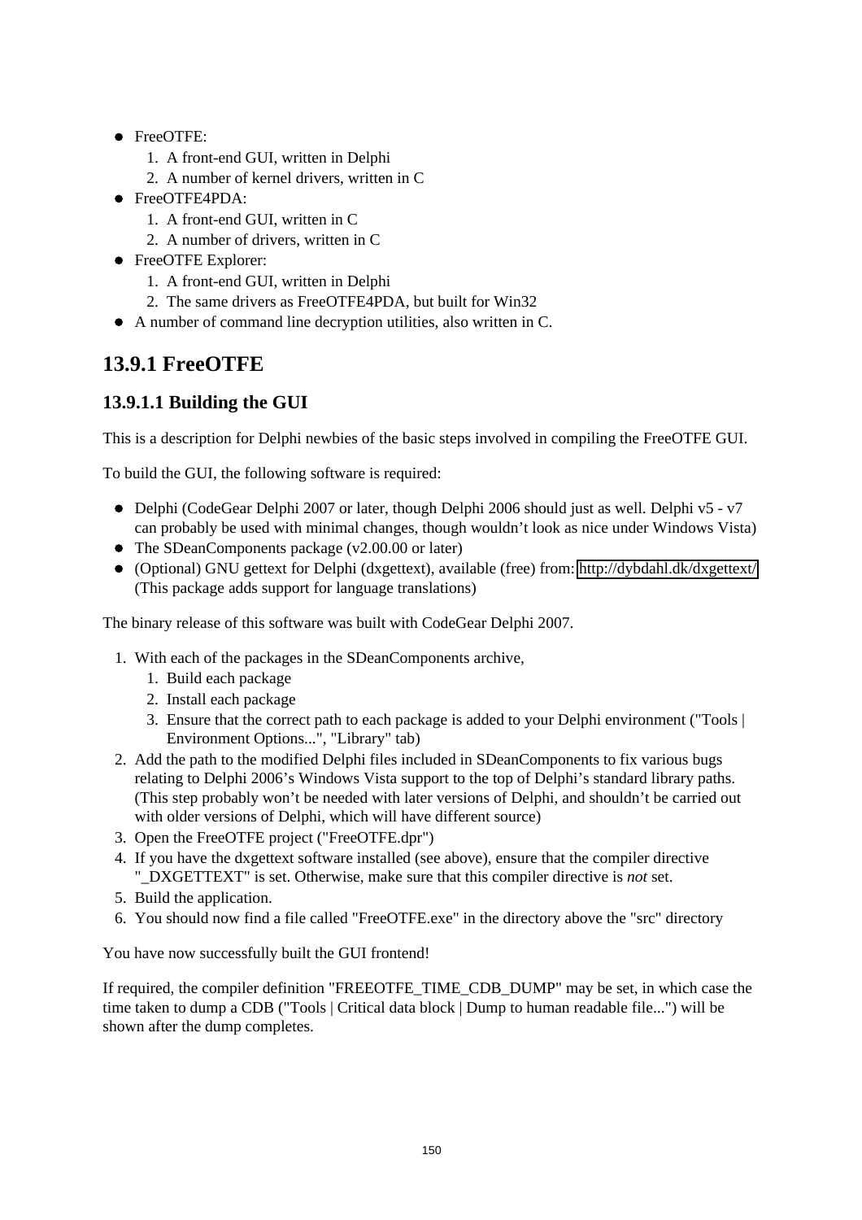- FreeOTFE:
  1. A front-end GUI, written in Delphi
  2. A number of kernel drivers, written in C
- FreeOTFE4PDA:
  1. A front-end GUI, written in C
  2. A number of drivers, written in C
- FreeOTFE Explorer:
  1. A front-end GUI, written in Delphi
  2. The same drivers as FreeOTFE4PDA, but built for Win32
- A number of command line decryption utilities, also written in C.

## 13.9.1 FreeOTFE

### 13.9.1.1 Building the GUI

This is a description for Delphi newbies of the basic steps involved in compiling the FreeOTFE GUI.

To build the GUI, the following software is required:

- Delphi (CodeGear Delphi 2007 or later, though Delphi 2006 should just as well. Delphi v5 - v7 can probably be used with minimal changes, though wouldn't look as nice under Windows Vista)
- The SDeanComponents package (v2.00.00 or later)
- (Optional) GNU gettext for Delphi (dxgettext), available (free) from: http://dybdahl.dk/dxgettext/ (This package adds support for language translations)

The binary release of this software was built with CodeGear Delphi 2007.

1. With each of the packages in the SDeanComponents archive,
   1. Build each package
   2. Install each package
   3. Ensure that the correct path to each package is added to your Delphi environment ("Tools | Environment Options...", "Library" tab)
2. Add the path to the modified Delphi files included in SDeanComponents to fix various bugs relating to Delphi 2006's Windows Vista support to the top of Delphi's standard library paths. (This step probably won't be needed with later versions of Delphi, and shouldn't be carried out with older versions of Delphi, which will have different source)
3. Open the FreeOTFE project ("FreeOTFE.dpr")
4. If you have the dxgettext software installed (see above), ensure that the compiler directive "_DXGETTEXT" is set. Otherwise, make sure that this compiler directive is *not* set.
5. Build the application.
6. You should now find a file called "FreeOTFE.exe" in the directory above the "src" directory

You have now successfully built the GUI frontend!

If required, the compiler definition "FREEOTFE_TIME_CDB_DUMP" may be set, in which case the time taken to dump a CDB ("Tools | Critical data block | Dump to human readable file...") will be shown after the dump completes.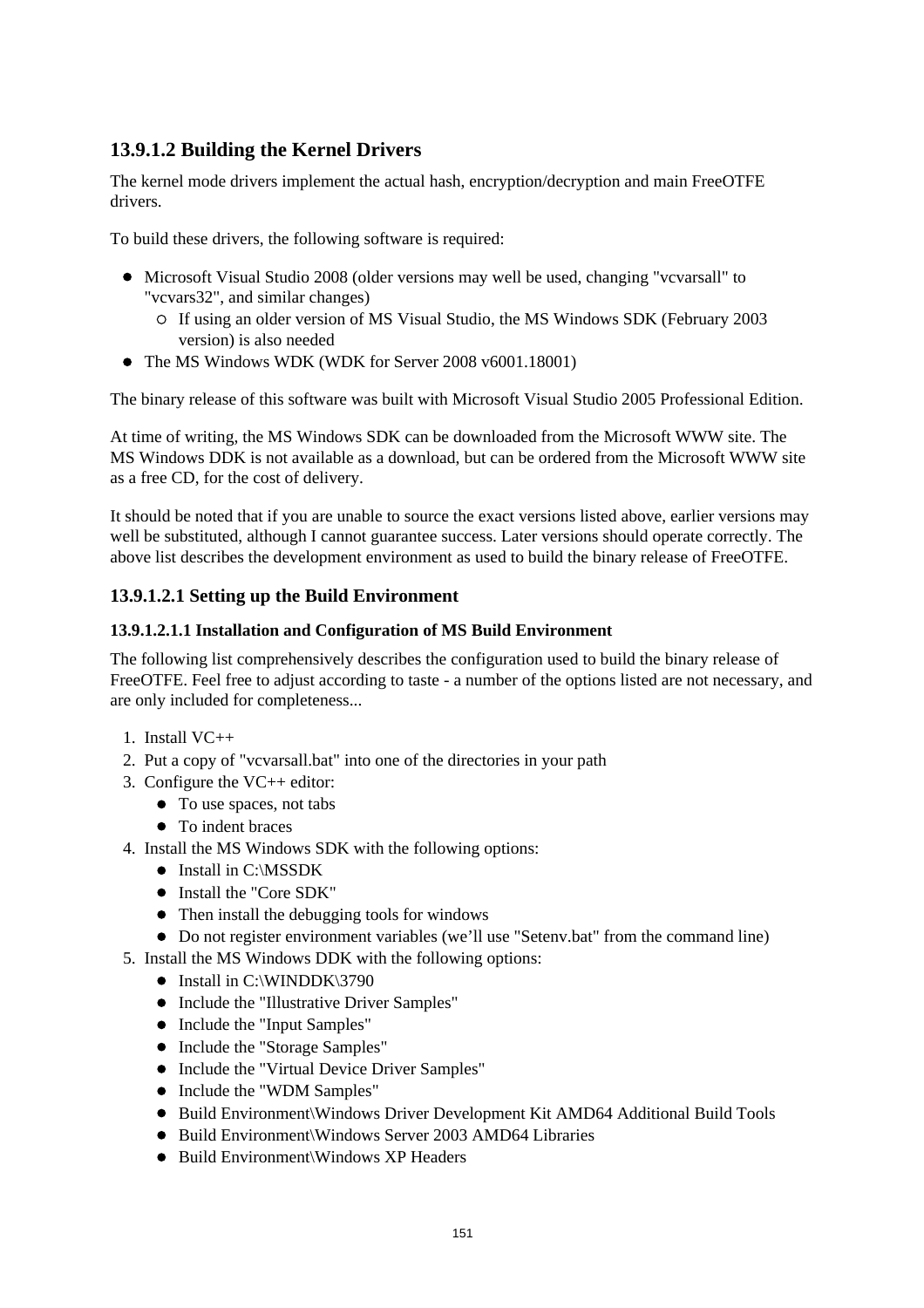#### 13.9.1.2 Building the Kernel Drivers

The kernel mode drivers implement the actual hash, encryption/decryption and main FreeOTFE drivers.

To build these drivers, the following software is required:

- Microsoft Visual Studio 2008 (older versions may well be used, changing "vcvarsall" to "vcvars32", and similar changes)
  - If using an older version of MS Visual Studio, the MS Windows SDK (February 2003 version) is also needed
- The MS Windows WDK (WDK for Server 2008 v6001.18001)

The binary release of this software was built with Microsoft Visual Studio 2005 Professional Edition.

At time of writing, the MS Windows SDK can be downloaded from the Microsoft WWW site. The MS Windows DDK is not available as a download, but can be ordered from the Microsoft WWW site as a free CD, for the cost of delivery.

It should be noted that if you are unable to source the exact versions listed above, earlier versions may well be substituted, although I cannot guarantee success. Later versions should operate correctly. The above list describes the development environment as used to build the binary release of FreeOTFE.

##### 13.9.1.2.1 Setting up the Build Environment

###### 13.9.1.2.1.1 Installation and Configuration of MS Build Environment

The following list comprehensively describes the configuration used to build the binary release of FreeOTFE. Feel free to adjust according to taste - a number of the options listed are not necessary, and are only included for completeness...

1. Install VC++
2. Put a copy of "vcvarsall.bat" into one of the directories in your path
3. Configure the VC++ editor:
   - To use spaces, not tabs
   - To indent braces
4. Install the MS Windows SDK with the following options:
   - Install in C:\MSSDK
   - Install the "Core SDK"
   - Then install the debugging tools for windows
   - Do not register environment variables (we’ll use "Setenv.bat" from the command line)
5. Install the MS Windows DDK with the following options:
   - Install in C:\WINDDK\3790
   - Include the "Illustrative Driver Samples"
   - Include the "Input Samples"
   - Include the "Storage Samples"
   - Include the "Virtual Device Driver Samples"
   - Include the "WDM Samples"
   - Build Environment\Windows Driver Development Kit AMD64 Additional Build Tools
   - Build Environment\Windows Server 2003 AMD64 Libraries
   - Build Environment\Windows XP Headers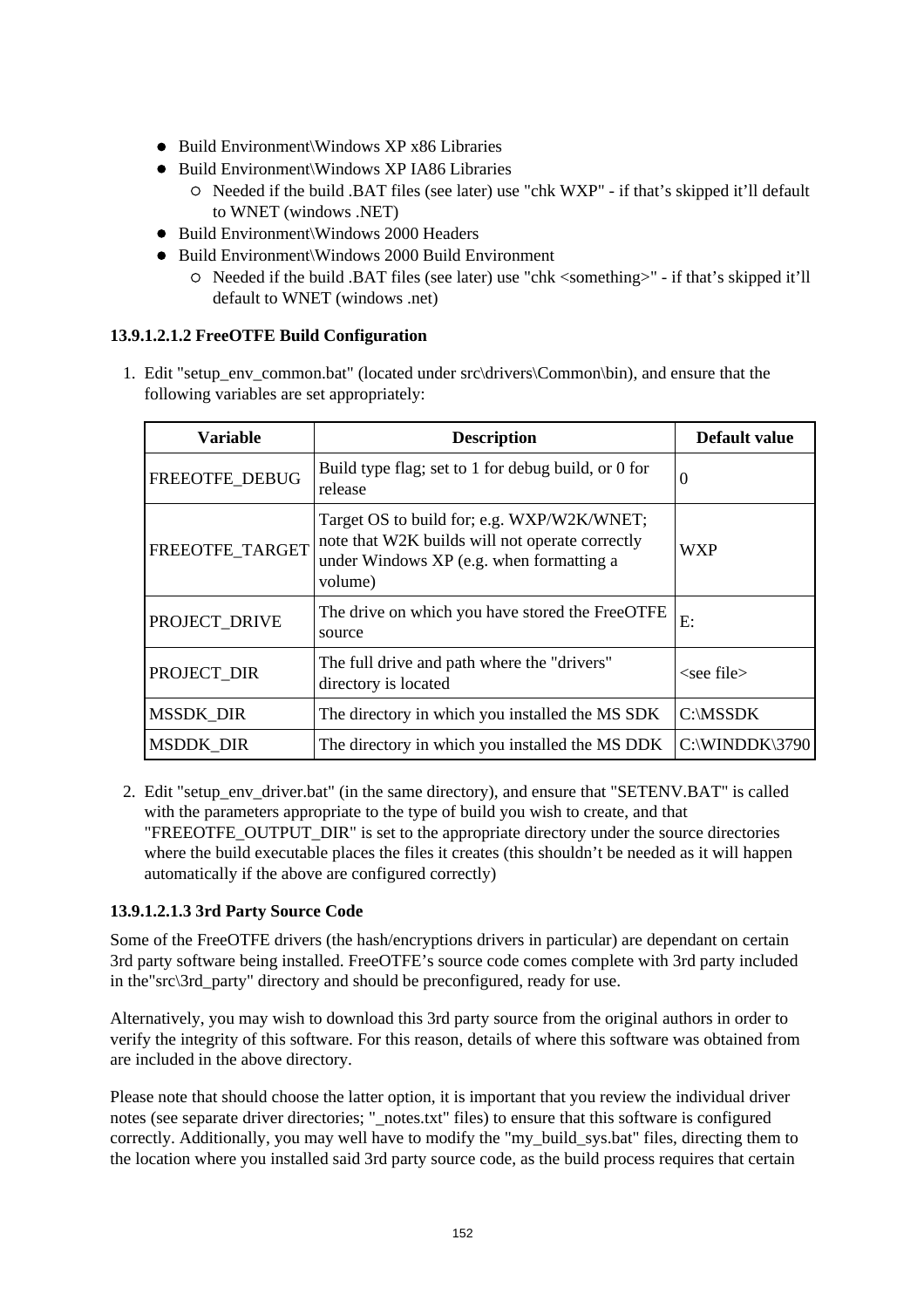- Build Environment\Windows XP x86 Libraries
- Build Environment\Windows XP IA86 Libraries
  - Needed if the build .BAT files (see later) use "chk WXP" - if that’s skipped it’ll default to WNET (windows .NET)
- Build Environment\Windows 2000 Headers
- Build Environment\Windows 2000 Build Environment
  - Needed if the build .BAT files (see later) use "chk <something>" - if that’s skipped it’ll default to WNET (windows .net)

#### 13.9.1.2.1.2 FreeOTFE Build Configuration

1. Edit "setup_env_common.bat" (located under src\drivers\Common\bin), and ensure that the following variables are set appropriately:

| Variable | Description | Default value |
|---|---|---|
| FREEOTFE_DEBUG | Build type flag; set to 1 for debug build, or 0 for release | 0 |
| FREEOTFE_TARGET | Target OS to build for; e.g. WXP/W2K/WNET; note that W2K builds will not operate correctly under Windows XP (e.g. when formatting a volume) | WXP |
| PROJECT_DRIVE | The drive on which you have stored the FreeOTFE source | E: |
| PROJECT_DIR | The full drive and path where the "drivers" directory is located | <see file> |
| MSSDK_DIR | The directory in which you installed the MS SDK | C:\MSSDK |
| MSDDK_DIR | The directory in which you installed the MS DDK | C:\WINDDK\3790 |

2. Edit "setup_env_driver.bat" (in the same directory), and ensure that "SETENV.BAT" is called with the parameters appropriate to the type of build you wish to create, and that "FREEOTFE_OUTPUT_DIR" is set to the appropriate directory under the source directories where the build executable places the files it creates (this shouldn’t be needed as it will happen automatically if the above are configured correctly)

#### 13.9.1.2.1.3 3rd Party Source Code

Some of the FreeOTFE drivers (the hash/encryptions drivers in particular) are dependant on certain 3rd party software being installed. FreeOTFE’s source code comes complete with 3rd party included in the"src\3rd_party" directory and should be preconfigured, ready for use.

Alternatively, you may wish to download this 3rd party source from the original authors in order to verify the integrity of this software. For this reason, details of where this software was obtained from are included in the above directory.

Please note that should choose the latter option, it is important that you review the individual driver notes (see separate driver directories; "_notes.txt" files) to ensure that this software is configured correctly. Additionally, you may well have to modify the "my_build_sys.bat" files, directing them to the location where you installed said 3rd party source code, as the build process requires that certain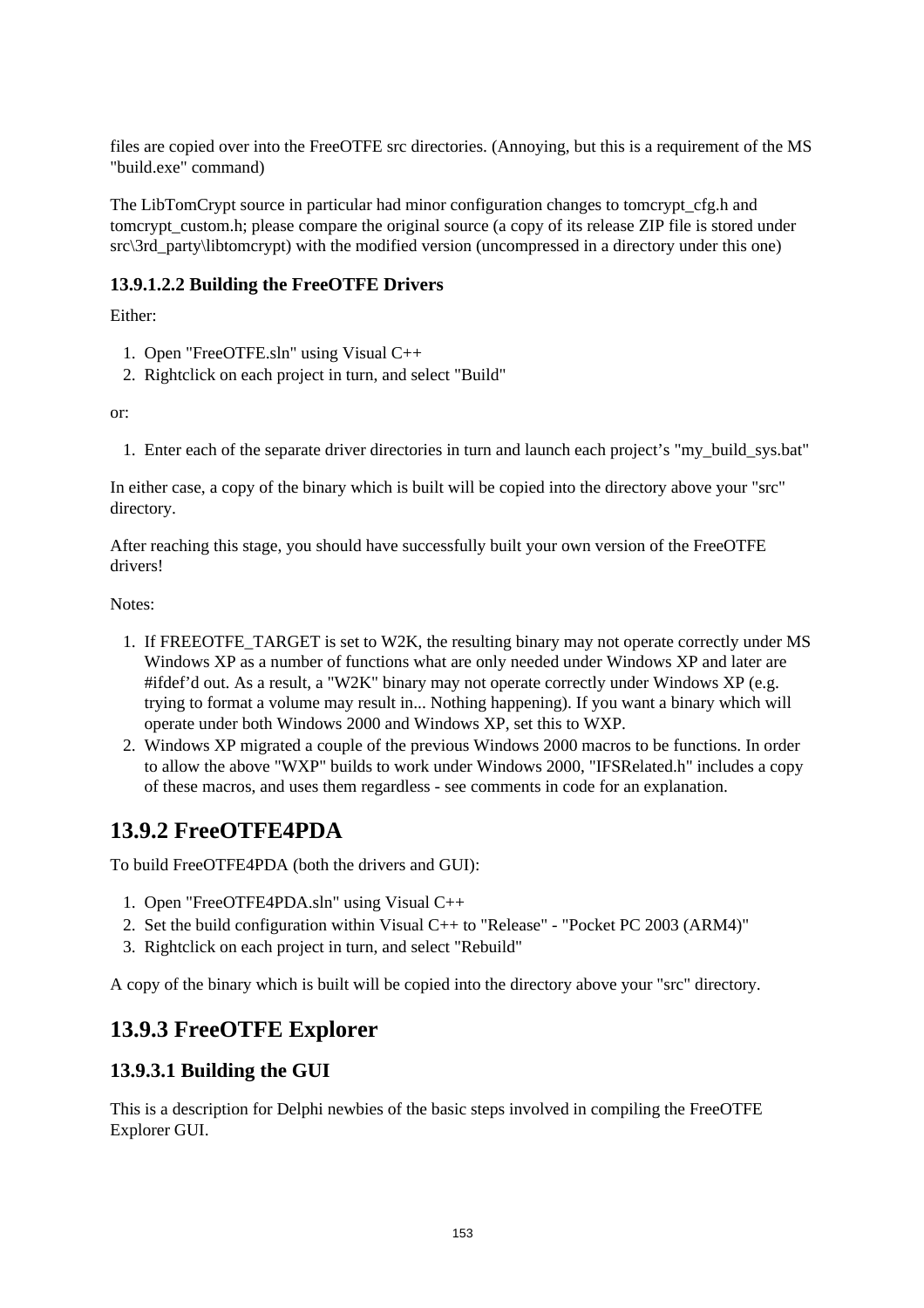files are copied over into the FreeOTFE src directories. (Annoying, but this is a requirement of the MS "build.exe" command)

The LibTomCrypt source in particular had minor configuration changes to tomcrypt_cfg.h and tomcrypt_custom.h; please compare the original source (a copy of its release ZIP file is stored under src\3rd_party\libtomcrypt) with the modified version (uncompressed in a directory under this one)

#### 13.9.1.2.2 Building the FreeOTFE Drivers

Either:

1. Open "FreeOTFE.sln" using Visual C++
2. Rightclick on each project in turn, and select "Build"

or:

1. Enter each of the separate driver directories in turn and launch each project's "my_build_sys.bat"

In either case, a copy of the binary which is built will be copied into the directory above your "src" directory.

After reaching this stage, you should have successfully built your own version of the FreeOTFE drivers!

Notes:

1. If FREEOTFE_TARGET is set to W2K, the resulting binary may not operate correctly under MS Windows XP as a number of functions what are only needed under Windows XP and later are #ifdef'd out. As a result, a "W2K" binary may not operate correctly under Windows XP (e.g. trying to format a volume may result in... Nothing happening). If you want a binary which will operate under both Windows 2000 and Windows XP, set this to WXP.
2. Windows XP migrated a couple of the previous Windows 2000 macros to be functions. In order to allow the above "WXP" builds to work under Windows 2000, "IFSRelated.h" includes a copy of these macros, and uses them regardless - see comments in code for an explanation.

## 13.9.2 FreeOTFE4PDA

To build FreeOTFE4PDA (both the drivers and GUI):

1. Open "FreeOTFE4PDA.sln" using Visual C++
2. Set the build configuration within Visual C++ to "Release" - "Pocket PC 2003 (ARM4)"
3. Rightclick on each project in turn, and select "Rebuild"

A copy of the binary which is built will be copied into the directory above your "src" directory.

## 13.9.3 FreeOTFE Explorer

### 13.9.3.1 Building the GUI

This is a description for Delphi newbies of the basic steps involved in compiling the FreeOTFE Explorer GUI.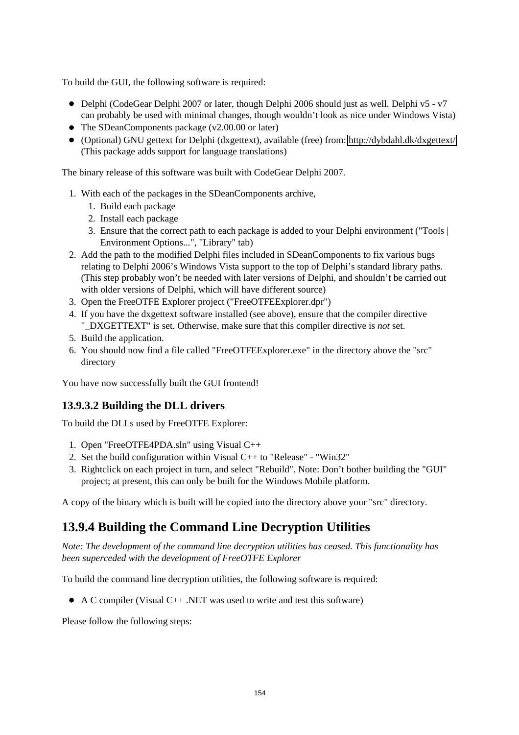To build the GUI, the following software is required:

- Delphi (CodeGear Delphi 2007 or later, though Delphi 2006 should just as well. Delphi v5 - v7 can probably be used with minimal changes, though wouldn't look as nice under Windows Vista)
- The SDeanComponents package (v2.00.00 or later)
- (Optional) GNU gettext for Delphi (dxgettext), available (free) from: http://dybdahl.dk/dxgettext/ (This package adds support for language translations)

The binary release of this software was built with CodeGear Delphi 2007.

1. With each of the packages in the SDeanComponents archive,
   1. Build each package
   2. Install each package
   3. Ensure that the correct path to each package is added to your Delphi environment ("Tools | Environment Options...", "Library" tab)
2. Add the path to the modified Delphi files included in SDeanComponents to fix various bugs relating to Delphi 2006's Windows Vista support to the top of Delphi's standard library paths. (This step probably won't be needed with later versions of Delphi, and shouldn't be carried out with older versions of Delphi, which will have different source)
3. Open the FreeOTFE Explorer project ("FreeOTFEExplorer.dpr")
4. If you have the dxgettext software installed (see above), ensure that the compiler directive "_DXGETTEXT" is set. Otherwise, make sure that this compiler directive is *not* set.
5. Build the application.
6. You should now find a file called "FreeOTFEExplorer.exe" in the directory above the "src" directory

You have now successfully built the GUI frontend!

### 13.9.3.2 Building the DLL drivers

To build the DLLs used by FreeOTFE Explorer:

1. Open "FreeOTFE4PDA.sln" using Visual C++
2. Set the build configuration within Visual C++ to "Release" - "Win32"
3. Rightclick on each project in turn, and select "Rebuild". Note: Don't bother building the "GUI" project; at present, this can only be built for the Windows Mobile platform.

A copy of the binary which is built will be copied into the directory above your "src" directory.

## 13.9.4 Building the Command Line Decryption Utilities

*Note: The development of the command line decryption utilities has ceased. This functionality has been superceded with the development of FreeOTFE Explorer*

To build the command line decryption utilities, the following software is required:

- A C compiler (Visual C++ .NET was used to write and test this software)

Please follow the following steps: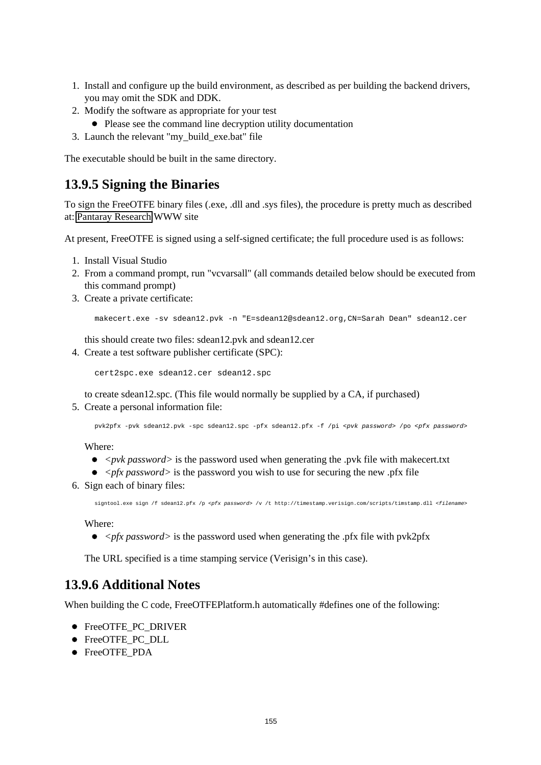1. Install and configure up the build environment, as described as per building the backend drivers, you may omit the SDK and DDK.
2. Modify the software as appropriate for your test
   - Please see the command line decryption utility documentation
3. Launch the relevant "my_build_exe.bat" file

The executable should be built in the same directory.

## 13.9.5 Signing the Binaries

To sign the FreeOTFE binary files (.exe, .dll and .sys files), the procedure is pretty much as described at: Pantaray Research WWW site

At present, FreeOTFE is signed using a self-signed certificate; the full procedure used is as follows:

1. Install Visual Studio
2. From a command prompt, run "vcvarsall" (all commands detailed below should be executed from this command prompt)
3. Create a private certificate:

   ```
   makecert.exe -sv sdean12.pvk -n "E=sdean12@sdean12.org,CN=Sarah Dean" sdean12.cer
   ```

   this should create two files: sdean12.pvk and sdean12.cer
4. Create a test software publisher certificate (SPC):

   ```
   cert2spc.exe sdean12.cer sdean12.spc
   ```

   to create sdean12.spc. (This file would normally be supplied by a CA, if purchased)
5. Create a personal information file:

   ```
   pvk2pfx -pvk sdean12.pvk -spc sdean12.spc -pfx sdean12.pfx -f /pi <pvk password> /po <pfx password>
   ```

   Where:
   - *<pvk password>* is the password used when generating the .pvk file with makecert.txt
   - *<pfx password>* is the password you wish to use for securing the new .pfx file
6. Sign each of binary files:

   ```
   signtool.exe sign /f sdean12.pfx /p <pfx password> /v /t http://timestamp.verisign.com/scripts/timstamp.dll <filename>
   ```

   Where:
   - *<pfx password>* is the password used when generating the .pfx file with pvk2pfx

   The URL specified is a time stamping service (Verisign's in this case).

## 13.9.6 Additional Notes

When building the C code, FreeOTFEPlatform.h automatically #defines one of the following:

- FreeOTFE_PC_DRIVER
- FreeOTFE_PC_DLL
- FreeOTFE_PDA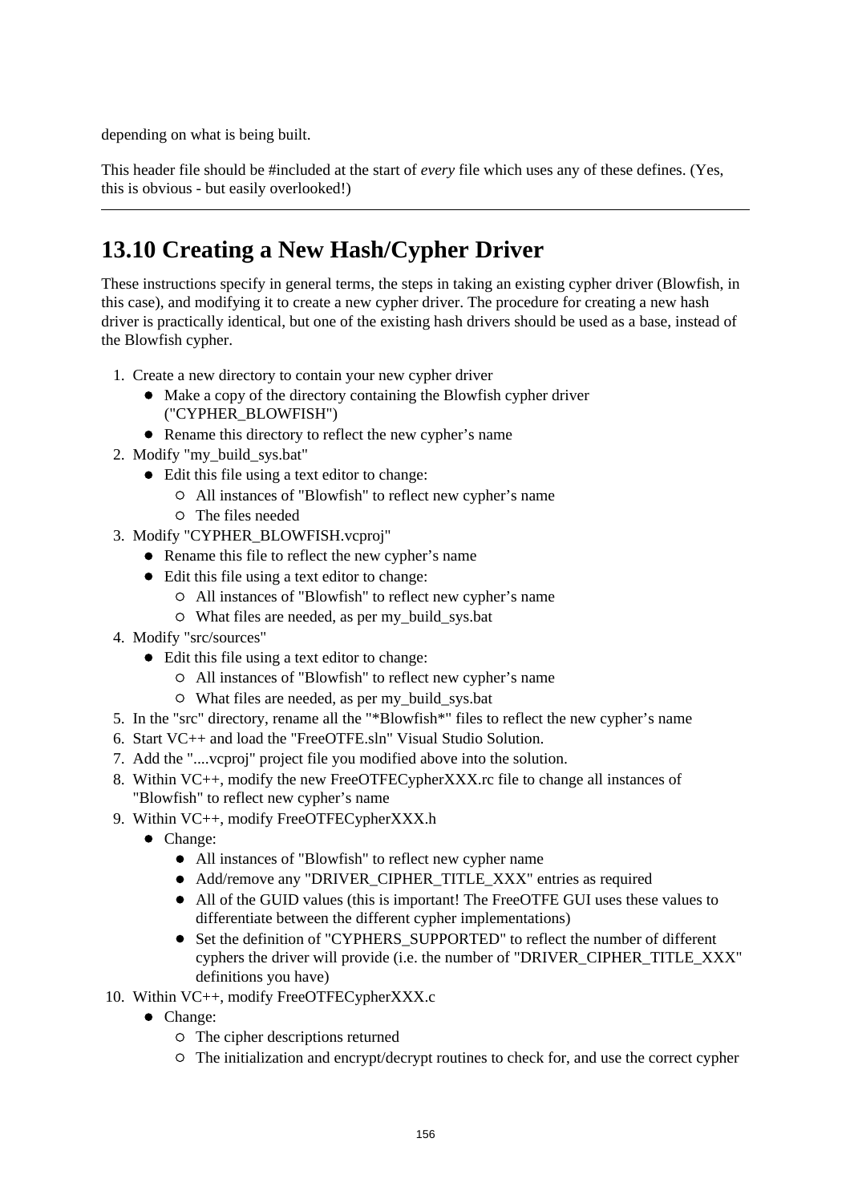depending on what is being built.

This header file should be #included at the start of *every* file which uses any of these defines. (Yes, this is obvious - but easily overlooked!)

---

## 13.10 Creating a New Hash/Cypher Driver

These instructions specify in general terms, the steps in taking an existing cypher driver (Blowfish, in this case), and modifying it to create a new cypher driver. The procedure for creating a new hash driver is practically identical, but one of the existing hash drivers should be used as a base, instead of the Blowfish cypher.

1. Create a new directory to contain your new cypher driver
   - Make a copy of the directory containing the Blowfish cypher driver ("CYPHER_BLOWFISH")
   - Rename this directory to reflect the new cypher's name
2. Modify "my_build_sys.bat"
   - Edit this file using a text editor to change:
     - All instances of "Blowfish" to reflect new cypher's name
     - The files needed
3. Modify "CYPHER_BLOWFISH.vcproj"
   - Rename this file to reflect the new cypher's name
   - Edit this file using a text editor to change:
     - All instances of "Blowfish" to reflect new cypher's name
     - What files are needed, as per my_build_sys.bat
4. Modify "src/sources"
   - Edit this file using a text editor to change:
     - All instances of "Blowfish" to reflect new cypher's name
     - What files are needed, as per my_build_sys.bat
5. In the "src" directory, rename all the "*Blowfish*" files to reflect the new cypher's name
6. Start VC++ and load the "FreeOTFE.sln" Visual Studio Solution.
7. Add the "....vcproj" project file you modified above into the solution.
8. Within VC++, modify the new FreeOTFECypherXXX.rc file to change all instances of "Blowfish" to reflect new cypher's name
9. Within VC++, modify FreeOTFECypherXXX.h
   - Change:
     - All instances of "Blowfish" to reflect new cypher name
     - Add/remove any "DRIVER_CIPHER_TITLE_XXX" entries as required
     - All of the GUID values (this is important! The FreeOTFE GUI uses these values to differentiate between the different cypher implementations)
     - Set the definition of "CYPHERS_SUPPORTED" to reflect the number of different cyphers the driver will provide (i.e. the number of "DRIVER_CIPHER_TITLE_XXX" definitions you have)
10. Within VC++, modify FreeOTFECypherXXX.c
    - Change:
      - The cipher descriptions returned
      - The initialization and encrypt/decrypt routines to check for, and use the correct cypher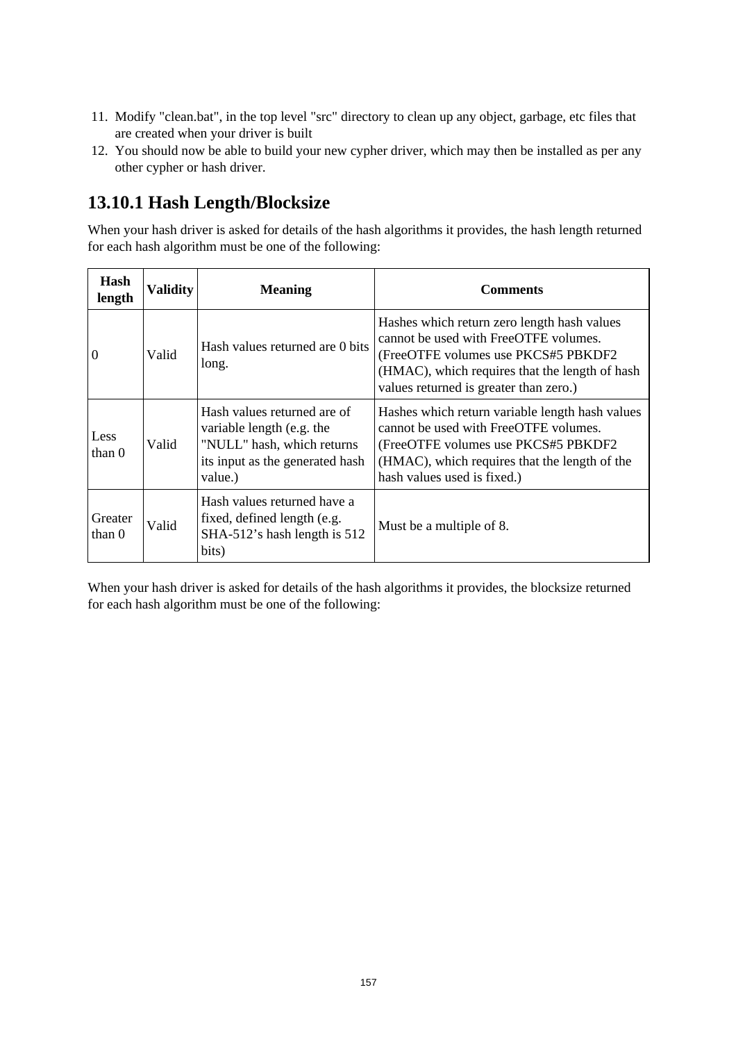11. Modify "clean.bat", in the top level "src" directory to clean up any object, garbage, etc files that are created when your driver is built
12. You should now be able to build your new cypher driver, which may then be installed as per any other cypher or hash driver.

## 13.10.1 Hash Length/Blocksize

When your hash driver is asked for details of the hash algorithms it provides, the hash length returned for each hash algorithm must be one of the following:

| Hash length | Validity | Meaning | Comments |
|---|---|---|---|
| 0 | Valid | Hash values returned are 0 bits long. | Hashes which return zero length hash values cannot be used with FreeOTFE volumes. (FreeOTFE volumes use PKCS#5 PBKDF2 (HMAC), which requires that the length of hash values returned is greater than zero.) |
| Less than 0 | Valid | Hash values returned are of variable length (e.g. the "NULL" hash, which returns its input as the generated hash value.) | Hashes which return variable length hash values cannot be used with FreeOTFE volumes. (FreeOTFE volumes use PKCS#5 PBKDF2 (HMAC), which requires that the length of the hash values used is fixed.) |
| Greater than 0 | Valid | Hash values returned have a fixed, defined length (e.g. SHA-512's hash length is 512 bits) | Must be a multiple of 8. |

When your hash driver is asked for details of the hash algorithms it provides, the blocksize returned for each hash algorithm must be one of the following: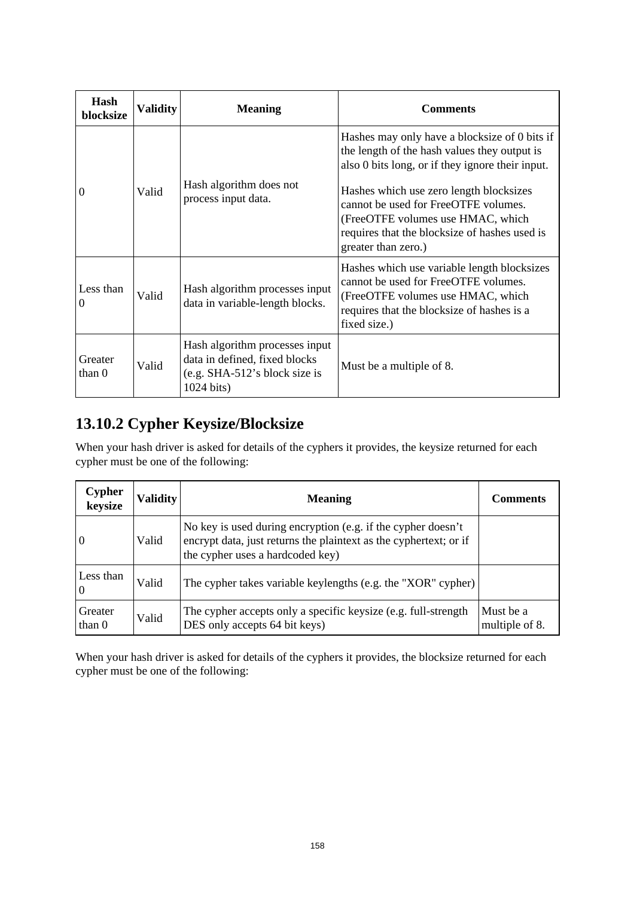| Hash blocksize | Validity | Meaning | Comments |
|---|---|---|---|
| 0 | Valid | Hash algorithm does not process input data. | Hashes may only have a blocksize of 0 bits if the length of the hash values they output is also 0 bits long, or if they ignore their input.<br><br>Hashes which use zero length blocksizes cannot be used for FreeOTFE volumes. (FreeOTFE volumes use HMAC, which requires that the blocksize of hashes used is greater than zero.) |
| Less than 0 | Valid | Hash algorithm processes input data in variable-length blocks. | Hashes which use variable length blocksizes cannot be used for FreeOTFE volumes. (FreeOTFE volumes use HMAC, which requires that the blocksize of hashes is a fixed size.) |
| Greater than 0 | Valid | Hash algorithm processes input data in defined, fixed blocks (e.g. SHA-512's block size is 1024 bits) | Must be a multiple of 8. |

## 13.10.2 Cypher Keysize/Blocksize

When your hash driver is asked for details of the cyphers it provides, the keysize returned for each cypher must be one of the following:

| Cypher keysize | Validity | Meaning | Comments |
|---|---|---|---|
| 0 | Valid | No key is used during encryption (e.g. if the cypher doesn't encrypt data, just returns the plaintext as the cyphertext; or if the cypher uses a hardcoded key) | |
| Less than 0 | Valid | The cypher takes variable keylengths (e.g. the "XOR" cypher) | |
| Greater than 0 | Valid | The cypher accepts only a specific keysize (e.g. full-strength DES only accepts 64 bit keys) | Must be a multiple of 8. |

When your hash driver is asked for details of the cyphers it provides, the blocksize returned for each cypher must be one of the following: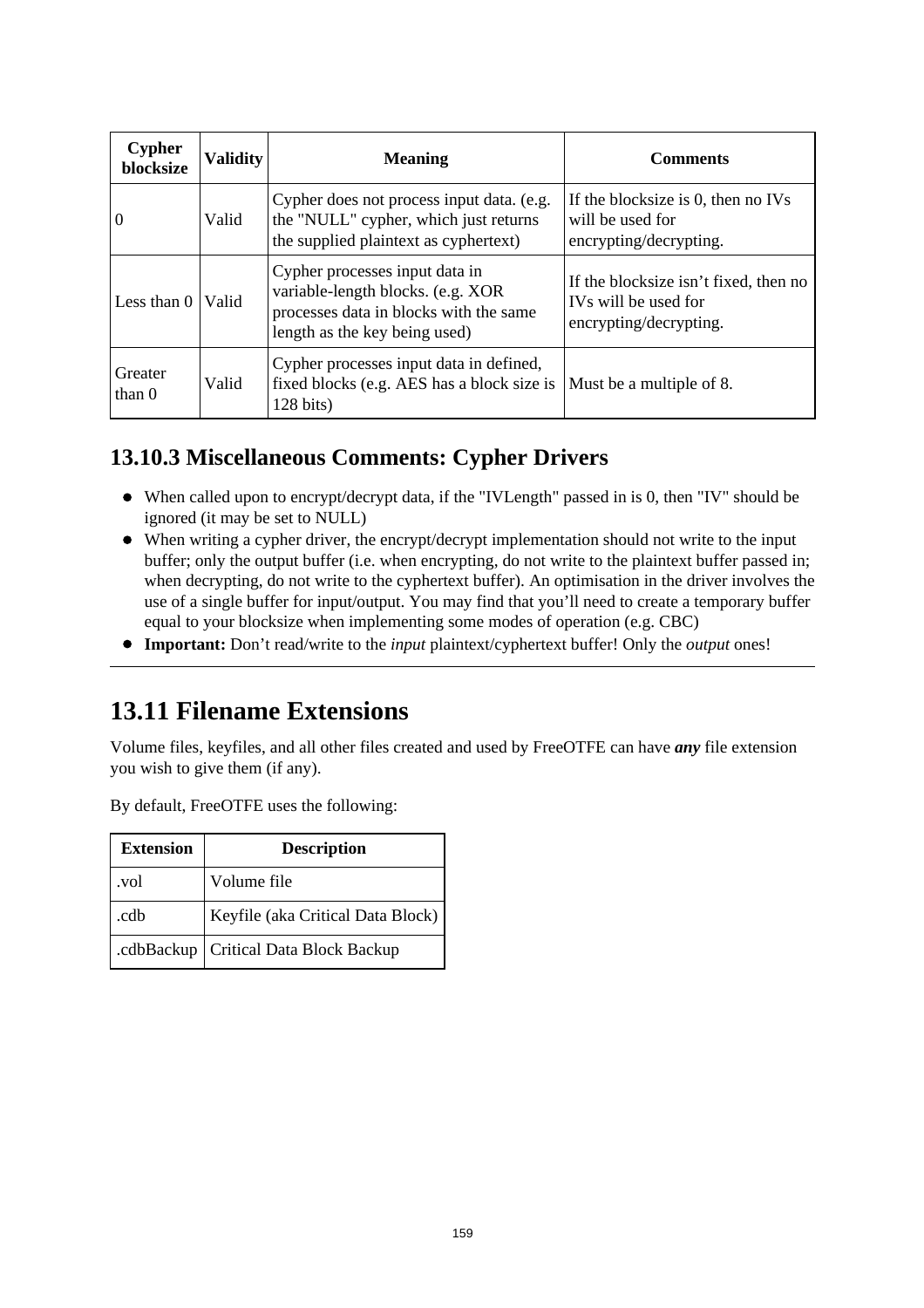| Cypher blocksize | Validity | Meaning | Comments |
|---|---|---|---|
| 0 | Valid | Cypher does not process input data. (e.g. the "NULL" cypher, which just returns the supplied plaintext as cyphertext) | If the blocksize is 0, then no IVs will be used for encrypting/decrypting. |
| Less than 0 | Valid | Cypher processes input data in variable-length blocks. (e.g. XOR processes data in blocks with the same length as the key being used) | If the blocksize isn't fixed, then no IVs will be used for encrypting/decrypting. |
| Greater than 0 | Valid | Cypher processes input data in defined, fixed blocks (e.g. AES has a block size is 128 bits) | Must be a multiple of 8. |

### 13.10.3 Miscellaneous Comments: Cypher Drivers

- When called upon to encrypt/decrypt data, if the "IVLength" passed in is 0, then "IV" should be ignored (it may be set to NULL)
- When writing a cypher driver, the encrypt/decrypt implementation should not write to the input buffer; only the output buffer (i.e. when encrypting, do not write to the plaintext buffer passed in; when decrypting, do not write to the cyphertext buffer). An optimisation in the driver involves the use of a single buffer for input/output. You may find that you'll need to create a temporary buffer equal to your blocksize when implementing some modes of operation (e.g. CBC)
- **Important:** Don't read/write to the *input* plaintext/cyphertext buffer! Only the *output* ones!

## 13.11 Filename Extensions

Volume files, keyfiles, and all other files created and used by FreeOTFE can have ***any*** file extension you wish to give them (if any).

By default, FreeOTFE uses the following:

| Extension | Description |
|---|---|
| .vol | Volume file |
| .cdb | Keyfile (aka Critical Data Block) |
| .cdbBackup | Critical Data Block Backup |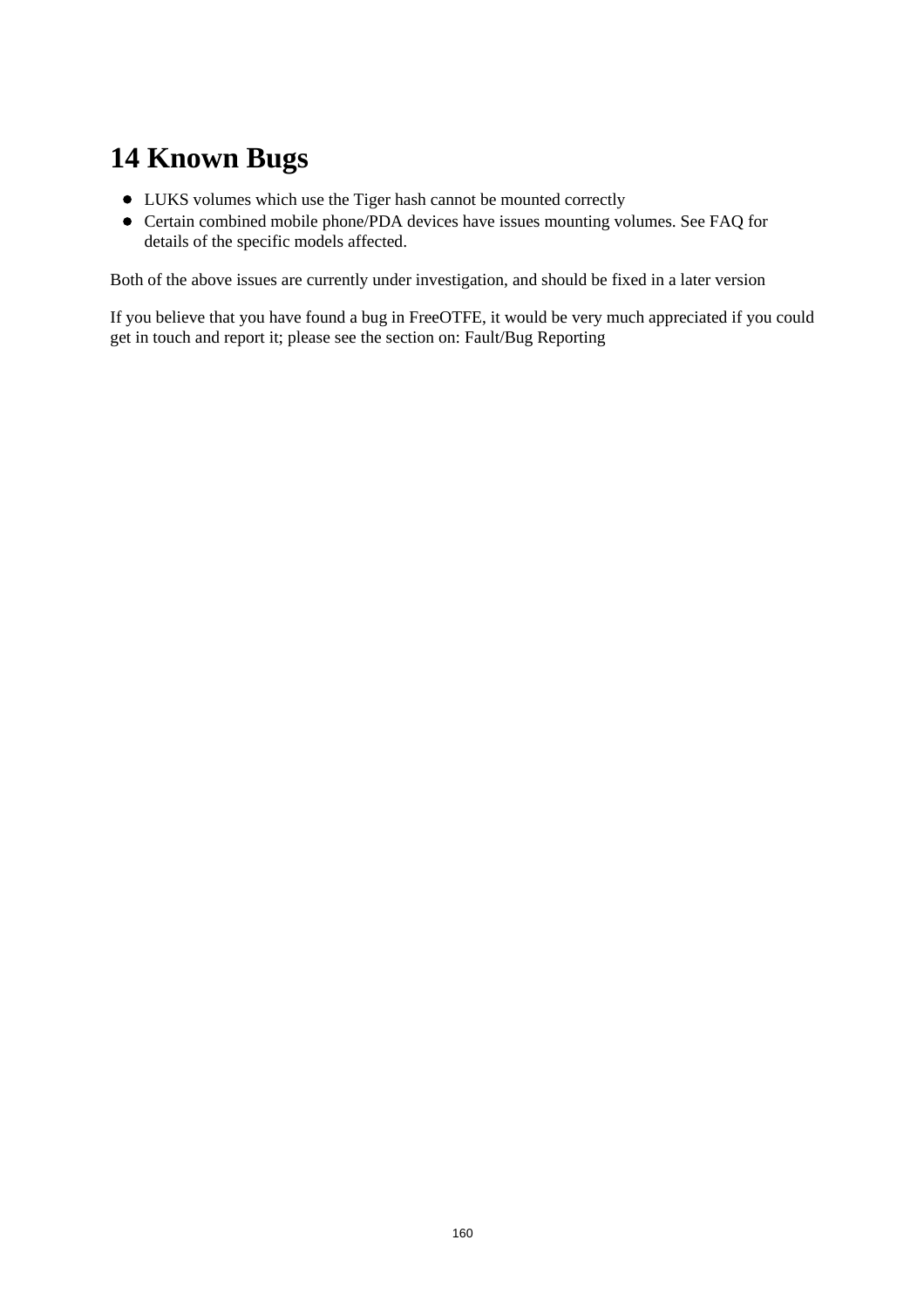# 14 Known Bugs

- LUKS volumes which use the Tiger hash cannot be mounted correctly
- Certain combined mobile phone/PDA devices have issues mounting volumes. See FAQ for details of the specific models affected.

Both of the above issues are currently under investigation, and should be fixed in a later version

If you believe that you have found a bug in FreeOTFE, it would be very much appreciated if you could get in touch and report it; please see the section on: Fault/Bug Reporting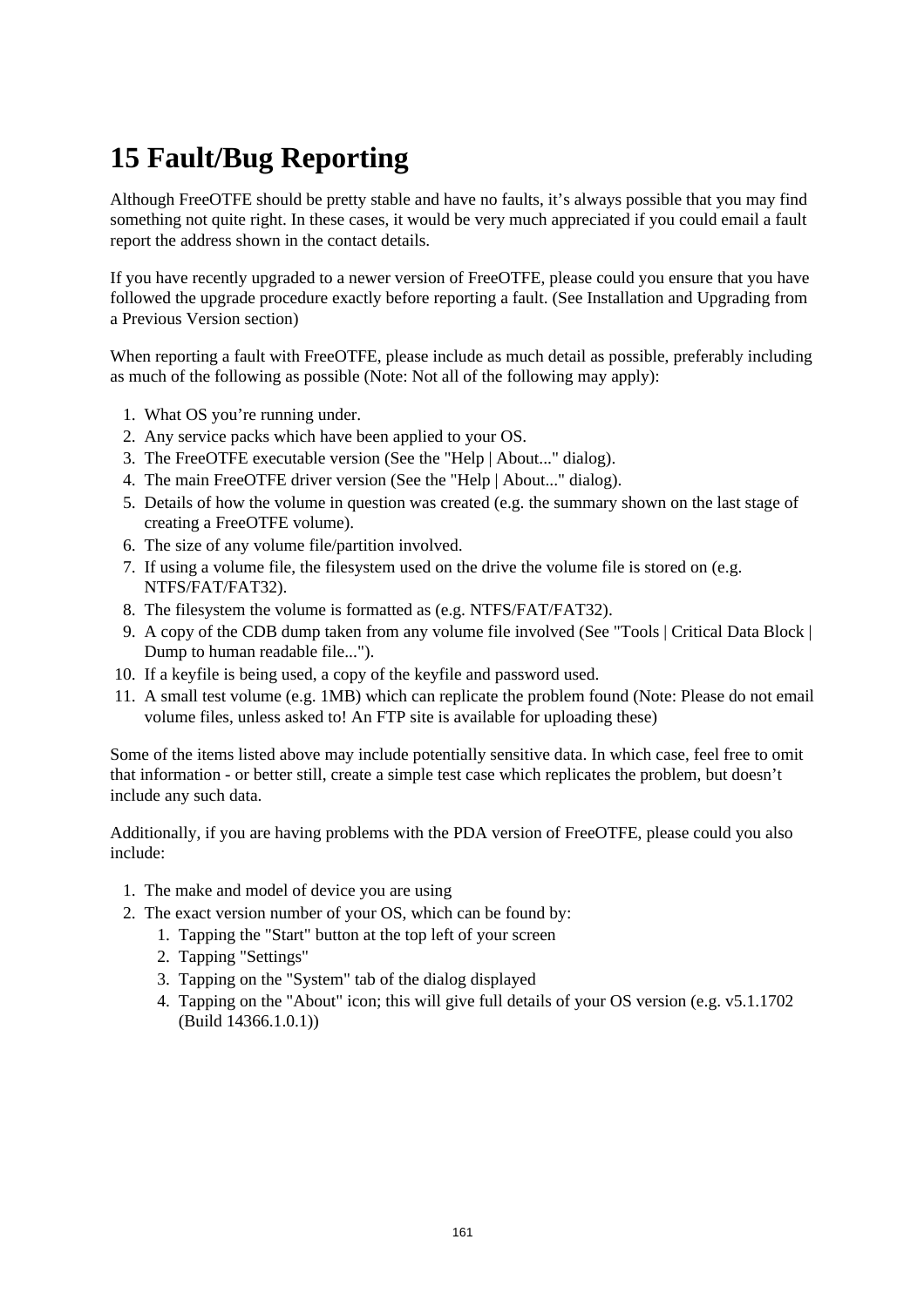# 15 Fault/Bug Reporting

Although FreeOTFE should be pretty stable and have no faults, it's always possible that you may find something not quite right. In these cases, it would be very much appreciated if you could email a fault report the address shown in the contact details.

If you have recently upgraded to a newer version of FreeOTFE, please could you ensure that you have followed the upgrade procedure exactly before reporting a fault. (See Installation and Upgrading from a Previous Version section)

When reporting a fault with FreeOTFE, please include as much detail as possible, preferably including as much of the following as possible (Note: Not all of the following may apply):

1. What OS you're running under.
2. Any service packs which have been applied to your OS.
3. The FreeOTFE executable version (See the "Help | About..." dialog).
4. The main FreeOTFE driver version (See the "Help | About..." dialog).
5. Details of how the volume in question was created (e.g. the summary shown on the last stage of creating a FreeOTFE volume).
6. The size of any volume file/partition involved.
7. If using a volume file, the filesystem used on the drive the volume file is stored on (e.g. NTFS/FAT/FAT32).
8. The filesystem the volume is formatted as (e.g. NTFS/FAT/FAT32).
9. A copy of the CDB dump taken from any volume file involved (See "Tools | Critical Data Block | Dump to human readable file...").
10. If a keyfile is being used, a copy of the keyfile and password used.
11. A small test volume (e.g. 1MB) which can replicate the problem found (Note: Please do not email volume files, unless asked to! An FTP site is available for uploading these)

Some of the items listed above may include potentially sensitive data. In which case, feel free to omit that information - or better still, create a simple test case which replicates the problem, but doesn't include any such data.

Additionally, if you are having problems with the PDA version of FreeOTFE, please could you also include:

1. The make and model of device you are using
2. The exact version number of your OS, which can be found by:
    1. Tapping the "Start" button at the top left of your screen
    2. Tapping "Settings"
    3. Tapping on the "System" tab of the dialog displayed
    4. Tapping on the "About" icon; this will give full details of your OS version (e.g. v5.1.1702 (Build 14366.1.0.1))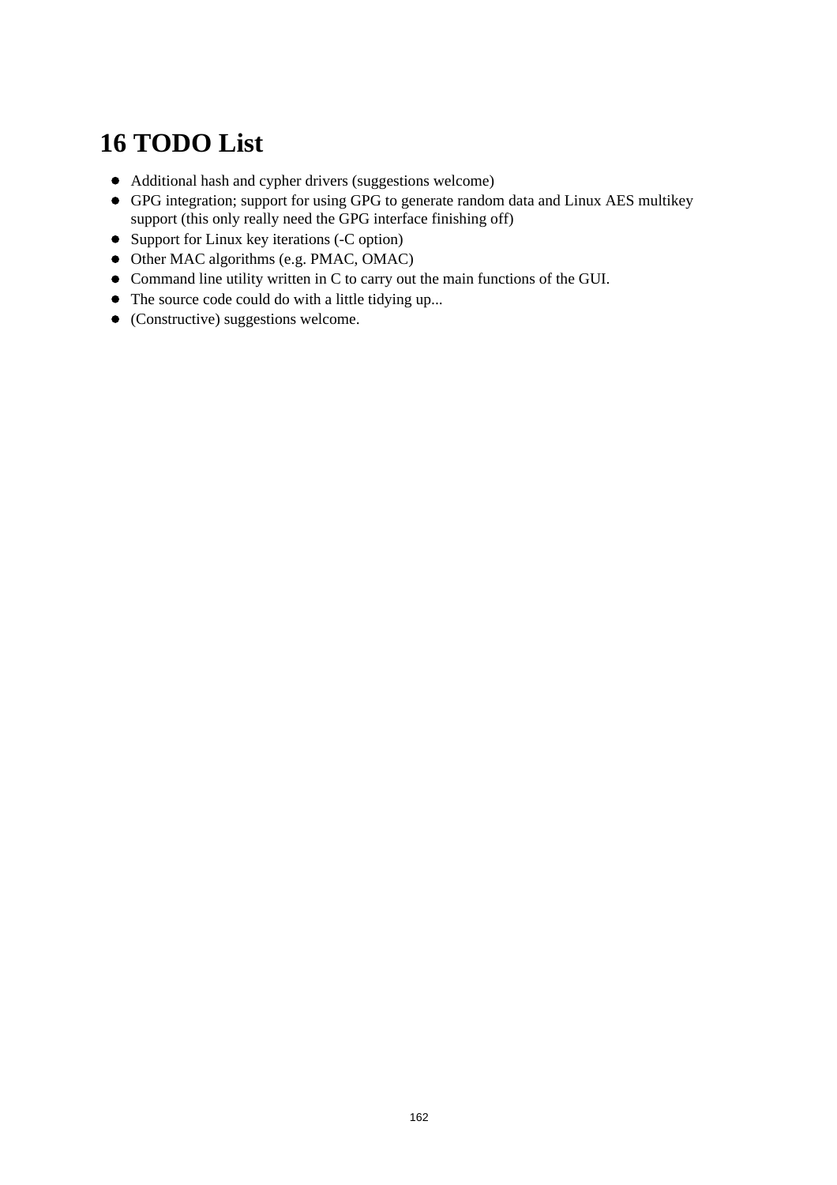# 16 TODO List

- Additional hash and cypher drivers (suggestions welcome)
- GPG integration; support for using GPG to generate random data and Linux AES multikey support (this only really need the GPG interface finishing off)
- Support for Linux key iterations (-C option)
- Other MAC algorithms (e.g. PMAC, OMAC)
- Command line utility written in C to carry out the main functions of the GUI.
- The source code could do with a little tidying up...
- (Constructive) suggestions welcome.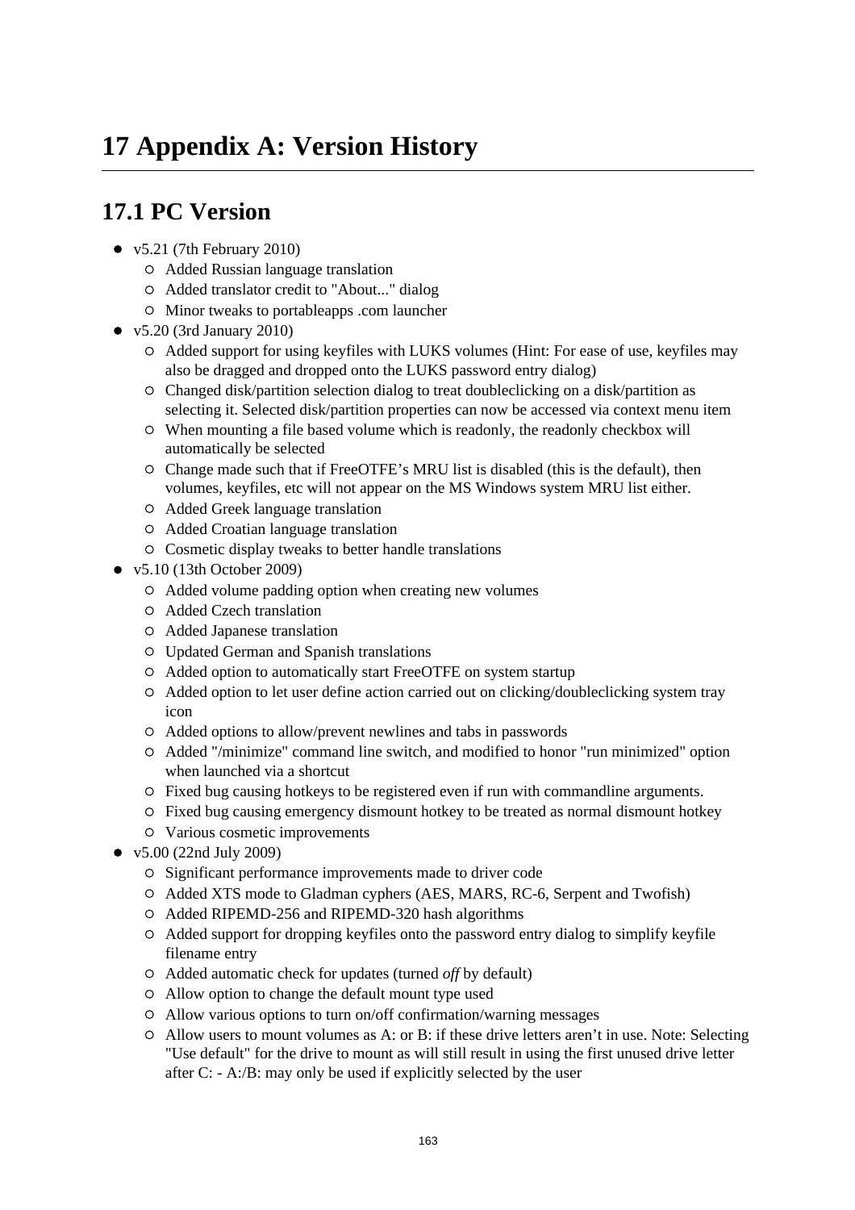# 17 Appendix A: Version History

## 17.1 PC Version

- v5.21 (7th February 2010)
  - Added Russian language translation
  - Added translator credit to "About..." dialog
  - Minor tweaks to portableapps .com launcher
- v5.20 (3rd January 2010)
  - Added support for using keyfiles with LUKS volumes (Hint: For ease of use, keyfiles may also be dragged and dropped onto the LUKS password entry dialog)
  - Changed disk/partition selection dialog to treat doubleclicking on a disk/partition as selecting it. Selected disk/partition properties can now be accessed via context menu item
  - When mounting a file based volume which is readonly, the readonly checkbox will automatically be selected
  - Change made such that if FreeOTFE's MRU list is disabled (this is the default), then volumes, keyfiles, etc will not appear on the MS Windows system MRU list either.
  - Added Greek language translation
  - Added Croatian language translation
  - Cosmetic display tweaks to better handle translations
- v5.10 (13th October 2009)
  - Added volume padding option when creating new volumes
  - Added Czech translation
  - Added Japanese translation
  - Updated German and Spanish translations
  - Added option to automatically start FreeOTFE on system startup
  - Added option to let user define action carried out on clicking/doubleclicking system tray icon
  - Added options to allow/prevent newlines and tabs in passwords
  - Added "/minimize" command line switch, and modified to honor "run minimized" option when launched via a shortcut
  - Fixed bug causing hotkeys to be registered even if run with commandline arguments.
  - Fixed bug causing emergency dismount hotkey to be treated as normal dismount hotkey
  - Various cosmetic improvements
- v5.00 (22nd July 2009)
  - Significant performance improvements made to driver code
  - Added XTS mode to Gladman cyphers (AES, MARS, RC-6, Serpent and Twofish)
  - Added RIPEMD-256 and RIPEMD-320 hash algorithms
  - Added support for dropping keyfiles onto the password entry dialog to simplify keyfile filename entry
  - Added automatic check for updates (turned *off* by default)
  - Allow option to change the default mount type used
  - Allow various options to turn on/off confirmation/warning messages
  - Allow users to mount volumes as A: or B: if these drive letters aren't in use. Note: Selecting "Use default" for the drive to mount as will still result in using the first unused drive letter after C: - A:/B: may only be used if explicitly selected by the user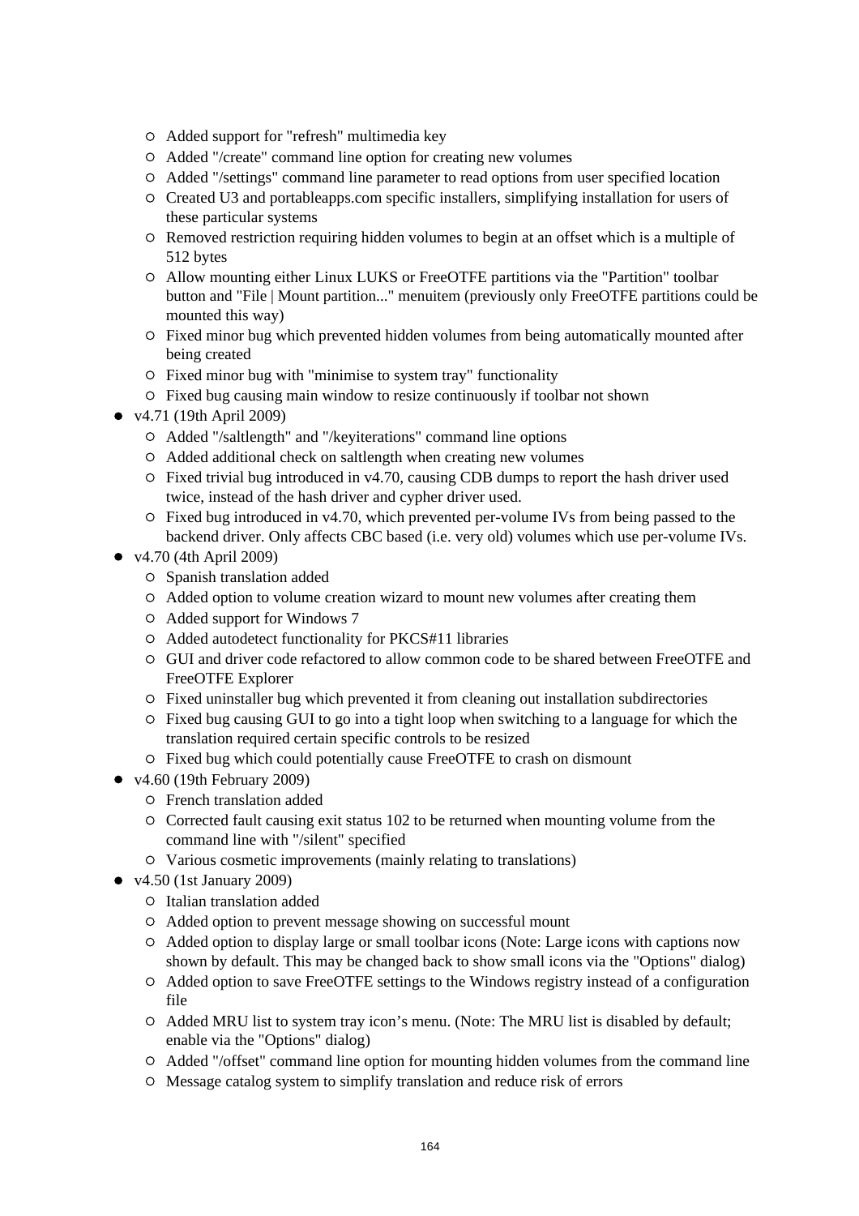- Added support for "refresh" multimedia key
    - Added "/create" command line option for creating new volumes
    - Added "/settings" command line parameter to read options from user specified location
    - Created U3 and portableapps.com specific installers, simplifying installation for users of these particular systems
    - Removed restriction requiring hidden volumes to begin at an offset which is a multiple of 512 bytes
    - Allow mounting either Linux LUKS or FreeOTFE partitions via the "Partition" toolbar button and "File | Mount partition..." menuitem (previously only FreeOTFE partitions could be mounted this way)
    - Fixed minor bug which prevented hidden volumes from being automatically mounted after being created
    - Fixed minor bug with "minimise to system tray" functionality
    - Fixed bug causing main window to resize continuously if toolbar not shown
- v4.71 (19th April 2009)
    - Added "/saltlength" and "/keyiterations" command line options
    - Added additional check on saltlength when creating new volumes
    - Fixed trivial bug introduced in v4.70, causing CDB dumps to report the hash driver used twice, instead of the hash driver and cypher driver used.
    - Fixed bug introduced in v4.70, which prevented per-volume IVs from being passed to the backend driver. Only affects CBC based (i.e. very old) volumes which use per-volume IVs.
- v4.70 (4th April 2009)
    - Spanish translation added
    - Added option to volume creation wizard to mount new volumes after creating them
    - Added support for Windows 7
    - Added autodetect functionality for PKCS#11 libraries
    - GUI and driver code refactored to allow common code to be shared between FreeOTFE and FreeOTFE Explorer
    - Fixed uninstaller bug which prevented it from cleaning out installation subdirectories
    - Fixed bug causing GUI to go into a tight loop when switching to a language for which the translation required certain specific controls to be resized
    - Fixed bug which could potentially cause FreeOTFE to crash on dismount
- v4.60 (19th February 2009)
    - French translation added
    - Corrected fault causing exit status 102 to be returned when mounting volume from the command line with "/silent" specified
    - Various cosmetic improvements (mainly relating to translations)
- v4.50 (1st January 2009)
    - Italian translation added
    - Added option to prevent message showing on successful mount
    - Added option to display large or small toolbar icons (Note: Large icons with captions now shown by default. This may be changed back to show small icons via the "Options" dialog)
    - Added option to save FreeOTFE settings to the Windows registry instead of a configuration file
    - Added MRU list to system tray icon's menu. (Note: The MRU list is disabled by default; enable via the "Options" dialog)
    - Added "/offset" command line option for mounting hidden volumes from the command line
    - Message catalog system to simplify translation and reduce risk of errors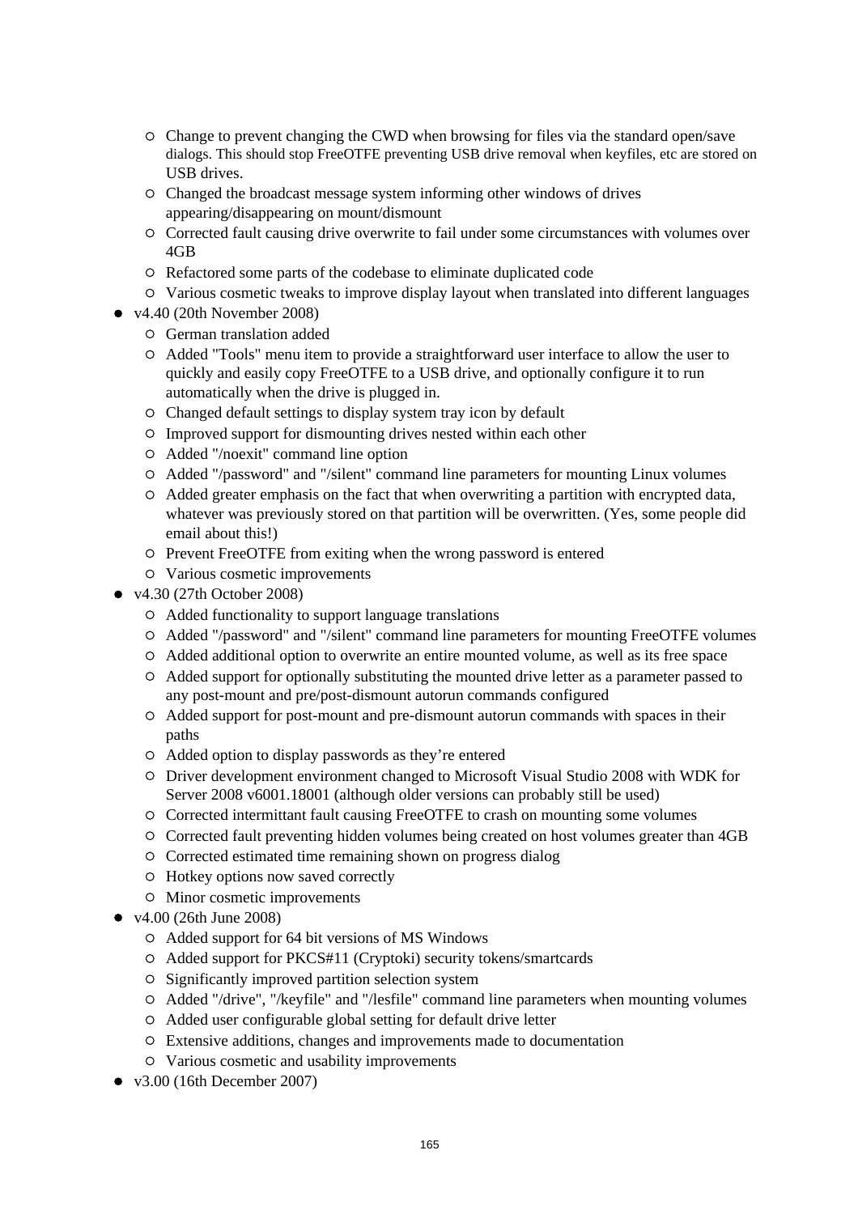- Change to prevent changing the CWD when browsing for files via the standard open/save dialogs. This should stop FreeOTFE preventing USB drive removal when keyfiles, etc are stored on USB drives.
    - Changed the broadcast message system informing other windows of drives appearing/disappearing on mount/dismount
    - Corrected fault causing drive overwrite to fail under some circumstances with volumes over 4GB
    - Refactored some parts of the codebase to eliminate duplicated code
    - Various cosmetic tweaks to improve display layout when translated into different languages
- v4.40 (20th November 2008)
    - German translation added
    - Added "Tools" menu item to provide a straightforward user interface to allow the user to quickly and easily copy FreeOTFE to a USB drive, and optionally configure it to run automatically when the drive is plugged in.
    - Changed default settings to display system tray icon by default
    - Improved support for dismounting drives nested within each other
    - Added "/noexit" command line option
    - Added "/password" and "/silent" command line parameters for mounting Linux volumes
    - Added greater emphasis on the fact that when overwriting a partition with encrypted data, whatever was previously stored on that partition will be overwritten. (Yes, some people did email about this!)
    - Prevent FreeOTFE from exiting when the wrong password is entered
    - Various cosmetic improvements
- v4.30 (27th October 2008)
    - Added functionality to support language translations
    - Added "/password" and "/silent" command line parameters for mounting FreeOTFE volumes
    - Added additional option to overwrite an entire mounted volume, as well as its free space
    - Added support for optionally substituting the mounted drive letter as a parameter passed to any post-mount and pre/post-dismount autorun commands configured
    - Added support for post-mount and pre-dismount autorun commands with spaces in their paths
    - Added option to display passwords as they're entered
    - Driver development environment changed to Microsoft Visual Studio 2008 with WDK for Server 2008 v6001.18001 (although older versions can probably still be used)
    - Corrected intermittant fault causing FreeOTFE to crash on mounting some volumes
    - Corrected fault preventing hidden volumes being created on host volumes greater than 4GB
    - Corrected estimated time remaining shown on progress dialog
    - Hotkey options now saved correctly
    - Minor cosmetic improvements
- v4.00 (26th June 2008)
    - Added support for 64 bit versions of MS Windows
    - Added support for PKCS#11 (Cryptoki) security tokens/smartcards
    - Significantly improved partition selection system
    - Added "/drive", "/keyfile" and "/lesfile" command line parameters when mounting volumes
    - Added user configurable global setting for default drive letter
    - Extensive additions, changes and improvements made to documentation
    - Various cosmetic and usability improvements
- v3.00 (16th December 2007)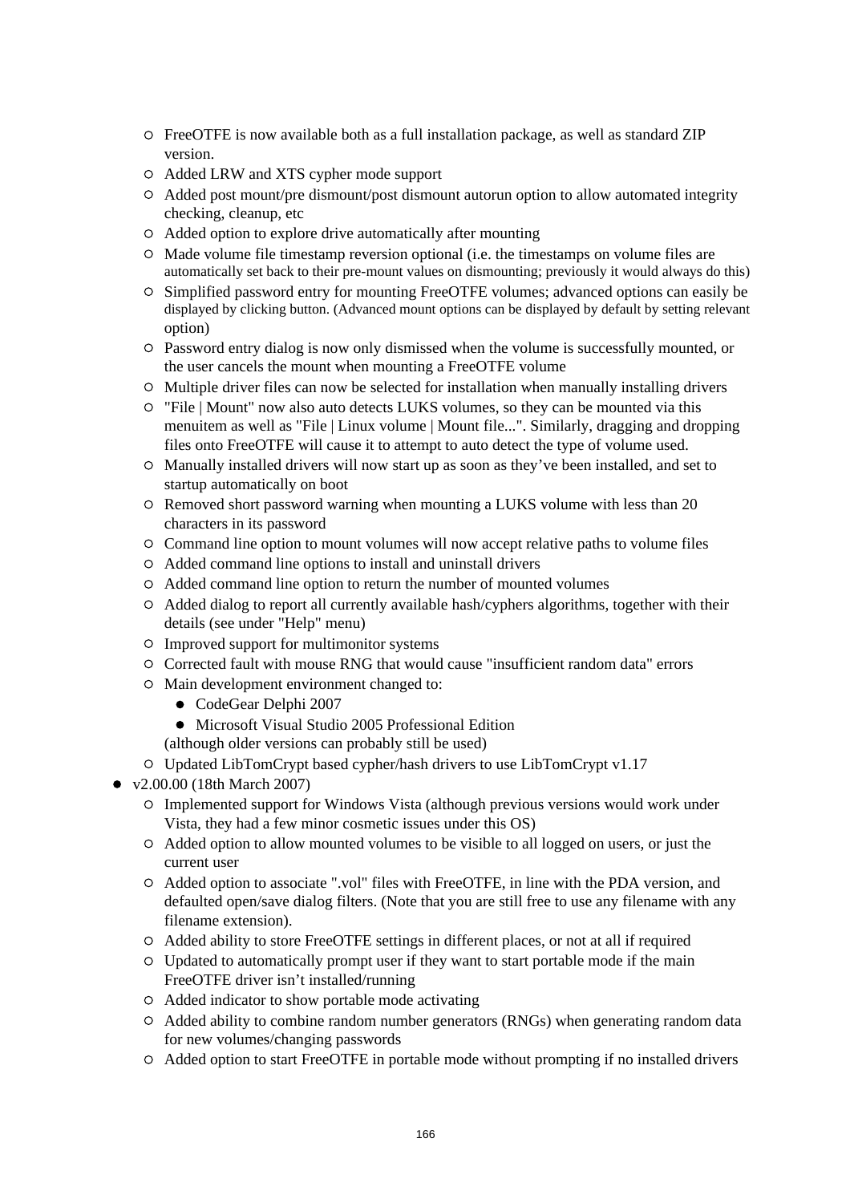- FreeOTFE is now available both as a full installation package, as well as standard ZIP version.
  - Added LRW and XTS cypher mode support
  - Added post mount/pre dismount/post dismount autorun option to allow automated integrity checking, cleanup, etc
  - Added option to explore drive automatically after mounting
  - Made volume file timestamp reversion optional (i.e. the timestamps on volume files are automatically set back to their pre-mount values on dismounting; previously it would always do this)
  - Simplified password entry for mounting FreeOTFE volumes; advanced options can easily be displayed by clicking button. (Advanced mount options can be displayed by default by setting relevant option)
  - Password entry dialog is now only dismissed when the volume is successfully mounted, or the user cancels the mount when mounting a FreeOTFE volume
  - Multiple driver files can now be selected for installation when manually installing drivers
  - "File | Mount" now also auto detects LUKS volumes, so they can be mounted via this menuitem as well as "File | Linux volume | Mount file...". Similarly, dragging and dropping files onto FreeOTFE will cause it to attempt to auto detect the type of volume used.
  - Manually installed drivers will now start up as soon as they've been installed, and set to startup automatically on boot
  - Removed short password warning when mounting a LUKS volume with less than 20 characters in its password
  - Command line option to mount volumes will now accept relative paths to volume files
  - Added command line options to install and uninstall drivers
  - Added command line option to return the number of mounted volumes
  - Added dialog to report all currently available hash/cyphers algorithms, together with their details (see under "Help" menu)
  - Improved support for multimonitor systems
  - Corrected fault with mouse RNG that would cause "insufficient random data" errors
  - Main development environment changed to:
    - CodeGear Delphi 2007
    - Microsoft Visual Studio 2005 Professional Edition

    (although older versions can probably still be used)
  - Updated LibTomCrypt based cypher/hash drivers to use LibTomCrypt v1.17
- v2.00.00 (18th March 2007)
  - Implemented support for Windows Vista (although previous versions would work under Vista, they had a few minor cosmetic issues under this OS)
  - Added option to allow mounted volumes to be visible to all logged on users, or just the current user
  - Added option to associate ".vol" files with FreeOTFE, in line with the PDA version, and defaulted open/save dialog filters. (Note that you are still free to use any filename with any filename extension).
  - Added ability to store FreeOTFE settings in different places, or not at all if required
  - Updated to automatically prompt user if they want to start portable mode if the main FreeOTFE driver isn't installed/running
  - Added indicator to show portable mode activating
  - Added ability to combine random number generators (RNGs) when generating random data for new volumes/changing passwords
  - Added option to start FreeOTFE in portable mode without prompting if no installed drivers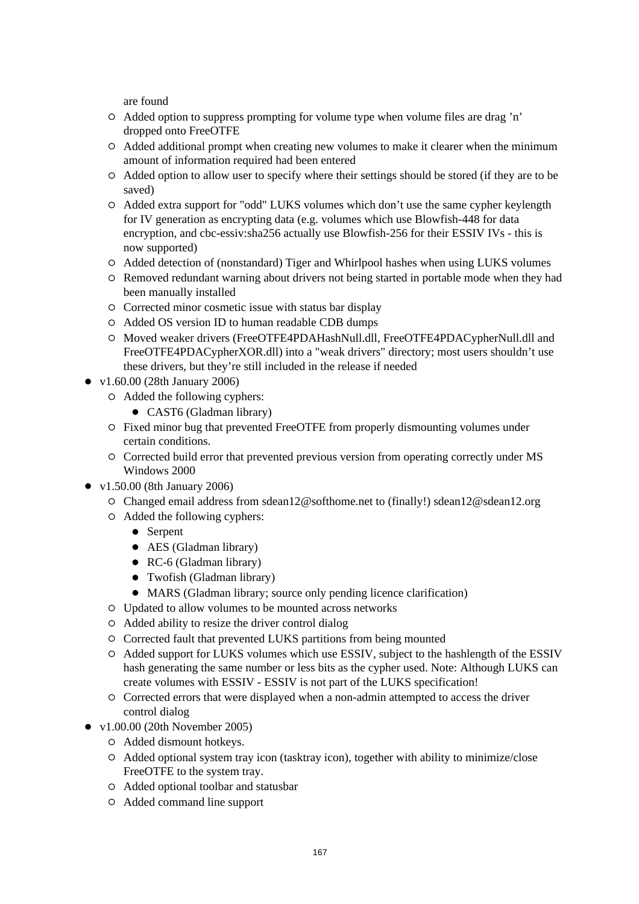are found
  - Added option to suppress prompting for volume type when volume files are drag 'n' dropped onto FreeOTFE
  - Added additional prompt when creating new volumes to make it clearer when the minimum amount of information required had been entered
  - Added option to allow user to specify where their settings should be stored (if they are to be saved)
  - Added extra support for "odd" LUKS volumes which don't use the same cypher keylength for IV generation as encrypting data (e.g. volumes which use Blowfish-448 for data encryption, and cbc-essiv:sha256 actually use Blowfish-256 for their ESSIV IVs - this is now supported)
  - Added detection of (nonstandard) Tiger and Whirlpool hashes when using LUKS volumes
  - Removed redundant warning about drivers not being started in portable mode when they had been manually installed
  - Corrected minor cosmetic issue with status bar display
  - Added OS version ID to human readable CDB dumps
  - Moved weaker drivers (FreeOTFE4PDAHashNull.dll, FreeOTFE4PDACypherNull.dll and FreeOTFE4PDACypherXOR.dll) into a "weak drivers" directory; most users shouldn't use these drivers, but they're still included in the release if needed
- v1.60.00 (28th January 2006)
  - Added the following cyphers:
    - CAST6 (Gladman library)
  - Fixed minor bug that prevented FreeOTFE from properly dismounting volumes under certain conditions.
  - Corrected build error that prevented previous version from operating correctly under MS Windows 2000
- v1.50.00 (8th January 2006)
  - Changed email address from sdean12@softhome.net to (finally!) sdean12@sdean12.org
  - Added the following cyphers:
    - Serpent
    - AES (Gladman library)
    - RC-6 (Gladman library)
    - Twofish (Gladman library)
    - MARS (Gladman library; source only pending licence clarification)
  - Updated to allow volumes to be mounted across networks
  - Added ability to resize the driver control dialog
  - Corrected fault that prevented LUKS partitions from being mounted
  - Added support for LUKS volumes which use ESSIV, subject to the hashlength of the ESSIV hash generating the same number or less bits as the cypher used. Note: Although LUKS can create volumes with ESSIV - ESSIV is not part of the LUKS specification!
  - Corrected errors that were displayed when a non-admin attempted to access the driver control dialog
- v1.00.00 (20th November 2005)
  - Added dismount hotkeys.
  - Added optional system tray icon (tasktray icon), together with ability to minimize/close FreeOTFE to the system tray.
  - Added optional toolbar and statusbar
  - Added command line support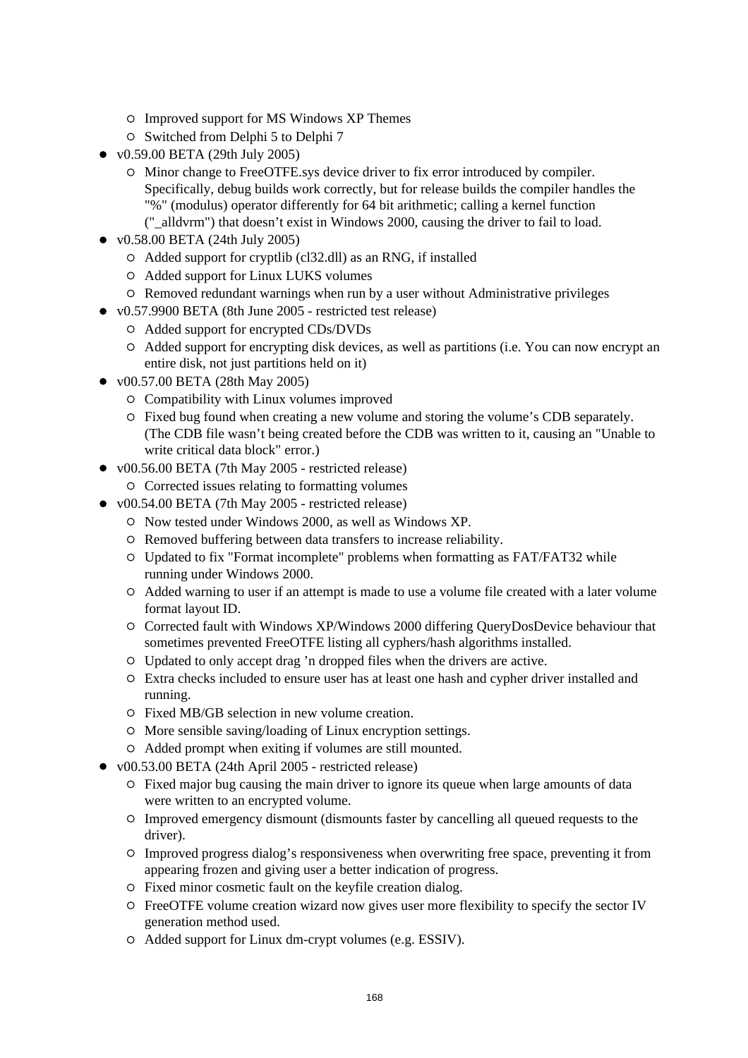- Improved support for MS Windows XP Themes
    - Switched from Delphi 5 to Delphi 7
- v0.59.00 BETA (29th July 2005)
    - Minor change to FreeOTFE.sys device driver to fix error introduced by compiler. Specifically, debug builds work correctly, but for release builds the compiler handles the "%" (modulus) operator differently for 64 bit arithmetic; calling a kernel function ("_alldvrm") that doesn't exist in Windows 2000, causing the driver to fail to load.
- v0.58.00 BETA (24th July 2005)
    - Added support for cryptlib (cl32.dll) as an RNG, if installed
    - Added support for Linux LUKS volumes
    - Removed redundant warnings when run by a user without Administrative privileges
- v0.57.9900 BETA (8th June 2005 - restricted test release)
    - Added support for encrypted CDs/DVDs
    - Added support for encrypting disk devices, as well as partitions (i.e. You can now encrypt an entire disk, not just partitions held on it)
- v00.57.00 BETA (28th May 2005)
    - Compatibility with Linux volumes improved
    - Fixed bug found when creating a new volume and storing the volume's CDB separately. (The CDB file wasn't being created before the CDB was written to it, causing an "Unable to write critical data block" error.)
- v00.56.00 BETA (7th May 2005 - restricted release)
    - Corrected issues relating to formatting volumes
- v00.54.00 BETA (7th May 2005 - restricted release)
    - Now tested under Windows 2000, as well as Windows XP.
    - Removed buffering between data transfers to increase reliability.
    - Updated to fix "Format incomplete" problems when formatting as FAT/FAT32 while running under Windows 2000.
    - Added warning to user if an attempt is made to use a volume file created with a later volume format layout ID.
    - Corrected fault with Windows XP/Windows 2000 differing QueryDosDevice behaviour that sometimes prevented FreeOTFE listing all cyphers/hash algorithms installed.
    - Updated to only accept drag 'n dropped files when the drivers are active.
    - Extra checks included to ensure user has at least one hash and cypher driver installed and running.
    - Fixed MB/GB selection in new volume creation.
    - More sensible saving/loading of Linux encryption settings.
    - Added prompt when exiting if volumes are still mounted.
- v00.53.00 BETA (24th April 2005 - restricted release)
    - Fixed major bug causing the main driver to ignore its queue when large amounts of data were written to an encrypted volume.
    - Improved emergency dismount (dismounts faster by cancelling all queued requests to the driver).
    - Improved progress dialog's responsiveness when overwriting free space, preventing it from appearing frozen and giving user a better indication of progress.
    - Fixed minor cosmetic fault on the keyfile creation dialog.
    - FreeOTFE volume creation wizard now gives user more flexibility to specify the sector IV generation method used.
    - Added support for Linux dm-crypt volumes (e.g. ESSIV).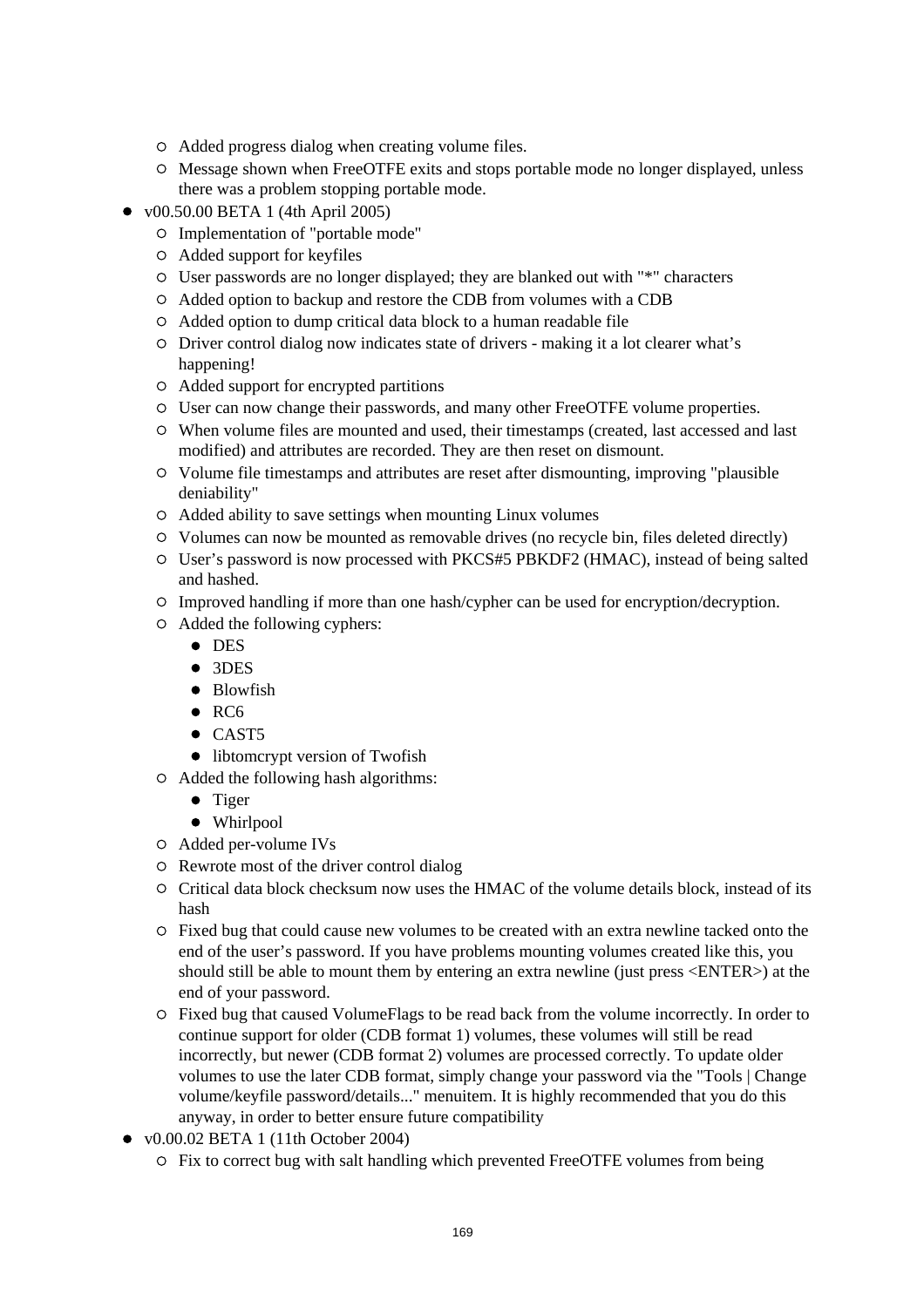- Added progress dialog when creating volume files.
  - Message shown when FreeOTFE exits and stops portable mode no longer displayed, unless there was a problem stopping portable mode.
- v00.50.00 BETA 1 (4th April 2005)
  - Implementation of "portable mode"
  - Added support for keyfiles
  - User passwords are no longer displayed; they are blanked out with "*" characters
  - Added option to backup and restore the CDB from volumes with a CDB
  - Added option to dump critical data block to a human readable file
  - Driver control dialog now indicates state of drivers - making it a lot clearer what’s happening!
  - Added support for encrypted partitions
  - User can now change their passwords, and many other FreeOTFE volume properties.
  - When volume files are mounted and used, their timestamps (created, last accessed and last modified) and attributes are recorded. They are then reset on dismount.
  - Volume file timestamps and attributes are reset after dismounting, improving "plausible deniability"
  - Added ability to save settings when mounting Linux volumes
  - Volumes can now be mounted as removable drives (no recycle bin, files deleted directly)
  - User’s password is now processed with PKCS#5 PBKDF2 (HMAC), instead of being salted and hashed.
  - Improved handling if more than one hash/cypher can be used for encryption/decryption.
  - Added the following cyphers:
    - DES
    - 3DES
    - Blowfish
    - RC6
    - CAST5
    - libtomcrypt version of Twofish
  - Added the following hash algorithms:
    - Tiger
    - Whirlpool
  - Added per-volume IVs
  - Rewrote most of the driver control dialog
  - Critical data block checksum now uses the HMAC of the volume details block, instead of its hash
  - Fixed bug that could cause new volumes to be created with an extra newline tacked onto the end of the user’s password. If you have problems mounting volumes created like this, you should still be able to mount them by entering an extra newline (just press <ENTER>) at the end of your password.
  - Fixed bug that caused VolumeFlags to be read back from the volume incorrectly. In order to continue support for older (CDB format 1) volumes, these volumes will still be read incorrectly, but newer (CDB format 2) volumes are processed correctly. To update older volumes to use the later CDB format, simply change your password via the "Tools | Change volume/keyfile password/details..." menuitem. It is highly recommended that you do this anyway, in order to better ensure future compatibility
- v0.00.02 BETA 1 (11th October 2004)
  - Fix to correct bug with salt handling which prevented FreeOTFE volumes from being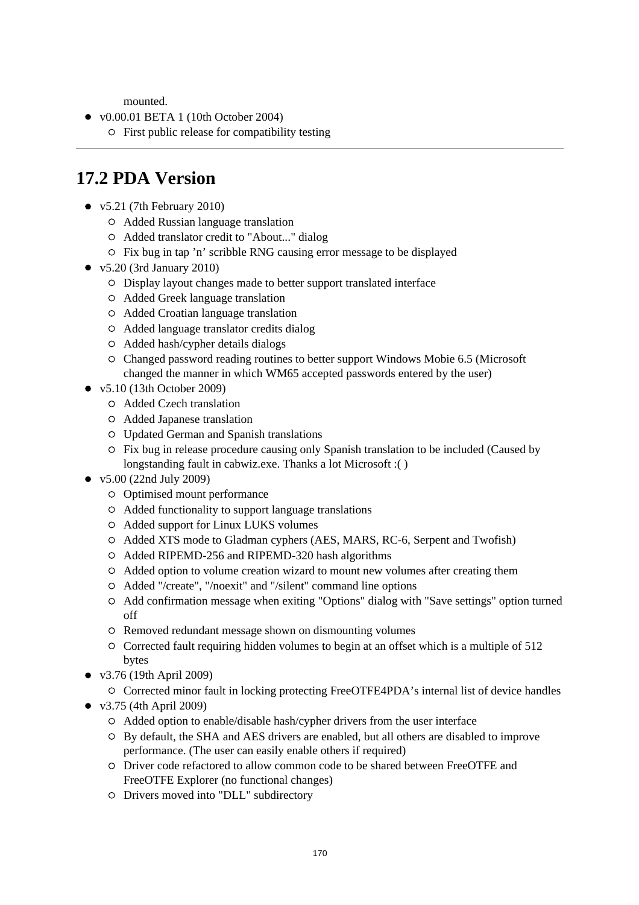mounted.

- v0.00.01 BETA 1 (10th October 2004)
  - First public release for compatibility testing

---

## 17.2 PDA Version

- v5.21 (7th February 2010)
  - Added Russian language translation
  - Added translator credit to "About..." dialog
  - Fix bug in tap 'n' scribble RNG causing error message to be displayed
- v5.20 (3rd January 2010)
  - Display layout changes made to better support translated interface
  - Added Greek language translation
  - Added Croatian language translation
  - Added language translator credits dialog
  - Added hash/cypher details dialogs
  - Changed password reading routines to better support Windows Mobie 6.5 (Microsoft changed the manner in which WM65 accepted passwords entered by the user)
- v5.10 (13th October 2009)
  - Added Czech translation
  - Added Japanese translation
  - Updated German and Spanish translations
  - Fix bug in release procedure causing only Spanish translation to be included (Caused by longstanding fault in cabwiz.exe. Thanks a lot Microsoft :( )
- v5.00 (22nd July 2009)
  - Optimised mount performance
  - Added functionality to support language translations
  - Added support for Linux LUKS volumes
  - Added XTS mode to Gladman cyphers (AES, MARS, RC-6, Serpent and Twofish)
  - Added RIPEMD-256 and RIPEMD-320 hash algorithms
  - Added option to volume creation wizard to mount new volumes after creating them
  - Added "/create", "/noexit" and "/silent" command line options
  - Add confirmation message when exiting "Options" dialog with "Save settings" option turned off
  - Removed redundant message shown on dismounting volumes
  - Corrected fault requiring hidden volumes to begin at an offset which is a multiple of 512 bytes
- v3.76 (19th April 2009)
  - Corrected minor fault in locking protecting FreeOTFE4PDA's internal list of device handles
- v3.75 (4th April 2009)
  - Added option to enable/disable hash/cypher drivers from the user interface
  - By default, the SHA and AES drivers are enabled, but all others are disabled to improve performance. (The user can easily enable others if required)
  - Driver code refactored to allow common code to be shared between FreeOTFE and FreeOTFE Explorer (no functional changes)
  - Drivers moved into "DLL" subdirectory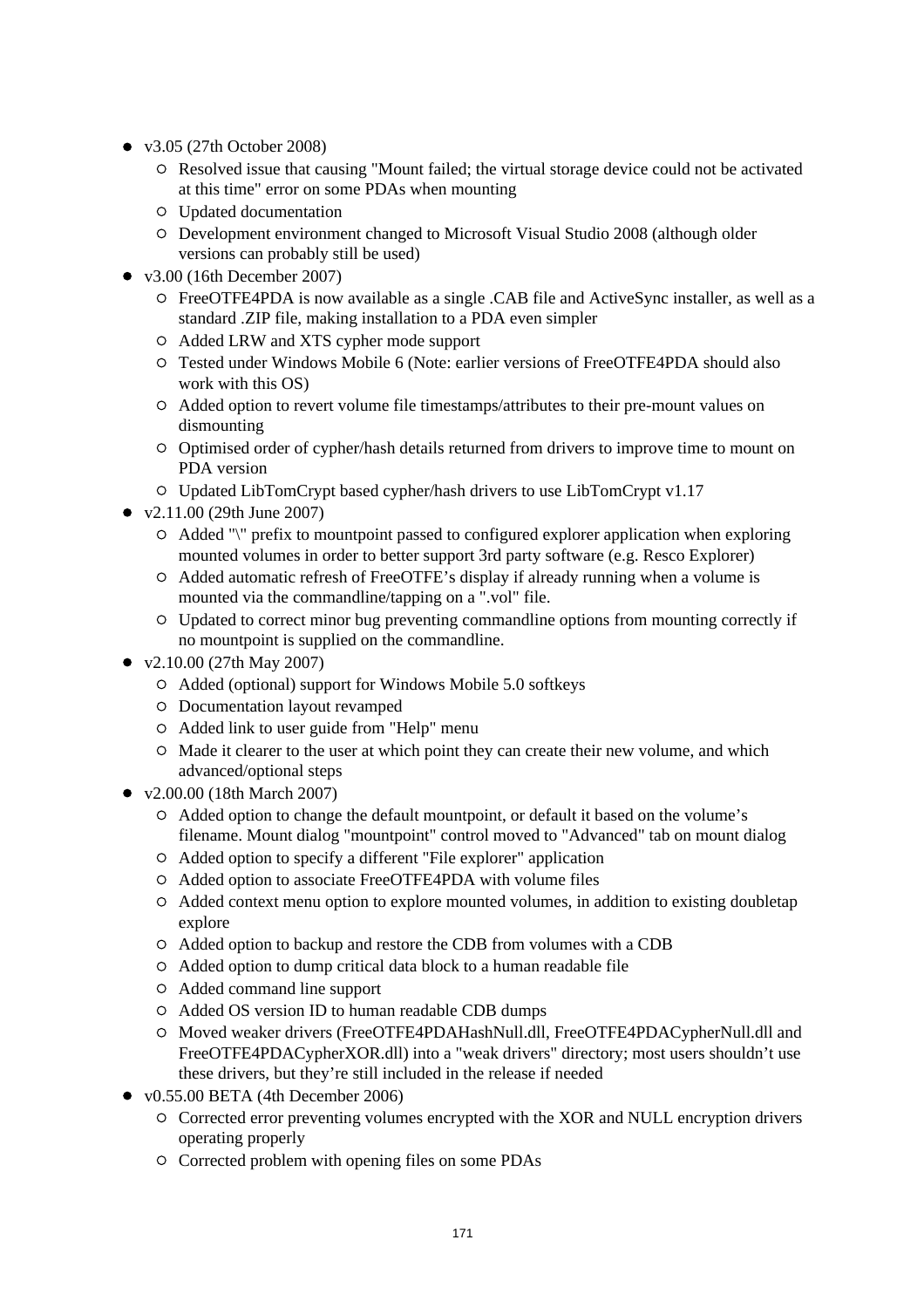- v3.05 (27th October 2008)
  - Resolved issue that causing "Mount failed; the virtual storage device could not be activated at this time" error on some PDAs when mounting
  - Updated documentation
  - Development environment changed to Microsoft Visual Studio 2008 (although older versions can probably still be used)
- v3.00 (16th December 2007)
  - FreeOTFE4PDA is now available as a single .CAB file and ActiveSync installer, as well as a standard .ZIP file, making installation to a PDA even simpler
  - Added LRW and XTS cypher mode support
  - Tested under Windows Mobile 6 (Note: earlier versions of FreeOTFE4PDA should also work with this OS)
  - Added option to revert volume file timestamps/attributes to their pre-mount values on dismounting
  - Optimised order of cypher/hash details returned from drivers to improve time to mount on PDA version
  - Updated LibTomCrypt based cypher/hash drivers to use LibTomCrypt v1.17
- v2.11.00 (29th June 2007)
  - Added "\" prefix to mountpoint passed to configured explorer application when exploring mounted volumes in order to better support 3rd party software (e.g. Resco Explorer)
  - Added automatic refresh of FreeOTFE's display if already running when a volume is mounted via the commandline/tapping on a ".vol" file.
  - Updated to correct minor bug preventing commandline options from mounting correctly if no mountpoint is supplied on the commandline.
- v2.10.00 (27th May 2007)
  - Added (optional) support for Windows Mobile 5.0 softkeys
  - Documentation layout revamped
  - Added link to user guide from "Help" menu
  - Made it clearer to the user at which point they can create their new volume, and which advanced/optional steps
- v2.00.00 (18th March 2007)
  - Added option to change the default mountpoint, or default it based on the volume's filename. Mount dialog "mountpoint" control moved to "Advanced" tab on mount dialog
  - Added option to specify a different "File explorer" application
  - Added option to associate FreeOTFE4PDA with volume files
  - Added context menu option to explore mounted volumes, in addition to existing doubletap explore
  - Added option to backup and restore the CDB from volumes with a CDB
  - Added option to dump critical data block to a human readable file
  - Added command line support
  - Added OS version ID to human readable CDB dumps
  - Moved weaker drivers (FreeOTFE4PDAHashNull.dll, FreeOTFE4PDACypherNull.dll and FreeOTFE4PDACypherXOR.dll) into a "weak drivers" directory; most users shouldn't use these drivers, but they're still included in the release if needed
- v0.55.00 BETA (4th December 2006)
  - Corrected error preventing volumes encrypted with the XOR and NULL encryption drivers operating properly
  - Corrected problem with opening files on some PDAs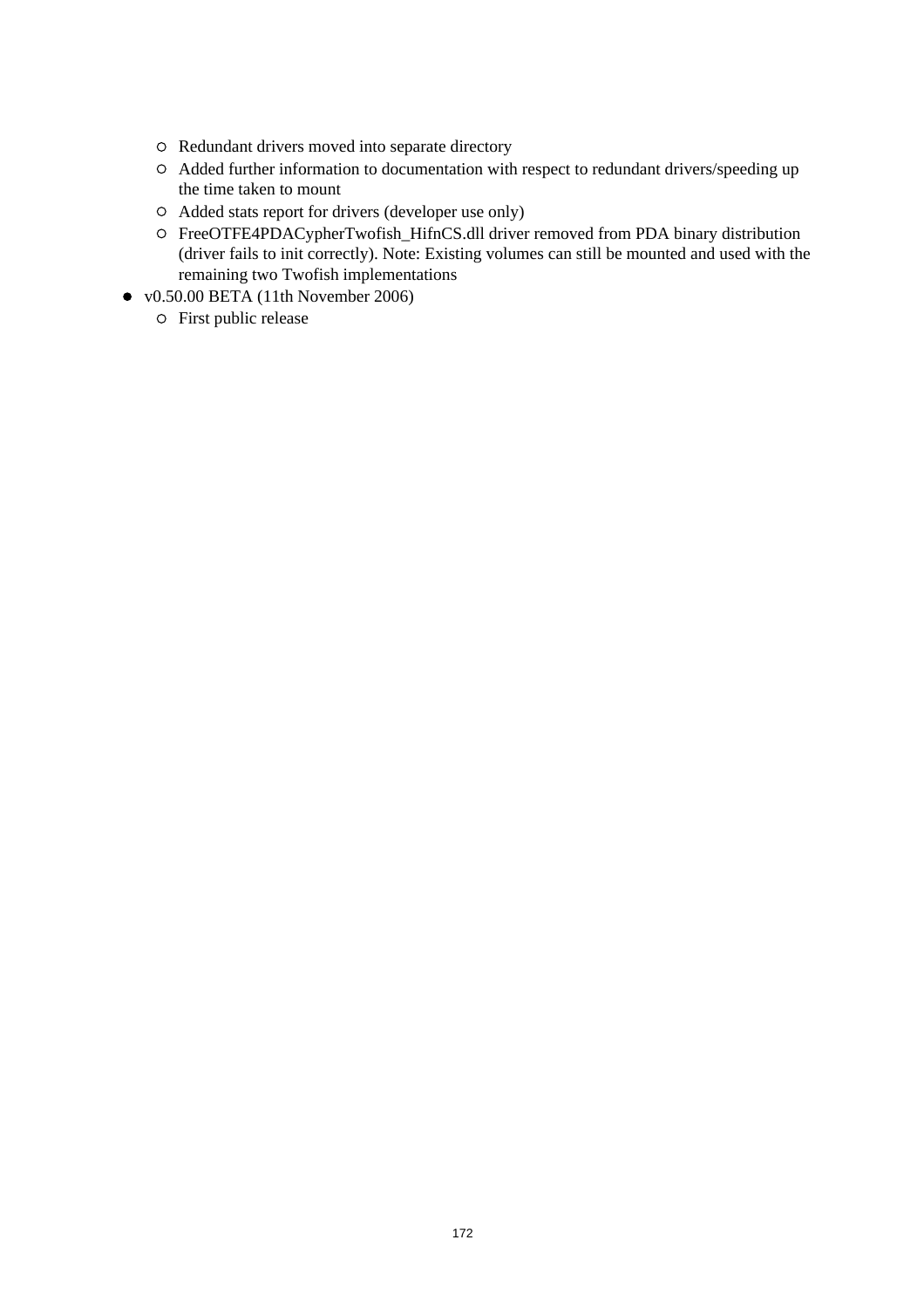- Redundant drivers moved into separate directory
    - Added further information to documentation with respect to redundant drivers/speeding up the time taken to mount
    - Added stats report for drivers (developer use only)
    - FreeOTFE4PDACypherTwofish_HifnCS.dll driver removed from PDA binary distribution (driver fails to init correctly). Note: Existing volumes can still be mounted and used with the remaining two Twofish implementations
- v0.50.00 BETA (11th November 2006)
    - First public release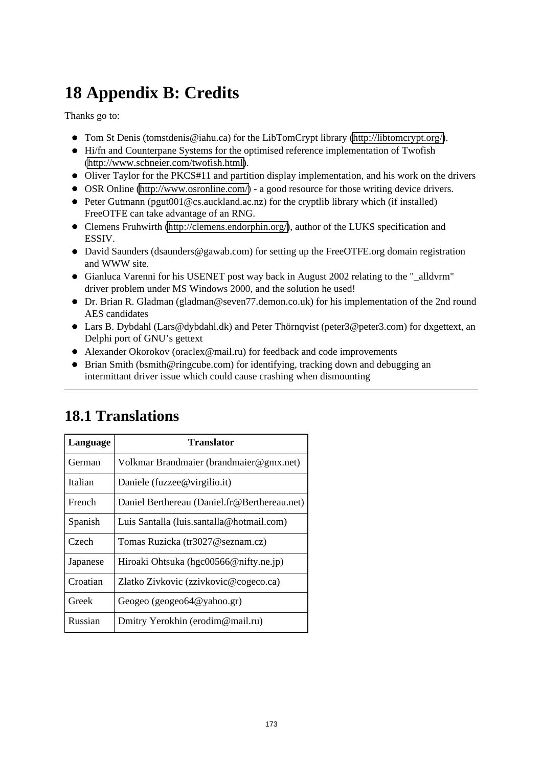# 18 Appendix B: Credits

Thanks go to:

- Tom St Denis (tomstdenis@iahu.ca) for the LibTomCrypt library (http://libtomcrypt.org/).
- Hi/fn and Counterpane Systems for the optimised reference implementation of Twofish (http://www.schneier.com/twofish.html).
- Oliver Taylor for the PKCS#11 and partition display implementation, and his work on the drivers
- OSR Online (http://www.osronline.com/) - a good resource for those writing device drivers.
- Peter Gutmann (pgut001@cs.auckland.ac.nz) for the cryptlib library which (if installed) FreeOTFE can take advantage of an RNG.
- Clemens Fruhwirth (http://clemens.endorphin.org/), author of the LUKS specification and ESSIV.
- David Saunders (dsaunders@gawab.com) for setting up the FreeOTFE.org domain registration and WWW site.
- Gianluca Varenni for his USENET post way back in August 2002 relating to the "_alldvrm" driver problem under MS Windows 2000, and the solution he used!
- Dr. Brian R. Gladman (gladman@seven77.demon.co.uk) for his implementation of the 2nd round AES candidates
- Lars B. Dybdahl (Lars@dybdahl.dk) and Peter Thörnqvist (peter3@peter3.com) for dxgettext, an Delphi port of GNU's gettext
- Alexander Okorokov (oraclex@mail.ru) for feedback and code improvements
- Brian Smith (bsmith@ringcube.com) for identifying, tracking down and debugging an intermittant driver issue which could cause crashing when dismounting

---

## 18.1 Translations

| Language | Translator |
|---|---|
| German | Volkmar Brandmaier (brandmaier@gmx.net) |
| Italian | Daniele (fuzzee@virgilio.it) |
| French | Daniel Berthereau (Daniel.fr@Berthereau.net) |
| Spanish | Luis Santalla (luis.santalla@hotmail.com) |
| Czech | Tomas Ruzicka (tr3027@seznam.cz) |
| Japanese | Hiroaki Ohtsuka (hgc00566@nifty.ne.jp) |
| Croatian | Zlatko Zivkovic (zzivkovic@cogeco.ca) |
| Greek | Geogeo (geogeo64@yahoo.gr) |
| Russian | Dmitry Yerokhin (erodim@mail.ru) |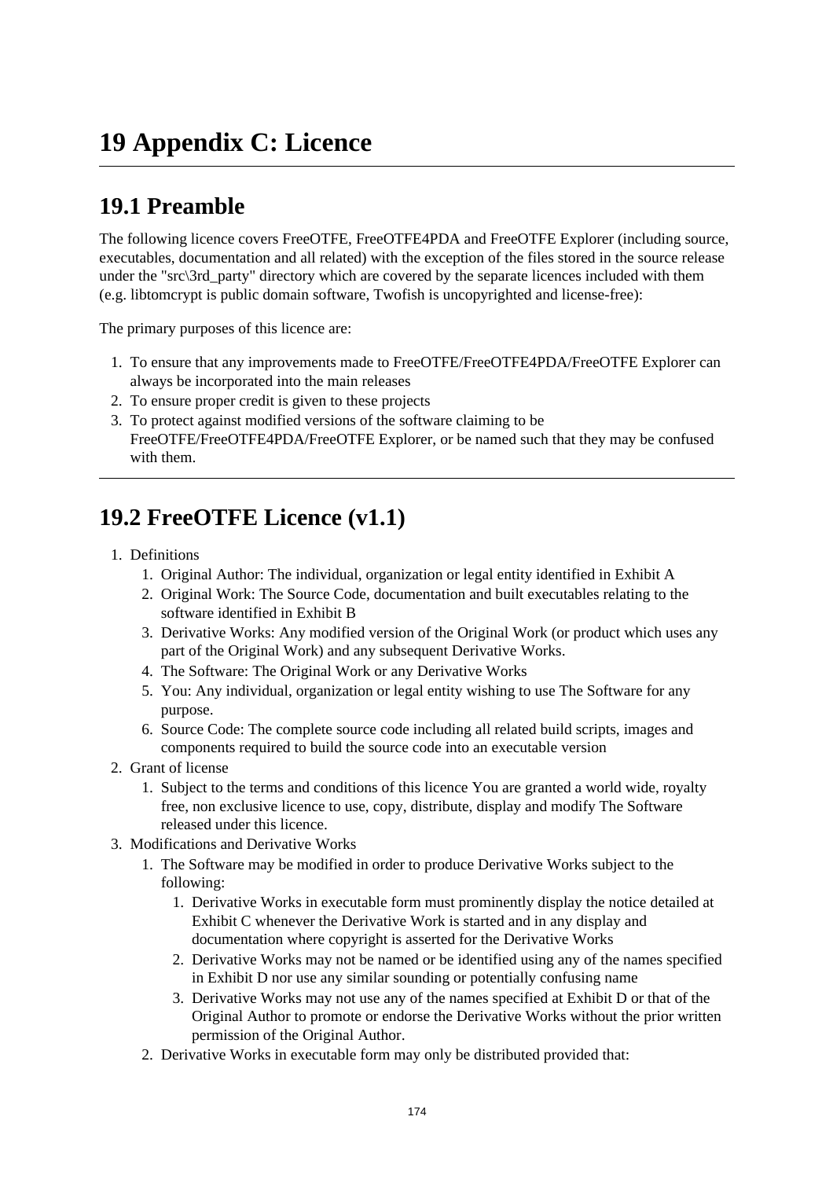# 19 Appendix C: Licence

## 19.1 Preamble

The following licence covers FreeOTFE, FreeOTFE4PDA and FreeOTFE Explorer (including source, executables, documentation and all related) with the exception of the files stored in the source release under the "src\3rd_party" directory which are covered by the separate licences included with them (e.g. libtomcrypt is public domain software, Twofish is uncopyrighted and license-free):

The primary purposes of this licence are:

1. To ensure that any improvements made to FreeOTFE/FreeOTFE4PDA/FreeOTFE Explorer can always be incorporated into the main releases
2. To ensure proper credit is given to these projects
3. To protect against modified versions of the software claiming to be FreeOTFE/FreeOTFE4PDA/FreeOTFE Explorer, or be named such that they may be confused with them.

---

## 19.2 FreeOTFE Licence (v1.1)

1. Definitions
   1. Original Author: The individual, organization or legal entity identified in Exhibit A
   2. Original Work: The Source Code, documentation and built executables relating to the software identified in Exhibit B
   3. Derivative Works: Any modified version of the Original Work (or product which uses any part of the Original Work) and any subsequent Derivative Works.
   4. The Software: The Original Work or any Derivative Works
   5. You: Any individual, organization or legal entity wishing to use The Software for any purpose.
   6. Source Code: The complete source code including all related build scripts, images and components required to build the source code into an executable version
2. Grant of license
   1. Subject to the terms and conditions of this licence You are granted a world wide, royalty free, non exclusive licence to use, copy, distribute, display and modify The Software released under this licence.
3. Modifications and Derivative Works
   1. The Software may be modified in order to produce Derivative Works subject to the following:
      1. Derivative Works in executable form must prominently display the notice detailed at Exhibit C whenever the Derivative Work is started and in any display and documentation where copyright is asserted for the Derivative Works
      2. Derivative Works may not be named or be identified using any of the names specified in Exhibit D nor use any similar sounding or potentially confusing name
      3. Derivative Works may not use any of the names specified at Exhibit D or that of the Original Author to promote or endorse the Derivative Works without the prior written permission of the Original Author.
   2. Derivative Works in executable form may only be distributed provided that: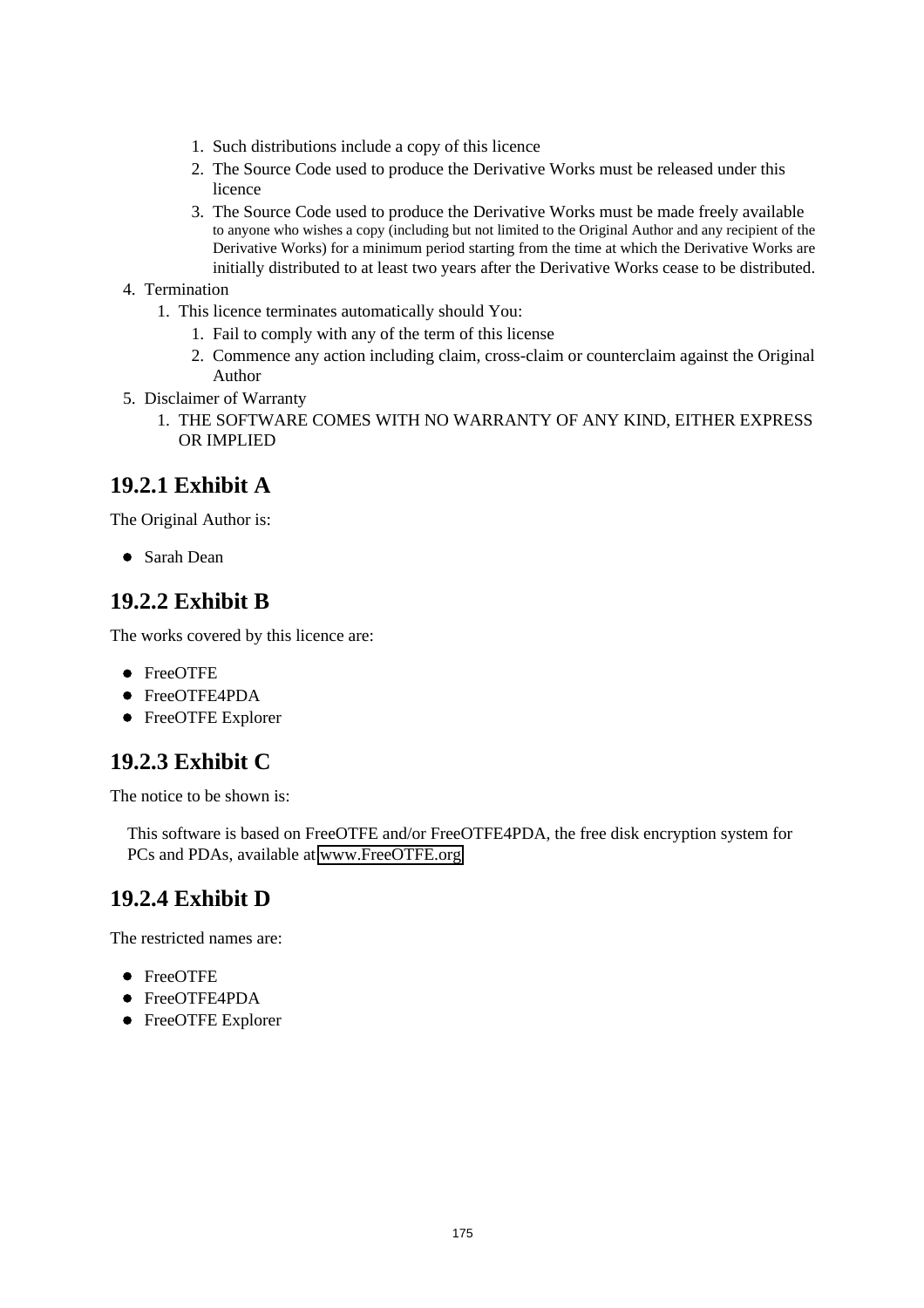1. Such distributions include a copy of this licence
   2. The Source Code used to produce the Derivative Works must be released under this licence
   3. The Source Code used to produce the Derivative Works must be made freely available to anyone who wishes a copy (including but not limited to the Original Author and any recipient of the Derivative Works) for a minimum period starting from the time at which the Derivative Works are initially distributed to at least two years after the Derivative Works cease to be distributed.
4. Termination
   1. This licence terminates automatically should You:
      1. Fail to comply with any of the term of this license
      2. Commence any action including claim, cross-claim or counterclaim against the Original Author
5. Disclaimer of Warranty
   1. THE SOFTWARE COMES WITH NO WARRANTY OF ANY KIND, EITHER EXPRESS OR IMPLIED

## 19.2.1 Exhibit A

The Original Author is:

- Sarah Dean

## 19.2.2 Exhibit B

The works covered by this licence are:

- FreeOTFE
- FreeOTFE4PDA
- FreeOTFE Explorer

## 19.2.3 Exhibit C

The notice to be shown is:

> This software is based on FreeOTFE and/or FreeOTFE4PDA, the free disk encryption system for PCs and PDAs, available at www.FreeOTFE.org

## 19.2.4 Exhibit D

The restricted names are:

- FreeOTFE
- FreeOTFE4PDA
- FreeOTFE Explorer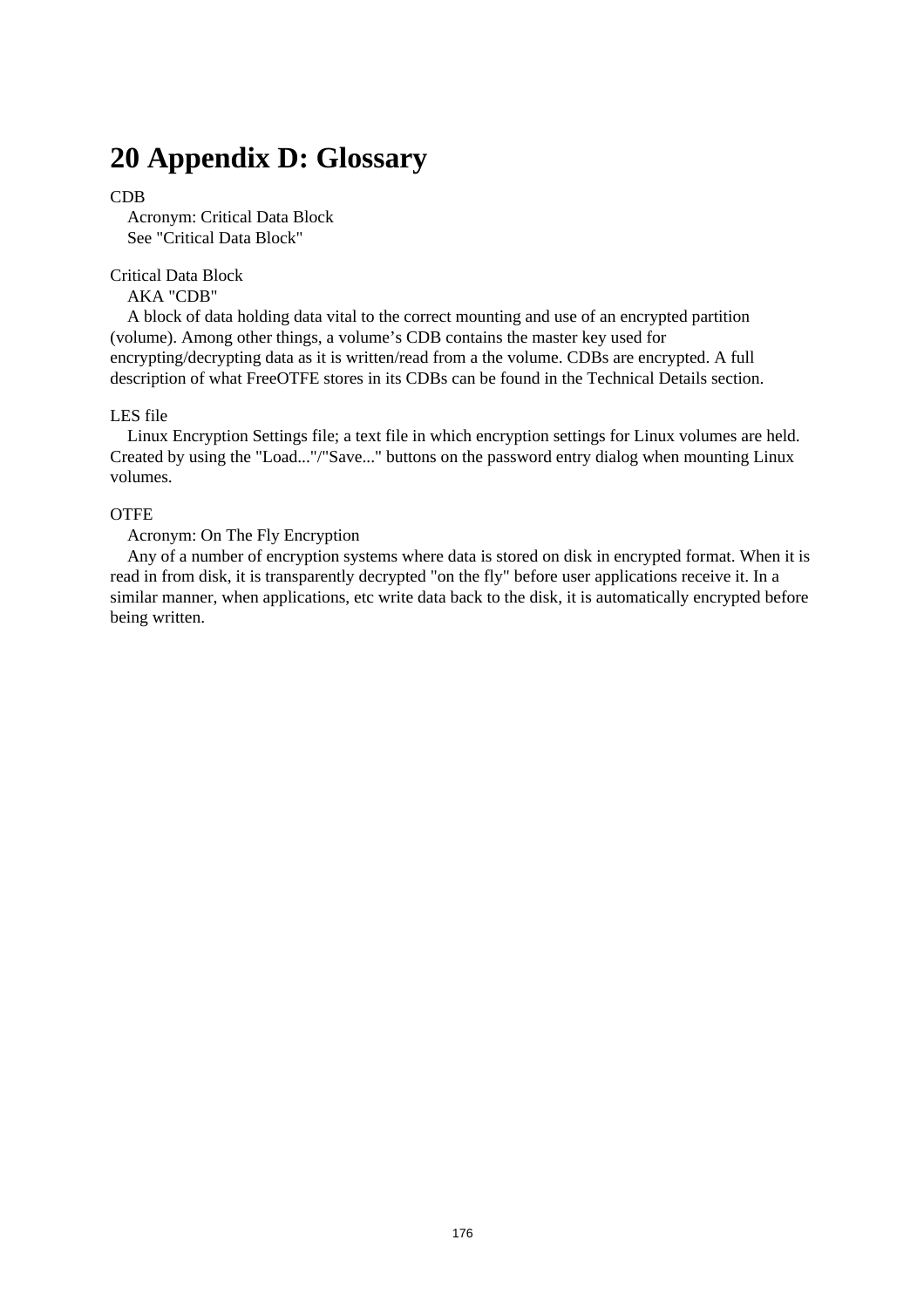# 20 Appendix D: Glossary

CDB

Acronym: Critical Data Block
See "Critical Data Block"

Critical Data Block

AKA "CDB"

A block of data holding data vital to the correct mounting and use of an encrypted partition (volume). Among other things, a volume's CDB contains the master key used for encrypting/decrypting data as it is written/read from a the volume. CDBs are encrypted. A full description of what FreeOTFE stores in its CDBs can be found in the Technical Details section.

LES file

Linux Encryption Settings file; a text file in which encryption settings for Linux volumes are held. Created by using the "Load..."/"Save..." buttons on the password entry dialog when mounting Linux volumes.

OTFE

Acronym: On The Fly Encryption

Any of a number of encryption systems where data is stored on disk in encrypted format. When it is read in from disk, it is transparently decrypted "on the fly" before user applications receive it. In a similar manner, when applications, etc write data back to the disk, it is automatically encrypted before being written.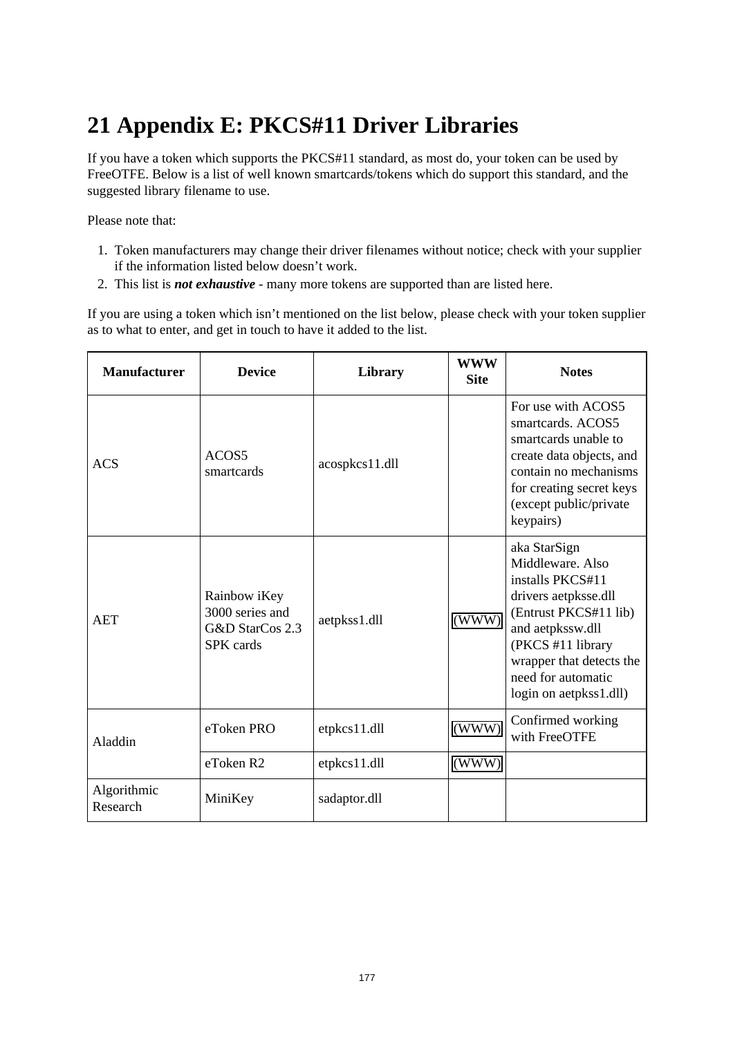# 21 Appendix E: PKCS#11 Driver Libraries

If you have a token which supports the PKCS#11 standard, as most do, your token can be used by FreeOTFE. Below is a list of well known smartcards/tokens which do support this standard, and the suggested library filename to use.

Please note that:

1. Token manufacturers may change their driver filenames without notice; check with your supplier if the information listed below doesn't work.
2. This list is ***not exhaustive*** - many more tokens are supported than are listed here.

If you are using a token which isn't mentioned on the list below, please check with your token supplier as to what to enter, and get in touch to have it added to the list.

| Manufacturer | Device | Library | WWW Site | Notes |
|---|---|---|---|---|
| ACS | ACOS5 smartcards | acospkcs11.dll | | For use with ACOS5 smartcards. ACOS5 smartcards unable to create data objects, and contain no mechanisms for creating secret keys (except public/private keypairs) |
| AET | Rainbow iKey 3000 series and G&D StarCos 2.3 SPK cards | aetpkss1.dll | (WWW) | aka StarSign Middleware. Also installs PKCS#11 drivers aetpksse.dll (Entrust PKCS#11 lib) and aetpkssw.dll (PKCS #11 library wrapper that detects the need for automatic login on aetpkss1.dll) |
| Aladdin | eToken PRO | etpkcs11.dll | (WWW) | Confirmed working with FreeOTFE |
| | eToken R2 | etpkcs11.dll | (WWW) | |
| Algorithmic Research | MiniKey | sadaptor.dll | | |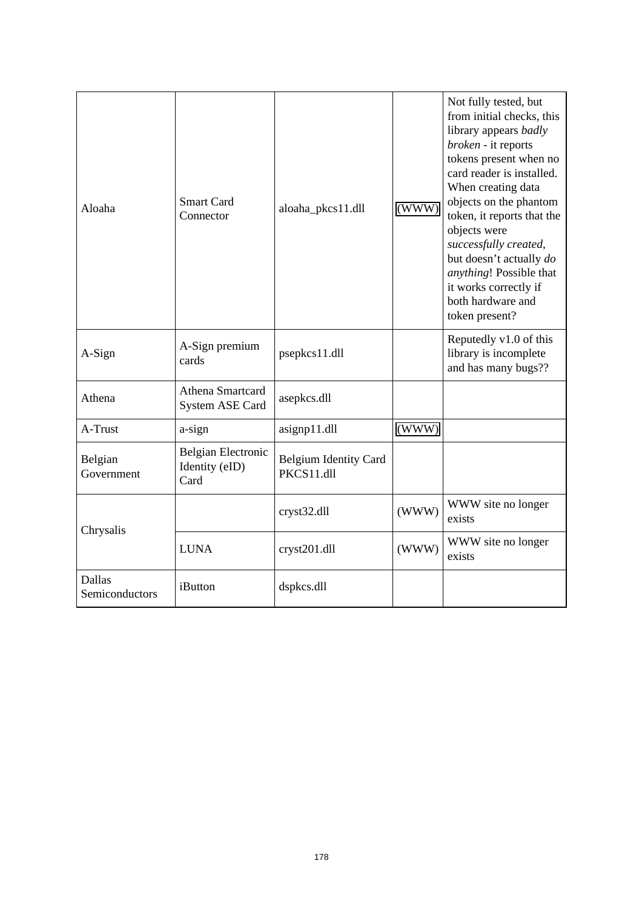| | | | | |
|---|---|---|---|---|
| Aloaha | Smart Card Connector | aloaha_pkcs11.dll | (WWW) | Not fully tested, but from initial checks, this library appears *badly broken* - it reports tokens present when no card reader is installed. When creating data objects on the phantom token, it reports that the objects were *successfully created*, but doesn't actually *do anything*! Possible that it works correctly if both hardware and token present? |
| A-Sign | A-Sign premium cards | psepkcs11.dll | | Reputedly v1.0 of this library is incomplete and has many bugs?? |
| Athena | Athena Smartcard System ASE Card | asepkcs.dll | | |
| A-Trust | a-sign | asignp11.dll | (WWW) | |
| Belgian Government | Belgian Electronic Identity (eID) Card | Belgium Identity Card PKCS11.dll | | |
| Chrysalis | | cryst32.dll | (WWW) | WWW site no longer exists |
| | LUNA | cryst201.dll | (WWW) | WWW site no longer exists |
| Dallas Semiconductors | iButton | dspkcs.dll | | |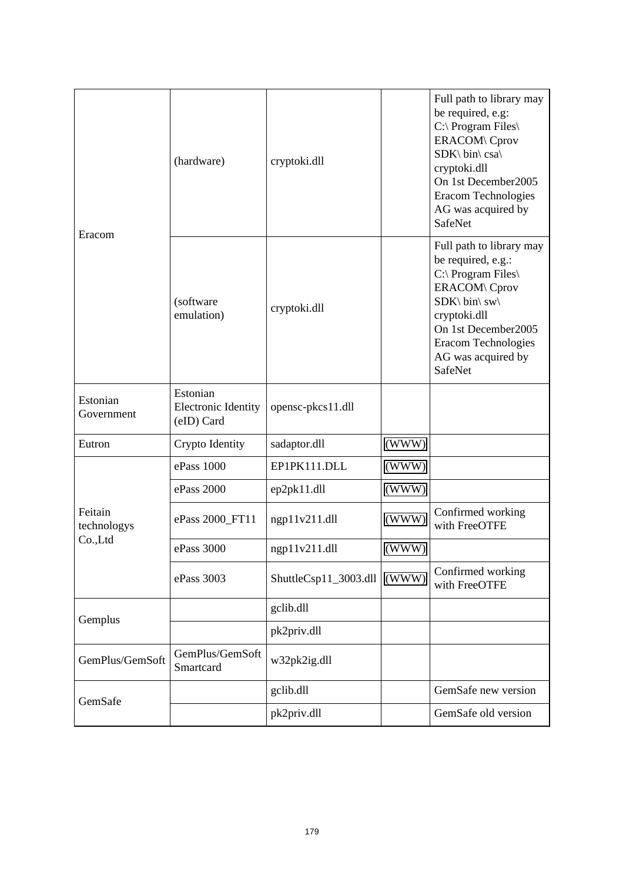| | | | | |
|---|---|---|---|---|
| Eracom | (hardware) | cryptoki.dll | | Full path to library may be required, e.g: C:\ Program Files\ ERACOM\ Cprov SDK\ bin\ csa\ cryptoki.dll On 1st December2005 Eracom Technologies AG was acquired by SafeNet |
| | (software emulation) | cryptoki.dll | | Full path to library may be required, e.g.: C:\ Program Files\ ERACOM\ Cprov SDK\ bin\ sw\ cryptoki.dll On 1st December2005 Eracom Technologies AG was acquired by SafeNet |
| Estonian Government | Estonian Electronic Identity (eID) Card | opensc-pkcs11.dll | | |
| Eutron | Crypto Identity | sadaptor.dll | (WWW) | |
| Feitain technologys Co.,Ltd | ePass 1000 | EP1PK111.DLL | (WWW) | |
| | ePass 2000 | ep2pk11.dll | (WWW) | |
| | ePass 2000_FT11 | ngp11v211.dll | (WWW) | Confirmed working with FreeOTFE |
| | ePass 3000 | ngp11v211.dll | (WWW) | |
| | ePass 3003 | ShuttleCsp11_3003.dll | (WWW) | Confirmed working with FreeOTFE |
| Gemplus | | gclib.dll | | |
| | | pk2priv.dll | | |
| GemPlus/GemSoft | GemPlus/GemSoft Smartcard | w32pk2ig.dll | | |
| GemSafe | | gclib.dll | | GemSafe new version |
| | | pk2priv.dll | | GemSafe old version |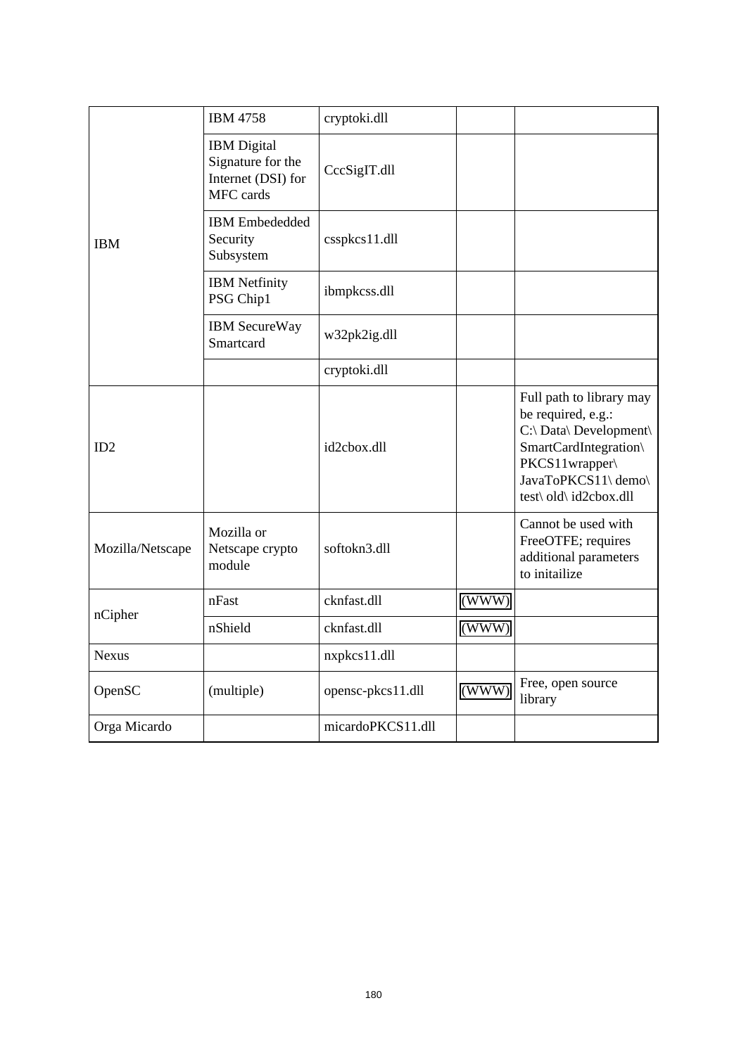| | | | | |
|---|---|---|---|---|
| IBM | IBM 4758 | cryptoki.dll | | |
| | IBM Digital Signature for the Internet (DSI) for MFC cards | CccSigIT.dll | | |
| | IBM Embededded Security Subsystem | csspkcs11.dll | | |
| | IBM Netfinity PSG Chip1 | ibmpkcss.dll | | |
| | IBM SecureWay Smartcard | w32pk2ig.dll | | |
| | | cryptoki.dll | | |
| ID2 | | id2cbox.dll | | Full path to library may be required, e.g.: C:\ Data\ Development\ SmartCardIntegration\ PKCS11wrapper\ JavaToPKCS11\ demo\ test\ old\ id2cbox.dll |
| Mozilla/Netscape | Mozilla or Netscape crypto module | softokn3.dll | | Cannot be used with FreeOTFE; requires additional parameters to initailize |
| nCipher | nFast | cknfast.dll | (WWW) | |
| | nShield | cknfast.dll | (WWW) | |
| Nexus | | nxpkcs11.dll | | |
| OpenSC | (multiple) | opensc-pkcs11.dll | (WWW) | Free, open source library |
| Orga Micardo | | micardoPKCS11.dll | | |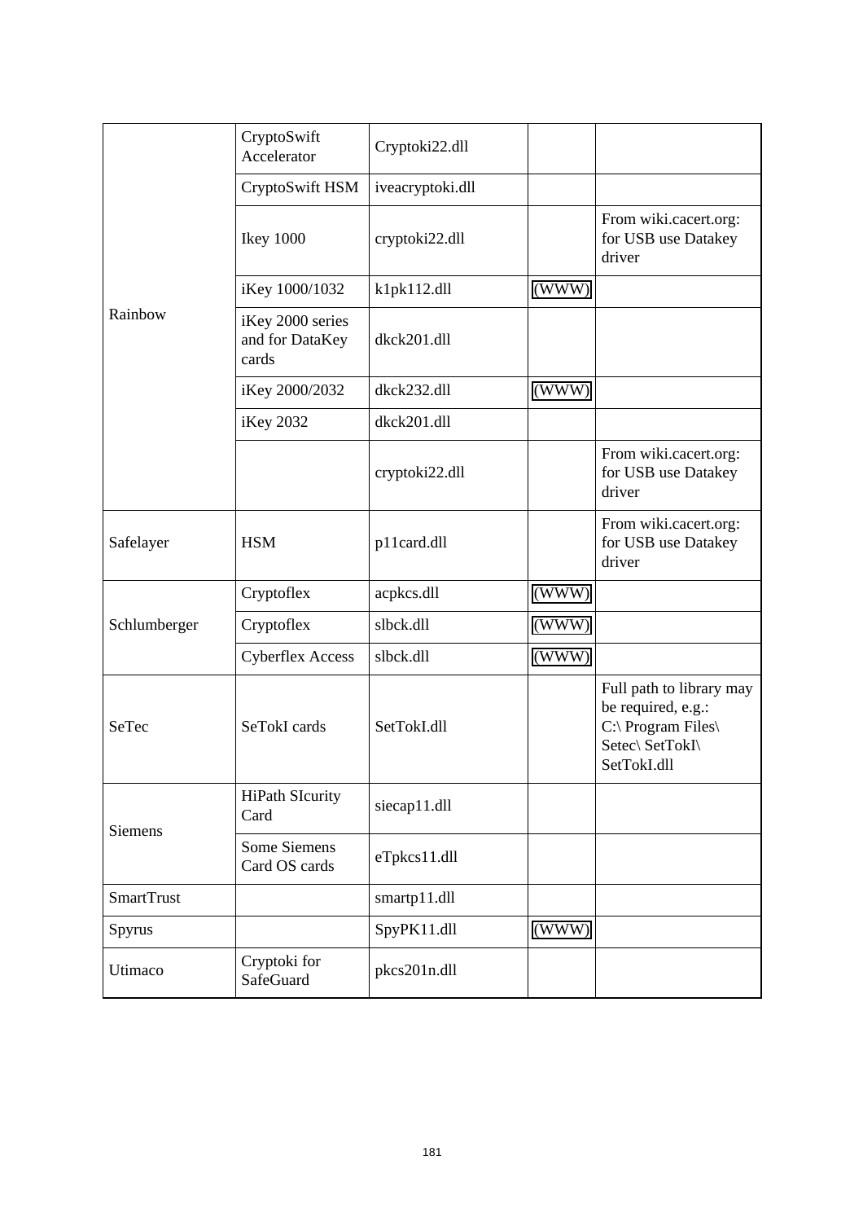| | | | | |
|---|---|---|---|---|
| Rainbow | CryptoSwift Accelerator | Cryptoki22.dll | | |
| | CryptoSwift HSM | iveacryptoki.dll | | |
| | Ikey 1000 | cryptoki22.dll | | From wiki.cacert.org: for USB use Datakey driver |
| | iKey 1000/1032 | k1pk112.dll | (WWW) | |
| | iKey 2000 series and for DataKey cards | dkck201.dll | | |
| | iKey 2000/2032 | dkck232.dll | (WWW) | |
| | iKey 2032 | dkck201.dll | | |
| | | cryptoki22.dll | | From wiki.cacert.org: for USB use Datakey driver |
| Safelayer | HSM | p11card.dll | | From wiki.cacert.org: for USB use Datakey driver |
| Schlumberger | Cryptoflex | acpkcs.dll | (WWW) | |
| | Cryptoflex | slbck.dll | (WWW) | |
| | Cyberflex Access | slbck.dll | (WWW) | |
| SeTec | SeTokI cards | SetTokI.dll | | Full path to library may be required, e.g.: C:\ Program Files\ Setec\ SetTokI\ SetTokI.dll |
| Siemens | HiPath SIcurity Card | siecap11.dll | | |
| | Some Siemens Card OS cards | eTpkcs11.dll | | |
| SmartTrust | | smartp11.dll | | |
| Spyrus | | SpyPK11.dll | (WWW) | |
| Utimaco | Cryptoki for SafeGuard | pkcs201n.dll | | |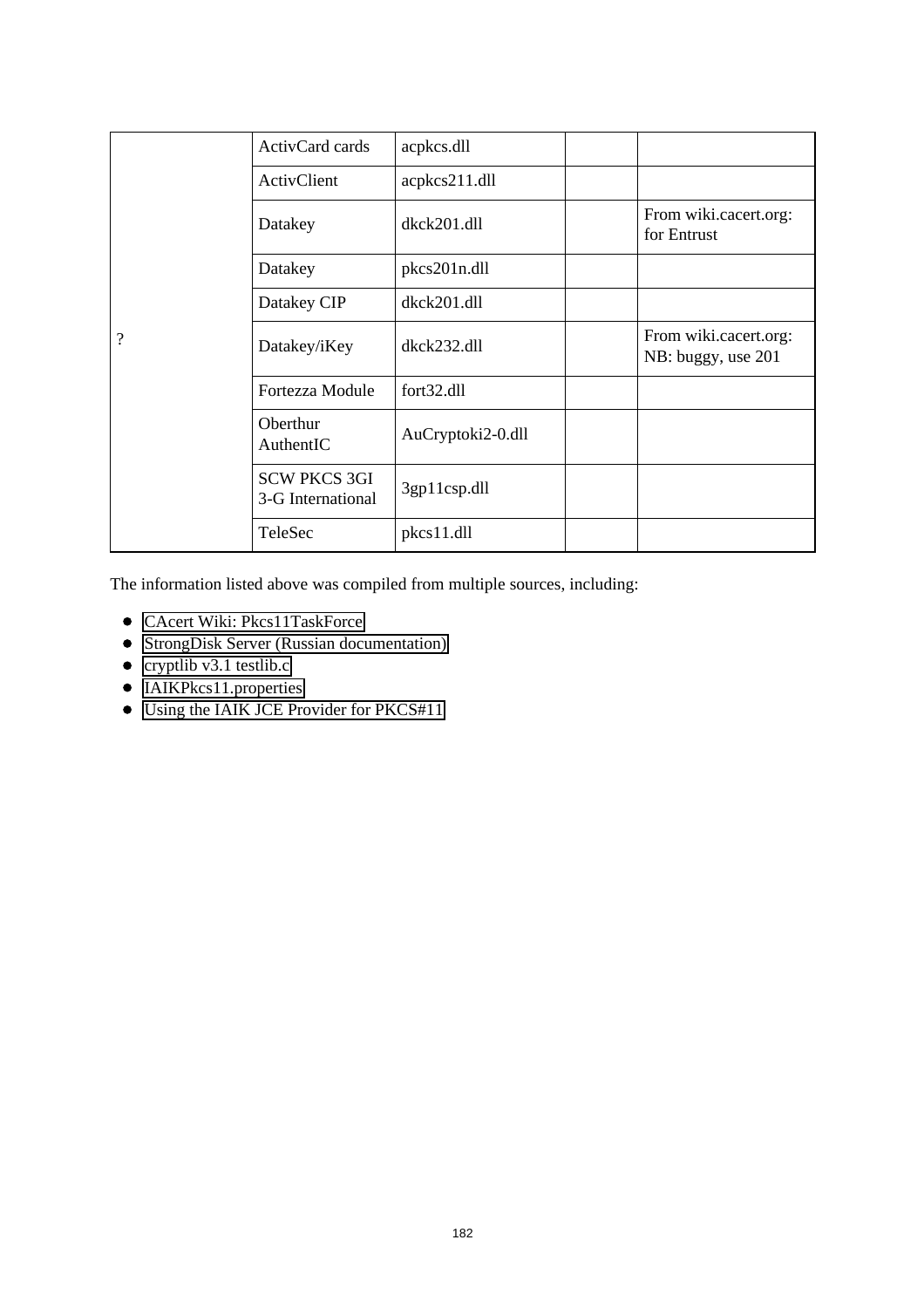| | | | | |
|---|---|---|---|---|
| ? | ActivCard cards | acpkcs.dll | | |
| | ActivClient | acpkcs211.dll | | |
| | Datakey | dkck201.dll | | From wiki.cacert.org: for Entrust |
| | Datakey | pkcs201n.dll | | |
| | Datakey CIP | dkck201.dll | | |
| | Datakey/iKey | dkck232.dll | | From wiki.cacert.org: NB: buggy, use 201 |
| | Fortezza Module | fort32.dll | | |
| | Oberthur AuthentIC | AuCryptoki2-0.dll | | |
| | SCW PKCS 3GI 3-G International | 3gp11csp.dll | | |
| | TeleSec | pkcs11.dll | | |

The information listed above was compiled from multiple sources, including:

- CAcert Wiki: Pkcs11TaskForce
- StrongDisk Server (Russian documentation)
- cryptlib v3.1 testlib.c
- IAIKPkcs11.properties
- Using the IAIK JCE Provider for PKCS#11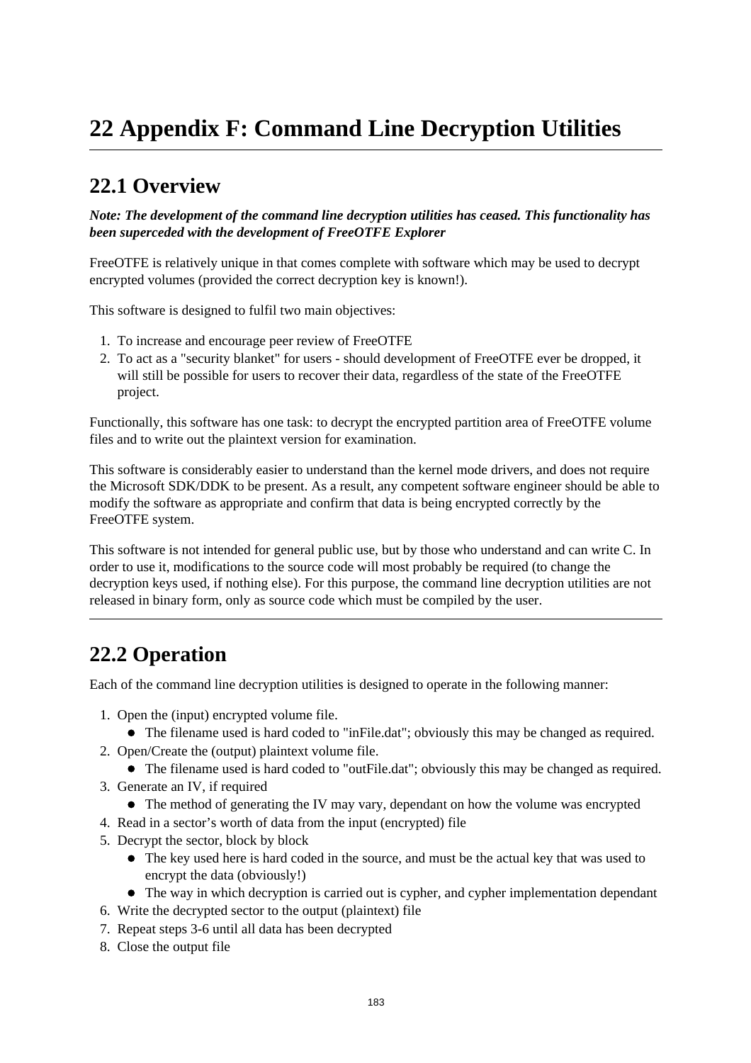# 22 Appendix F: Command Line Decryption Utilities

## 22.1 Overview

***Note: The development of the command line decryption utilities has ceased. This functionality has been superceded with the development of FreeOTFE Explorer***

FreeOTFE is relatively unique in that comes complete with software which may be used to decrypt encrypted volumes (provided the correct decryption key is known!).

This software is designed to fulfil two main objectives:

1. To increase and encourage peer review of FreeOTFE
2. To act as a "security blanket" for users - should development of FreeOTFE ever be dropped, it will still be possible for users to recover their data, regardless of the state of the FreeOTFE project.

Functionally, this software has one task: to decrypt the encrypted partition area of FreeOTFE volume files and to write out the plaintext version for examination.

This software is considerably easier to understand than the kernel mode drivers, and does not require the Microsoft SDK/DDK to be present. As a result, any competent software engineer should be able to modify the software as appropriate and confirm that data is being encrypted correctly by the FreeOTFE system.

This software is not intended for general public use, but by those who understand and can write C. In order to use it, modifications to the source code will most probably be required (to change the decryption keys used, if nothing else). For this purpose, the command line decryption utilities are not released in binary form, only as source code which must be compiled by the user.

---

## 22.2 Operation

Each of the command line decryption utilities is designed to operate in the following manner:

1. Open the (input) encrypted volume file.
   - The filename used is hard coded to "inFile.dat"; obviously this may be changed as required.
2. Open/Create the (output) plaintext volume file.
   - The filename used is hard coded to "outFile.dat"; obviously this may be changed as required.
3. Generate an IV, if required
   - The method of generating the IV may vary, dependant on how the volume was encrypted
4. Read in a sector's worth of data from the input (encrypted) file
5. Decrypt the sector, block by block
   - The key used here is hard coded in the source, and must be the actual key that was used to encrypt the data (obviously!)
   - The way in which decryption is carried out is cypher, and cypher implementation dependant
6. Write the decrypted sector to the output (plaintext) file
7. Repeat steps 3-6 until all data has been decrypted
8. Close the output file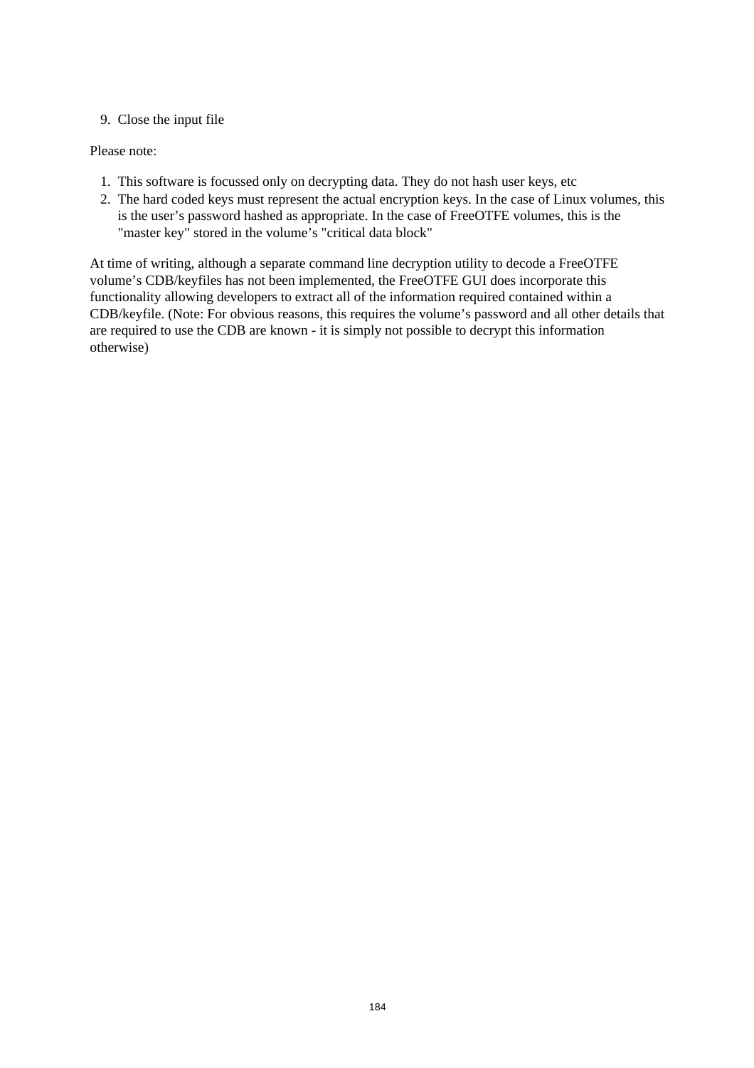9. Close the input file

Please note:

1. This software is focussed only on decrypting data. They do not hash user keys, etc
2. The hard coded keys must represent the actual encryption keys. In the case of Linux volumes, this is the user’s password hashed as appropriate. In the case of FreeOTFE volumes, this is the "master key" stored in the volume’s "critical data block"

At time of writing, although a separate command line decryption utility to decode a FreeOTFE volume’s CDB/keyfiles has not been implemented, the FreeOTFE GUI does incorporate this functionality allowing developers to extract all of the information required contained within a CDB/keyfile. (Note: For obvious reasons, this requires the volume’s password and all other details that are required to use the CDB are known - it is simply not possible to decrypt this information otherwise)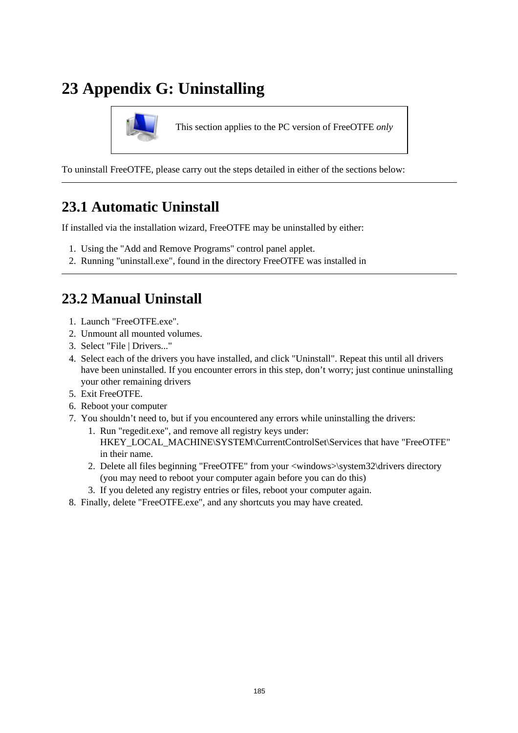# 23 Appendix G: Uninstalling

This section applies to the PC version of FreeOTFE *only*

To uninstall FreeOTFE, please carry out the steps detailed in either of the sections below:

---

## 23.1 Automatic Uninstall

If installed via the installation wizard, FreeOTFE may be uninstalled by either:

1. Using the "Add and Remove Programs" control panel applet.
2. Running "uninstall.exe", found in the directory FreeOTFE was installed in

---

## 23.2 Manual Uninstall

1. Launch "FreeOTFE.exe".
2. Unmount all mounted volumes.
3. Select "File | Drivers..."
4. Select each of the drivers you have installed, and click "Uninstall". Repeat this until all drivers have been uninstalled. If you encounter errors in this step, don't worry; just continue uninstalling your other remaining drivers
5. Exit FreeOTFE.
6. Reboot your computer
7. You shouldn't need to, but if you encountered any errors while uninstalling the drivers:
   1. Run "regedit.exe", and remove all registry keys under: HKEY_LOCAL_MACHINE\SYSTEM\CurrentControlSet\Services that have "FreeOTFE" in their name.
   2. Delete all files beginning "FreeOTFE" from your <windows>\system32\drivers directory (you may need to reboot your computer again before you can do this)
   3. If you deleted any registry entries or files, reboot your computer again.
8. Finally, delete "FreeOTFE.exe", and any shortcuts you may have created.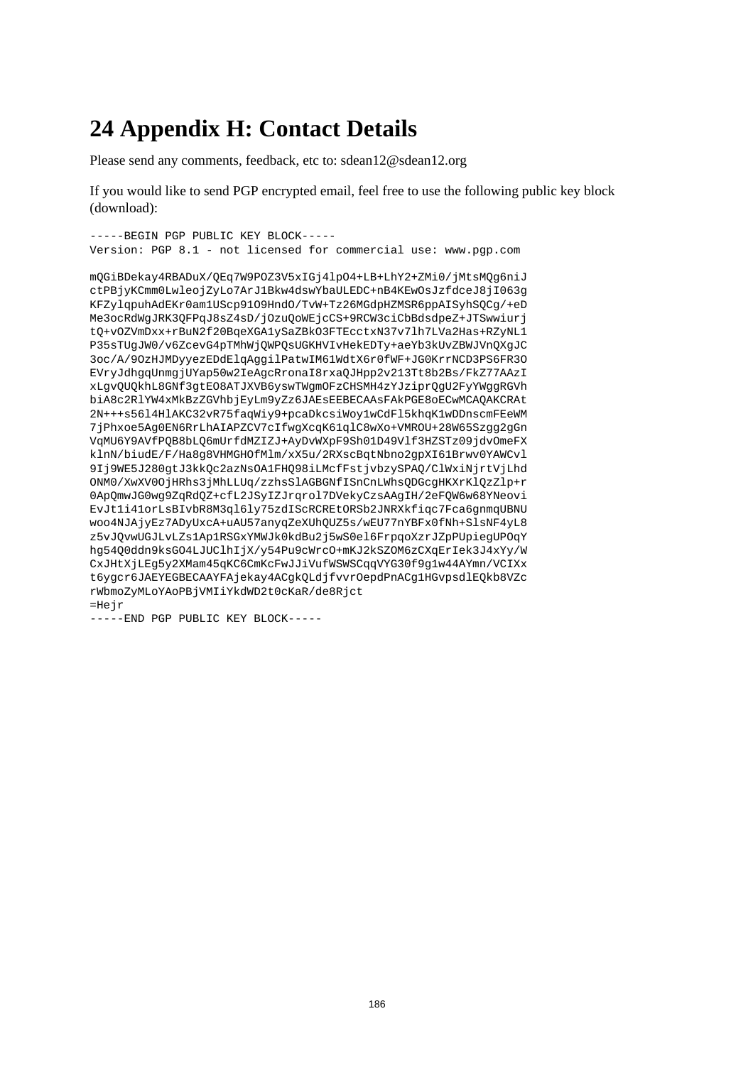# 24 Appendix H: Contact Details

Please send any comments, feedback, etc to: sdean12@sdean12.org

If you would like to send PGP encrypted email, feel free to use the following public key block (download):

```
-----BEGIN PGP PUBLIC KEY BLOCK-----
Version: PGP 8.1 - not licensed for commercial use: www.pgp.com

mQGiBDekay4RBADuX/QEq7W9POZ3V5xIGj4lpO4+LB+LhY2+ZMi0/jMtsMQg6niJ
ctPBjyKCmm0LwleojZyLo7ArJ1Bkw4dswYbaULEDC+nB4KEwOsJzfdceJ8jI063g
KFZylqpuhAdEKr0am1UScp91O9HndO/TvW+Tz26MGdpHZMSR6ppAISyhSQCg/+eD
Me3ocRdWgJRK3QFPqJ8sZ4sD/jOzuQoWEjcCS+9RCW3ciCbBdsdpeZ+JTSwwiurj
tQ+vOZVmDxx+rBuN2f20BqeXGA1ySaZBkO3FTEcctxN37v7lh7LVa2Has+RZyNL1
P35sTUgJW0/v6ZcevG4pTMhWjQWPQsUGKHVIvHekEDTy+aeYb3kUvZBWJVnQXgJC
3oc/A/9OzHJMDyyezEDdElqAggilPatwIM61WdtX6r0fWF+JG0KrrNCD3PS6FR3O
EVryJdhgqUnmgjUYap50w2IeAgcRronaI8rxaQJHpp2v213Tt8b2Bs/FkZ77AAzI
xLgvQUQkhL8GNf3gtEO8ATJXVB6yswTWgmOFzCHSMH4zYJziprQgU2FyYWggRGVh
biA8c2RlYW4xMkBzZGVhbjEyLm9yZz6JAEsEEBECAAsFAkPGE8oECwMCAQAKCRAt
2N+++s56l4HlAKC32vR75faqWiy9+pcaDkcsiWoy1wCdFl5khqK1wDDnscmFEeWM
7jPhxoe5Ag0EN6RrLhAIAPZCV7cIfwgXcqK61qlC8wXo+VMROU+28W65Szgg2gGn
VqMU6Y9AVfPQB8bLQ6mUrfdMZIZJ+AyDvWXpF9Sh01D49Vlf3HZSTz09jdvOmeFX
klnN/biudE/F/Ha8g8VHMGHOfMlm/xX5u/2RXscBqtNbno2gpXI61Brwv0YAWCvl
9Ij9WE5J280gtJ3kkQc2azNsOA1FHQ98iLMcfFstjvbzySPAQ/ClWxiNjrtVjLhd
ONM0/XwXV0OjHRhs3jMhLLUq/zzhsSlAGBGNfISnCnLWhsQDGcgHKXrKlQzZlp+r
0ApQmwJG0wg9ZqRdQZ+cfL2JSyIZJrqrol7DVekyCzsAAgIH/2eFQW6w68YNeovi
EvJt1i41orLsBIvbR8M3ql6ly75zdIScRCREtORSb2JNRXkfiqc7Fca6gnmqUBNU
woo4NJAjyEz7ADyUxcA+uAU57anyqZeXUhQUZ5s/wEU77nYBFx0fNh+SlsNF4yL8
z5vJQvwUGJLvLZs1Ap1RSGxYMWJk0kdBu2j5wS0el6FrpqoXzrJZpPUpiegUPOqY
hg54Q0ddn9ksGO4LJUClhIjX/y54Pu9cWrcO+mKJ2kSZOM6zCXqErIek3J4xYy/W
CxJHtXjLEg5y2XMam45qKC6CmKcFwJJiVufWSWSCqqVYG30f9g1w44AYmn/VCIXx
t6ygcr6JAEYEGBECAAYFAjekay4ACgkQLdjfvvrOepdPnACg1HGvpsdlEQkb8VZc
rWbmoZyMLoYAoPBjVMIiYkdWD2t0cKaR/de8Rjct
=Hejr
-----END PGP PUBLIC KEY BLOCK-----
```